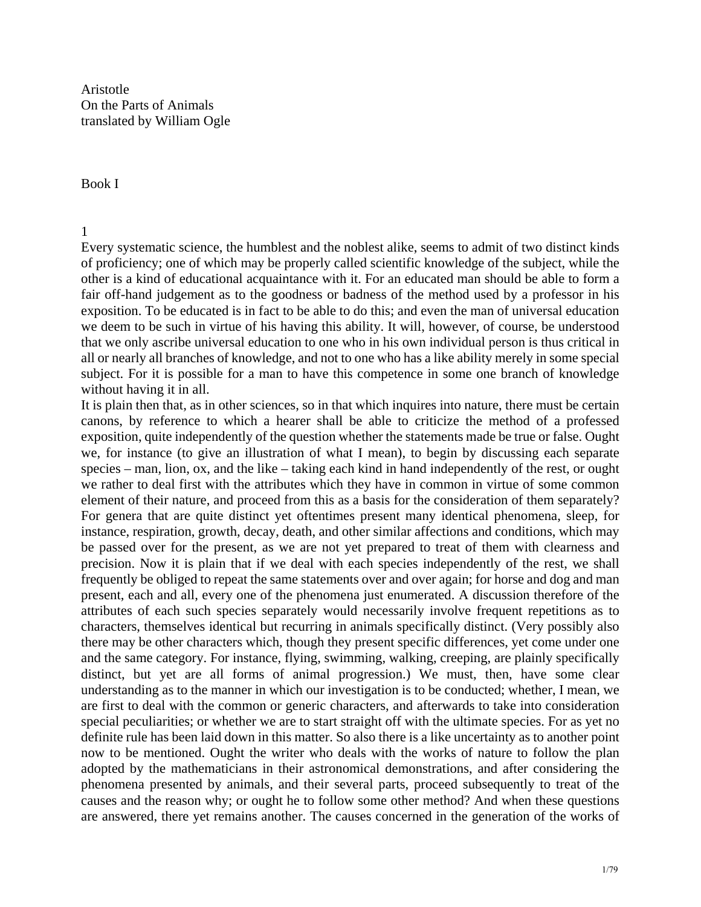Aristotle
On the Parts of Animals
translated by William Ogle

# Book I

## 1

Every systematic science, the humblest and the noblest alike, seems to admit of two distinct kinds of proficiency; one of which may be properly called scientific knowledge of the subject, while the other is a kind of educational acquaintance with it. For an educated man should be able to form a fair off-hand judgement as to the goodness or badness of the method used by a professor in his exposition. To be educated is in fact to be able to do this; and even the man of universal education we deem to be such in virtue of his having this ability. It will, however, of course, be understood that we only ascribe universal education to one who in his own individual person is thus critical in all or nearly all branches of knowledge, and not to one who has a like ability merely in some special subject. For it is possible for a man to have this competence in some one branch of knowledge without having it in all.

It is plain then that, as in other sciences, so in that which inquires into nature, there must be certain canons, by reference to which a hearer shall be able to criticize the method of a professed exposition, quite independently of the question whether the statements made be true or false. Ought we, for instance (to give an illustration of what I mean), to begin by discussing each separate species – man, lion, ox, and the like – taking each kind in hand independently of the rest, or ought we rather to deal first with the attributes which they have in common in virtue of some common element of their nature, and proceed from this as a basis for the consideration of them separately? For genera that are quite distinct yet oftentimes present many identical phenomena, sleep, for instance, respiration, growth, decay, death, and other similar affections and conditions, which may be passed over for the present, as we are not yet prepared to treat of them with clearness and precision. Now it is plain that if we deal with each species independently of the rest, we shall frequently be obliged to repeat the same statements over and over again; for horse and dog and man present, each and all, every one of the phenomena just enumerated. A discussion therefore of the attributes of each such species separately would necessarily involve frequent repetitions as to characters, themselves identical but recurring in animals specifically distinct. (Very possibly also there may be other characters which, though they present specific differences, yet come under one and the same category. For instance, flying, swimming, walking, creeping, are plainly specifically distinct, but yet are all forms of animal progression.) We must, then, have some clear understanding as to the manner in which our investigation is to be conducted; whether, I mean, we are first to deal with the common or generic characters, and afterwards to take into consideration special peculiarities; or whether we are to start straight off with the ultimate species. For as yet no definite rule has been laid down in this matter. So also there is a like uncertainty as to another point now to be mentioned. Ought the writer who deals with the works of nature to follow the plan adopted by the mathematicians in their astronomical demonstrations, and after considering the phenomena presented by animals, and their several parts, proceed subsequently to treat of the causes and the reason why; or ought he to follow some other method? And when these questions are answered, there yet remains another. The causes concerned in the generation of the works of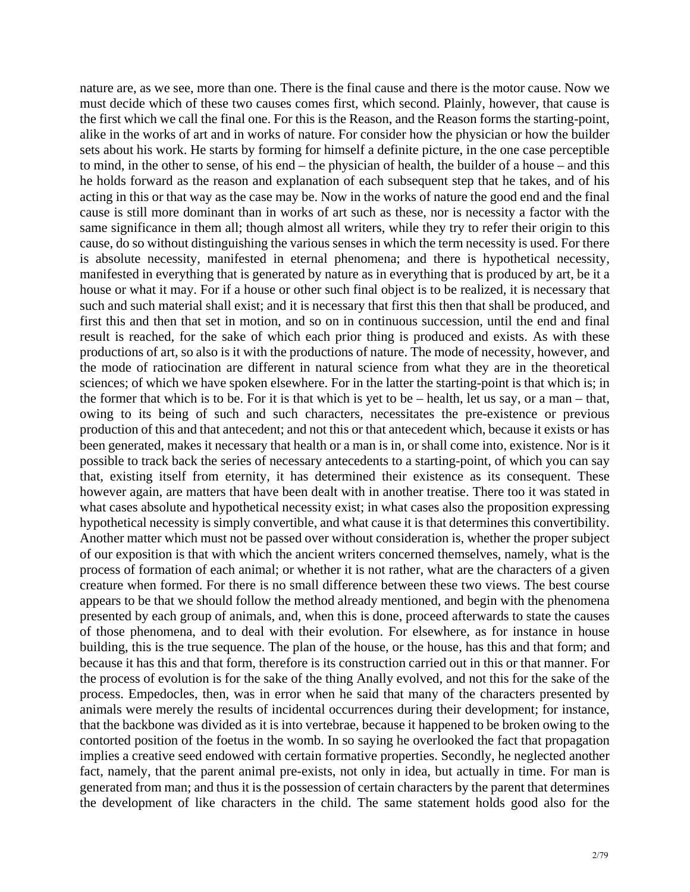nature are, as we see, more than one. There is the final cause and there is the motor cause. Now we must decide which of these two causes comes first, which second. Plainly, however, that cause is the first which we call the final one. For this is the Reason, and the Reason forms the starting-point, alike in the works of art and in works of nature. For consider how the physician or how the builder sets about his work. He starts by forming for himself a definite picture, in the one case perceptible to mind, in the other to sense, of his end – the physician of health, the builder of a house – and this he holds forward as the reason and explanation of each subsequent step that he takes, and of his acting in this or that way as the case may be. Now in the works of nature the good end and the final cause is still more dominant than in works of art such as these, nor is necessity a factor with the same significance in them all; though almost all writers, while they try to refer their origin to this cause, do so without distinguishing the various senses in which the term necessity is used. For there is absolute necessity, manifested in eternal phenomena; and there is hypothetical necessity, manifested in everything that is generated by nature as in everything that is produced by art, be it a house or what it may. For if a house or other such final object is to be realized, it is necessary that such and such material shall exist; and it is necessary that first this then that shall be produced, and first this and then that set in motion, and so on in continuous succession, until the end and final result is reached, for the sake of which each prior thing is produced and exists. As with these productions of art, so also is it with the productions of nature. The mode of necessity, however, and the mode of ratiocination are different in natural science from what they are in the theoretical sciences; of which we have spoken elsewhere. For in the latter the starting-point is that which is; in the former that which is to be. For it is that which is yet to be – health, let us say, or a man – that, owing to its being of such and such characters, necessitates the pre-existence or previous production of this and that antecedent; and not this or that antecedent which, because it exists or has been generated, makes it necessary that health or a man is in, or shall come into, existence. Nor is it possible to track back the series of necessary antecedents to a starting-point, of which you can say that, existing itself from eternity, it has determined their existence as its consequent. These however again, are matters that have been dealt with in another treatise. There too it was stated in what cases absolute and hypothetical necessity exist; in what cases also the proposition expressing hypothetical necessity is simply convertible, and what cause it is that determines this convertibility. Another matter which must not be passed over without consideration is, whether the proper subject of our exposition is that with which the ancient writers concerned themselves, namely, what is the process of formation of each animal; or whether it is not rather, what are the characters of a given creature when formed. For there is no small difference between these two views. The best course appears to be that we should follow the method already mentioned, and begin with the phenomena presented by each group of animals, and, when this is done, proceed afterwards to state the causes of those phenomena, and to deal with their evolution. For elsewhere, as for instance in house building, this is the true sequence. The plan of the house, or the house, has this and that form; and because it has this and that form, therefore is its construction carried out in this or that manner. For the process of evolution is for the sake of the thing Anally evolved, and not this for the sake of the process. Empedocles, then, was in error when he said that many of the characters presented by animals were merely the results of incidental occurrences during their development; for instance, that the backbone was divided as it is into vertebrae, because it happened to be broken owing to the contorted position of the foetus in the womb. In so saying he overlooked the fact that propagation implies a creative seed endowed with certain formative properties. Secondly, he neglected another fact, namely, that the parent animal pre-exists, not only in idea, but actually in time. For man is generated from man; and thus it is the possession of certain characters by the parent that determines the development of like characters in the child. The same statement holds good also for the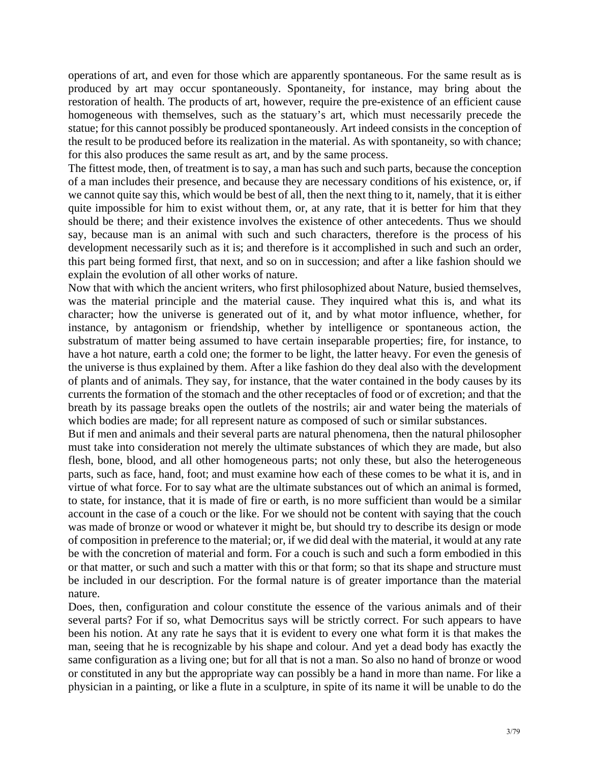operations of art, and even for those which are apparently spontaneous. For the same result as is produced by art may occur spontaneously. Spontaneity, for instance, may bring about the restoration of health. The products of art, however, require the pre-existence of an efficient cause homogeneous with themselves, such as the statuary's art, which must necessarily precede the statue; for this cannot possibly be produced spontaneously. Art indeed consists in the conception of the result to be produced before its realization in the material. As with spontaneity, so with chance; for this also produces the same result as art, and by the same process.

The fittest mode, then, of treatment is to say, a man has such and such parts, because the conception of a man includes their presence, and because they are necessary conditions of his existence, or, if we cannot quite say this, which would be best of all, then the next thing to it, namely, that it is either quite impossible for him to exist without them, or, at any rate, that it is better for him that they should be there; and their existence involves the existence of other antecedents. Thus we should say, because man is an animal with such and such characters, therefore is the process of his development necessarily such as it is; and therefore is it accomplished in such and such an order, this part being formed first, that next, and so on in succession; and after a like fashion should we explain the evolution of all other works of nature.

Now that with which the ancient writers, who first philosophized about Nature, busied themselves, was the material principle and the material cause. They inquired what this is, and what its character; how the universe is generated out of it, and by what motor influence, whether, for instance, by antagonism or friendship, whether by intelligence or spontaneous action, the substratum of matter being assumed to have certain inseparable properties; fire, for instance, to have a hot nature, earth a cold one; the former to be light, the latter heavy. For even the genesis of the universe is thus explained by them. After a like fashion do they deal also with the development of plants and of animals. They say, for instance, that the water contained in the body causes by its currents the formation of the stomach and the other receptacles of food or of excretion; and that the breath by its passage breaks open the outlets of the nostrils; air and water being the materials of which bodies are made; for all represent nature as composed of such or similar substances.

But if men and animals and their several parts are natural phenomena, then the natural philosopher must take into consideration not merely the ultimate substances of which they are made, but also flesh, bone, blood, and all other homogeneous parts; not only these, but also the heterogeneous parts, such as face, hand, foot; and must examine how each of these comes to be what it is, and in virtue of what force. For to say what are the ultimate substances out of which an animal is formed, to state, for instance, that it is made of fire or earth, is no more sufficient than would be a similar account in the case of a couch or the like. For we should not be content with saying that the couch was made of bronze or wood or whatever it might be, but should try to describe its design or mode of composition in preference to the material; or, if we did deal with the material, it would at any rate be with the concretion of material and form. For a couch is such and such a form embodied in this or that matter, or such and such a matter with this or that form; so that its shape and structure must be included in our description. For the formal nature is of greater importance than the material nature.

Does, then, configuration and colour constitute the essence of the various animals and of their several parts? For if so, what Democritus says will be strictly correct. For such appears to have been his notion. At any rate he says that it is evident to every one what form it is that makes the man, seeing that he is recognizable by his shape and colour. And yet a dead body has exactly the same configuration as a living one; but for all that is not a man. So also no hand of bronze or wood or constituted in any but the appropriate way can possibly be a hand in more than name. For like a physician in a painting, or like a flute in a sculpture, in spite of its name it will be unable to do the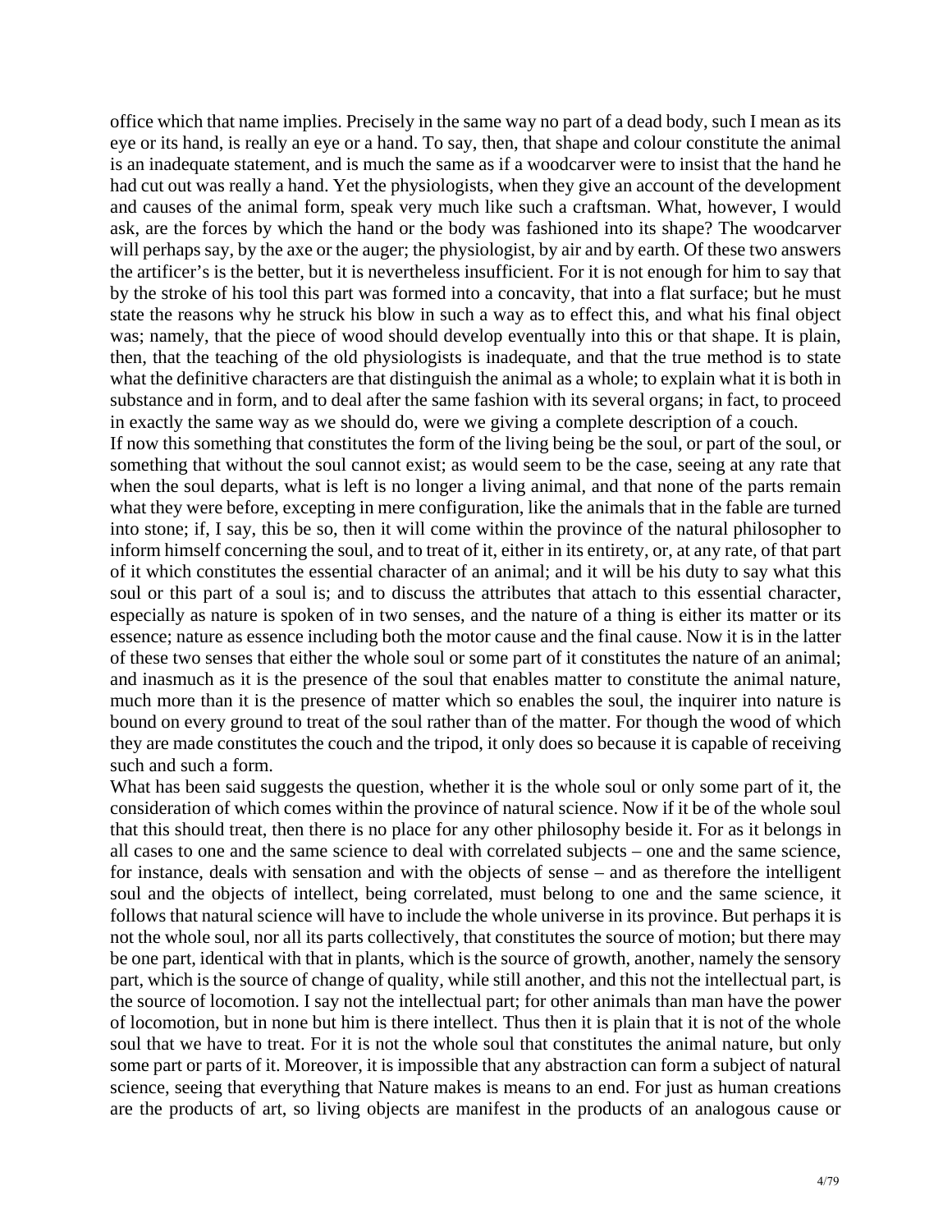office which that name implies. Precisely in the same way no part of a dead body, such I mean as its eye or its hand, is really an eye or a hand. To say, then, that shape and colour constitute the animal is an inadequate statement, and is much the same as if a woodcarver were to insist that the hand he had cut out was really a hand. Yet the physiologists, when they give an account of the development and causes of the animal form, speak very much like such a craftsman. What, however, I would ask, are the forces by which the hand or the body was fashioned into its shape? The woodcarver will perhaps say, by the axe or the auger; the physiologist, by air and by earth. Of these two answers the artificer's is the better, but it is nevertheless insufficient. For it is not enough for him to say that by the stroke of his tool this part was formed into a concavity, that into a flat surface; but he must state the reasons why he struck his blow in such a way as to effect this, and what his final object was; namely, that the piece of wood should develop eventually into this or that shape. It is plain, then, that the teaching of the old physiologists is inadequate, and that the true method is to state what the definitive characters are that distinguish the animal as a whole; to explain what it is both in substance and in form, and to deal after the same fashion with its several organs; in fact, to proceed in exactly the same way as we should do, were we giving a complete description of a couch.

If now this something that constitutes the form of the living being be the soul, or part of the soul, or something that without the soul cannot exist; as would seem to be the case, seeing at any rate that when the soul departs, what is left is no longer a living animal, and that none of the parts remain what they were before, excepting in mere configuration, like the animals that in the fable are turned into stone; if, I say, this be so, then it will come within the province of the natural philosopher to inform himself concerning the soul, and to treat of it, either in its entirety, or, at any rate, of that part of it which constitutes the essential character of an animal; and it will be his duty to say what this soul or this part of a soul is; and to discuss the attributes that attach to this essential character, especially as nature is spoken of in two senses, and the nature of a thing is either its matter or its essence; nature as essence including both the motor cause and the final cause. Now it is in the latter of these two senses that either the whole soul or some part of it constitutes the nature of an animal; and inasmuch as it is the presence of the soul that enables matter to constitute the animal nature, much more than it is the presence of matter which so enables the soul, the inquirer into nature is bound on every ground to treat of the soul rather than of the matter. For though the wood of which they are made constitutes the couch and the tripod, it only does so because it is capable of receiving such and such a form.

What has been said suggests the question, whether it is the whole soul or only some part of it, the consideration of which comes within the province of natural science. Now if it be of the whole soul that this should treat, then there is no place for any other philosophy beside it. For as it belongs in all cases to one and the same science to deal with correlated subjects – one and the same science, for instance, deals with sensation and with the objects of sense – and as therefore the intelligent soul and the objects of intellect, being correlated, must belong to one and the same science, it follows that natural science will have to include the whole universe in its province. But perhaps it is not the whole soul, nor all its parts collectively, that constitutes the source of motion; but there may be one part, identical with that in plants, which is the source of growth, another, namely the sensory part, which is the source of change of quality, while still another, and this not the intellectual part, is the source of locomotion. I say not the intellectual part; for other animals than man have the power of locomotion, but in none but him is there intellect. Thus then it is plain that it is not of the whole soul that we have to treat. For it is not the whole soul that constitutes the animal nature, but only some part or parts of it. Moreover, it is impossible that any abstraction can form a subject of natural science, seeing that everything that Nature makes is means to an end. For just as human creations are the products of art, so living objects are manifest in the products of an analogous cause or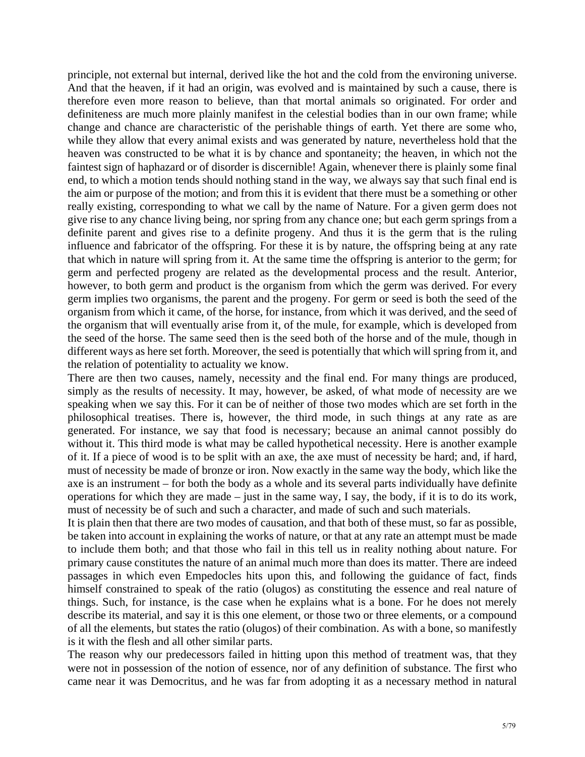principle, not external but internal, derived like the hot and the cold from the environing universe. And that the heaven, if it had an origin, was evolved and is maintained by such a cause, there is therefore even more reason to believe, than that mortal animals so originated. For order and definiteness are much more plainly manifest in the celestial bodies than in our own frame; while change and chance are characteristic of the perishable things of earth. Yet there are some who, while they allow that every animal exists and was generated by nature, nevertheless hold that the heaven was constructed to be what it is by chance and spontaneity; the heaven, in which not the faintest sign of haphazard or of disorder is discernible! Again, whenever there is plainly some final end, to which a motion tends should nothing stand in the way, we always say that such final end is the aim or purpose of the motion; and from this it is evident that there must be a something or other really existing, corresponding to what we call by the name of Nature. For a given germ does not give rise to any chance living being, nor spring from any chance one; but each germ springs from a definite parent and gives rise to a definite progeny. And thus it is the germ that is the ruling influence and fabricator of the offspring. For these it is by nature, the offspring being at any rate that which in nature will spring from it. At the same time the offspring is anterior to the germ; for germ and perfected progeny are related as the developmental process and the result. Anterior, however, to both germ and product is the organism from which the germ was derived. For every germ implies two organisms, the parent and the progeny. For germ or seed is both the seed of the organism from which it came, of the horse, for instance, from which it was derived, and the seed of the organism that will eventually arise from it, of the mule, for example, which is developed from the seed of the horse. The same seed then is the seed both of the horse and of the mule, though in different ways as here set forth. Moreover, the seed is potentially that which will spring from it, and the relation of potentiality to actuality we know.

There are then two causes, namely, necessity and the final end. For many things are produced, simply as the results of necessity. It may, however, be asked, of what mode of necessity are we speaking when we say this. For it can be of neither of those two modes which are set forth in the philosophical treatises. There is, however, the third mode, in such things at any rate as are generated. For instance, we say that food is necessary; because an animal cannot possibly do without it. This third mode is what may be called hypothetical necessity. Here is another example of it. If a piece of wood is to be split with an axe, the axe must of necessity be hard; and, if hard, must of necessity be made of bronze or iron. Now exactly in the same way the body, which like the axe is an instrument – for both the body as a whole and its several parts individually have definite operations for which they are made – just in the same way, I say, the body, if it is to do its work, must of necessity be of such and such a character, and made of such and such materials.

It is plain then that there are two modes of causation, and that both of these must, so far as possible, be taken into account in explaining the works of nature, or that at any rate an attempt must be made to include them both; and that those who fail in this tell us in reality nothing about nature. For primary cause constitutes the nature of an animal much more than does its matter. There are indeed passages in which even Empedocles hits upon this, and following the guidance of fact, finds himself constrained to speak of the ratio (olugos) as constituting the essence and real nature of things. Such, for instance, is the case when he explains what is a bone. For he does not merely describe its material, and say it is this one element, or those two or three elements, or a compound of all the elements, but states the ratio (olugos) of their combination. As with a bone, so manifestly is it with the flesh and all other similar parts.

The reason why our predecessors failed in hitting upon this method of treatment was, that they were not in possession of the notion of essence, nor of any definition of substance. The first who came near it was Democritus, and he was far from adopting it as a necessary method in natural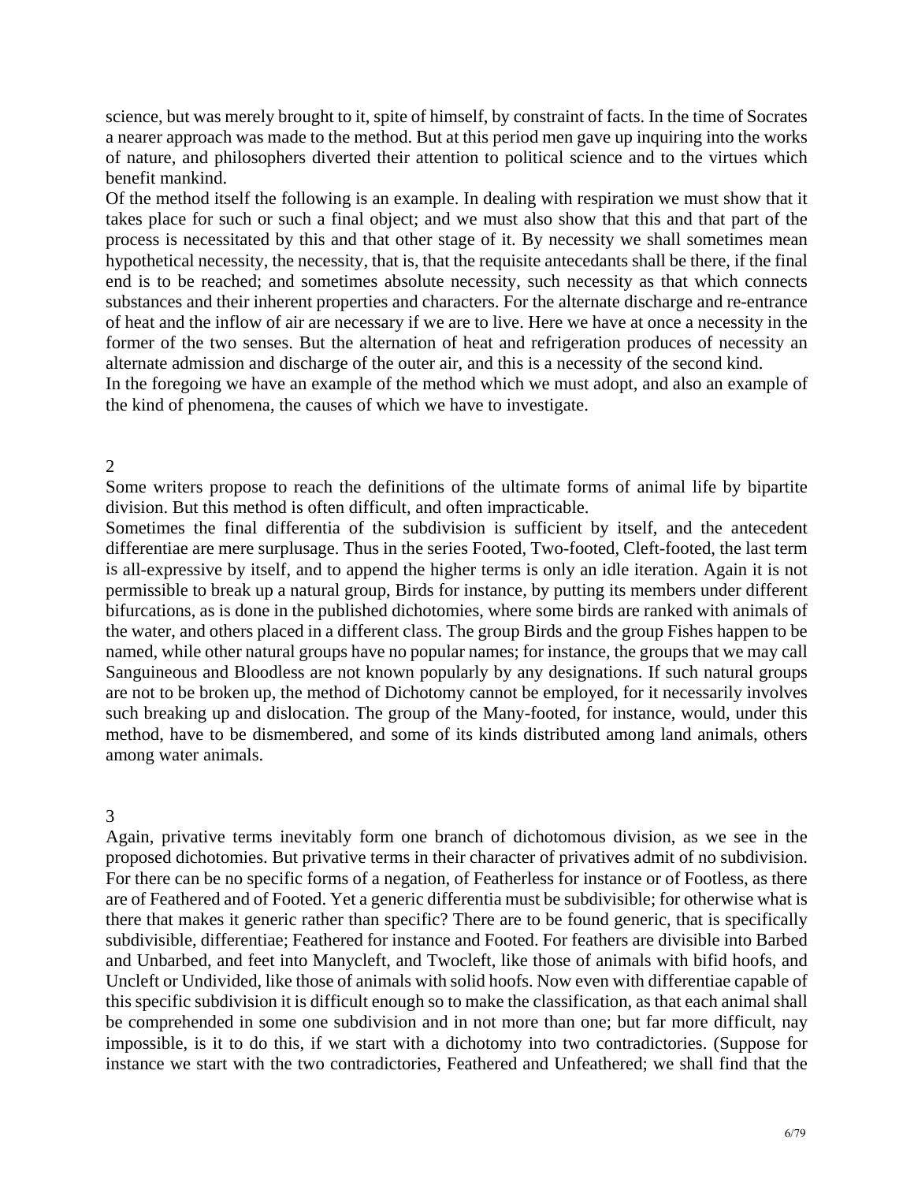science, but was merely brought to it, spite of himself, by constraint of facts. In the time of Socrates a nearer approach was made to the method. But at this period men gave up inquiring into the works of nature, and philosophers diverted their attention to political science and to the virtues which benefit mankind.

Of the method itself the following is an example. In dealing with respiration we must show that it takes place for such or such a final object; and we must also show that this and that part of the process is necessitated by this and that other stage of it. By necessity we shall sometimes mean hypothetical necessity, the necessity, that is, that the requisite antecedants shall be there, if the final end is to be reached; and sometimes absolute necessity, such necessity as that which connects substances and their inherent properties and characters. For the alternate discharge and re-entrance of heat and the inflow of air are necessary if we are to live. Here we have at once a necessity in the former of the two senses. But the alternation of heat and refrigeration produces of necessity an alternate admission and discharge of the outer air, and this is a necessity of the second kind.

In the foregoing we have an example of the method which we must adopt, and also an example of the kind of phenomena, the causes of which we have to investigate.

## 2

Some writers propose to reach the definitions of the ultimate forms of animal life by bipartite division. But this method is often difficult, and often impracticable.

Sometimes the final differentia of the subdivision is sufficient by itself, and the antecedent differentiae are mere surplusage. Thus in the series Footed, Two-footed, Cleft-footed, the last term is all-expressive by itself, and to append the higher terms is only an idle iteration. Again it is not permissible to break up a natural group, Birds for instance, by putting its members under different bifurcations, as is done in the published dichotomies, where some birds are ranked with animals of the water, and others placed in a different class. The group Birds and the group Fishes happen to be named, while other natural groups have no popular names; for instance, the groups that we may call Sanguineous and Bloodless are not known popularly by any designations. If such natural groups are not to be broken up, the method of Dichotomy cannot be employed, for it necessarily involves such breaking up and dislocation. The group of the Many-footed, for instance, would, under this method, have to be dismembered, and some of its kinds distributed among land animals, others among water animals.

## 3

Again, privative terms inevitably form one branch of dichotomous division, as we see in the proposed dichotomies. But privative terms in their character of privatives admit of no subdivision. For there can be no specific forms of a negation, of Featherless for instance or of Footless, as there are of Feathered and of Footed. Yet a generic differentia must be subdivisible; for otherwise what is there that makes it generic rather than specific? There are to be found generic, that is specifically subdivisible, differentiae; Feathered for instance and Footed. For feathers are divisible into Barbed and Unbarbed, and feet into Manycleft, and Twocleft, like those of animals with bifid hoofs, and Uncleft or Undivided, like those of animals with solid hoofs. Now even with differentiae capable of this specific subdivision it is difficult enough so to make the classification, as that each animal shall be comprehended in some one subdivision and in not more than one; but far more difficult, nay impossible, is it to do this, if we start with a dichotomy into two contradictories. (Suppose for instance we start with the two contradictories, Feathered and Unfeathered; we shall find that the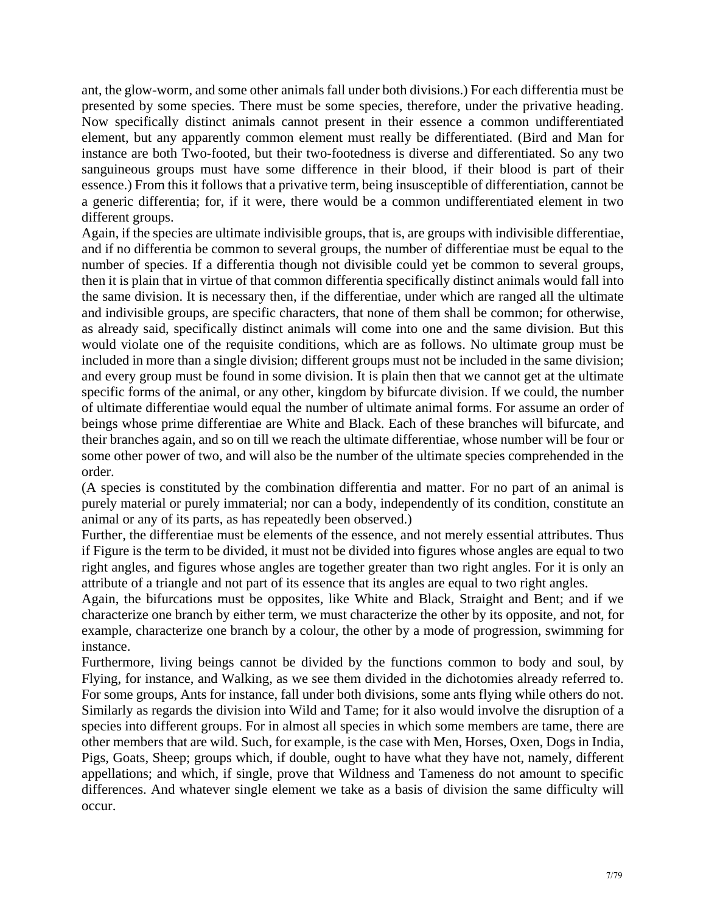ant, the glow-worm, and some other animals fall under both divisions.) For each differentia must be presented by some species. There must be some species, therefore, under the privative heading. Now specifically distinct animals cannot present in their essence a common undifferentiated element, but any apparently common element must really be differentiated. (Bird and Man for instance are both Two-footed, but their two-footedness is diverse and differentiated. So any two sanguineous groups must have some difference in their blood, if their blood is part of their essence.) From this it follows that a privative term, being insusceptible of differentiation, cannot be a generic differentia; for, if it were, there would be a common undifferentiated element in two different groups.

Again, if the species are ultimate indivisible groups, that is, are groups with indivisible differentiae, and if no differentia be common to several groups, the number of differentiae must be equal to the number of species. If a differentia though not divisible could yet be common to several groups, then it is plain that in virtue of that common differentia specifically distinct animals would fall into the same division. It is necessary then, if the differentiae, under which are ranged all the ultimate and indivisible groups, are specific characters, that none of them shall be common; for otherwise, as already said, specifically distinct animals will come into one and the same division. But this would violate one of the requisite conditions, which are as follows. No ultimate group must be included in more than a single division; different groups must not be included in the same division; and every group must be found in some division. It is plain then that we cannot get at the ultimate specific forms of the animal, or any other, kingdom by bifurcate division. If we could, the number of ultimate differentiae would equal the number of ultimate animal forms. For assume an order of beings whose prime differentiae are White and Black. Each of these branches will bifurcate, and their branches again, and so on till we reach the ultimate differentiae, whose number will be four or some other power of two, and will also be the number of the ultimate species comprehended in the order.

(A species is constituted by the combination differentia and matter. For no part of an animal is purely material or purely immaterial; nor can a body, independently of its condition, constitute an animal or any of its parts, as has repeatedly been observed.)

Further, the differentiae must be elements of the essence, and not merely essential attributes. Thus if Figure is the term to be divided, it must not be divided into figures whose angles are equal to two right angles, and figures whose angles are together greater than two right angles. For it is only an attribute of a triangle and not part of its essence that its angles are equal to two right angles.

Again, the bifurcations must be opposites, like White and Black, Straight and Bent; and if we characterize one branch by either term, we must characterize the other by its opposite, and not, for example, characterize one branch by a colour, the other by a mode of progression, swimming for instance.

Furthermore, living beings cannot be divided by the functions common to body and soul, by Flying, for instance, and Walking, as we see them divided in the dichotomies already referred to. For some groups, Ants for instance, fall under both divisions, some ants flying while others do not. Similarly as regards the division into Wild and Tame; for it also would involve the disruption of a species into different groups. For in almost all species in which some members are tame, there are other members that are wild. Such, for example, is the case with Men, Horses, Oxen, Dogs in India, Pigs, Goats, Sheep; groups which, if double, ought to have what they have not, namely, different appellations; and which, if single, prove that Wildness and Tameness do not amount to specific differences. And whatever single element we take as a basis of division the same difficulty will occur.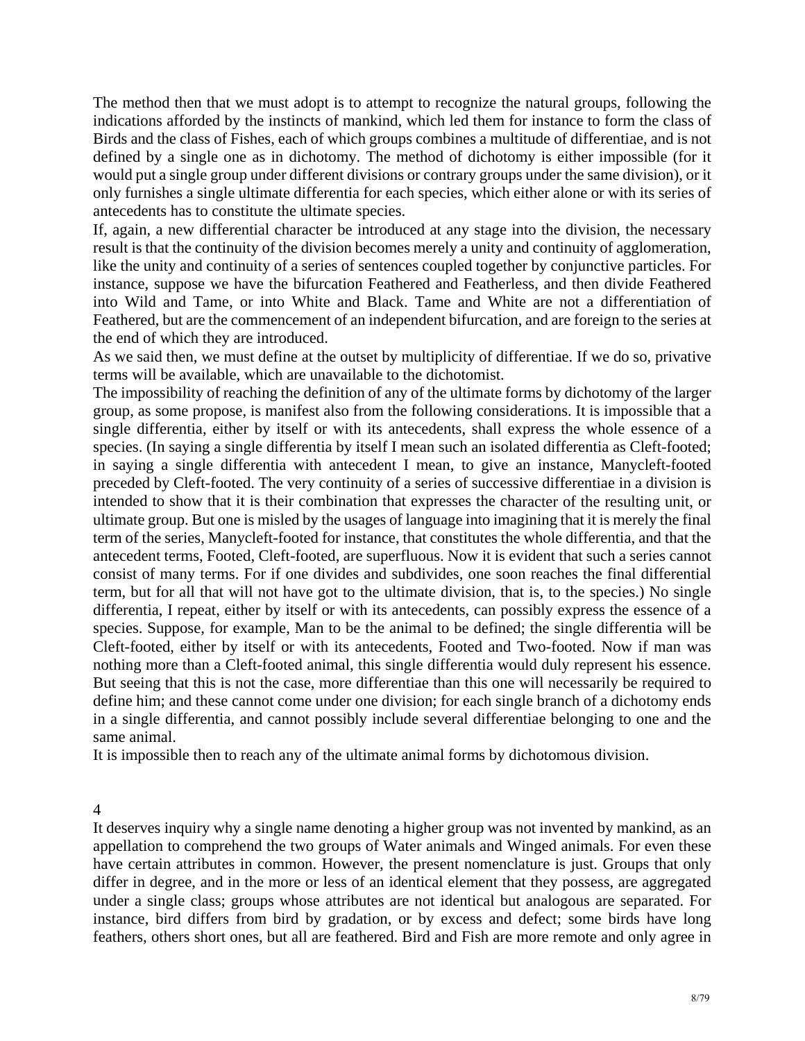The method then that we must adopt is to attempt to recognize the natural groups, following the indications afforded by the instincts of mankind, which led them for instance to form the class of Birds and the class of Fishes, each of which groups combines a multitude of differentiae, and is not defined by a single one as in dichotomy. The method of dichotomy is either impossible (for it would put a single group under different divisions or contrary groups under the same division), or it only furnishes a single ultimate differentia for each species, which either alone or with its series of antecedents has to constitute the ultimate species.

If, again, a new differential character be introduced at any stage into the division, the necessary result is that the continuity of the division becomes merely a unity and continuity of agglomeration, like the unity and continuity of a series of sentences coupled together by conjunctive particles. For instance, suppose we have the bifurcation Feathered and Featherless, and then divide Feathered into Wild and Tame, or into White and Black. Tame and White are not a differentiation of Feathered, but are the commencement of an independent bifurcation, and are foreign to the series at the end of which they are introduced.

As we said then, we must define at the outset by multiplicity of differentiae. If we do so, privative terms will be available, which are unavailable to the dichotomist.

The impossibility of reaching the definition of any of the ultimate forms by dichotomy of the larger group, as some propose, is manifest also from the following considerations. It is impossible that a single differentia, either by itself or with its antecedents, shall express the whole essence of a species. (In saying a single differentia by itself I mean such an isolated differentia as Cleft-footed; in saying a single differentia with antecedent I mean, to give an instance, Manycleft-footed preceded by Cleft-footed. The very continuity of a series of successive differentiae in a division is intended to show that it is their combination that expresses the character of the resulting unit, or ultimate group. But one is misled by the usages of language into imagining that it is merely the final term of the series, Manycleft-footed for instance, that constitutes the whole differentia, and that the antecedent terms, Footed, Cleft-footed, are superfluous. Now it is evident that such a series cannot consist of many terms. For if one divides and subdivides, one soon reaches the final differential term, but for all that will not have got to the ultimate division, that is, to the species.) No single differentia, I repeat, either by itself or with its antecedents, can possibly express the essence of a species. Suppose, for example, Man to be the animal to be defined; the single differentia will be Cleft-footed, either by itself or with its antecedents, Footed and Two-footed. Now if man was nothing more than a Cleft-footed animal, this single differentia would duly represent his essence. But seeing that this is not the case, more differentiae than this one will necessarily be required to define him; and these cannot come under one division; for each single branch of a dichotomy ends in a single differentia, and cannot possibly include several differentiae belonging to one and the same animal.

It is impossible then to reach any of the ultimate animal forms by dichotomous division.

## 4

It deserves inquiry why a single name denoting a higher group was not invented by mankind, as an appellation to comprehend the two groups of Water animals and Winged animals. For even these have certain attributes in common. However, the present nomenclature is just. Groups that only differ in degree, and in the more or less of an identical element that they possess, are aggregated under a single class; groups whose attributes are not identical but analogous are separated. For instance, bird differs from bird by gradation, or by excess and defect; some birds have long feathers, others short ones, but all are feathered. Bird and Fish are more remote and only agree in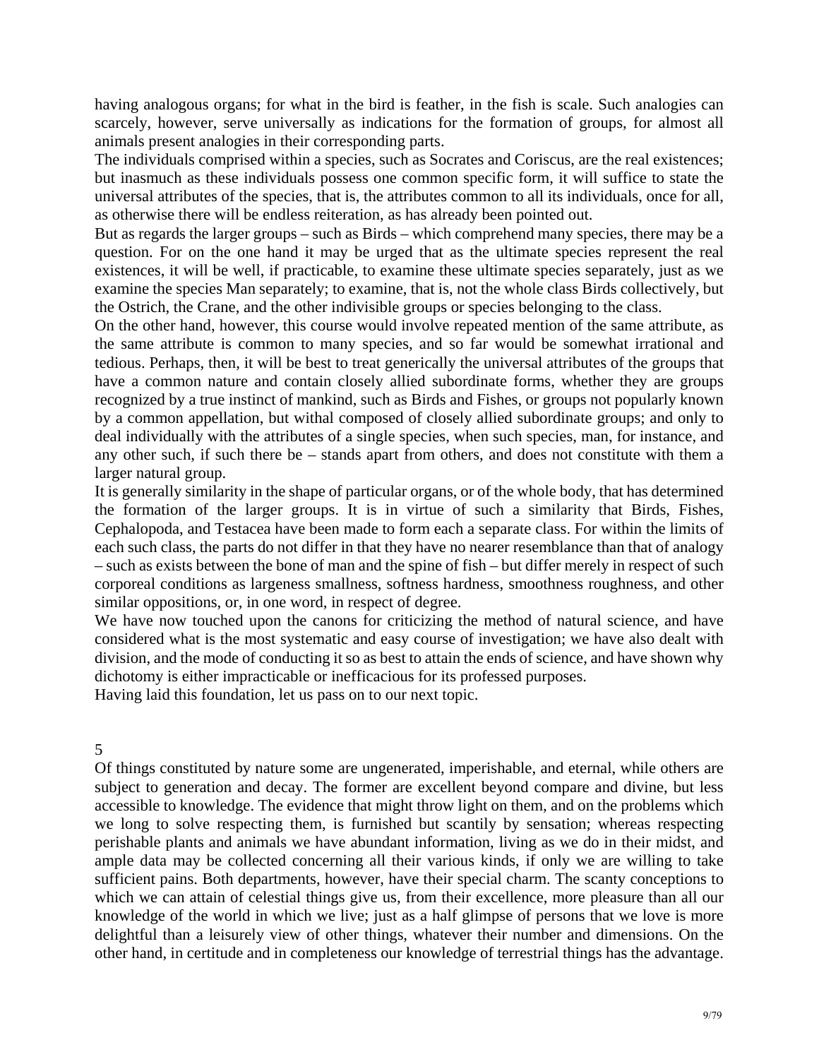having analogous organs; for what in the bird is feather, in the fish is scale. Such analogies can scarcely, however, serve universally as indications for the formation of groups, for almost all animals present analogies in their corresponding parts.

The individuals comprised within a species, such as Socrates and Coriscus, are the real existences; but inasmuch as these individuals possess one common specific form, it will suffice to state the universal attributes of the species, that is, the attributes common to all its individuals, once for all, as otherwise there will be endless reiteration, as has already been pointed out.

But as regards the larger groups – such as Birds – which comprehend many species, there may be a question. For on the one hand it may be urged that as the ultimate species represent the real existences, it will be well, if practicable, to examine these ultimate species separately, just as we examine the species Man separately; to examine, that is, not the whole class Birds collectively, but the Ostrich, the Crane, and the other indivisible groups or species belonging to the class.

On the other hand, however, this course would involve repeated mention of the same attribute, as the same attribute is common to many species, and so far would be somewhat irrational and tedious. Perhaps, then, it will be best to treat generically the universal attributes of the groups that have a common nature and contain closely allied subordinate forms, whether they are groups recognized by a true instinct of mankind, such as Birds and Fishes, or groups not popularly known by a common appellation, but withal composed of closely allied subordinate groups; and only to deal individually with the attributes of a single species, when such species, man, for instance, and any other such, if such there be – stands apart from others, and does not constitute with them a larger natural group.

It is generally similarity in the shape of particular organs, or of the whole body, that has determined the formation of the larger groups. It is in virtue of such a similarity that Birds, Fishes, Cephalopoda, and Testacea have been made to form each a separate class. For within the limits of each such class, the parts do not differ in that they have no nearer resemblance than that of analogy – such as exists between the bone of man and the spine of fish – but differ merely in respect of such corporeal conditions as largeness smallness, softness hardness, smoothness roughness, and other similar oppositions, or, in one word, in respect of degree.

We have now touched upon the canons for criticizing the method of natural science, and have considered what is the most systematic and easy course of investigation; we have also dealt with division, and the mode of conducting it so as best to attain the ends of science, and have shown why dichotomy is either impracticable or inefficacious for its professed purposes.

Having laid this foundation, let us pass on to our next topic.

## 5

Of things constituted by nature some are ungenerated, imperishable, and eternal, while others are subject to generation and decay. The former are excellent beyond compare and divine, but less accessible to knowledge. The evidence that might throw light on them, and on the problems which we long to solve respecting them, is furnished but scantily by sensation; whereas respecting perishable plants and animals we have abundant information, living as we do in their midst, and ample data may be collected concerning all their various kinds, if only we are willing to take sufficient pains. Both departments, however, have their special charm. The scanty conceptions to which we can attain of celestial things give us, from their excellence, more pleasure than all our knowledge of the world in which we live; just as a half glimpse of persons that we love is more delightful than a leisurely view of other things, whatever their number and dimensions. On the other hand, in certitude and in completeness our knowledge of terrestrial things has the advantage.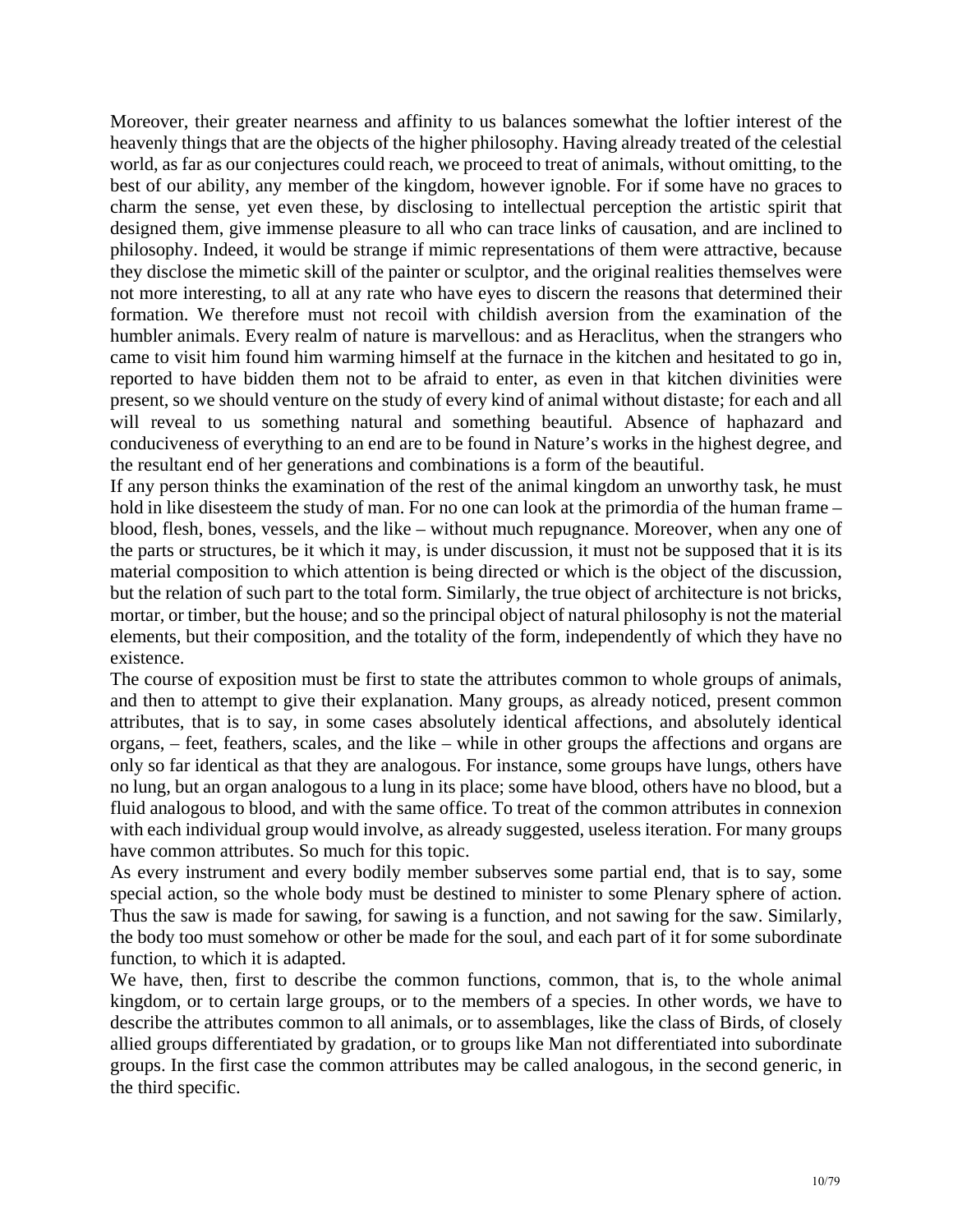Moreover, their greater nearness and affinity to us balances somewhat the loftier interest of the heavenly things that are the objects of the higher philosophy. Having already treated of the celestial world, as far as our conjectures could reach, we proceed to treat of animals, without omitting, to the best of our ability, any member of the kingdom, however ignoble. For if some have no graces to charm the sense, yet even these, by disclosing to intellectual perception the artistic spirit that designed them, give immense pleasure to all who can trace links of causation, and are inclined to philosophy. Indeed, it would be strange if mimic representations of them were attractive, because they disclose the mimetic skill of the painter or sculptor, and the original realities themselves were not more interesting, to all at any rate who have eyes to discern the reasons that determined their formation. We therefore must not recoil with childish aversion from the examination of the humbler animals. Every realm of nature is marvellous: and as Heraclitus, when the strangers who came to visit him found him warming himself at the furnace in the kitchen and hesitated to go in, reported to have bidden them not to be afraid to enter, as even in that kitchen divinities were present, so we should venture on the study of every kind of animal without distaste; for each and all will reveal to us something natural and something beautiful. Absence of haphazard and conduciveness of everything to an end are to be found in Nature's works in the highest degree, and the resultant end of her generations and combinations is a form of the beautiful.

If any person thinks the examination of the rest of the animal kingdom an unworthy task, he must hold in like disesteem the study of man. For no one can look at the primordia of the human frame – blood, flesh, bones, vessels, and the like – without much repugnance. Moreover, when any one of the parts or structures, be it which it may, is under discussion, it must not be supposed that it is its material composition to which attention is being directed or which is the object of the discussion, but the relation of such part to the total form. Similarly, the true object of architecture is not bricks, mortar, or timber, but the house; and so the principal object of natural philosophy is not the material elements, but their composition, and the totality of the form, independently of which they have no existence.

The course of exposition must be first to state the attributes common to whole groups of animals, and then to attempt to give their explanation. Many groups, as already noticed, present common attributes, that is to say, in some cases absolutely identical affections, and absolutely identical organs, – feet, feathers, scales, and the like – while in other groups the affections and organs are only so far identical as that they are analogous. For instance, some groups have lungs, others have no lung, but an organ analogous to a lung in its place; some have blood, others have no blood, but a fluid analogous to blood, and with the same office. To treat of the common attributes in connexion with each individual group would involve, as already suggested, useless iteration. For many groups have common attributes. So much for this topic.

As every instrument and every bodily member subserves some partial end, that is to say, some special action, so the whole body must be destined to minister to some Plenary sphere of action. Thus the saw is made for sawing, for sawing is a function, and not sawing for the saw. Similarly, the body too must somehow or other be made for the soul, and each part of it for some subordinate function, to which it is adapted.

We have, then, first to describe the common functions, common, that is, to the whole animal kingdom, or to certain large groups, or to the members of a species. In other words, we have to describe the attributes common to all animals, or to assemblages, like the class of Birds, of closely allied groups differentiated by gradation, or to groups like Man not differentiated into subordinate groups. In the first case the common attributes may be called analogous, in the second generic, in the third specific.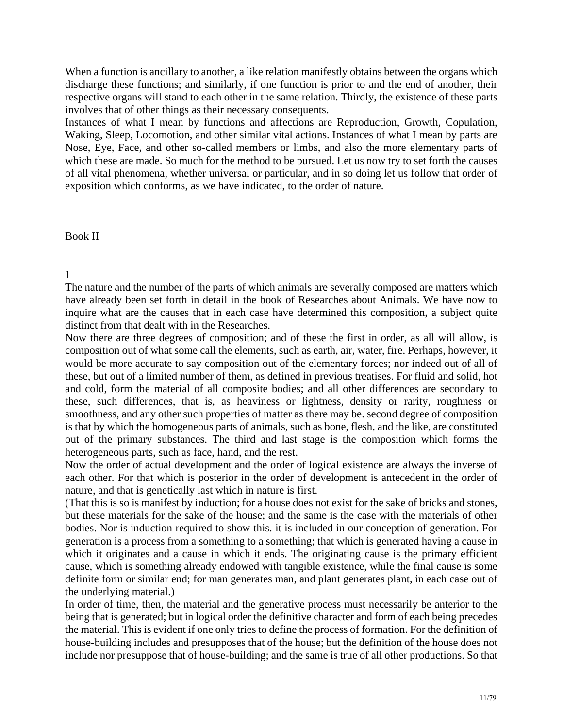When a function is ancillary to another, a like relation manifestly obtains between the organs which discharge these functions; and similarly, if one function is prior to and the end of another, their respective organs will stand to each other in the same relation. Thirdly, the existence of these parts involves that of other things as their necessary consequents.

Instances of what I mean by functions and affections are Reproduction, Growth, Copulation, Waking, Sleep, Locomotion, and other similar vital actions. Instances of what I mean by parts are Nose, Eye, Face, and other so-called members or limbs, and also the more elementary parts of which these are made. So much for the method to be pursued. Let us now try to set forth the causes of all vital phenomena, whether universal or particular, and in so doing let us follow that order of exposition which conforms, as we have indicated, to the order of nature.

## Book II

### 1

The nature and the number of the parts of which animals are severally composed are matters which have already been set forth in detail in the book of Researches about Animals. We have now to inquire what are the causes that in each case have determined this composition, a subject quite distinct from that dealt with in the Researches.

Now there are three degrees of composition; and of these the first in order, as all will allow, is composition out of what some call the elements, such as earth, air, water, fire. Perhaps, however, it would be more accurate to say composition out of the elementary forces; nor indeed out of all of these, but out of a limited number of them, as defined in previous treatises. For fluid and solid, hot and cold, form the material of all composite bodies; and all other differences are secondary to these, such differences, that is, as heaviness or lightness, density or rarity, roughness or smoothness, and any other such properties of matter as there may be. second degree of composition is that by which the homogeneous parts of animals, such as bone, flesh, and the like, are constituted out of the primary substances. The third and last stage is the composition which forms the heterogeneous parts, such as face, hand, and the rest.

Now the order of actual development and the order of logical existence are always the inverse of each other. For that which is posterior in the order of development is antecedent in the order of nature, and that is genetically last which in nature is first.

(That this is so is manifest by induction; for a house does not exist for the sake of bricks and stones, but these materials for the sake of the house; and the same is the case with the materials of other bodies. Nor is induction required to show this. it is included in our conception of generation. For generation is a process from a something to a something; that which is generated having a cause in which it originates and a cause in which it ends. The originating cause is the primary efficient cause, which is something already endowed with tangible existence, while the final cause is some definite form or similar end; for man generates man, and plant generates plant, in each case out of the underlying material.)

In order of time, then, the material and the generative process must necessarily be anterior to the being that is generated; but in logical order the definitive character and form of each being precedes the material. This is evident if one only tries to define the process of formation. For the definition of house-building includes and presupposes that of the house; but the definition of the house does not include nor presuppose that of house-building; and the same is true of all other productions. So that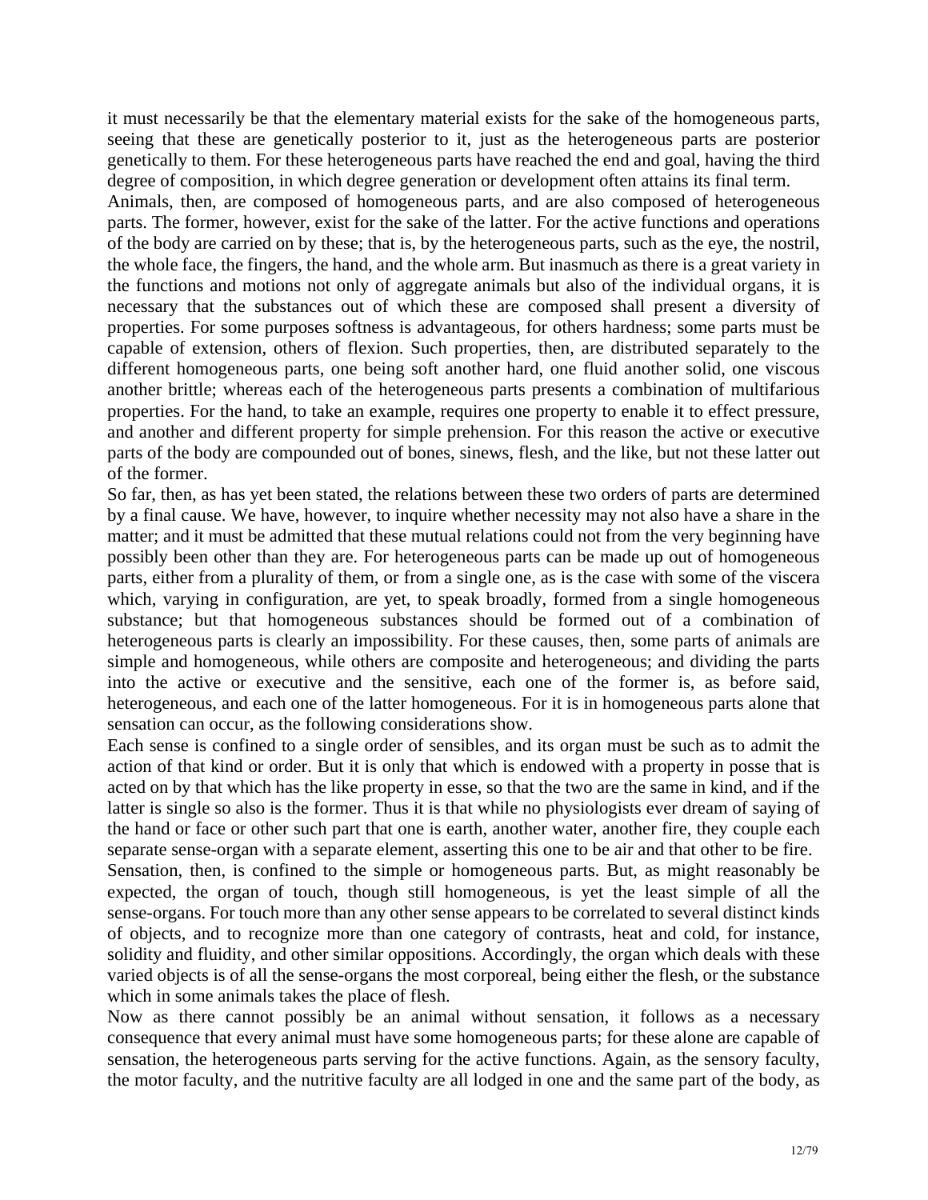it must necessarily be that the elementary material exists for the sake of the homogeneous parts, seeing that these are genetically posterior to it, just as the heterogeneous parts are posterior genetically to them. For these heterogeneous parts have reached the end and goal, having the third degree of composition, in which degree generation or development often attains its final term.

Animals, then, are composed of homogeneous parts, and are also composed of heterogeneous parts. The former, however, exist for the sake of the latter. For the active functions and operations of the body are carried on by these; that is, by the heterogeneous parts, such as the eye, the nostril, the whole face, the fingers, the hand, and the whole arm. But inasmuch as there is a great variety in the functions and motions not only of aggregate animals but also of the individual organs, it is necessary that the substances out of which these are composed shall present a diversity of properties. For some purposes softness is advantageous, for others hardness; some parts must be capable of extension, others of flexion. Such properties, then, are distributed separately to the different homogeneous parts, one being soft another hard, one fluid another solid, one viscous another brittle; whereas each of the heterogeneous parts presents a combination of multifarious properties. For the hand, to take an example, requires one property to enable it to effect pressure, and another and different property for simple prehension. For this reason the active or executive parts of the body are compounded out of bones, sinews, flesh, and the like, but not these latter out of the former.

So far, then, as has yet been stated, the relations between these two orders of parts are determined by a final cause. We have, however, to inquire whether necessity may not also have a share in the matter; and it must be admitted that these mutual relations could not from the very beginning have possibly been other than they are. For heterogeneous parts can be made up out of homogeneous parts, either from a plurality of them, or from a single one, as is the case with some of the viscera which, varying in configuration, are yet, to speak broadly, formed from a single homogeneous substance; but that homogeneous substances should be formed out of a combination of heterogeneous parts is clearly an impossibility. For these causes, then, some parts of animals are simple and homogeneous, while others are composite and heterogeneous; and dividing the parts into the active or executive and the sensitive, each one of the former is, as before said, heterogeneous, and each one of the latter homogeneous. For it is in homogeneous parts alone that sensation can occur, as the following considerations show.

Each sense is confined to a single order of sensibles, and its organ must be such as to admit the action of that kind or order. But it is only that which is endowed with a property in posse that is acted on by that which has the like property in esse, so that the two are the same in kind, and if the latter is single so also is the former. Thus it is that while no physiologists ever dream of saying of the hand or face or other such part that one is earth, another water, another fire, they couple each separate sense-organ with a separate element, asserting this one to be air and that other to be fire.

Sensation, then, is confined to the simple or homogeneous parts. But, as might reasonably be expected, the organ of touch, though still homogeneous, is yet the least simple of all the sense-organs. For touch more than any other sense appears to be correlated to several distinct kinds of objects, and to recognize more than one category of contrasts, heat and cold, for instance, solidity and fluidity, and other similar oppositions. Accordingly, the organ which deals with these varied objects is of all the sense-organs the most corporeal, being either the flesh, or the substance which in some animals takes the place of flesh.

Now as there cannot possibly be an animal without sensation, it follows as a necessary consequence that every animal must have some homogeneous parts; for these alone are capable of sensation, the heterogeneous parts serving for the active functions. Again, as the sensory faculty, the motor faculty, and the nutritive faculty are all lodged in one and the same part of the body, as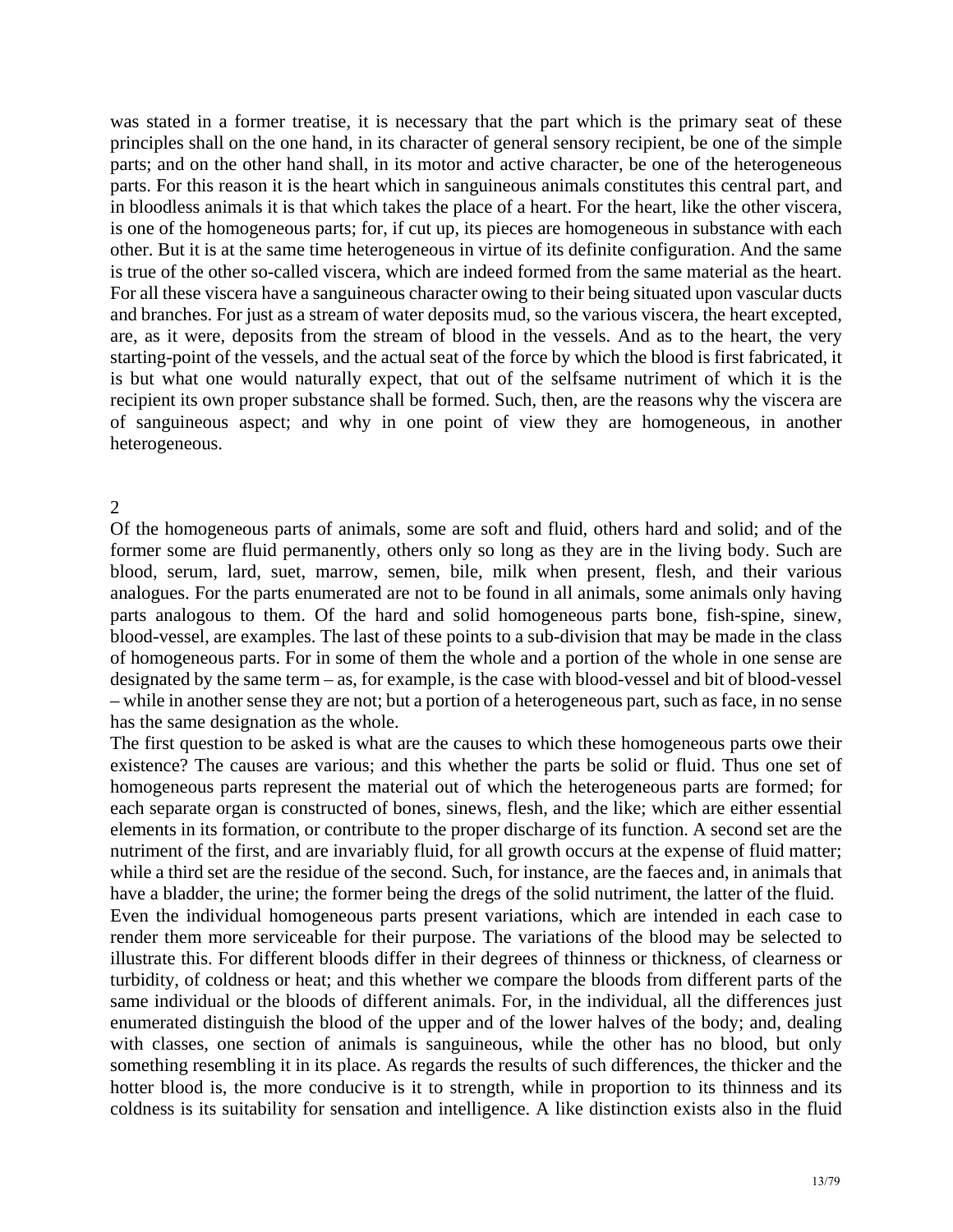was stated in a former treatise, it is necessary that the part which is the primary seat of these principles shall on the one hand, in its character of general sensory recipient, be one of the simple parts; and on the other hand shall, in its motor and active character, be one of the heterogeneous parts. For this reason it is the heart which in sanguineous animals constitutes this central part, and in bloodless animals it is that which takes the place of a heart. For the heart, like the other viscera, is one of the homogeneous parts; for, if cut up, its pieces are homogeneous in substance with each other. But it is at the same time heterogeneous in virtue of its definite configuration. And the same is true of the other so-called viscera, which are indeed formed from the same material as the heart. For all these viscera have a sanguineous character owing to their being situated upon vascular ducts and branches. For just as a stream of water deposits mud, so the various viscera, the heart excepted, are, as it were, deposits from the stream of blood in the vessels. And as to the heart, the very starting-point of the vessels, and the actual seat of the force by which the blood is first fabricated, it is but what one would naturally expect, that out of the selfsame nutriment of which it is the recipient its own proper substance shall be formed. Such, then, are the reasons why the viscera are of sanguineous aspect; and why in one point of view they are homogeneous, in another heterogeneous.

## 2

Of the homogeneous parts of animals, some are soft and fluid, others hard and solid; and of the former some are fluid permanently, others only so long as they are in the living body. Such are blood, serum, lard, suet, marrow, semen, bile, milk when present, flesh, and their various analogues. For the parts enumerated are not to be found in all animals, some animals only having parts analogous to them. Of the hard and solid homogeneous parts bone, fish-spine, sinew, blood-vessel, are examples. The last of these points to a sub-division that may be made in the class of homogeneous parts. For in some of them the whole and a portion of the whole in one sense are designated by the same term – as, for example, is the case with blood-vessel and bit of blood-vessel – while in another sense they are not; but a portion of a heterogeneous part, such as face, in no sense has the same designation as the whole.

The first question to be asked is what are the causes to which these homogeneous parts owe their existence? The causes are various; and this whether the parts be solid or fluid. Thus one set of homogeneous parts represent the material out of which the heterogeneous parts are formed; for each separate organ is constructed of bones, sinews, flesh, and the like; which are either essential elements in its formation, or contribute to the proper discharge of its function. A second set are the nutriment of the first, and are invariably fluid, for all growth occurs at the expense of fluid matter; while a third set are the residue of the second. Such, for instance, are the faeces and, in animals that have a bladder, the urine; the former being the dregs of the solid nutriment, the latter of the fluid.

Even the individual homogeneous parts present variations, which are intended in each case to render them more serviceable for their purpose. The variations of the blood may be selected to illustrate this. For different bloods differ in their degrees of thinness or thickness, of clearness or turbidity, of coldness or heat; and this whether we compare the bloods from different parts of the same individual or the bloods of different animals. For, in the individual, all the differences just enumerated distinguish the blood of the upper and of the lower halves of the body; and, dealing with classes, one section of animals is sanguineous, while the other has no blood, but only something resembling it in its place. As regards the results of such differences, the thicker and the hotter blood is, the more conducive is it to strength, while in proportion to its thinness and its coldness is its suitability for sensation and intelligence. A like distinction exists also in the fluid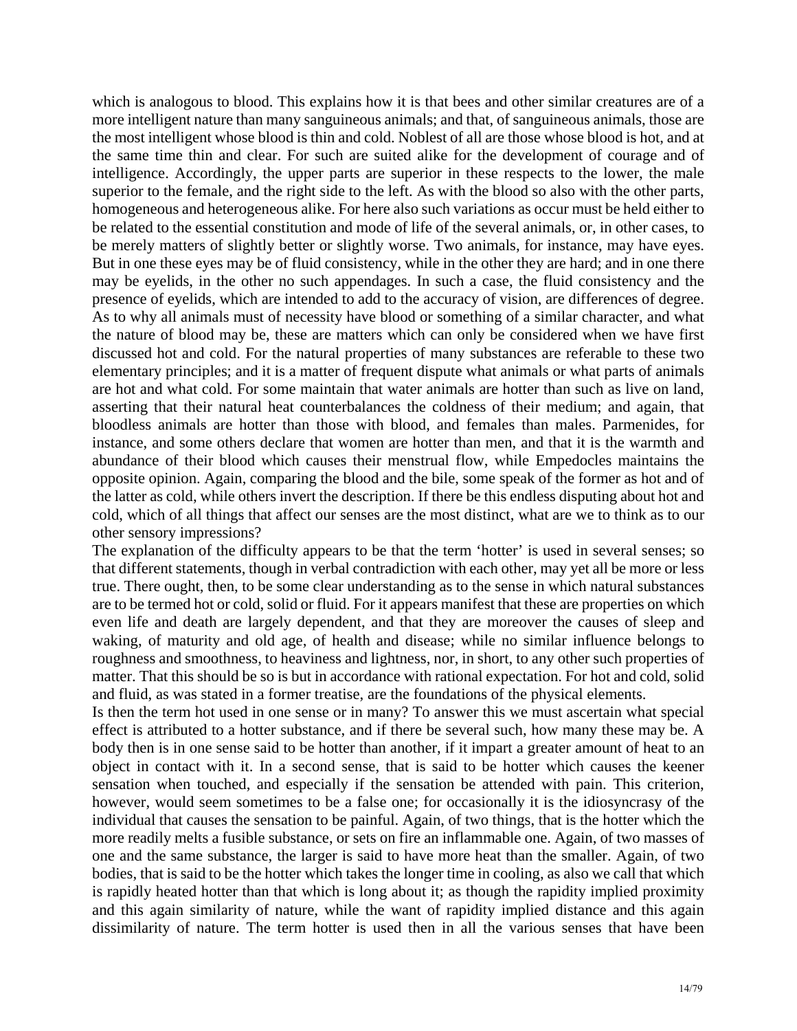which is analogous to blood. This explains how it is that bees and other similar creatures are of a more intelligent nature than many sanguineous animals; and that, of sanguineous animals, those are the most intelligent whose blood is thin and cold. Noblest of all are those whose blood is hot, and at the same time thin and clear. For such are suited alike for the development of courage and of intelligence. Accordingly, the upper parts are superior in these respects to the lower, the male superior to the female, and the right side to the left. As with the blood so also with the other parts, homogeneous and heterogeneous alike. For here also such variations as occur must be held either to be related to the essential constitution and mode of life of the several animals, or, in other cases, to be merely matters of slightly better or slightly worse. Two animals, for instance, may have eyes. But in one these eyes may be of fluid consistency, while in the other they are hard; and in one there may be eyelids, in the other no such appendages. In such a case, the fluid consistency and the presence of eyelids, which are intended to add to the accuracy of vision, are differences of degree. As to why all animals must of necessity have blood or something of a similar character, and what the nature of blood may be, these are matters which can only be considered when we have first discussed hot and cold. For the natural properties of many substances are referable to these two elementary principles; and it is a matter of frequent dispute what animals or what parts of animals are hot and what cold. For some maintain that water animals are hotter than such as live on land, asserting that their natural heat counterbalances the coldness of their medium; and again, that bloodless animals are hotter than those with blood, and females than males. Parmenides, for instance, and some others declare that women are hotter than men, and that it is the warmth and abundance of their blood which causes their menstrual flow, while Empedocles maintains the opposite opinion. Again, comparing the blood and the bile, some speak of the former as hot and of the latter as cold, while others invert the description. If there be this endless disputing about hot and cold, which of all things that affect our senses are the most distinct, what are we to think as to our other sensory impressions?

The explanation of the difficulty appears to be that the term 'hotter' is used in several senses; so that different statements, though in verbal contradiction with each other, may yet all be more or less true. There ought, then, to be some clear understanding as to the sense in which natural substances are to be termed hot or cold, solid or fluid. For it appears manifest that these are properties on which even life and death are largely dependent, and that they are moreover the causes of sleep and waking, of maturity and old age, of health and disease; while no similar influence belongs to roughness and smoothness, to heaviness and lightness, nor, in short, to any other such properties of matter. That this should be so is but in accordance with rational expectation. For hot and cold, solid and fluid, as was stated in a former treatise, are the foundations of the physical elements.

Is then the term hot used in one sense or in many? To answer this we must ascertain what special effect is attributed to a hotter substance, and if there be several such, how many these may be. A body then is in one sense said to be hotter than another, if it impart a greater amount of heat to an object in contact with it. In a second sense, that is said to be hotter which causes the keener sensation when touched, and especially if the sensation be attended with pain. This criterion, however, would seem sometimes to be a false one; for occasionally it is the idiosyncrasy of the individual that causes the sensation to be painful. Again, of two things, that is the hotter which the more readily melts a fusible substance, or sets on fire an inflammable one. Again, of two masses of one and the same substance, the larger is said to have more heat than the smaller. Again, of two bodies, that is said to be the hotter which takes the longer time in cooling, as also we call that which is rapidly heated hotter than that which is long about it; as though the rapidity implied proximity and this again similarity of nature, while the want of rapidity implied distance and this again dissimilarity of nature. The term hotter is used then in all the various senses that have been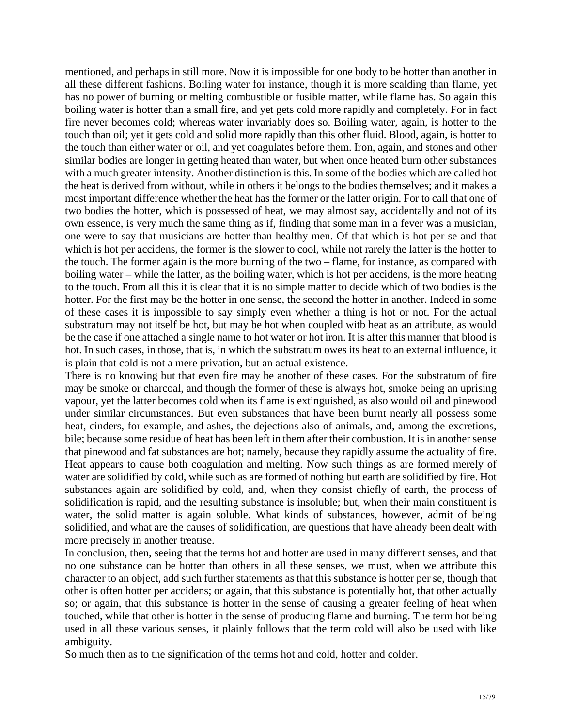mentioned, and perhaps in still more. Now it is impossible for one body to be hotter than another in all these different fashions. Boiling water for instance, though it is more scalding than flame, yet has no power of burning or melting combustible or fusible matter, while flame has. So again this boiling water is hotter than a small fire, and yet gets cold more rapidly and completely. For in fact fire never becomes cold; whereas water invariably does so. Boiling water, again, is hotter to the touch than oil; yet it gets cold and solid more rapidly than this other fluid. Blood, again, is hotter to the touch than either water or oil, and yet coagulates before them. Iron, again, and stones and other similar bodies are longer in getting heated than water, but when once heated burn other substances with a much greater intensity. Another distinction is this. In some of the bodies which are called hot the heat is derived from without, while in others it belongs to the bodies themselves; and it makes a most important difference whether the heat has the former or the latter origin. For to call that one of two bodies the hotter, which is possessed of heat, we may almost say, accidentally and not of its own essence, is very much the same thing as if, finding that some man in a fever was a musician, one were to say that musicians are hotter than healthy men. Of that which is hot per se and that which is hot per accidens, the former is the slower to cool, while not rarely the latter is the hotter to the touch. The former again is the more burning of the two – flame, for instance, as compared with boiling water – while the latter, as the boiling water, which is hot per accidens, is the more heating to the touch. From all this it is clear that it is no simple matter to decide which of two bodies is the hotter. For the first may be the hotter in one sense, the second the hotter in another. Indeed in some of these cases it is impossible to say simply even whether a thing is hot or not. For the actual substratum may not itself be hot, but may be hot when coupled witb heat as an attribute, as would be the case if one attached a single name to hot water or hot iron. It is after this manner that blood is hot. In such cases, in those, that is, in which the substratum owes its heat to an external influence, it is plain that cold is not a mere privation, but an actual existence.

There is no knowing but that even fire may be another of these cases. For the substratum of fire may be smoke or charcoal, and though the former of these is always hot, smoke being an uprising vapour, yet the latter becomes cold when its flame is extinguished, as also would oil and pinewood under similar circumstances. But even substances that have been burnt nearly all possess some heat, cinders, for example, and ashes, the dejections also of animals, and, among the excretions, bile; because some residue of heat has been left in them after their combustion. It is in another sense that pinewood and fat substances are hot; namely, because they rapidly assume the actuality of fire. Heat appears to cause both coagulation and melting. Now such things as are formed merely of water are solidified by cold, while such as are formed of nothing but earth are solidified by fire. Hot substances again are solidified by cold, and, when they consist chiefly of earth, the process of solidification is rapid, and the resulting substance is insoluble; but, when their main constituent is water, the solid matter is again soluble. What kinds of substances, however, admit of being solidified, and what are the causes of solidification, are questions that have already been dealt with more precisely in another treatise.

In conclusion, then, seeing that the terms hot and hotter are used in many different senses, and that no one substance can be hotter than others in all these senses, we must, when we attribute this character to an object, add such further statements as that this substance is hotter per se, though that other is often hotter per accidens; or again, that this substance is potentially hot, that other actually so; or again, that this substance is hotter in the sense of causing a greater feeling of heat when touched, while that other is hotter in the sense of producing flame and burning. The term hot being used in all these various senses, it plainly follows that the term cold will also be used with like ambiguity.

So much then as to the signification of the terms hot and cold, hotter and colder.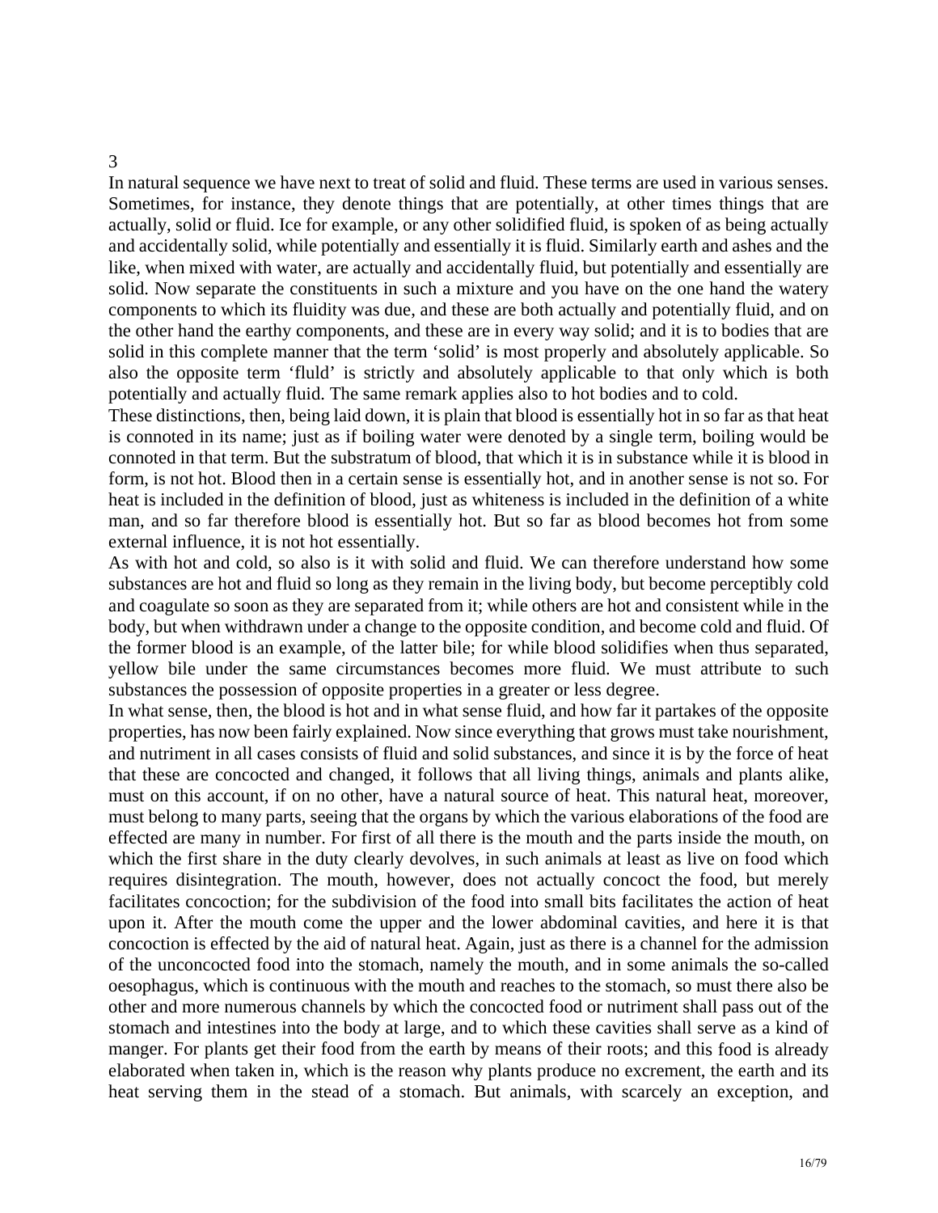3

In natural sequence we have next to treat of solid and fluid. These terms are used in various senses. Sometimes, for instance, they denote things that are potentially, at other times things that are actually, solid or fluid. Ice for example, or any other solidified fluid, is spoken of as being actually and accidentally solid, while potentially and essentially it is fluid. Similarly earth and ashes and the like, when mixed with water, are actually and accidentally fluid, but potentially and essentially are solid. Now separate the constituents in such a mixture and you have on the one hand the watery components to which its fluidity was due, and these are both actually and potentially fluid, and on the other hand the earthy components, and these are in every way solid; and it is to bodies that are solid in this complete manner that the term 'solid' is most properly and absolutely applicable. So also the opposite term 'fluld' is strictly and absolutely applicable to that only which is both potentially and actually fluid. The same remark applies also to hot bodies and to cold.

These distinctions, then, being laid down, it is plain that blood is essentially hot in so far as that heat is connoted in its name; just as if boiling water were denoted by a single term, boiling would be connoted in that term. But the substratum of blood, that which it is in substance while it is blood in form, is not hot. Blood then in a certain sense is essentially hot, and in another sense is not so. For heat is included in the definition of blood, just as whiteness is included in the definition of a white man, and so far therefore blood is essentially hot. But so far as blood becomes hot from some external influence, it is not hot essentially.

As with hot and cold, so also is it with solid and fluid. We can therefore understand how some substances are hot and fluid so long as they remain in the living body, but become perceptibly cold and coagulate so soon as they are separated from it; while others are hot and consistent while in the body, but when withdrawn under a change to the opposite condition, and become cold and fluid. Of the former blood is an example, of the latter bile; for while blood solidifies when thus separated, yellow bile under the same circumstances becomes more fluid. We must attribute to such substances the possession of opposite properties in a greater or less degree.

In what sense, then, the blood is hot and in what sense fluid, and how far it partakes of the opposite properties, has now been fairly explained. Now since everything that grows must take nourishment, and nutriment in all cases consists of fluid and solid substances, and since it is by the force of heat that these are concocted and changed, it follows that all living things, animals and plants alike, must on this account, if on no other, have a natural source of heat. This natural heat, moreover, must belong to many parts, seeing that the organs by which the various elaborations of the food are effected are many in number. For first of all there is the mouth and the parts inside the mouth, on which the first share in the duty clearly devolves, in such animals at least as live on food which requires disintegration. The mouth, however, does not actually concoct the food, but merely facilitates concoction; for the subdivision of the food into small bits facilitates the action of heat upon it. After the mouth come the upper and the lower abdominal cavities, and here it is that concoction is effected by the aid of natural heat. Again, just as there is a channel for the admission of the unconcocted food into the stomach, namely the mouth, and in some animals the so-called oesophagus, which is continuous with the mouth and reaches to the stomach, so must there also be other and more numerous channels by which the concocted food or nutriment shall pass out of the stomach and intestines into the body at large, and to which these cavities shall serve as a kind of manger. For plants get their food from the earth by means of their roots; and this food is already elaborated when taken in, which is the reason why plants produce no excrement, the earth and its heat serving them in the stead of a stomach. But animals, with scarcely an exception, and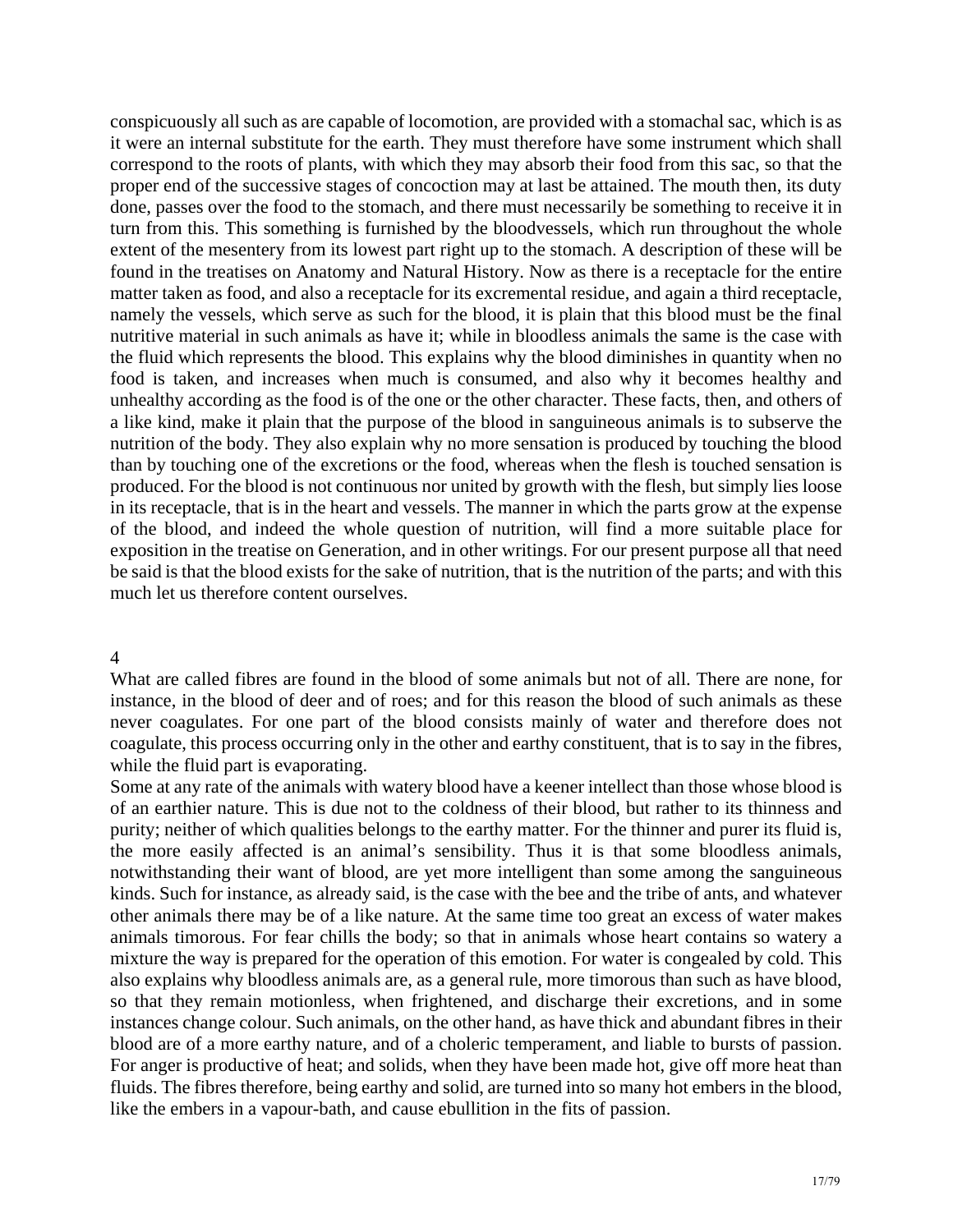conspicuously all such as are capable of locomotion, are provided with a stomachal sac, which is as it were an internal substitute for the earth. They must therefore have some instrument which shall correspond to the roots of plants, with which they may absorb their food from this sac, so that the proper end of the successive stages of concoction may at last be attained. The mouth then, its duty done, passes over the food to the stomach, and there must necessarily be something to receive it in turn from this. This something is furnished by the bloodvessels, which run throughout the whole extent of the mesentery from its lowest part right up to the stomach. A description of these will be found in the treatises on Anatomy and Natural History. Now as there is a receptacle for the entire matter taken as food, and also a receptacle for its excremental residue, and again a third receptacle, namely the vessels, which serve as such for the blood, it is plain that this blood must be the final nutritive material in such animals as have it; while in bloodless animals the same is the case with the fluid which represents the blood. This explains why the blood diminishes in quantity when no food is taken, and increases when much is consumed, and also why it becomes healthy and unhealthy according as the food is of the one or the other character. These facts, then, and others of a like kind, make it plain that the purpose of the blood in sanguineous animals is to subserve the nutrition of the body. They also explain why no more sensation is produced by touching the blood than by touching one of the excretions or the food, whereas when the flesh is touched sensation is produced. For the blood is not continuous nor united by growth with the flesh, but simply lies loose in its receptacle, that is in the heart and vessels. The manner in which the parts grow at the expense of the blood, and indeed the whole question of nutrition, will find a more suitable place for exposition in the treatise on Generation, and in other writings. For our present purpose all that need be said is that the blood exists for the sake of nutrition, that is the nutrition of the parts; and with this much let us therefore content ourselves.

## 4

What are called fibres are found in the blood of some animals but not of all. There are none, for instance, in the blood of deer and of roes; and for this reason the blood of such animals as these never coagulates. For one part of the blood consists mainly of water and therefore does not coagulate, this process occurring only in the other and earthy constituent, that is to say in the fibres, while the fluid part is evaporating.

Some at any rate of the animals with watery blood have a keener intellect than those whose blood is of an earthier nature. This is due not to the coldness of their blood, but rather to its thinness and purity; neither of which qualities belongs to the earthy matter. For the thinner and purer its fluid is, the more easily affected is an animal's sensibility. Thus it is that some bloodless animals, notwithstanding their want of blood, are yet more intelligent than some among the sanguineous kinds. Such for instance, as already said, is the case with the bee and the tribe of ants, and whatever other animals there may be of a like nature. At the same time too great an excess of water makes animals timorous. For fear chills the body; so that in animals whose heart contains so watery a mixture the way is prepared for the operation of this emotion. For water is congealed by cold. This also explains why bloodless animals are, as a general rule, more timorous than such as have blood, so that they remain motionless, when frightened, and discharge their excretions, and in some instances change colour. Such animals, on the other hand, as have thick and abundant fibres in their blood are of a more earthy nature, and of a choleric temperament, and liable to bursts of passion. For anger is productive of heat; and solids, when they have been made hot, give off more heat than fluids. The fibres therefore, being earthy and solid, are turned into so many hot embers in the blood, like the embers in a vapour-bath, and cause ebullition in the fits of passion.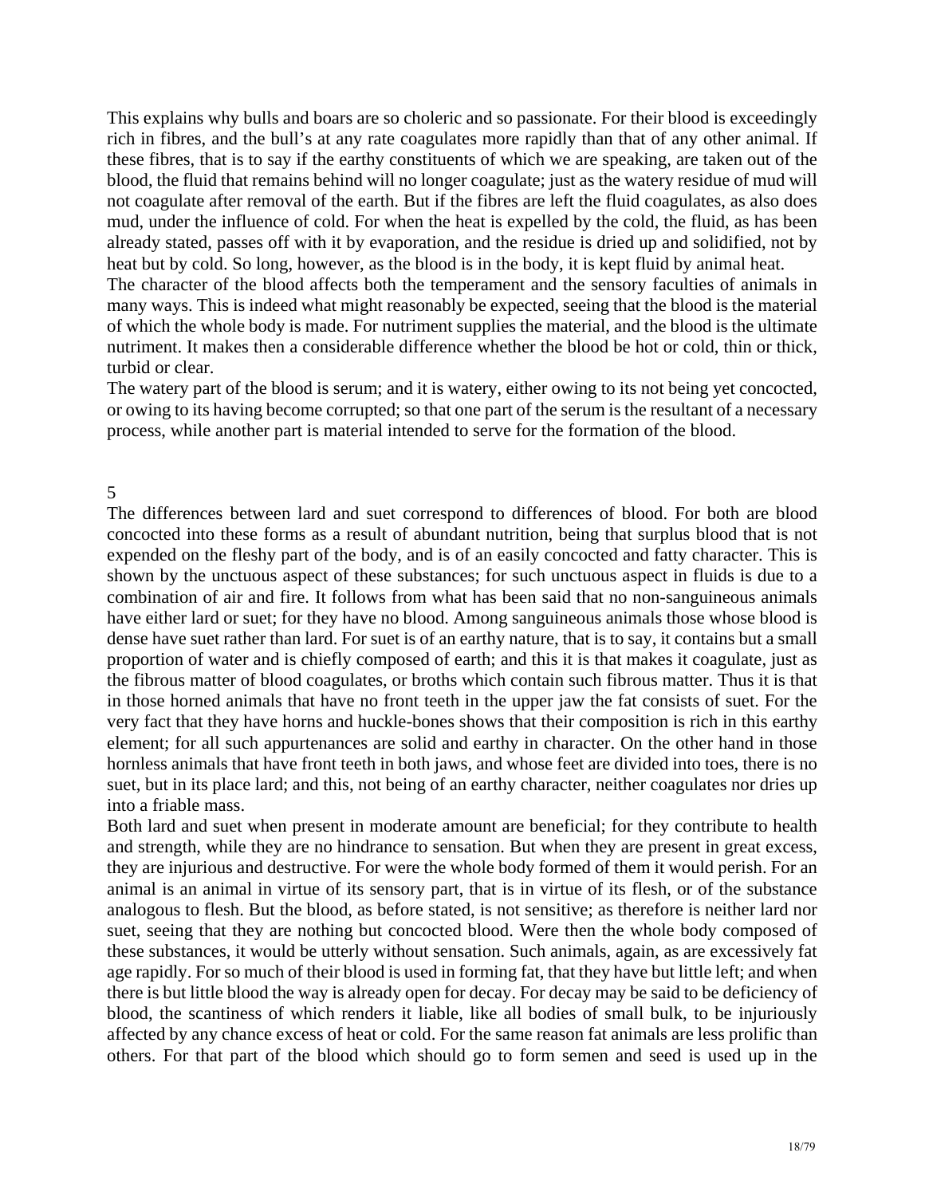This explains why bulls and boars are so choleric and so passionate. For their blood is exceedingly rich in fibres, and the bull's at any rate coagulates more rapidly than that of any other animal. If these fibres, that is to say if the earthy constituents of which we are speaking, are taken out of the blood, the fluid that remains behind will no longer coagulate; just as the watery residue of mud will not coagulate after removal of the earth. But if the fibres are left the fluid coagulates, as also does mud, under the influence of cold. For when the heat is expelled by the cold, the fluid, as has been already stated, passes off with it by evaporation, and the residue is dried up and solidified, not by heat but by cold. So long, however, as the blood is in the body, it is kept fluid by animal heat.

The character of the blood affects both the temperament and the sensory faculties of animals in many ways. This is indeed what might reasonably be expected, seeing that the blood is the material of which the whole body is made. For nutriment supplies the material, and the blood is the ultimate nutriment. It makes then a considerable difference whether the blood be hot or cold, thin or thick, turbid or clear.

The watery part of the blood is serum; and it is watery, either owing to its not being yet concocted, or owing to its having become corrupted; so that one part of the serum is the resultant of a necessary process, while another part is material intended to serve for the formation of the blood.

5

The differences between lard and suet correspond to differences of blood. For both are blood concocted into these forms as a result of abundant nutrition, being that surplus blood that is not expended on the fleshy part of the body, and is of an easily concocted and fatty character. This is shown by the unctuous aspect of these substances; for such unctuous aspect in fluids is due to a combination of air and fire. It follows from what has been said that no non-sanguineous animals have either lard or suet; for they have no blood. Among sanguineous animals those whose blood is dense have suet rather than lard. For suet is of an earthy nature, that is to say, it contains but a small proportion of water and is chiefly composed of earth; and this it is that makes it coagulate, just as the fibrous matter of blood coagulates, or broths which contain such fibrous matter. Thus it is that in those horned animals that have no front teeth in the upper jaw the fat consists of suet. For the very fact that they have horns and huckle-bones shows that their composition is rich in this earthy element; for all such appurtenances are solid and earthy in character. On the other hand in those hornless animals that have front teeth in both jaws, and whose feet are divided into toes, there is no suet, but in its place lard; and this, not being of an earthy character, neither coagulates nor dries up into a friable mass.

Both lard and suet when present in moderate amount are beneficial; for they contribute to health and strength, while they are no hindrance to sensation. But when they are present in great excess, they are injurious and destructive. For were the whole body formed of them it would perish. For an animal is an animal in virtue of its sensory part, that is in virtue of its flesh, or of the substance analogous to flesh. But the blood, as before stated, is not sensitive; as therefore is neither lard nor suet, seeing that they are nothing but concocted blood. Were then the whole body composed of these substances, it would be utterly without sensation. Such animals, again, as are excessively fat age rapidly. For so much of their blood is used in forming fat, that they have but little left; and when there is but little blood the way is already open for decay. For decay may be said to be deficiency of blood, the scantiness of which renders it liable, like all bodies of small bulk, to be injuriously affected by any chance excess of heat or cold. For the same reason fat animals are less prolific than others. For that part of the blood which should go to form semen and seed is used up in the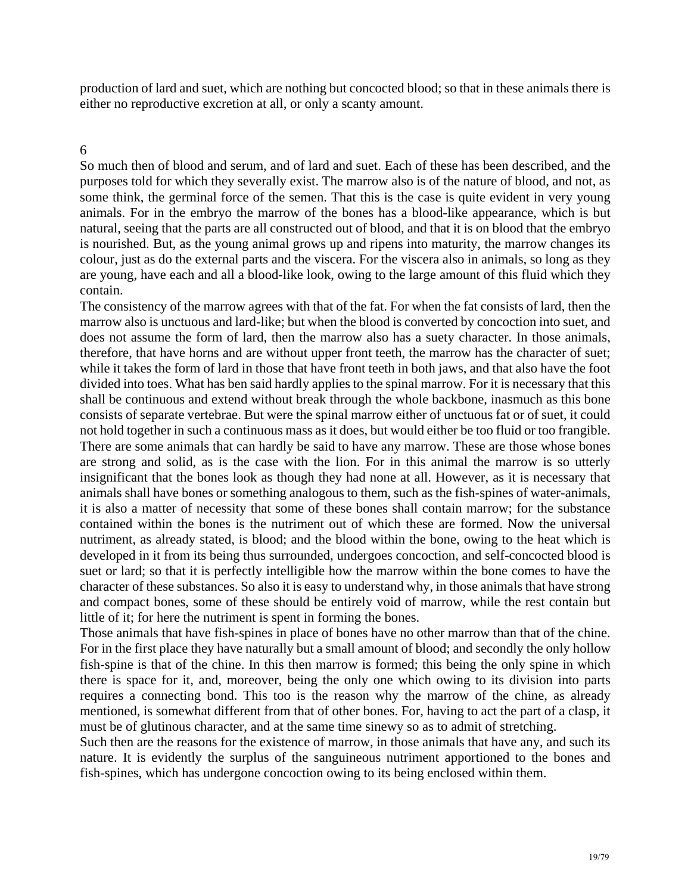production of lard and suet, which are nothing but concocted blood; so that in these animals there is either no reproductive excretion at all, or only a scanty amount.

6

So much then of blood and serum, and of lard and suet. Each of these has been described, and the purposes told for which they severally exist. The marrow also is of the nature of blood, and not, as some think, the germinal force of the semen. That this is the case is quite evident in very young animals. For in the embryo the marrow of the bones has a blood-like appearance, which is but natural, seeing that the parts are all constructed out of blood, and that it is on blood that the embryo is nourished. But, as the young animal grows up and ripens into maturity, the marrow changes its colour, just as do the external parts and the viscera. For the viscera also in animals, so long as they are young, have each and all a blood-like look, owing to the large amount of this fluid which they contain.

The consistency of the marrow agrees with that of the fat. For when the fat consists of lard, then the marrow also is unctuous and lard-like; but when the blood is converted by concoction into suet, and does not assume the form of lard, then the marrow also has a suety character. In those animals, therefore, that have horns and are without upper front teeth, the marrow has the character of suet; while it takes the form of lard in those that have front teeth in both jaws, and that also have the foot divided into toes. What has ben said hardly applies to the spinal marrow. For it is necessary that this shall be continuous and extend without break through the whole backbone, inasmuch as this bone consists of separate vertebrae. But were the spinal marrow either of unctuous fat or of suet, it could not hold together in such a continuous mass as it does, but would either be too fluid or too frangible. There are some animals that can hardly be said to have any marrow. These are those whose bones are strong and solid, as is the case with the lion. For in this animal the marrow is so utterly insignificant that the bones look as though they had none at all. However, as it is necessary that animals shall have bones or something analogous to them, such as the fish-spines of water-animals, it is also a matter of necessity that some of these bones shall contain marrow; for the substance contained within the bones is the nutriment out of which these are formed. Now the universal nutriment, as already stated, is blood; and the blood within the bone, owing to the heat which is developed in it from its being thus surrounded, undergoes concoction, and self-concocted blood is suet or lard; so that it is perfectly intelligible how the marrow within the bone comes to have the character of these substances. So also it is easy to understand why, in those animals that have strong and compact bones, some of these should be entirely void of marrow, while the rest contain but little of it; for here the nutriment is spent in forming the bones.

Those animals that have fish-spines in place of bones have no other marrow than that of the chine. For in the first place they have naturally but a small amount of blood; and secondly the only hollow fish-spine is that of the chine. In this then marrow is formed; this being the only spine in which there is space for it, and, moreover, being the only one which owing to its division into parts requires a connecting bond. This too is the reason why the marrow of the chine, as already mentioned, is somewhat different from that of other bones. For, having to act the part of a clasp, it must be of glutinous character, and at the same time sinewy so as to admit of stretching.

Such then are the reasons for the existence of marrow, in those animals that have any, and such its nature. It is evidently the surplus of the sanguineous nutriment apportioned to the bones and fish-spines, which has undergone concoction owing to its being enclosed within them.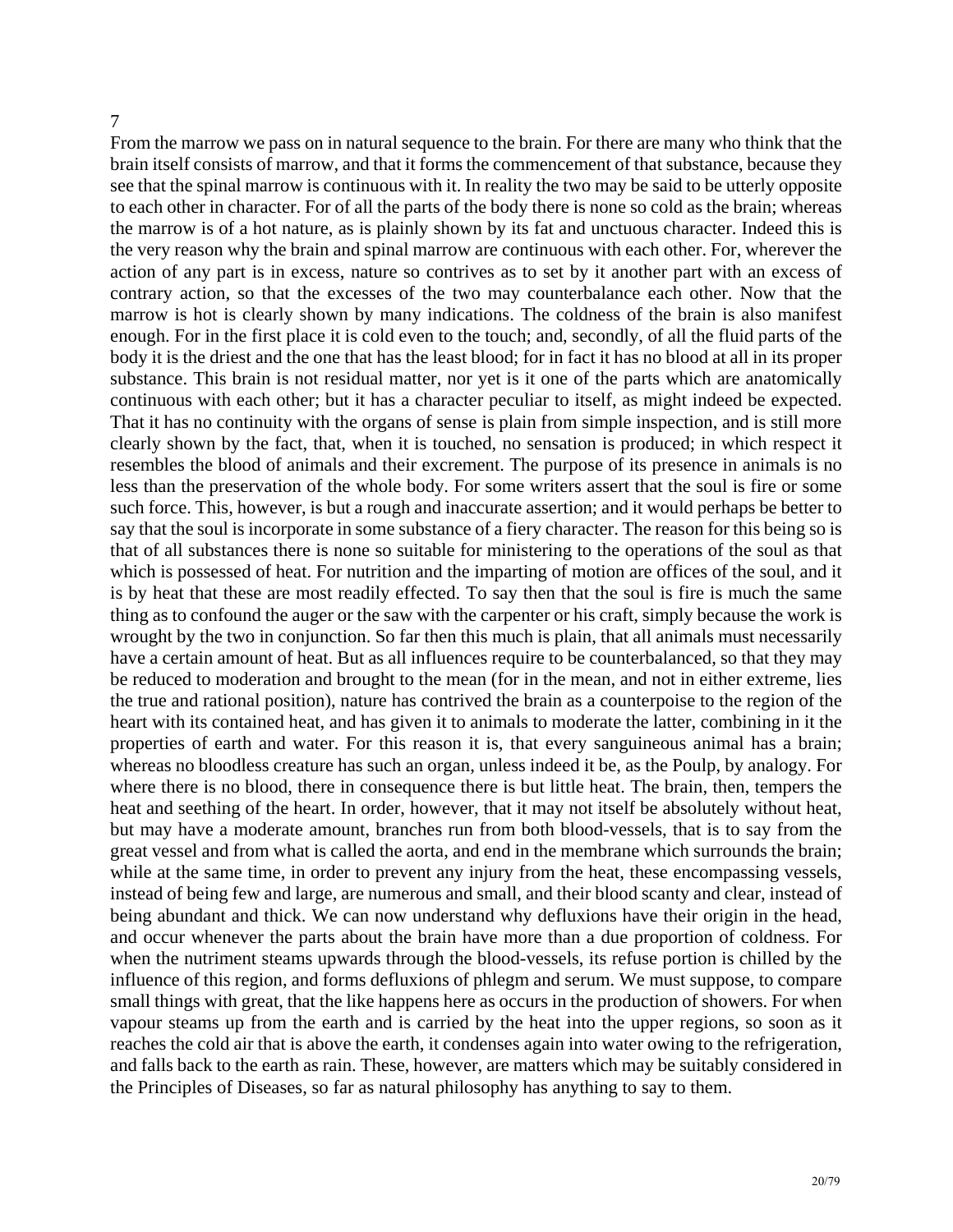7

From the marrow we pass on in natural sequence to the brain. For there are many who think that the brain itself consists of marrow, and that it forms the commencement of that substance, because they see that the spinal marrow is continuous with it. In reality the two may be said to be utterly opposite to each other in character. For of all the parts of the body there is none so cold as the brain; whereas the marrow is of a hot nature, as is plainly shown by its fat and unctuous character. Indeed this is the very reason why the brain and spinal marrow are continuous with each other. For, wherever the action of any part is in excess, nature so contrives as to set by it another part with an excess of contrary action, so that the excesses of the two may counterbalance each other. Now that the marrow is hot is clearly shown by many indications. The coldness of the brain is also manifest enough. For in the first place it is cold even to the touch; and, secondly, of all the fluid parts of the body it is the driest and the one that has the least blood; for in fact it has no blood at all in its proper substance. This brain is not residual matter, nor yet is it one of the parts which are anatomically continuous with each other; but it has a character peculiar to itself, as might indeed be expected. That it has no continuity with the organs of sense is plain from simple inspection, and is still more clearly shown by the fact, that, when it is touched, no sensation is produced; in which respect it resembles the blood of animals and their excrement. The purpose of its presence in animals is no less than the preservation of the whole body. For some writers assert that the soul is fire or some such force. This, however, is but a rough and inaccurate assertion; and it would perhaps be better to say that the soul is incorporate in some substance of a fiery character. The reason for this being so is that of all substances there is none so suitable for ministering to the operations of the soul as that which is possessed of heat. For nutrition and the imparting of motion are offices of the soul, and it is by heat that these are most readily effected. To say then that the soul is fire is much the same thing as to confound the auger or the saw with the carpenter or his craft, simply because the work is wrought by the two in conjunction. So far then this much is plain, that all animals must necessarily have a certain amount of heat. But as all influences require to be counterbalanced, so that they may be reduced to moderation and brought to the mean (for in the mean, and not in either extreme, lies the true and rational position), nature has contrived the brain as a counterpoise to the region of the heart with its contained heat, and has given it to animals to moderate the latter, combining in it the properties of earth and water. For this reason it is, that every sanguineous animal has a brain; whereas no bloodless creature has such an organ, unless indeed it be, as the Poulp, by analogy. For where there is no blood, there in consequence there is but little heat. The brain, then, tempers the heat and seething of the heart. In order, however, that it may not itself be absolutely without heat, but may have a moderate amount, branches run from both blood-vessels, that is to say from the great vessel and from what is called the aorta, and end in the membrane which surrounds the brain; while at the same time, in order to prevent any injury from the heat, these encompassing vessels, instead of being few and large, are numerous and small, and their blood scanty and clear, instead of being abundant and thick. We can now understand why defluxions have their origin in the head, and occur whenever the parts about the brain have more than a due proportion of coldness. For when the nutriment steams upwards through the blood-vessels, its refuse portion is chilled by the influence of this region, and forms defluxions of phlegm and serum. We must suppose, to compare small things with great, that the like happens here as occurs in the production of showers. For when vapour steams up from the earth and is carried by the heat into the upper regions, so soon as it reaches the cold air that is above the earth, it condenses again into water owing to the refrigeration, and falls back to the earth as rain. These, however, are matters which may be suitably considered in the Principles of Diseases, so far as natural philosophy has anything to say to them.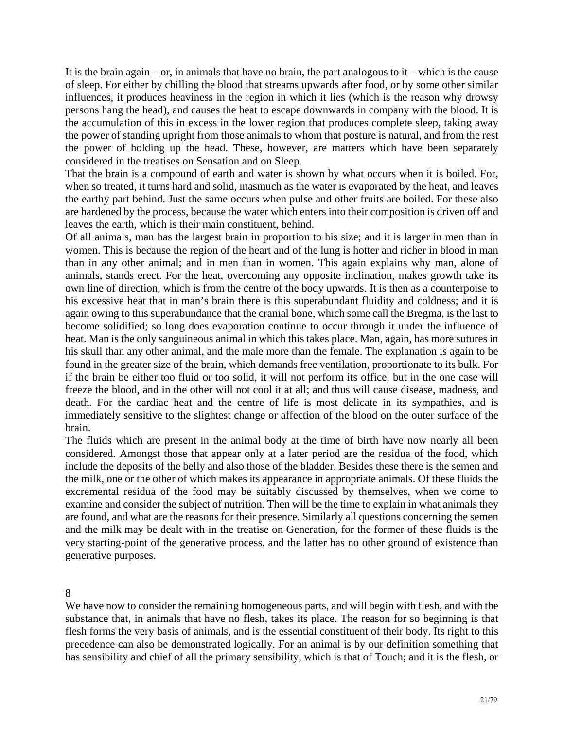It is the brain again – or, in animals that have no brain, the part analogous to it – which is the cause of sleep. For either by chilling the blood that streams upwards after food, or by some other similar influences, it produces heaviness in the region in which it lies (which is the reason why drowsy persons hang the head), and causes the heat to escape downwards in company with the blood. It is the accumulation of this in excess in the lower region that produces complete sleep, taking away the power of standing upright from those animals to whom that posture is natural, and from the rest the power of holding up the head. These, however, are matters which have been separately considered in the treatises on Sensation and on Sleep.

That the brain is a compound of earth and water is shown by what occurs when it is boiled. For, when so treated, it turns hard and solid, inasmuch as the water is evaporated by the heat, and leaves the earthy part behind. Just the same occurs when pulse and other fruits are boiled. For these also are hardened by the process, because the water which enters into their composition is driven off and leaves the earth, which is their main constituent, behind.

Of all animals, man has the largest brain in proportion to his size; and it is larger in men than in women. This is because the region of the heart and of the lung is hotter and richer in blood in man than in any other animal; and in men than in women. This again explains why man, alone of animals, stands erect. For the heat, overcoming any opposite inclination, makes growth take its own line of direction, which is from the centre of the body upwards. It is then as a counterpoise to his excessive heat that in man's brain there is this superabundant fluidity and coldness; and it is again owing to this superabundance that the cranial bone, which some call the Bregma, is the last to become solidified; so long does evaporation continue to occur through it under the influence of heat. Man is the only sanguineous animal in which this takes place. Man, again, has more sutures in his skull than any other animal, and the male more than the female. The explanation is again to be found in the greater size of the brain, which demands free ventilation, proportionate to its bulk. For if the brain be either too fluid or too solid, it will not perform its office, but in the one case will freeze the blood, and in the other will not cool it at all; and thus will cause disease, madness, and death. For the cardiac heat and the centre of life is most delicate in its sympathies, and is immediately sensitive to the slightest change or affection of the blood on the outer surface of the brain.

The fluids which are present in the animal body at the time of birth have now nearly all been considered. Amongst those that appear only at a later period are the residua of the food, which include the deposits of the belly and also those of the bladder. Besides these there is the semen and the milk, one or the other of which makes its appearance in appropriate animals. Of these fluids the excremental residua of the food may be suitably discussed by themselves, when we come to examine and consider the subject of nutrition. Then will be the time to explain in what animals they are found, and what are the reasons for their presence. Similarly all questions concerning the semen and the milk may be dealt with in the treatise on Generation, for the former of these fluids is the very starting-point of the generative process, and the latter has no other ground of existence than generative purposes.

## 8

We have now to consider the remaining homogeneous parts, and will begin with flesh, and with the substance that, in animals that have no flesh, takes its place. The reason for so beginning is that flesh forms the very basis of animals, and is the essential constituent of their body. Its right to this precedence can also be demonstrated logically. For an animal is by our definition something that has sensibility and chief of all the primary sensibility, which is that of Touch; and it is the flesh, or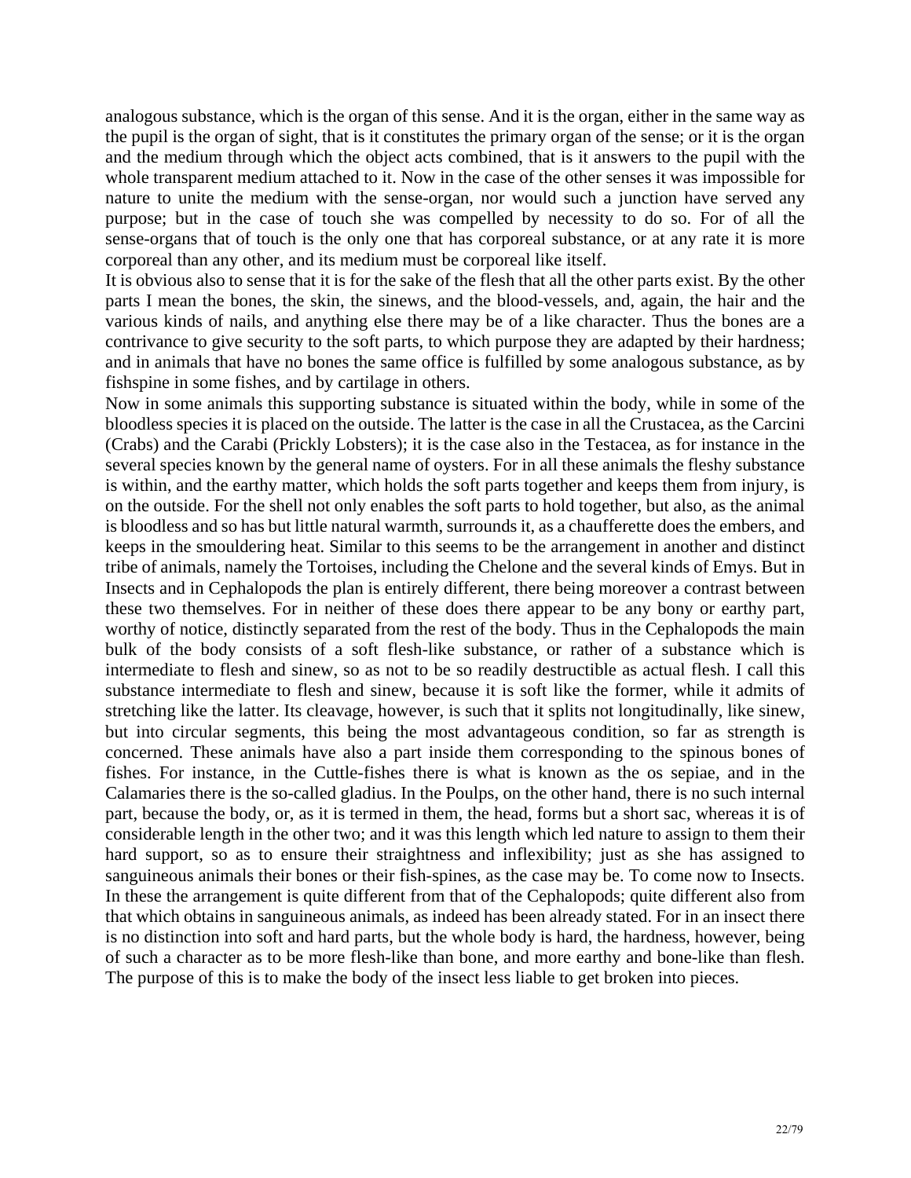analogous substance, which is the organ of this sense. And it is the organ, either in the same way as the pupil is the organ of sight, that is it constitutes the primary organ of the sense; or it is the organ and the medium through which the object acts combined, that is it answers to the pupil with the whole transparent medium attached to it. Now in the case of the other senses it was impossible for nature to unite the medium with the sense-organ, nor would such a junction have served any purpose; but in the case of touch she was compelled by necessity to do so. For of all the sense-organs that of touch is the only one that has corporeal substance, or at any rate it is more corporeal than any other, and its medium must be corporeal like itself.

It is obvious also to sense that it is for the sake of the flesh that all the other parts exist. By the other parts I mean the bones, the skin, the sinews, and the blood-vessels, and, again, the hair and the various kinds of nails, and anything else there may be of a like character. Thus the bones are a contrivance to give security to the soft parts, to which purpose they are adapted by their hardness; and in animals that have no bones the same office is fulfilled by some analogous substance, as by fishspine in some fishes, and by cartilage in others.

Now in some animals this supporting substance is situated within the body, while in some of the bloodless species it is placed on the outside. The latter is the case in all the Crustacea, as the Carcini (Crabs) and the Carabi (Prickly Lobsters); it is the case also in the Testacea, as for instance in the several species known by the general name of oysters. For in all these animals the fleshy substance is within, and the earthy matter, which holds the soft parts together and keeps them from injury, is on the outside. For the shell not only enables the soft parts to hold together, but also, as the animal is bloodless and so has but little natural warmth, surrounds it, as a chaufferette does the embers, and keeps in the smouldering heat. Similar to this seems to be the arrangement in another and distinct tribe of animals, namely the Tortoises, including the Chelone and the several kinds of Emys. But in Insects and in Cephalopods the plan is entirely different, there being moreover a contrast between these two themselves. For in neither of these does there appear to be any bony or earthy part, worthy of notice, distinctly separated from the rest of the body. Thus in the Cephalopods the main bulk of the body consists of a soft flesh-like substance, or rather of a substance which is intermediate to flesh and sinew, so as not to be so readily destructible as actual flesh. I call this substance intermediate to flesh and sinew, because it is soft like the former, while it admits of stretching like the latter. Its cleavage, however, is such that it splits not longitudinally, like sinew, but into circular segments, this being the most advantageous condition, so far as strength is concerned. These animals have also a part inside them corresponding to the spinous bones of fishes. For instance, in the Cuttle-fishes there is what is known as the os sepiae, and in the Calamaries there is the so-called gladius. In the Poulps, on the other hand, there is no such internal part, because the body, or, as it is termed in them, the head, forms but a short sac, whereas it is of considerable length in the other two; and it was this length which led nature to assign to them their hard support, so as to ensure their straightness and inflexibility; just as she has assigned to sanguineous animals their bones or their fish-spines, as the case may be. To come now to Insects. In these the arrangement is quite different from that of the Cephalopods; quite different also from that which obtains in sanguineous animals, as indeed has been already stated. For in an insect there is no distinction into soft and hard parts, but the whole body is hard, the hardness, however, being of such a character as to be more flesh-like than bone, and more earthy and bone-like than flesh. The purpose of this is to make the body of the insect less liable to get broken into pieces.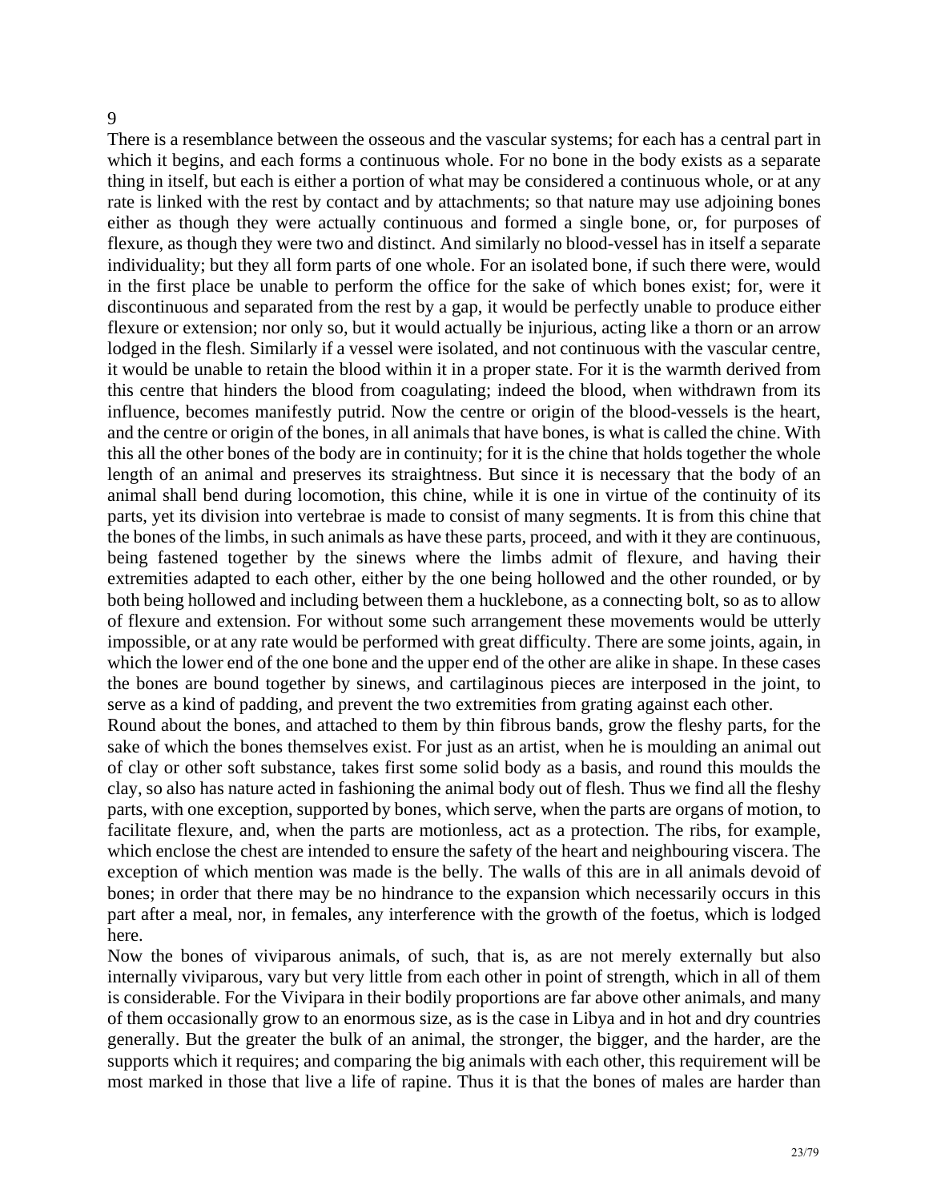9

There is a resemblance between the osseous and the vascular systems; for each has a central part in which it begins, and each forms a continuous whole. For no bone in the body exists as a separate thing in itself, but each is either a portion of what may be considered a continuous whole, or at any rate is linked with the rest by contact and by attachments; so that nature may use adjoining bones either as though they were actually continuous and formed a single bone, or, for purposes of flexure, as though they were two and distinct. And similarly no blood-vessel has in itself a separate individuality; but they all form parts of one whole. For an isolated bone, if such there were, would in the first place be unable to perform the office for the sake of which bones exist; for, were it discontinuous and separated from the rest by a gap, it would be perfectly unable to produce either flexure or extension; nor only so, but it would actually be injurious, acting like a thorn or an arrow lodged in the flesh. Similarly if a vessel were isolated, and not continuous with the vascular centre, it would be unable to retain the blood within it in a proper state. For it is the warmth derived from this centre that hinders the blood from coagulating; indeed the blood, when withdrawn from its influence, becomes manifestly putrid. Now the centre or origin of the blood-vessels is the heart, and the centre or origin of the bones, in all animals that have bones, is what is called the chine. With this all the other bones of the body are in continuity; for it is the chine that holds together the whole length of an animal and preserves its straightness. But since it is necessary that the body of an animal shall bend during locomotion, this chine, while it is one in virtue of the continuity of its parts, yet its division into vertebrae is made to consist of many segments. It is from this chine that the bones of the limbs, in such animals as have these parts, proceed, and with it they are continuous, being fastened together by the sinews where the limbs admit of flexure, and having their extremities adapted to each other, either by the one being hollowed and the other rounded, or by both being hollowed and including between them a hucklebone, as a connecting bolt, so as to allow of flexure and extension. For without some such arrangement these movements would be utterly impossible, or at any rate would be performed with great difficulty. There are some joints, again, in which the lower end of the one bone and the upper end of the other are alike in shape. In these cases the bones are bound together by sinews, and cartilaginous pieces are interposed in the joint, to serve as a kind of padding, and prevent the two extremities from grating against each other.

Round about the bones, and attached to them by thin fibrous bands, grow the fleshy parts, for the sake of which the bones themselves exist. For just as an artist, when he is moulding an animal out of clay or other soft substance, takes first some solid body as a basis, and round this moulds the clay, so also has nature acted in fashioning the animal body out of flesh. Thus we find all the fleshy parts, with one exception, supported by bones, which serve, when the parts are organs of motion, to facilitate flexure, and, when the parts are motionless, act as a protection. The ribs, for example, which enclose the chest are intended to ensure the safety of the heart and neighbouring viscera. The exception of which mention was made is the belly. The walls of this are in all animals devoid of bones; in order that there may be no hindrance to the expansion which necessarily occurs in this part after a meal, nor, in females, any interference with the growth of the foetus, which is lodged here.

Now the bones of viviparous animals, of such, that is, as are not merely externally but also internally viviparous, vary but very little from each other in point of strength, which in all of them is considerable. For the Vivipara in their bodily proportions are far above other animals, and many of them occasionally grow to an enormous size, as is the case in Libya and in hot and dry countries generally. But the greater the bulk of an animal, the stronger, the bigger, and the harder, are the supports which it requires; and comparing the big animals with each other, this requirement will be most marked in those that live a life of rapine. Thus it is that the bones of males are harder than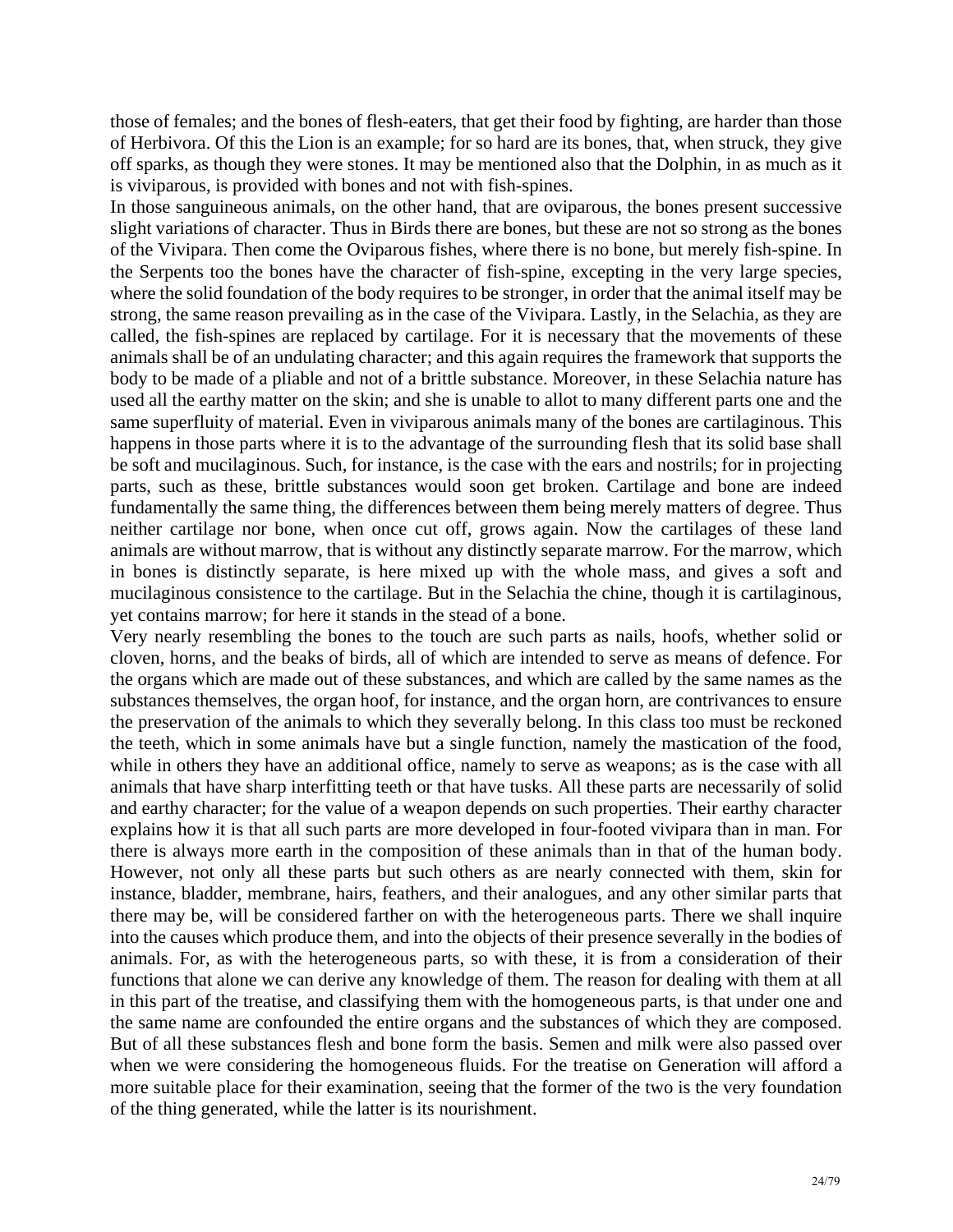those of females; and the bones of flesh-eaters, that get their food by fighting, are harder than those of Herbivora. Of this the Lion is an example; for so hard are its bones, that, when struck, they give off sparks, as though they were stones. It may be mentioned also that the Dolphin, in as much as it is viviparous, is provided with bones and not with fish-spines.

In those sanguineous animals, on the other hand, that are oviparous, the bones present successive slight variations of character. Thus in Birds there are bones, but these are not so strong as the bones of the Vivipara. Then come the Oviparous fishes, where there is no bone, but merely fish-spine. In the Serpents too the bones have the character of fish-spine, excepting in the very large species, where the solid foundation of the body requires to be stronger, in order that the animal itself may be strong, the same reason prevailing as in the case of the Vivipara. Lastly, in the Selachia, as they are called, the fish-spines are replaced by cartilage. For it is necessary that the movements of these animals shall be of an undulating character; and this again requires the framework that supports the body to be made of a pliable and not of a brittle substance. Moreover, in these Selachia nature has used all the earthy matter on the skin; and she is unable to allot to many different parts one and the same superfluity of material. Even in viviparous animals many of the bones are cartilaginous. This happens in those parts where it is to the advantage of the surrounding flesh that its solid base shall be soft and mucilaginous. Such, for instance, is the case with the ears and nostrils; for in projecting parts, such as these, brittle substances would soon get broken. Cartilage and bone are indeed fundamentally the same thing, the differences between them being merely matters of degree. Thus neither cartilage nor bone, when once cut off, grows again. Now the cartilages of these land animals are without marrow, that is without any distinctly separate marrow. For the marrow, which in bones is distinctly separate, is here mixed up with the whole mass, and gives a soft and mucilaginous consistence to the cartilage. But in the Selachia the chine, though it is cartilaginous, yet contains marrow; for here it stands in the stead of a bone.

Very nearly resembling the bones to the touch are such parts as nails, hoofs, whether solid or cloven, horns, and the beaks of birds, all of which are intended to serve as means of defence. For the organs which are made out of these substances, and which are called by the same names as the substances themselves, the organ hoof, for instance, and the organ horn, are contrivances to ensure the preservation of the animals to which they severally belong. In this class too must be reckoned the teeth, which in some animals have but a single function, namely the mastication of the food, while in others they have an additional office, namely to serve as weapons; as is the case with all animals that have sharp interfitting teeth or that have tusks. All these parts are necessarily of solid and earthy character; for the value of a weapon depends on such properties. Their earthy character explains how it is that all such parts are more developed in four-footed vivipara than in man. For there is always more earth in the composition of these animals than in that of the human body. However, not only all these parts but such others as are nearly connected with them, skin for instance, bladder, membrane, hairs, feathers, and their analogues, and any other similar parts that there may be, will be considered farther on with the heterogeneous parts. There we shall inquire into the causes which produce them, and into the objects of their presence severally in the bodies of animals. For, as with the heterogeneous parts, so with these, it is from a consideration of their functions that alone we can derive any knowledge of them. The reason for dealing with them at all in this part of the treatise, and classifying them with the homogeneous parts, is that under one and the same name are confounded the entire organs and the substances of which they are composed. But of all these substances flesh and bone form the basis. Semen and milk were also passed over when we were considering the homogeneous fluids. For the treatise on Generation will afford a more suitable place for their examination, seeing that the former of the two is the very foundation of the thing generated, while the latter is its nourishment.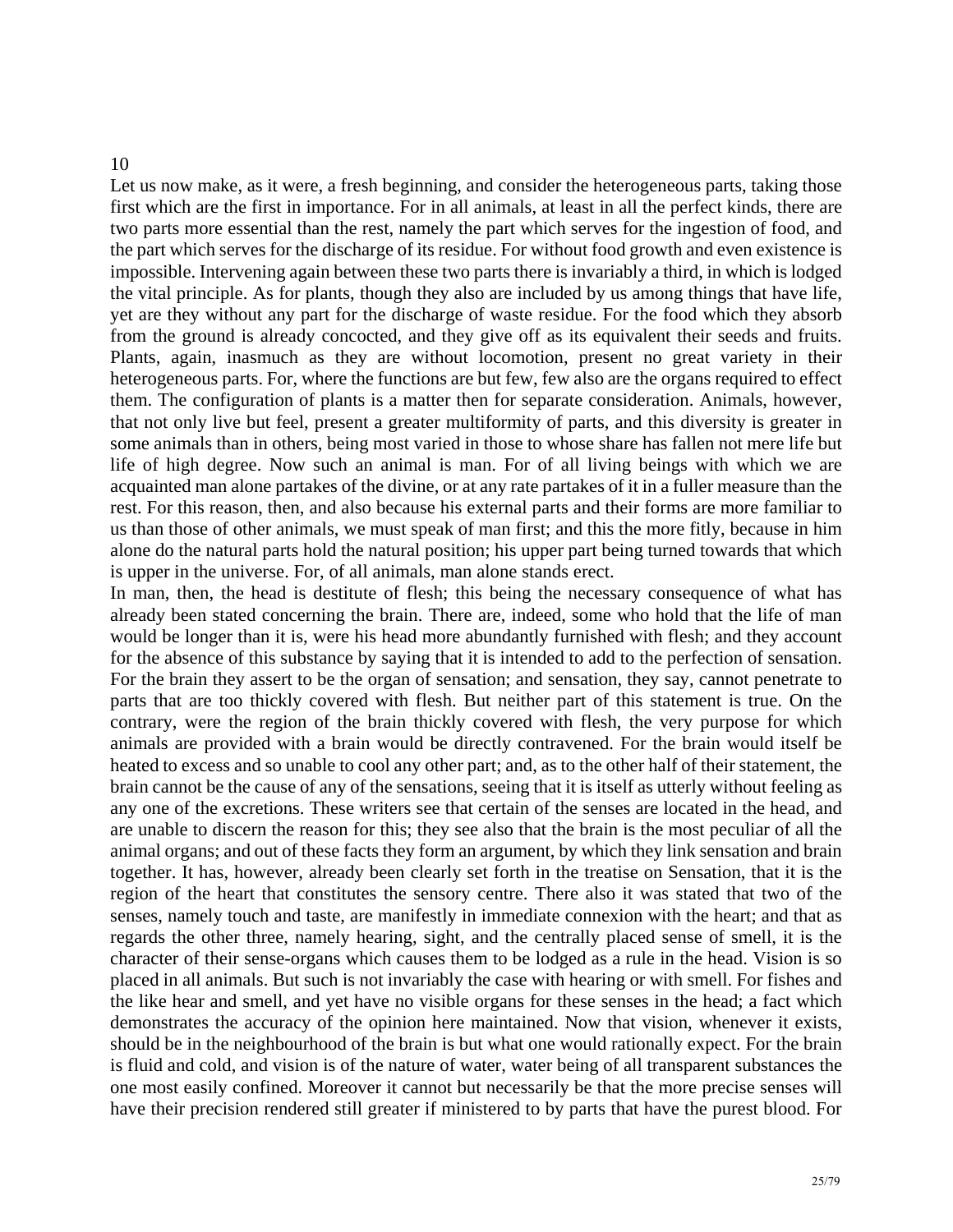10

Let us now make, as it were, a fresh beginning, and consider the heterogeneous parts, taking those first which are the first in importance. For in all animals, at least in all the perfect kinds, there are two parts more essential than the rest, namely the part which serves for the ingestion of food, and the part which serves for the discharge of its residue. For without food growth and even existence is impossible. Intervening again between these two parts there is invariably a third, in which is lodged the vital principle. As for plants, though they also are included by us among things that have life, yet are they without any part for the discharge of waste residue. For the food which they absorb from the ground is already concocted, and they give off as its equivalent their seeds and fruits. Plants, again, inasmuch as they are without locomotion, present no great variety in their heterogeneous parts. For, where the functions are but few, few also are the organs required to effect them. The configuration of plants is a matter then for separate consideration. Animals, however, that not only live but feel, present a greater multiformity of parts, and this diversity is greater in some animals than in others, being most varied in those to whose share has fallen not mere life but life of high degree. Now such an animal is man. For of all living beings with which we are acquainted man alone partakes of the divine, or at any rate partakes of it in a fuller measure than the rest. For this reason, then, and also because his external parts and their forms are more familiar to us than those of other animals, we must speak of man first; and this the more fitly, because in him alone do the natural parts hold the natural position; his upper part being turned towards that which is upper in the universe. For, of all animals, man alone stands erect.

In man, then, the head is destitute of flesh; this being the necessary consequence of what has already been stated concerning the brain. There are, indeed, some who hold that the life of man would be longer than it is, were his head more abundantly furnished with flesh; and they account for the absence of this substance by saying that it is intended to add to the perfection of sensation. For the brain they assert to be the organ of sensation; and sensation, they say, cannot penetrate to parts that are too thickly covered with flesh. But neither part of this statement is true. On the contrary, were the region of the brain thickly covered with flesh, the very purpose for which animals are provided with a brain would be directly contravened. For the brain would itself be heated to excess and so unable to cool any other part; and, as to the other half of their statement, the brain cannot be the cause of any of the sensations, seeing that it is itself as utterly without feeling as any one of the excretions. These writers see that certain of the senses are located in the head, and are unable to discern the reason for this; they see also that the brain is the most peculiar of all the animal organs; and out of these facts they form an argument, by which they link sensation and brain together. It has, however, already been clearly set forth in the treatise on Sensation, that it is the region of the heart that constitutes the sensory centre. There also it was stated that two of the senses, namely touch and taste, are manifestly in immediate connexion with the heart; and that as regards the other three, namely hearing, sight, and the centrally placed sense of smell, it is the character of their sense-organs which causes them to be lodged as a rule in the head. Vision is so placed in all animals. But such is not invariably the case with hearing or with smell. For fishes and the like hear and smell, and yet have no visible organs for these senses in the head; a fact which demonstrates the accuracy of the opinion here maintained. Now that vision, whenever it exists, should be in the neighbourhood of the brain is but what one would rationally expect. For the brain is fluid and cold, and vision is of the nature of water, water being of all transparent substances the one most easily confined. Moreover it cannot but necessarily be that the more precise senses will have their precision rendered still greater if ministered to by parts that have the purest blood. For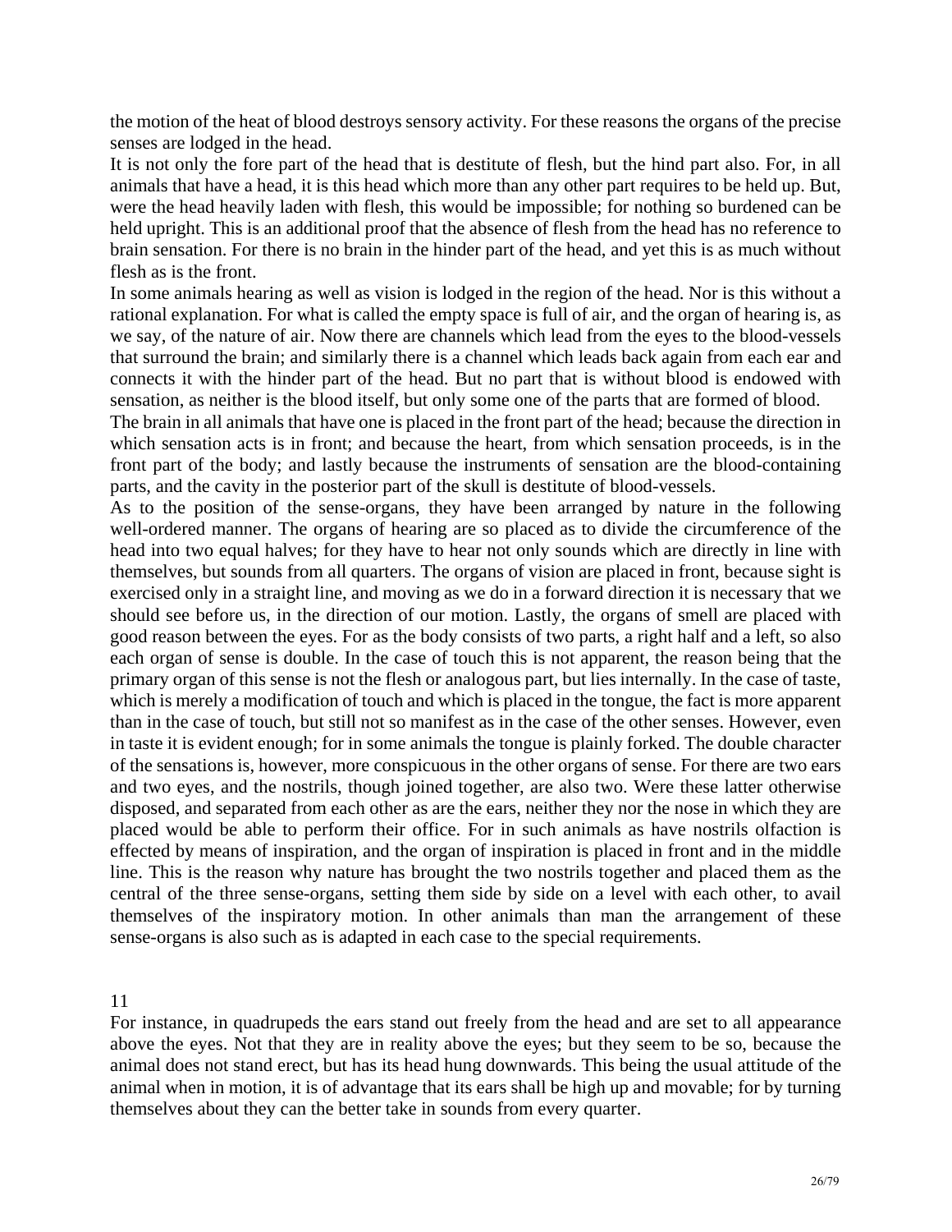the motion of the heat of blood destroys sensory activity. For these reasons the organs of the precise senses are lodged in the head.

It is not only the fore part of the head that is destitute of flesh, but the hind part also. For, in all animals that have a head, it is this head which more than any other part requires to be held up. But, were the head heavily laden with flesh, this would be impossible; for nothing so burdened can be held upright. This is an additional proof that the absence of flesh from the head has no reference to brain sensation. For there is no brain in the hinder part of the head, and yet this is as much without flesh as is the front.

In some animals hearing as well as vision is lodged in the region of the head. Nor is this without a rational explanation. For what is called the empty space is full of air, and the organ of hearing is, as we say, of the nature of air. Now there are channels which lead from the eyes to the blood-vessels that surround the brain; and similarly there is a channel which leads back again from each ear and connects it with the hinder part of the head. But no part that is without blood is endowed with sensation, as neither is the blood itself, but only some one of the parts that are formed of blood.

The brain in all animals that have one is placed in the front part of the head; because the direction in which sensation acts is in front; and because the heart, from which sensation proceeds, is in the front part of the body; and lastly because the instruments of sensation are the blood-containing parts, and the cavity in the posterior part of the skull is destitute of blood-vessels.

As to the position of the sense-organs, they have been arranged by nature in the following well-ordered manner. The organs of hearing are so placed as to divide the circumference of the head into two equal halves; for they have to hear not only sounds which are directly in line with themselves, but sounds from all quarters. The organs of vision are placed in front, because sight is exercised only in a straight line, and moving as we do in a forward direction it is necessary that we should see before us, in the direction of our motion. Lastly, the organs of smell are placed with good reason between the eyes. For as the body consists of two parts, a right half and a left, so also each organ of sense is double. In the case of touch this is not apparent, the reason being that the primary organ of this sense is not the flesh or analogous part, but lies internally. In the case of taste, which is merely a modification of touch and which is placed in the tongue, the fact is more apparent than in the case of touch, but still not so manifest as in the case of the other senses. However, even in taste it is evident enough; for in some animals the tongue is plainly forked. The double character of the sensations is, however, more conspicuous in the other organs of sense. For there are two ears and two eyes, and the nostrils, though joined together, are also two. Were these latter otherwise disposed, and separated from each other as are the ears, neither they nor the nose in which they are placed would be able to perform their office. For in such animals as have nostrils olfaction is effected by means of inspiration, and the organ of inspiration is placed in front and in the middle line. This is the reason why nature has brought the two nostrils together and placed them as the central of the three sense-organs, setting them side by side on a level with each other, to avail themselves of the inspiratory motion. In other animals than man the arrangement of these sense-organs is also such as is adapted in each case to the special requirements.

## 11

For instance, in quadrupeds the ears stand out freely from the head and are set to all appearance above the eyes. Not that they are in reality above the eyes; but they seem to be so, because the animal does not stand erect, but has its head hung downwards. This being the usual attitude of the animal when in motion, it is of advantage that its ears shall be high up and movable; for by turning themselves about they can the better take in sounds from every quarter.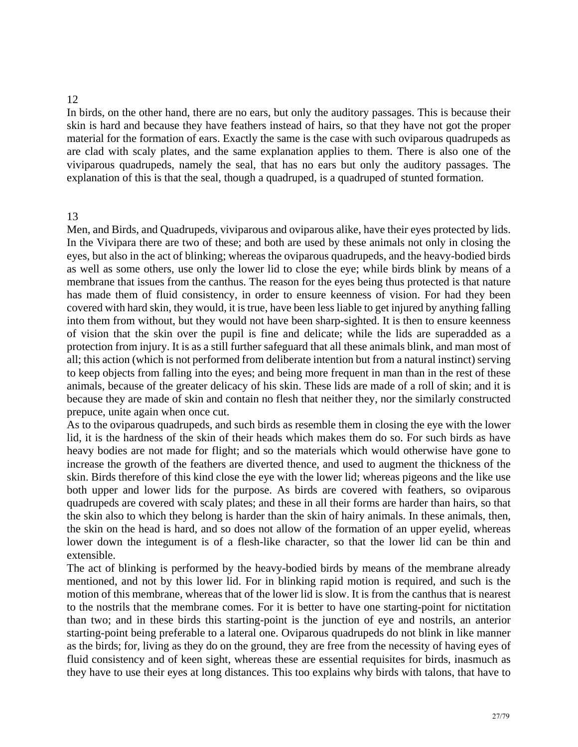12

In birds, on the other hand, there are no ears, but only the auditory passages. This is because their skin is hard and because they have feathers instead of hairs, so that they have not got the proper material for the formation of ears. Exactly the same is the case with such oviparous quadrupeds as are clad with scaly plates, and the same explanation applies to them. There is also one of the viviparous quadrupeds, namely the seal, that has no ears but only the auditory passages. The explanation of this is that the seal, though a quadruped, is a quadruped of stunted formation.

13

Men, and Birds, and Quadrupeds, viviparous and oviparous alike, have their eyes protected by lids. In the Vivipara there are two of these; and both are used by these animals not only in closing the eyes, but also in the act of blinking; whereas the oviparous quadrupeds, and the heavy-bodied birds as well as some others, use only the lower lid to close the eye; while birds blink by means of a membrane that issues from the canthus. The reason for the eyes being thus protected is that nature has made them of fluid consistency, in order to ensure keenness of vision. For had they been covered with hard skin, they would, it is true, have been less liable to get injured by anything falling into them from without, but they would not have been sharp-sighted. It is then to ensure keenness of vision that the skin over the pupil is fine and delicate; while the lids are superadded as a protection from injury. It is as a still further safeguard that all these animals blink, and man most of all; this action (which is not performed from deliberate intention but from a natural instinct) serving to keep objects from falling into the eyes; and being more frequent in man than in the rest of these animals, because of the greater delicacy of his skin. These lids are made of a roll of skin; and it is because they are made of skin and contain no flesh that neither they, nor the similarly constructed prepuce, unite again when once cut.

As to the oviparous quadrupeds, and such birds as resemble them in closing the eye with the lower lid, it is the hardness of the skin of their heads which makes them do so. For such birds as have heavy bodies are not made for flight; and so the materials which would otherwise have gone to increase the growth of the feathers are diverted thence, and used to augment the thickness of the skin. Birds therefore of this kind close the eye with the lower lid; whereas pigeons and the like use both upper and lower lids for the purpose. As birds are covered with feathers, so oviparous quadrupeds are covered with scaly plates; and these in all their forms are harder than hairs, so that the skin also to which they belong is harder than the skin of hairy animals. In these animals, then, the skin on the head is hard, and so does not allow of the formation of an upper eyelid, whereas lower down the integument is of a flesh-like character, so that the lower lid can be thin and extensible.

The act of blinking is performed by the heavy-bodied birds by means of the membrane already mentioned, and not by this lower lid. For in blinking rapid motion is required, and such is the motion of this membrane, whereas that of the lower lid is slow. It is from the canthus that is nearest to the nostrils that the membrane comes. For it is better to have one starting-point for nictitation than two; and in these birds this starting-point is the junction of eye and nostrils, an anterior starting-point being preferable to a lateral one. Oviparous quadrupeds do not blink in like manner as the birds; for, living as they do on the ground, they are free from the necessity of having eyes of fluid consistency and of keen sight, whereas these are essential requisites for birds, inasmuch as they have to use their eyes at long distances. This too explains why birds with talons, that have to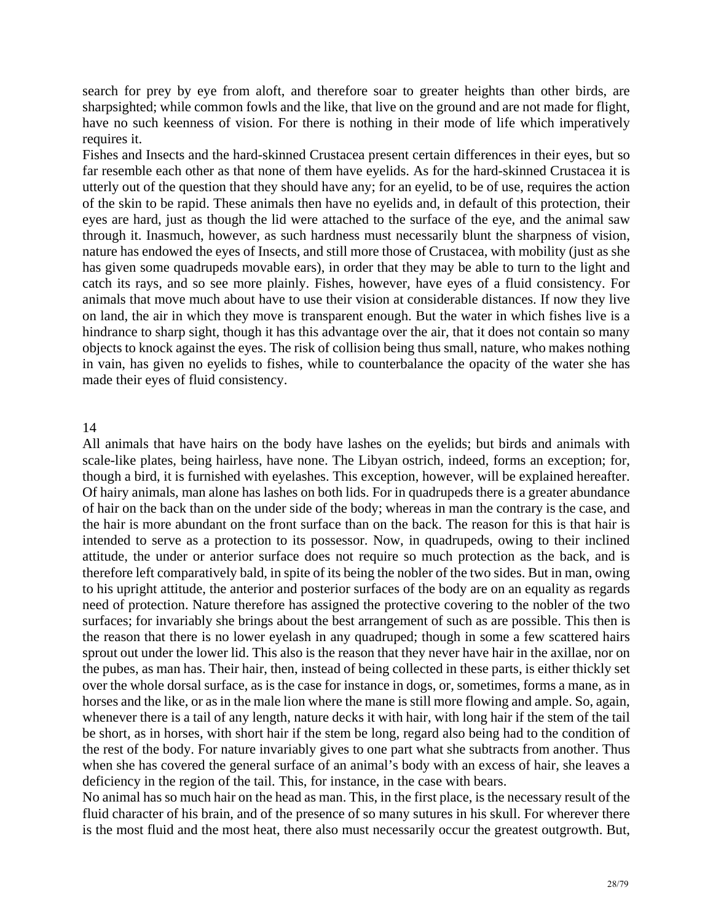search for prey by eye from aloft, and therefore soar to greater heights than other birds, are sharpsighted; while common fowls and the like, that live on the ground and are not made for flight, have no such keenness of vision. For there is nothing in their mode of life which imperatively requires it.

Fishes and Insects and the hard-skinned Crustacea present certain differences in their eyes, but so far resemble each other as that none of them have eyelids. As for the hard-skinned Crustacea it is utterly out of the question that they should have any; for an eyelid, to be of use, requires the action of the skin to be rapid. These animals then have no eyelids and, in default of this protection, their eyes are hard, just as though the lid were attached to the surface of the eye, and the animal saw through it. Inasmuch, however, as such hardness must necessarily blunt the sharpness of vision, nature has endowed the eyes of Insects, and still more those of Crustacea, with mobility (just as she has given some quadrupeds movable ears), in order that they may be able to turn to the light and catch its rays, and so see more plainly. Fishes, however, have eyes of a fluid consistency. For animals that move much about have to use their vision at considerable distances. If now they live on land, the air in which they move is transparent enough. But the water in which fishes live is a hindrance to sharp sight, though it has this advantage over the air, that it does not contain so many objects to knock against the eyes. The risk of collision being thus small, nature, who makes nothing in vain, has given no eyelids to fishes, while to counterbalance the opacity of the water she has made their eyes of fluid consistency.

## 14

All animals that have hairs on the body have lashes on the eyelids; but birds and animals with scale-like plates, being hairless, have none. The Libyan ostrich, indeed, forms an exception; for, though a bird, it is furnished with eyelashes. This exception, however, will be explained hereafter. Of hairy animals, man alone has lashes on both lids. For in quadrupeds there is a greater abundance of hair on the back than on the under side of the body; whereas in man the contrary is the case, and the hair is more abundant on the front surface than on the back. The reason for this is that hair is intended to serve as a protection to its possessor. Now, in quadrupeds, owing to their inclined attitude, the under or anterior surface does not require so much protection as the back, and is therefore left comparatively bald, in spite of its being the nobler of the two sides. But in man, owing to his upright attitude, the anterior and posterior surfaces of the body are on an equality as regards need of protection. Nature therefore has assigned the protective covering to the nobler of the two surfaces; for invariably she brings about the best arrangement of such as are possible. This then is the reason that there is no lower eyelash in any quadruped; though in some a few scattered hairs sprout out under the lower lid. This also is the reason that they never have hair in the axillae, nor on the pubes, as man has. Their hair, then, instead of being collected in these parts, is either thickly set over the whole dorsal surface, as is the case for instance in dogs, or, sometimes, forms a mane, as in horses and the like, or as in the male lion where the mane is still more flowing and ample. So, again, whenever there is a tail of any length, nature decks it with hair, with long hair if the stem of the tail be short, as in horses, with short hair if the stem be long, regard also being had to the condition of the rest of the body. For nature invariably gives to one part what she subtracts from another. Thus when she has covered the general surface of an animal's body with an excess of hair, she leaves a deficiency in the region of the tail. This, for instance, in the case with bears.

No animal has so much hair on the head as man. This, in the first place, is the necessary result of the fluid character of his brain, and of the presence of so many sutures in his skull. For wherever there is the most fluid and the most heat, there also must necessarily occur the greatest outgrowth. But,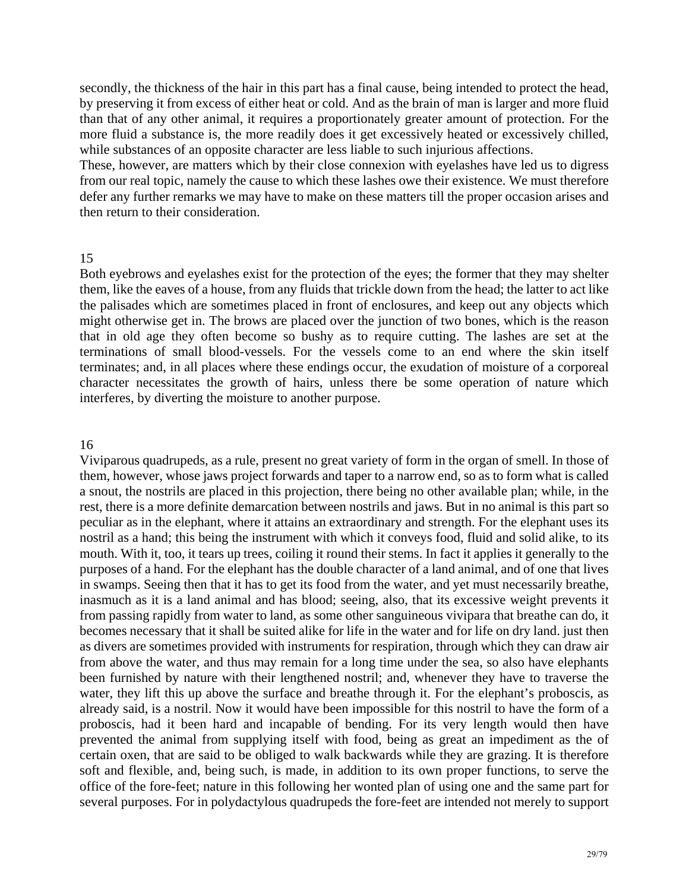secondly, the thickness of the hair in this part has a final cause, being intended to protect the head, by preserving it from excess of either heat or cold. And as the brain of man is larger and more fluid than that of any other animal, it requires a proportionately greater amount of protection. For the more fluid a substance is, the more readily does it get excessively heated or excessively chilled, while substances of an opposite character are less liable to such injurious affections.

These, however, are matters which by their close connexion with eyelashes have led us to digress from our real topic, namely the cause to which these lashes owe their existence. We must therefore defer any further remarks we may have to make on these matters till the proper occasion arises and then return to their consideration.

15

Both eyebrows and eyelashes exist for the protection of the eyes; the former that they may shelter them, like the eaves of a house, from any fluids that trickle down from the head; the latter to act like the palisades which are sometimes placed in front of enclosures, and keep out any objects which might otherwise get in. The brows are placed over the junction of two bones, which is the reason that in old age they often become so bushy as to require cutting. The lashes are set at the terminations of small blood-vessels. For the vessels come to an end where the skin itself terminates; and, in all places where these endings occur, the exudation of moisture of a corporeal character necessitates the growth of hairs, unless there be some operation of nature which interferes, by diverting the moisture to another purpose.

16

Viviparous quadrupeds, as a rule, present no great variety of form in the organ of smell. In those of them, however, whose jaws project forwards and taper to a narrow end, so as to form what is called a snout, the nostrils are placed in this projection, there being no other available plan; while, in the rest, there is a more definite demarcation between nostrils and jaws. But in no animal is this part so peculiar as in the elephant, where it attains an extraordinary and strength. For the elephant uses its nostril as a hand; this being the instrument with which it conveys food, fluid and solid alike, to its mouth. With it, too, it tears up trees, coiling it round their stems. In fact it applies it generally to the purposes of a hand. For the elephant has the double character of a land animal, and of one that lives in swamps. Seeing then that it has to get its food from the water, and yet must necessarily breathe, inasmuch as it is a land animal and has blood; seeing, also, that its excessive weight prevents it from passing rapidly from water to land, as some other sanguineous vivipara that breathe can do, it becomes necessary that it shall be suited alike for life in the water and for life on dry land. just then as divers are sometimes provided with instruments for respiration, through which they can draw air from above the water, and thus may remain for a long time under the sea, so also have elephants been furnished by nature with their lengthened nostril; and, whenever they have to traverse the water, they lift this up above the surface and breathe through it. For the elephant's proboscis, as already said, is a nostril. Now it would have been impossible for this nostril to have the form of a proboscis, had it been hard and incapable of bending. For its very length would then have prevented the animal from supplying itself with food, being as great an impediment as the of certain oxen, that are said to be obliged to walk backwards while they are grazing. It is therefore soft and flexible, and, being such, is made, in addition to its own proper functions, to serve the office of the fore-feet; nature in this following her wonted plan of using one and the same part for several purposes. For in polydactylous quadrupeds the fore-feet are intended not merely to support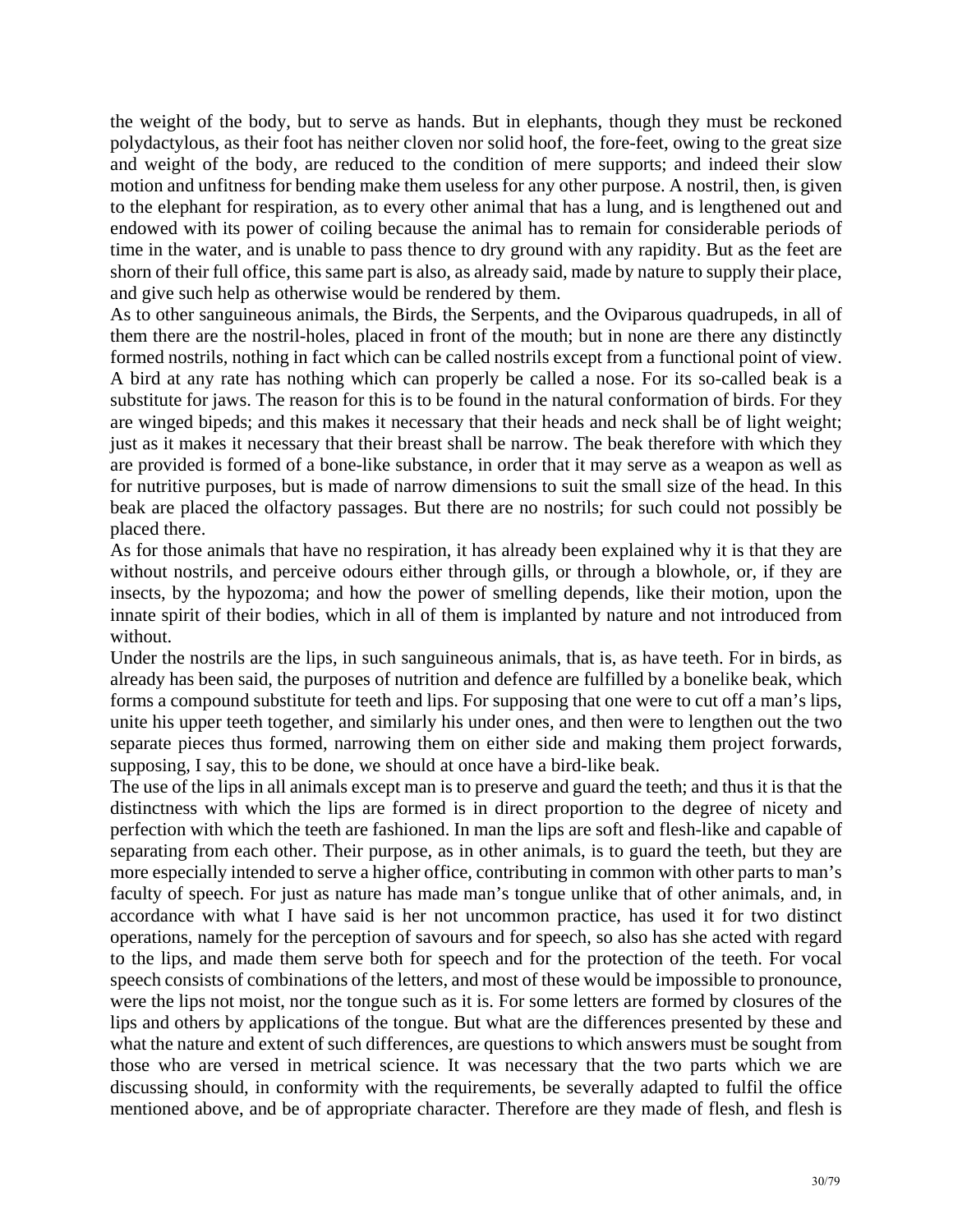the weight of the body, but to serve as hands. But in elephants, though they must be reckoned polydactylous, as their foot has neither cloven nor solid hoof, the fore-feet, owing to the great size and weight of the body, are reduced to the condition of mere supports; and indeed their slow motion and unfitness for bending make them useless for any other purpose. A nostril, then, is given to the elephant for respiration, as to every other animal that has a lung, and is lengthened out and endowed with its power of coiling because the animal has to remain for considerable periods of time in the water, and is unable to pass thence to dry ground with any rapidity. But as the feet are shorn of their full office, this same part is also, as already said, made by nature to supply their place, and give such help as otherwise would be rendered by them.

As to other sanguineous animals, the Birds, the Serpents, and the Oviparous quadrupeds, in all of them there are the nostril-holes, placed in front of the mouth; but in none are there any distinctly formed nostrils, nothing in fact which can be called nostrils except from a functional point of view. A bird at any rate has nothing which can properly be called a nose. For its so-called beak is a substitute for jaws. The reason for this is to be found in the natural conformation of birds. For they are winged bipeds; and this makes it necessary that their heads and neck shall be of light weight; just as it makes it necessary that their breast shall be narrow. The beak therefore with which they are provided is formed of a bone-like substance, in order that it may serve as a weapon as well as for nutritive purposes, but is made of narrow dimensions to suit the small size of the head. In this beak are placed the olfactory passages. But there are no nostrils; for such could not possibly be placed there.

As for those animals that have no respiration, it has already been explained why it is that they are without nostrils, and perceive odours either through gills, or through a blowhole, or, if they are insects, by the hypozoma; and how the power of smelling depends, like their motion, upon the innate spirit of their bodies, which in all of them is implanted by nature and not introduced from without.

Under the nostrils are the lips, in such sanguineous animals, that is, as have teeth. For in birds, as already has been said, the purposes of nutrition and defence are fulfilled by a bonelike beak, which forms a compound substitute for teeth and lips. For supposing that one were to cut off a man's lips, unite his upper teeth together, and similarly his under ones, and then were to lengthen out the two separate pieces thus formed, narrowing them on either side and making them project forwards, supposing, I say, this to be done, we should at once have a bird-like beak.

The use of the lips in all animals except man is to preserve and guard the teeth; and thus it is that the distinctness with which the lips are formed is in direct proportion to the degree of nicety and perfection with which the teeth are fashioned. In man the lips are soft and flesh-like and capable of separating from each other. Their purpose, as in other animals, is to guard the teeth, but they are more especially intended to serve a higher office, contributing in common with other parts to man's faculty of speech. For just as nature has made man's tongue unlike that of other animals, and, in accordance with what I have said is her not uncommon practice, has used it for two distinct operations, namely for the perception of savours and for speech, so also has she acted with regard to the lips, and made them serve both for speech and for the protection of the teeth. For vocal speech consists of combinations of the letters, and most of these would be impossible to pronounce, were the lips not moist, nor the tongue such as it is. For some letters are formed by closures of the lips and others by applications of the tongue. But what are the differences presented by these and what the nature and extent of such differences, are questions to which answers must be sought from those who are versed in metrical science. It was necessary that the two parts which we are discussing should, in conformity with the requirements, be severally adapted to fulfil the office mentioned above, and be of appropriate character. Therefore are they made of flesh, and flesh is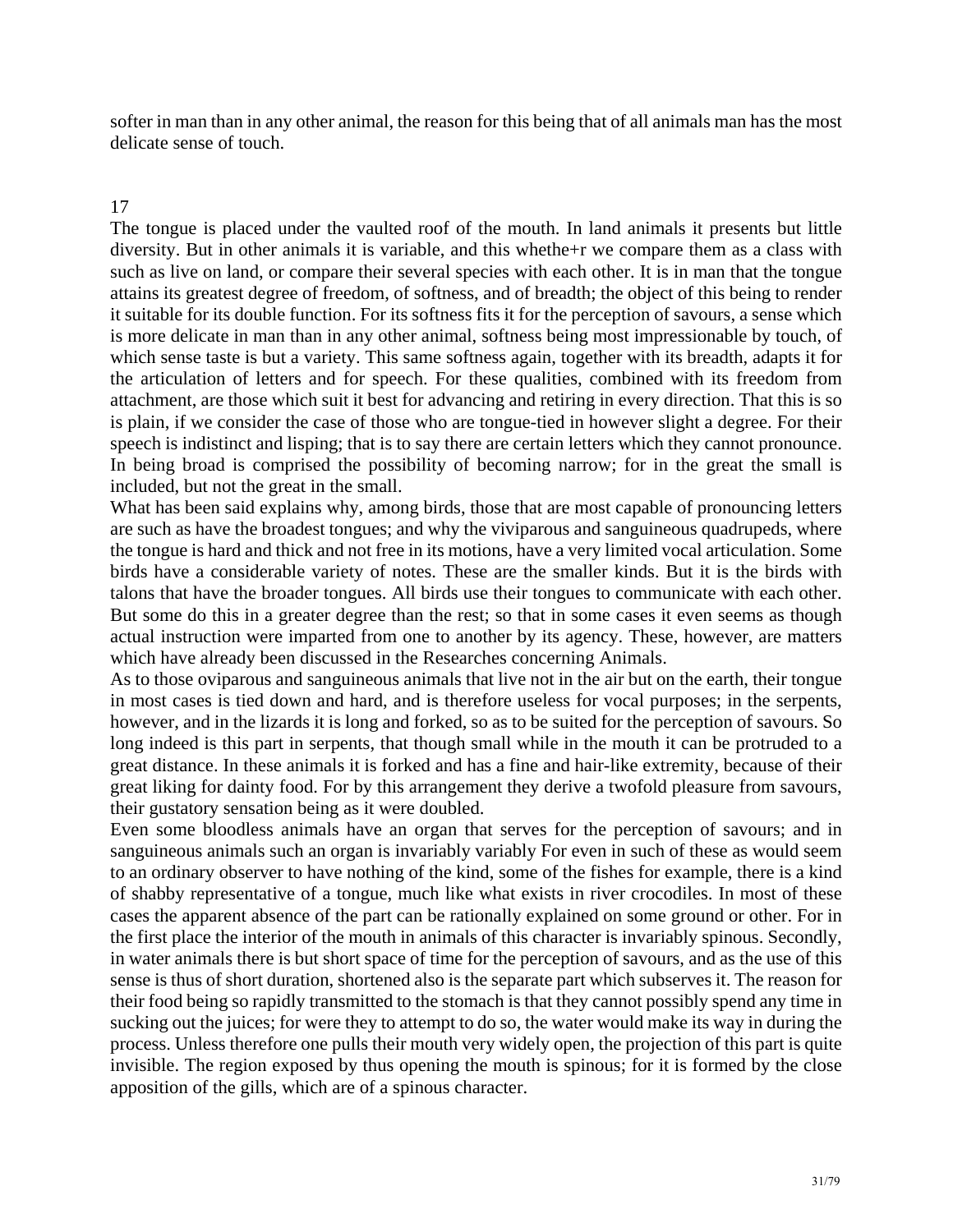softer in man than in any other animal, the reason for this being that of all animals man has the most delicate sense of touch.

## 17

The tongue is placed under the vaulted roof of the mouth. In land animals it presents but little diversity. But in other animals it is variable, and this whethe+r we compare them as a class with such as live on land, or compare their several species with each other. It is in man that the tongue attains its greatest degree of freedom, of softness, and of breadth; the object of this being to render it suitable for its double function. For its softness fits it for the perception of savours, a sense which is more delicate in man than in any other animal, softness being most impressionable by touch, of which sense taste is but a variety. This same softness again, together with its breadth, adapts it for the articulation of letters and for speech. For these qualities, combined with its freedom from attachment, are those which suit it best for advancing and retiring in every direction. That this is so is plain, if we consider the case of those who are tongue-tied in however slight a degree. For their speech is indistinct and lisping; that is to say there are certain letters which they cannot pronounce. In being broad is comprised the possibility of becoming narrow; for in the great the small is included, but not the great in the small.

What has been said explains why, among birds, those that are most capable of pronouncing letters are such as have the broadest tongues; and why the viviparous and sanguineous quadrupeds, where the tongue is hard and thick and not free in its motions, have a very limited vocal articulation. Some birds have a considerable variety of notes. These are the smaller kinds. But it is the birds with talons that have the broader tongues. All birds use their tongues to communicate with each other. But some do this in a greater degree than the rest; so that in some cases it even seems as though actual instruction were imparted from one to another by its agency. These, however, are matters which have already been discussed in the Researches concerning Animals.

As to those oviparous and sanguineous animals that live not in the air but on the earth, their tongue in most cases is tied down and hard, and is therefore useless for vocal purposes; in the serpents, however, and in the lizards it is long and forked, so as to be suited for the perception of savours. So long indeed is this part in serpents, that though small while in the mouth it can be protruded to a great distance. In these animals it is forked and has a fine and hair-like extremity, because of their great liking for dainty food. For by this arrangement they derive a twofold pleasure from savours, their gustatory sensation being as it were doubled.

Even some bloodless animals have an organ that serves for the perception of savours; and in sanguineous animals such an organ is invariably variably For even in such of these as would seem to an ordinary observer to have nothing of the kind, some of the fishes for example, there is a kind of shabby representative of a tongue, much like what exists in river crocodiles. In most of these cases the apparent absence of the part can be rationally explained on some ground or other. For in the first place the interior of the mouth in animals of this character is invariably spinous. Secondly, in water animals there is but short space of time for the perception of savours, and as the use of this sense is thus of short duration, shortened also is the separate part which subserves it. The reason for their food being so rapidly transmitted to the stomach is that they cannot possibly spend any time in sucking out the juices; for were they to attempt to do so, the water would make its way in during the process. Unless therefore one pulls their mouth very widely open, the projection of this part is quite invisible. The region exposed by thus opening the mouth is spinous; for it is formed by the close apposition of the gills, which are of a spinous character.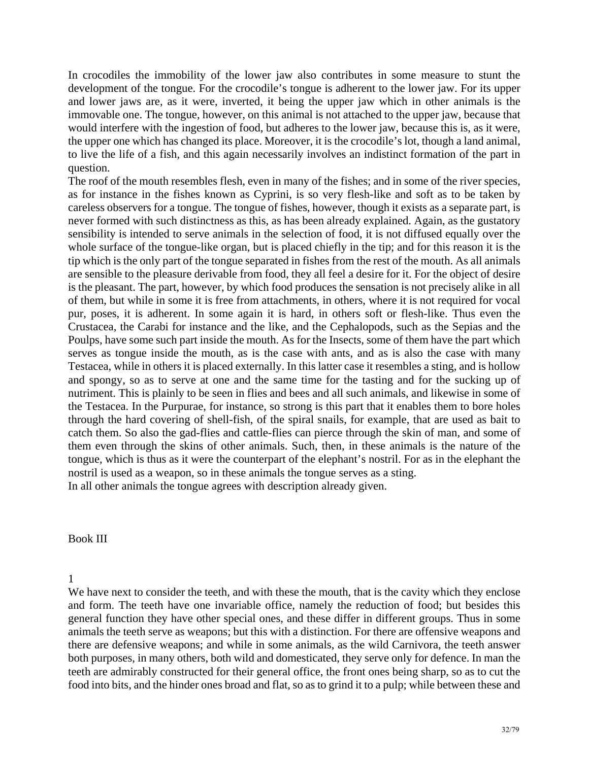In crocodiles the immobility of the lower jaw also contributes in some measure to stunt the development of the tongue. For the crocodile's tongue is adherent to the lower jaw. For its upper and lower jaws are, as it were, inverted, it being the upper jaw which in other animals is the immovable one. The tongue, however, on this animal is not attached to the upper jaw, because that would interfere with the ingestion of food, but adheres to the lower jaw, because this is, as it were, the upper one which has changed its place. Moreover, it is the crocodile's lot, though a land animal, to live the life of a fish, and this again necessarily involves an indistinct formation of the part in question.

The roof of the mouth resembles flesh, even in many of the fishes; and in some of the river species, as for instance in the fishes known as Cyprini, is so very flesh-like and soft as to be taken by careless observers for a tongue. The tongue of fishes, however, though it exists as a separate part, is never formed with such distinctness as this, as has been already explained. Again, as the gustatory sensibility is intended to serve animals in the selection of food, it is not diffused equally over the whole surface of the tongue-like organ, but is placed chiefly in the tip; and for this reason it is the tip which is the only part of the tongue separated in fishes from the rest of the mouth. As all animals are sensible to the pleasure derivable from food, they all feel a desire for it. For the object of desire is the pleasant. The part, however, by which food produces the sensation is not precisely alike in all of them, but while in some it is free from attachments, in others, where it is not required for vocal pur, poses, it is adherent. In some again it is hard, in others soft or flesh-like. Thus even the Crustacea, the Carabi for instance and the like, and the Cephalopods, such as the Sepias and the Poulps, have some such part inside the mouth. As for the Insects, some of them have the part which serves as tongue inside the mouth, as is the case with ants, and as is also the case with many Testacea, while in others it is placed externally. In this latter case it resembles a sting, and is hollow and spongy, so as to serve at one and the same time for the tasting and for the sucking up of nutriment. This is plainly to be seen in flies and bees and all such animals, and likewise in some of the Testacea. In the Purpurae, for instance, so strong is this part that it enables them to bore holes through the hard covering of shell-fish, of the spiral snails, for example, that are used as bait to catch them. So also the gad-flies and cattle-flies can pierce through the skin of man, and some of them even through the skins of other animals. Such, then, in these animals is the nature of the tongue, which is thus as it were the counterpart of the elephant's nostril. For as in the elephant the nostril is used as a weapon, so in these animals the tongue serves as a sting.

In all other animals the tongue agrees with description already given.

## Book III

### 1

We have next to consider the teeth, and with these the mouth, that is the cavity which they enclose and form. The teeth have one invariable office, namely the reduction of food; but besides this general function they have other special ones, and these differ in different groups. Thus in some animals the teeth serve as weapons; but this with a distinction. For there are offensive weapons and there are defensive weapons; and while in some animals, as the wild Carnivora, the teeth answer both purposes, in many others, both wild and domesticated, they serve only for defence. In man the teeth are admirably constructed for their general office, the front ones being sharp, so as to cut the food into bits, and the hinder ones broad and flat, so as to grind it to a pulp; while between these and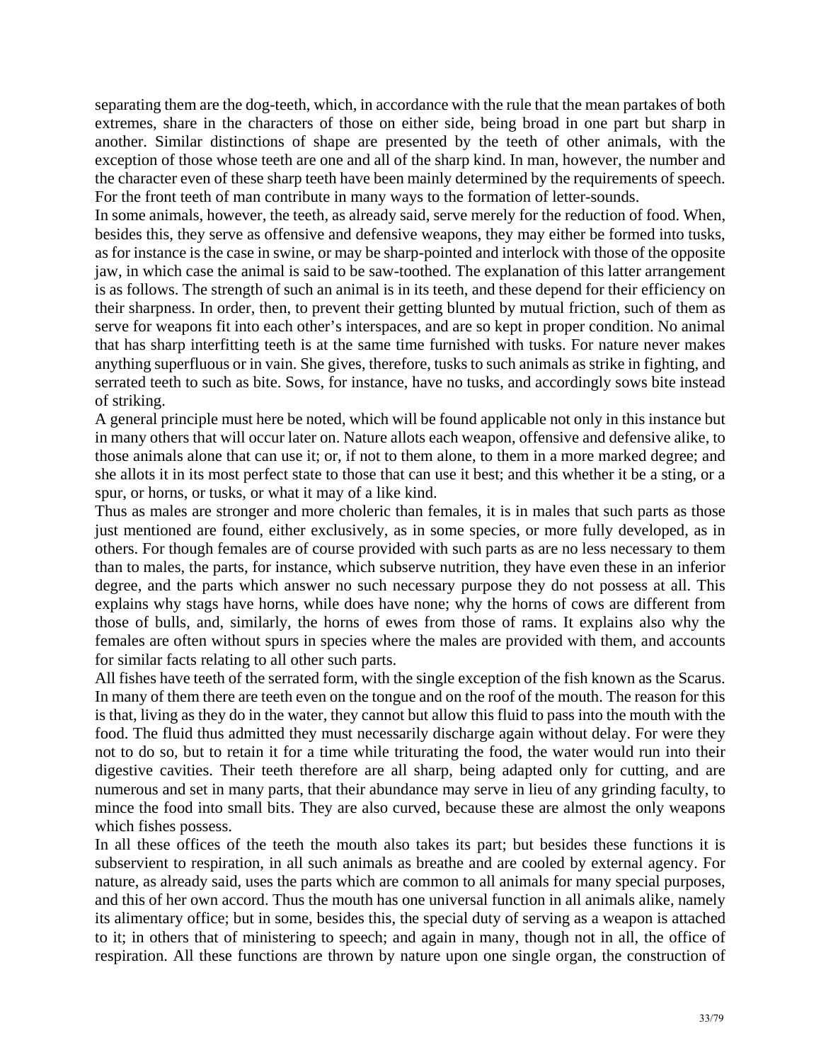separating them are the dog-teeth, which, in accordance with the rule that the mean partakes of both extremes, share in the characters of those on either side, being broad in one part but sharp in another. Similar distinctions of shape are presented by the teeth of other animals, with the exception of those whose teeth are one and all of the sharp kind. In man, however, the number and the character even of these sharp teeth have been mainly determined by the requirements of speech. For the front teeth of man contribute in many ways to the formation of letter-sounds.

In some animals, however, the teeth, as already said, serve merely for the reduction of food. When, besides this, they serve as offensive and defensive weapons, they may either be formed into tusks, as for instance is the case in swine, or may be sharp-pointed and interlock with those of the opposite jaw, in which case the animal is said to be saw-toothed. The explanation of this latter arrangement is as follows. The strength of such an animal is in its teeth, and these depend for their efficiency on their sharpness. In order, then, to prevent their getting blunted by mutual friction, such of them as serve for weapons fit into each other's interspaces, and are so kept in proper condition. No animal that has sharp interfitting teeth is at the same time furnished with tusks. For nature never makes anything superfluous or in vain. She gives, therefore, tusks to such animals as strike in fighting, and serrated teeth to such as bite. Sows, for instance, have no tusks, and accordingly sows bite instead of striking.

A general principle must here be noted, which will be found applicable not only in this instance but in many others that will occur later on. Nature allots each weapon, offensive and defensive alike, to those animals alone that can use it; or, if not to them alone, to them in a more marked degree; and she allots it in its most perfect state to those that can use it best; and this whether it be a sting, or a spur, or horns, or tusks, or what it may of a like kind.

Thus as males are stronger and more choleric than females, it is in males that such parts as those just mentioned are found, either exclusively, as in some species, or more fully developed, as in others. For though females are of course provided with such parts as are no less necessary to them than to males, the parts, for instance, which subserve nutrition, they have even these in an inferior degree, and the parts which answer no such necessary purpose they do not possess at all. This explains why stags have horns, while does have none; why the horns of cows are different from those of bulls, and, similarly, the horns of ewes from those of rams. It explains also why the females are often without spurs in species where the males are provided with them, and accounts for similar facts relating to all other such parts.

All fishes have teeth of the serrated form, with the single exception of the fish known as the Scarus. In many of them there are teeth even on the tongue and on the roof of the mouth. The reason for this is that, living as they do in the water, they cannot but allow this fluid to pass into the mouth with the food. The fluid thus admitted they must necessarily discharge again without delay. For were they not to do so, but to retain it for a time while triturating the food, the water would run into their digestive cavities. Their teeth therefore are all sharp, being adapted only for cutting, and are numerous and set in many parts, that their abundance may serve in lieu of any grinding faculty, to mince the food into small bits. They are also curved, because these are almost the only weapons which fishes possess.

In all these offices of the teeth the mouth also takes its part; but besides these functions it is subservient to respiration, in all such animals as breathe and are cooled by external agency. For nature, as already said, uses the parts which are common to all animals for many special purposes, and this of her own accord. Thus the mouth has one universal function in all animals alike, namely its alimentary office; but in some, besides this, the special duty of serving as a weapon is attached to it; in others that of ministering to speech; and again in many, though not in all, the office of respiration. All these functions are thrown by nature upon one single organ, the construction of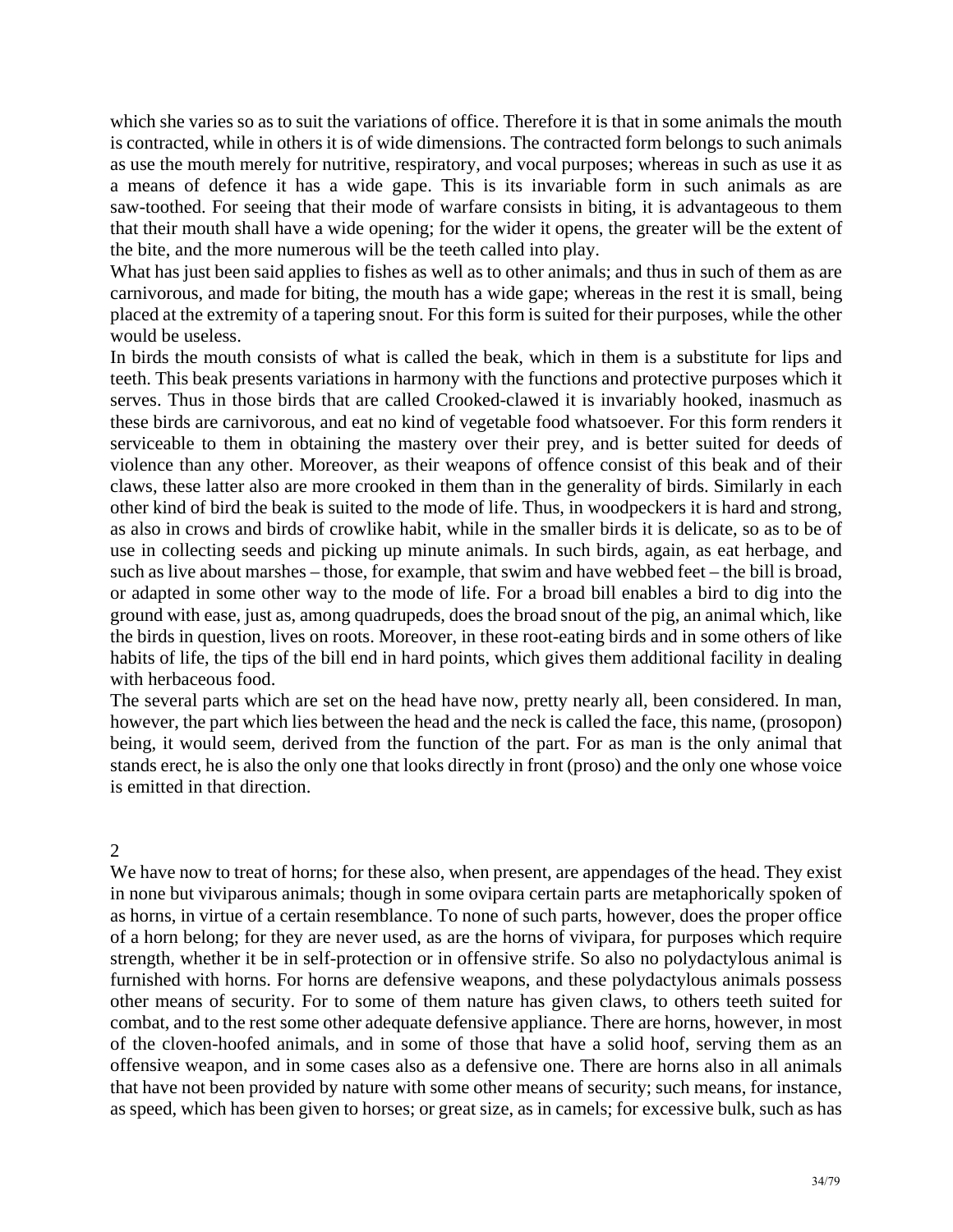which she varies so as to suit the variations of office. Therefore it is that in some animals the mouth is contracted, while in others it is of wide dimensions. The contracted form belongs to such animals as use the mouth merely for nutritive, respiratory, and vocal purposes; whereas in such as use it as a means of defence it has a wide gape. This is its invariable form in such animals as are saw-toothed. For seeing that their mode of warfare consists in biting, it is advantageous to them that their mouth shall have a wide opening; for the wider it opens, the greater will be the extent of the bite, and the more numerous will be the teeth called into play.

What has just been said applies to fishes as well as to other animals; and thus in such of them as are carnivorous, and made for biting, the mouth has a wide gape; whereas in the rest it is small, being placed at the extremity of a tapering snout. For this form is suited for their purposes, while the other would be useless.

In birds the mouth consists of what is called the beak, which in them is a substitute for lips and teeth. This beak presents variations in harmony with the functions and protective purposes which it serves. Thus in those birds that are called Crooked-clawed it is invariably hooked, inasmuch as these birds are carnivorous, and eat no kind of vegetable food whatsoever. For this form renders it serviceable to them in obtaining the mastery over their prey, and is better suited for deeds of violence than any other. Moreover, as their weapons of offence consist of this beak and of their claws, these latter also are more crooked in them than in the generality of birds. Similarly in each other kind of bird the beak is suited to the mode of life. Thus, in woodpeckers it is hard and strong, as also in crows and birds of crowlike habit, while in the smaller birds it is delicate, so as to be of use in collecting seeds and picking up minute animals. In such birds, again, as eat herbage, and such as live about marshes – those, for example, that swim and have webbed feet – the bill is broad, or adapted in some other way to the mode of life. For a broad bill enables a bird to dig into the ground with ease, just as, among quadrupeds, does the broad snout of the pig, an animal which, like the birds in question, lives on roots. Moreover, in these root-eating birds and in some others of like habits of life, the tips of the bill end in hard points, which gives them additional facility in dealing with herbaceous food.

The several parts which are set on the head have now, pretty nearly all, been considered. In man, however, the part which lies between the head and the neck is called the face, this name, (prosopon) being, it would seem, derived from the function of the part. For as man is the only animal that stands erect, he is also the only one that looks directly in front (proso) and the only one whose voice is emitted in that direction.

## 2

We have now to treat of horns; for these also, when present, are appendages of the head. They exist in none but viviparous animals; though in some ovipara certain parts are metaphorically spoken of as horns, in virtue of a certain resemblance. To none of such parts, however, does the proper office of a horn belong; for they are never used, as are the horns of vivipara, for purposes which require strength, whether it be in self-protection or in offensive strife. So also no polydactylous animal is furnished with horns. For horns are defensive weapons, and these polydactylous animals possess other means of security. For to some of them nature has given claws, to others teeth suited for combat, and to the rest some other adequate defensive appliance. There are horns, however, in most of the cloven-hoofed animals, and in some of those that have a solid hoof, serving them as an offensive weapon, and in some cases also as a defensive one. There are horns also in all animals that have not been provided by nature with some other means of security; such means, for instance, as speed, which has been given to horses; or great size, as in camels; for excessive bulk, such as has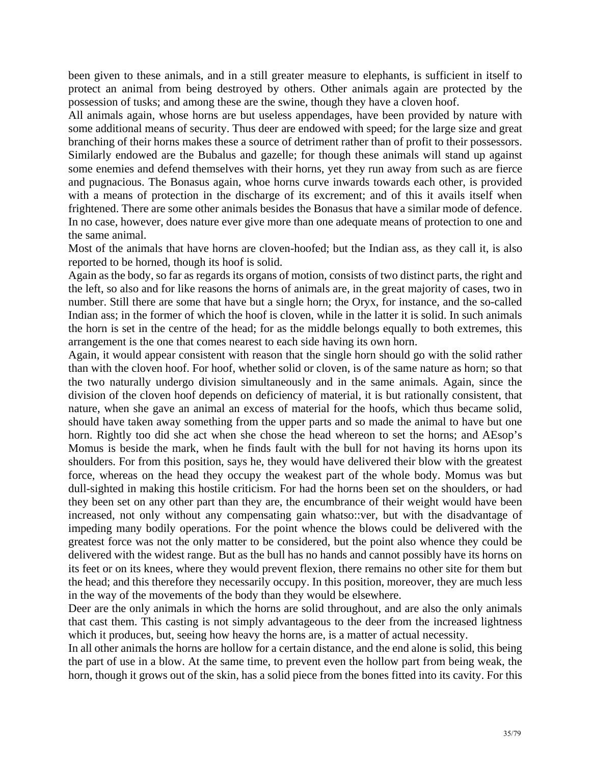been given to these animals, and in a still greater measure to elephants, is sufficient in itself to protect an animal from being destroyed by others. Other animals again are protected by the possession of tusks; and among these are the swine, though they have a cloven hoof.

All animals again, whose horns are but useless appendages, have been provided by nature with some additional means of security. Thus deer are endowed with speed; for the large size and great branching of their horns makes these a source of detriment rather than of profit to their possessors. Similarly endowed are the Bubalus and gazelle; for though these animals will stand up against some enemies and defend themselves with their horns, yet they run away from such as are fierce and pugnacious. The Bonasus again, whoe horns curve inwards towards each other, is provided with a means of protection in the discharge of its excrement; and of this it avails itself when frightened. There are some other animals besides the Bonasus that have a similar mode of defence. In no case, however, does nature ever give more than one adequate means of protection to one and the same animal.

Most of the animals that have horns are cloven-hoofed; but the Indian ass, as they call it, is also reported to be horned, though its hoof is solid.

Again as the body, so far as regards its organs of motion, consists of two distinct parts, the right and the left, so also and for like reasons the horns of animals are, in the great majority of cases, two in number. Still there are some that have but a single horn; the Oryx, for instance, and the so-called Indian ass; in the former of which the hoof is cloven, while in the latter it is solid. In such animals the horn is set in the centre of the head; for as the middle belongs equally to both extremes, this arrangement is the one that comes nearest to each side having its own horn.

Again, it would appear consistent with reason that the single horn should go with the solid rather than with the cloven hoof. For hoof, whether solid or cloven, is of the same nature as horn; so that the two naturally undergo division simultaneously and in the same animals. Again, since the division of the cloven hoof depends on deficiency of material, it is but rationally consistent, that nature, when she gave an animal an excess of material for the hoofs, which thus became solid, should have taken away something from the upper parts and so made the animal to have but one horn. Rightly too did she act when she chose the head whereon to set the horns; and AEsop's Momus is beside the mark, when he finds fault with the bull for not having its horns upon its shoulders. For from this position, says he, they would have delivered their blow with the greatest force, whereas on the head they occupy the weakest part of the whole body. Momus was but dull-sighted in making this hostile criticism. For had the horns been set on the shoulders, or had they been set on any other part than they are, the encumbrance of their weight would have been increased, not only without any compensating gain whatso::ver, but with the disadvantage of impeding many bodily operations. For the point whence the blows could be delivered with the greatest force was not the only matter to be considered, but the point also whence they could be delivered with the widest range. But as the bull has no hands and cannot possibly have its horns on its feet or on its knees, where they would prevent flexion, there remains no other site for them but the head; and this therefore they necessarily occupy. In this position, moreover, they are much less in the way of the movements of the body than they would be elsewhere.

Deer are the only animals in which the horns are solid throughout, and are also the only animals that cast them. This casting is not simply advantageous to the deer from the increased lightness which it produces, but, seeing how heavy the horns are, is a matter of actual necessity.

In all other animals the horns are hollow for a certain distance, and the end alone is solid, this being the part of use in a blow. At the same time, to prevent even the hollow part from being weak, the horn, though it grows out of the skin, has a solid piece from the bones fitted into its cavity. For this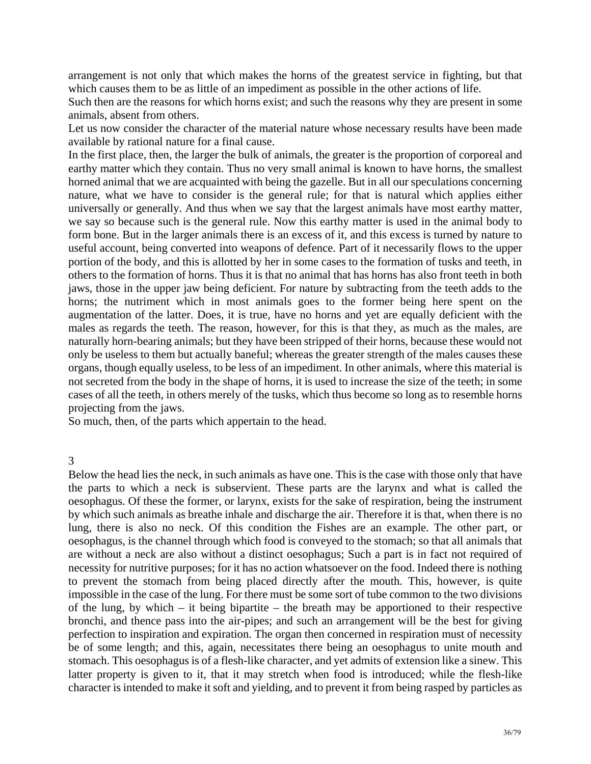arrangement is not only that which makes the horns of the greatest service in fighting, but that which causes them to be as little of an impediment as possible in the other actions of life.

Such then are the reasons for which horns exist; and such the reasons why they are present in some animals, absent from others.

Let us now consider the character of the material nature whose necessary results have been made available by rational nature for a final cause.

In the first place, then, the larger the bulk of animals, the greater is the proportion of corporeal and earthy matter which they contain. Thus no very small animal is known to have horns, the smallest horned animal that we are acquainted with being the gazelle. But in all our speculations concerning nature, what we have to consider is the general rule; for that is natural which applies either universally or generally. And thus when we say that the largest animals have most earthy matter, we say so because such is the general rule. Now this earthy matter is used in the animal body to form bone. But in the larger animals there is an excess of it, and this excess is turned by nature to useful account, being converted into weapons of defence. Part of it necessarily flows to the upper portion of the body, and this is allotted by her in some cases to the formation of tusks and teeth, in others to the formation of horns. Thus it is that no animal that has horns has also front teeth in both jaws, those in the upper jaw being deficient. For nature by subtracting from the teeth adds to the horns; the nutriment which in most animals goes to the former being here spent on the augmentation of the latter. Does, it is true, have no horns and yet are equally deficient with the males as regards the teeth. The reason, however, for this is that they, as much as the males, are naturally horn-bearing animals; but they have been stripped of their horns, because these would not only be useless to them but actually baneful; whereas the greater strength of the males causes these organs, though equally useless, to be less of an impediment. In other animals, where this material is not secreted from the body in the shape of horns, it is used to increase the size of the teeth; in some cases of all the teeth, in others merely of the tusks, which thus become so long as to resemble horns projecting from the jaws.

So much, then, of the parts which appertain to the head.

## 3

Below the head lies the neck, in such animals as have one. This is the case with those only that have the parts to which a neck is subservient. These parts are the larynx and what is called the oesophagus. Of these the former, or larynx, exists for the sake of respiration, being the instrument by which such animals as breathe inhale and discharge the air. Therefore it is that, when there is no lung, there is also no neck. Of this condition the Fishes are an example. The other part, or oesophagus, is the channel through which food is conveyed to the stomach; so that all animals that are without a neck are also without a distinct oesophagus; Such a part is in fact not required of necessity for nutritive purposes; for it has no action whatsoever on the food. Indeed there is nothing to prevent the stomach from being placed directly after the mouth. This, however, is quite impossible in the case of the lung. For there must be some sort of tube common to the two divisions of the lung, by which – it being bipartite – the breath may be apportioned to their respective bronchi, and thence pass into the air-pipes; and such an arrangement will be the best for giving perfection to inspiration and expiration. The organ then concerned in respiration must of necessity be of some length; and this, again, necessitates there being an oesophagus to unite mouth and stomach. This oesophagus is of a flesh-like character, and yet admits of extension like a sinew. This latter property is given to it, that it may stretch when food is introduced; while the flesh-like character is intended to make it soft and yielding, and to prevent it from being rasped by particles as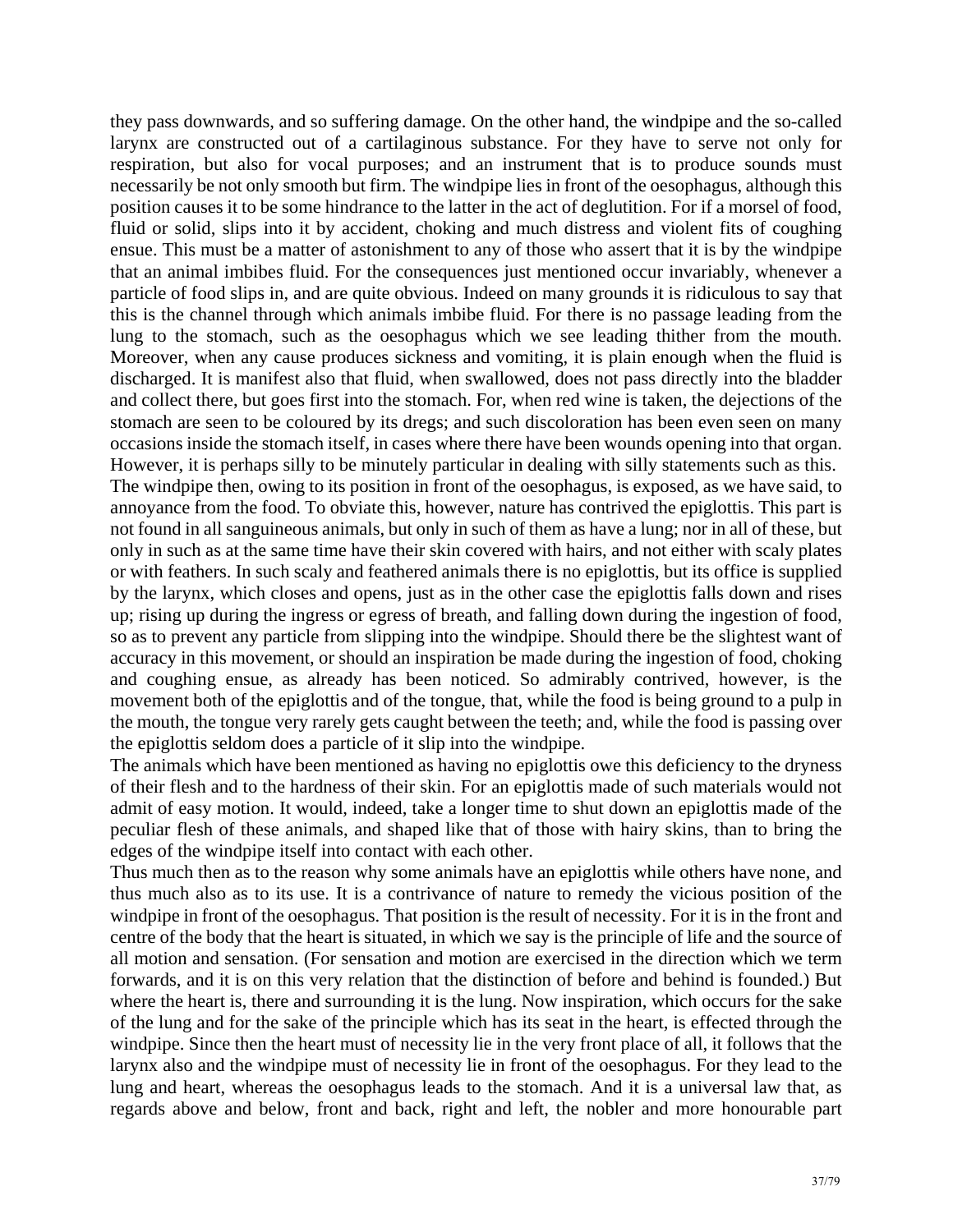they pass downwards, and so suffering damage. On the other hand, the windpipe and the so-called larynx are constructed out of a cartilaginous substance. For they have to serve not only for respiration, but also for vocal purposes; and an instrument that is to produce sounds must necessarily be not only smooth but firm. The windpipe lies in front of the oesophagus, although this position causes it to be some hindrance to the latter in the act of deglutition. For if a morsel of food, fluid or solid, slips into it by accident, choking and much distress and violent fits of coughing ensue. This must be a matter of astonishment to any of those who assert that it is by the windpipe that an animal imbibes fluid. For the consequences just mentioned occur invariably, whenever a particle of food slips in, and are quite obvious. Indeed on many grounds it is ridiculous to say that this is the channel through which animals imbibe fluid. For there is no passage leading from the lung to the stomach, such as the oesophagus which we see leading thither from the mouth. Moreover, when any cause produces sickness and vomiting, it is plain enough when the fluid is discharged. It is manifest also that fluid, when swallowed, does not pass directly into the bladder and collect there, but goes first into the stomach. For, when red wine is taken, the dejections of the stomach are seen to be coloured by its dregs; and such discoloration has been even seen on many occasions inside the stomach itself, in cases where there have been wounds opening into that organ. However, it is perhaps silly to be minutely particular in dealing with silly statements such as this.

The windpipe then, owing to its position in front of the oesophagus, is exposed, as we have said, to annoyance from the food. To obviate this, however, nature has contrived the epiglottis. This part is not found in all sanguineous animals, but only in such of them as have a lung; nor in all of these, but only in such as at the same time have their skin covered with hairs, and not either with scaly plates or with feathers. In such scaly and feathered animals there is no epiglottis, but its office is supplied by the larynx, which closes and opens, just as in the other case the epiglottis falls down and rises up; rising up during the ingress or egress of breath, and falling down during the ingestion of food, so as to prevent any particle from slipping into the windpipe. Should there be the slightest want of accuracy in this movement, or should an inspiration be made during the ingestion of food, choking and coughing ensue, as already has been noticed. So admirably contrived, however, is the movement both of the epiglottis and of the tongue, that, while the food is being ground to a pulp in the mouth, the tongue very rarely gets caught between the teeth; and, while the food is passing over the epiglottis seldom does a particle of it slip into the windpipe.

The animals which have been mentioned as having no epiglottis owe this deficiency to the dryness of their flesh and to the hardness of their skin. For an epiglottis made of such materials would not admit of easy motion. It would, indeed, take a longer time to shut down an epiglottis made of the peculiar flesh of these animals, and shaped like that of those with hairy skins, than to bring the edges of the windpipe itself into contact with each other.

Thus much then as to the reason why some animals have an epiglottis while others have none, and thus much also as to its use. It is a contrivance of nature to remedy the vicious position of the windpipe in front of the oesophagus. That position is the result of necessity. For it is in the front and centre of the body that the heart is situated, in which we say is the principle of life and the source of all motion and sensation. (For sensation and motion are exercised in the direction which we term forwards, and it is on this very relation that the distinction of before and behind is founded.) But where the heart is, there and surrounding it is the lung. Now inspiration, which occurs for the sake of the lung and for the sake of the principle which has its seat in the heart, is effected through the windpipe. Since then the heart must of necessity lie in the very front place of all, it follows that the larynx also and the windpipe must of necessity lie in front of the oesophagus. For they lead to the lung and heart, whereas the oesophagus leads to the stomach. And it is a universal law that, as regards above and below, front and back, right and left, the nobler and more honourable part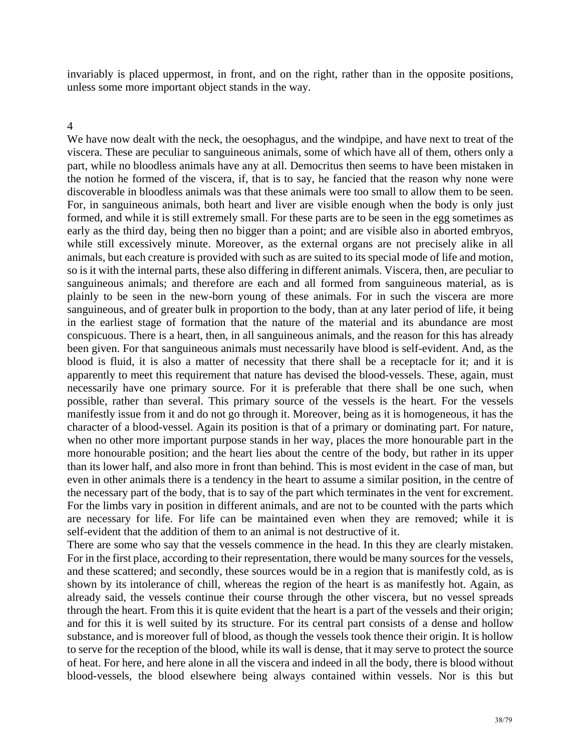invariably is placed uppermost, in front, and on the right, rather than in the opposite positions, unless some more important object stands in the way.

4

We have now dealt with the neck, the oesophagus, and the windpipe, and have next to treat of the viscera. These are peculiar to sanguineous animals, some of which have all of them, others only a part, while no bloodless animals have any at all. Democritus then seems to have been mistaken in the notion he formed of the viscera, if, that is to say, he fancied that the reason why none were discoverable in bloodless animals was that these animals were too small to allow them to be seen. For, in sanguineous animals, both heart and liver are visible enough when the body is only just formed, and while it is still extremely small. For these parts are to be seen in the egg sometimes as early as the third day, being then no bigger than a point; and are visible also in aborted embryos, while still excessively minute. Moreover, as the external organs are not precisely alike in all animals, but each creature is provided with such as are suited to its special mode of life and motion, so is it with the internal parts, these also differing in different animals. Viscera, then, are peculiar to sanguineous animals; and therefore are each and all formed from sanguineous material, as is plainly to be seen in the new-born young of these animals. For in such the viscera are more sanguineous, and of greater bulk in proportion to the body, than at any later period of life, it being in the earliest stage of formation that the nature of the material and its abundance are most conspicuous. There is a heart, then, in all sanguineous animals, and the reason for this has already been given. For that sanguineous animals must necessarily have blood is self-evident. And, as the blood is fluid, it is also a matter of necessity that there shall be a receptacle for it; and it is apparently to meet this requirement that nature has devised the blood-vessels. These, again, must necessarily have one primary source. For it is preferable that there shall be one such, when possible, rather than several. This primary source of the vessels is the heart. For the vessels manifestly issue from it and do not go through it. Moreover, being as it is homogeneous, it has the character of a blood-vessel. Again its position is that of a primary or dominating part. For nature, when no other more important purpose stands in her way, places the more honourable part in the more honourable position; and the heart lies about the centre of the body, but rather in its upper than its lower half, and also more in front than behind. This is most evident in the case of man, but even in other animals there is a tendency in the heart to assume a similar position, in the centre of the necessary part of the body, that is to say of the part which terminates in the vent for excrement. For the limbs vary in position in different animals, and are not to be counted with the parts which are necessary for life. For life can be maintained even when they are removed; while it is self-evident that the addition of them to an animal is not destructive of it.

There are some who say that the vessels commence in the head. In this they are clearly mistaken. For in the first place, according to their representation, there would be many sources for the vessels, and these scattered; and secondly, these sources would be in a region that is manifestly cold, as is shown by its intolerance of chill, whereas the region of the heart is as manifestly hot. Again, as already said, the vessels continue their course through the other viscera, but no vessel spreads through the heart. From this it is quite evident that the heart is a part of the vessels and their origin; and for this it is well suited by its structure. For its central part consists of a dense and hollow substance, and is moreover full of blood, as though the vessels took thence their origin. It is hollow to serve for the reception of the blood, while its wall is dense, that it may serve to protect the source of heat. For here, and here alone in all the viscera and indeed in all the body, there is blood without blood-vessels, the blood elsewhere being always contained within vessels. Nor is this but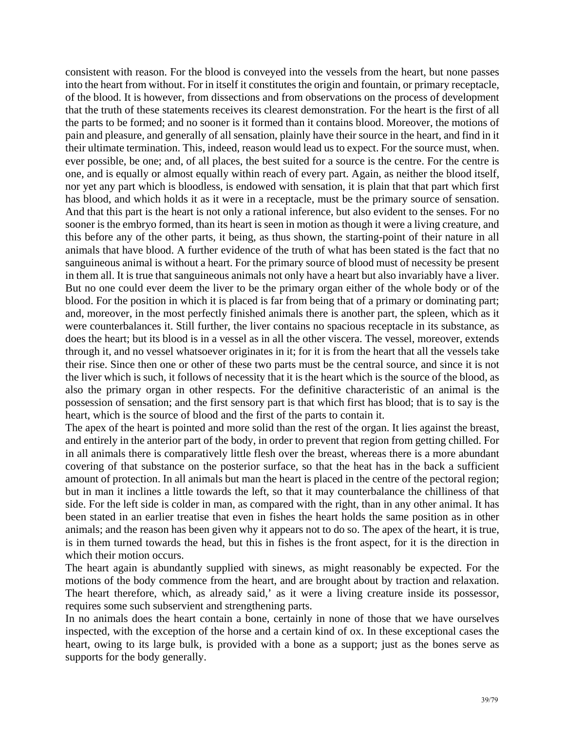consistent with reason. For the blood is conveyed into the vessels from the heart, but none passes into the heart from without. For in itself it constitutes the origin and fountain, or primary receptacle, of the blood. It is however, from dissections and from observations on the process of development that the truth of these statements receives its clearest demonstration. For the heart is the first of all the parts to be formed; and no sooner is it formed than it contains blood. Moreover, the motions of pain and pleasure, and generally of all sensation, plainly have their source in the heart, and find in it their ultimate termination. This, indeed, reason would lead us to expect. For the source must, when. ever possible, be one; and, of all places, the best suited for a source is the centre. For the centre is one, and is equally or almost equally within reach of every part. Again, as neither the blood itself, nor yet any part which is bloodless, is endowed with sensation, it is plain that that part which first has blood, and which holds it as it were in a receptacle, must be the primary source of sensation. And that this part is the heart is not only a rational inference, but also evident to the senses. For no sooner is the embryo formed, than its heart is seen in motion as though it were a living creature, and this before any of the other parts, it being, as thus shown, the starting-point of their nature in all animals that have blood. A further evidence of the truth of what has been stated is the fact that no sanguineous animal is without a heart. For the primary source of blood must of necessity be present in them all. It is true that sanguineous animals not only have a heart but also invariably have a liver. But no one could ever deem the liver to be the primary organ either of the whole body or of the blood. For the position in which it is placed is far from being that of a primary or dominating part; and, moreover, in the most perfectly finished animals there is another part, the spleen, which as it were counterbalances it. Still further, the liver contains no spacious receptacle in its substance, as does the heart; but its blood is in a vessel as in all the other viscera. The vessel, moreover, extends through it, and no vessel whatsoever originates in it; for it is from the heart that all the vessels take their rise. Since then one or other of these two parts must be the central source, and since it is not the liver which is such, it follows of necessity that it is the heart which is the source of the blood, as also the primary organ in other respects. For the definitive characteristic of an animal is the possession of sensation; and the first sensory part is that which first has blood; that is to say is the heart, which is the source of blood and the first of the parts to contain it.

The apex of the heart is pointed and more solid than the rest of the organ. It lies against the breast, and entirely in the anterior part of the body, in order to prevent that region from getting chilled. For in all animals there is comparatively little flesh over the breast, whereas there is a more abundant covering of that substance on the posterior surface, so that the heat has in the back a sufficient amount of protection. In all animals but man the heart is placed in the centre of the pectoral region; but in man it inclines a little towards the left, so that it may counterbalance the chilliness of that side. For the left side is colder in man, as compared with the right, than in any other animal. It has been stated in an earlier treatise that even in fishes the heart holds the same position as in other animals; and the reason has been given why it appears not to do so. The apex of the heart, it is true, is in them turned towards the head, but this in fishes is the front aspect, for it is the direction in which their motion occurs.

The heart again is abundantly supplied with sinews, as might reasonably be expected. For the motions of the body commence from the heart, and are brought about by traction and relaxation. The heart therefore, which, as already said,' as it were a living creature inside its possessor, requires some such subservient and strengthening parts.

In no animals does the heart contain a bone, certainly in none of those that we have ourselves inspected, with the exception of the horse and a certain kind of ox. In these exceptional cases the heart, owing to its large bulk, is provided with a bone as a support; just as the bones serve as supports for the body generally.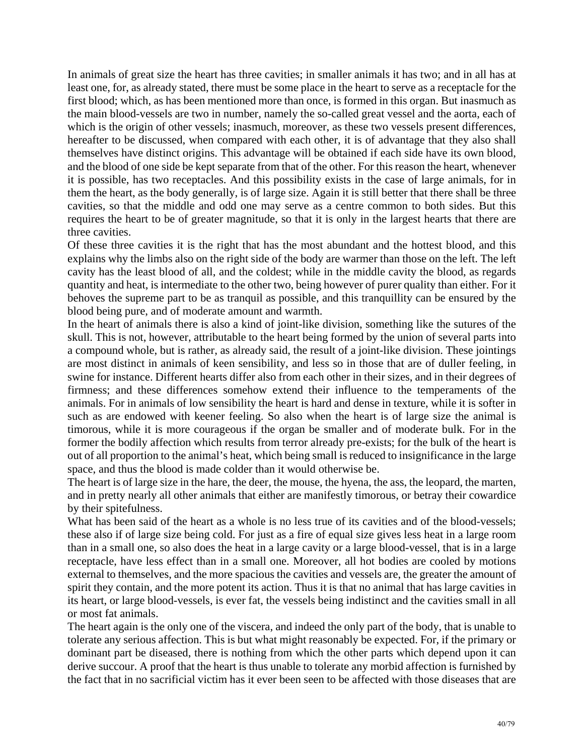In animals of great size the heart has three cavities; in smaller animals it has two; and in all has at least one, for, as already stated, there must be some place in the heart to serve as a receptacle for the first blood; which, as has been mentioned more than once, is formed in this organ. But inasmuch as the main blood-vessels are two in number, namely the so-called great vessel and the aorta, each of which is the origin of other vessels; inasmuch, moreover, as these two vessels present differences, hereafter to be discussed, when compared with each other, it is of advantage that they also shall themselves have distinct origins. This advantage will be obtained if each side have its own blood, and the blood of one side be kept separate from that of the other. For this reason the heart, whenever it is possible, has two receptacles. And this possibility exists in the case of large animals, for in them the heart, as the body generally, is of large size. Again it is still better that there shall be three cavities, so that the middle and odd one may serve as a centre common to both sides. But this requires the heart to be of greater magnitude, so that it is only in the largest hearts that there are three cavities.

Of these three cavities it is the right that has the most abundant and the hottest blood, and this explains why the limbs also on the right side of the body are warmer than those on the left. The left cavity has the least blood of all, and the coldest; while in the middle cavity the blood, as regards quantity and heat, is intermediate to the other two, being however of purer quality than either. For it behoves the supreme part to be as tranquil as possible, and this tranquillity can be ensured by the blood being pure, and of moderate amount and warmth.

In the heart of animals there is also a kind of joint-like division, something like the sutures of the skull. This is not, however, attributable to the heart being formed by the union of several parts into a compound whole, but is rather, as already said, the result of a joint-like division. These jointings are most distinct in animals of keen sensibility, and less so in those that are of duller feeling, in swine for instance. Different hearts differ also from each other in their sizes, and in their degrees of firmness; and these differences somehow extend their influence to the temperaments of the animals. For in animals of low sensibility the heart is hard and dense in texture, while it is softer in such as are endowed with keener feeling. So also when the heart is of large size the animal is timorous, while it is more courageous if the organ be smaller and of moderate bulk. For in the former the bodily affection which results from terror already pre-exists; for the bulk of the heart is out of all proportion to the animal's heat, which being small is reduced to insignificance in the large space, and thus the blood is made colder than it would otherwise be.

The heart is of large size in the hare, the deer, the mouse, the hyena, the ass, the leopard, the marten, and in pretty nearly all other animals that either are manifestly timorous, or betray their cowardice by their spitefulness.

What has been said of the heart as a whole is no less true of its cavities and of the blood-vessels; these also if of large size being cold. For just as a fire of equal size gives less heat in a large room than in a small one, so also does the heat in a large cavity or a large blood-vessel, that is in a large receptacle, have less effect than in a small one. Moreover, all hot bodies are cooled by motions external to themselves, and the more spacious the cavities and vessels are, the greater the amount of spirit they contain, and the more potent its action. Thus it is that no animal that has large cavities in its heart, or large blood-vessels, is ever fat, the vessels being indistinct and the cavities small in all or most fat animals.

The heart again is the only one of the viscera, and indeed the only part of the body, that is unable to tolerate any serious affection. This is but what might reasonably be expected. For, if the primary or dominant part be diseased, there is nothing from which the other parts which depend upon it can derive succour. A proof that the heart is thus unable to tolerate any morbid affection is furnished by the fact that in no sacrificial victim has it ever been seen to be affected with those diseases that are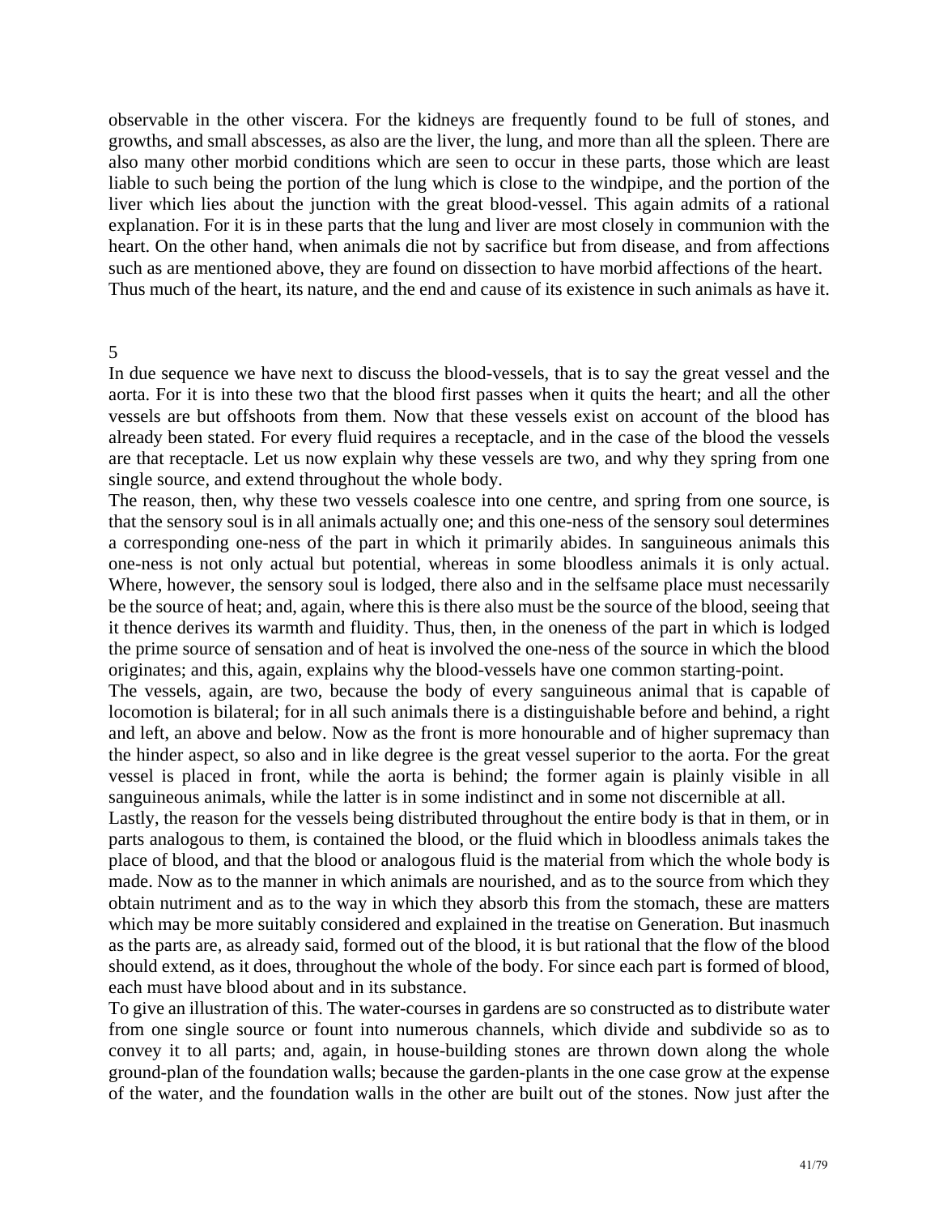observable in the other viscera. For the kidneys are frequently found to be full of stones, and growths, and small abscesses, as also are the liver, the lung, and more than all the spleen. There are also many other morbid conditions which are seen to occur in these parts, those which are least liable to such being the portion of the lung which is close to the windpipe, and the portion of the liver which lies about the junction with the great blood-vessel. This again admits of a rational explanation. For it is in these parts that the lung and liver are most closely in communion with the heart. On the other hand, when animals die not by sacrifice but from disease, and from affections such as are mentioned above, they are found on dissection to have morbid affections of the heart.

Thus much of the heart, its nature, and the end and cause of its existence in such animals as have it.

## 5

In due sequence we have next to discuss the blood-vessels, that is to say the great vessel and the aorta. For it is into these two that the blood first passes when it quits the heart; and all the other vessels are but offshoots from them. Now that these vessels exist on account of the blood has already been stated. For every fluid requires a receptacle, and in the case of the blood the vessels are that receptacle. Let us now explain why these vessels are two, and why they spring from one single source, and extend throughout the whole body.

The reason, then, why these two vessels coalesce into one centre, and spring from one source, is that the sensory soul is in all animals actually one; and this one-ness of the sensory soul determines a corresponding one-ness of the part in which it primarily abides. In sanguineous animals this one-ness is not only actual but potential, whereas in some bloodless animals it is only actual. Where, however, the sensory soul is lodged, there also and in the selfsame place must necessarily be the source of heat; and, again, where this is there also must be the source of the blood, seeing that it thence derives its warmth and fluidity. Thus, then, in the oneness of the part in which is lodged the prime source of sensation and of heat is involved the one-ness of the source in which the blood originates; and this, again, explains why the blood-vessels have one common starting-point.

The vessels, again, are two, because the body of every sanguineous animal that is capable of locomotion is bilateral; for in all such animals there is a distinguishable before and behind, a right and left, an above and below. Now as the front is more honourable and of higher supremacy than the hinder aspect, so also and in like degree is the great vessel superior to the aorta. For the great vessel is placed in front, while the aorta is behind; the former again is plainly visible in all sanguineous animals, while the latter is in some indistinct and in some not discernible at all.

Lastly, the reason for the vessels being distributed throughout the entire body is that in them, or in parts analogous to them, is contained the blood, or the fluid which in bloodless animals takes the place of blood, and that the blood or analogous fluid is the material from which the whole body is made. Now as to the manner in which animals are nourished, and as to the source from which they obtain nutriment and as to the way in which they absorb this from the stomach, these are matters which may be more suitably considered and explained in the treatise on Generation. But inasmuch as the parts are, as already said, formed out of the blood, it is but rational that the flow of the blood should extend, as it does, throughout the whole of the body. For since each part is formed of blood, each must have blood about and in its substance.

To give an illustration of this. The water-courses in gardens are so constructed as to distribute water from one single source or fount into numerous channels, which divide and subdivide so as to convey it to all parts; and, again, in house-building stones are thrown down along the whole ground-plan of the foundation walls; because the garden-plants in the one case grow at the expense of the water, and the foundation walls in the other are built out of the stones. Now just after the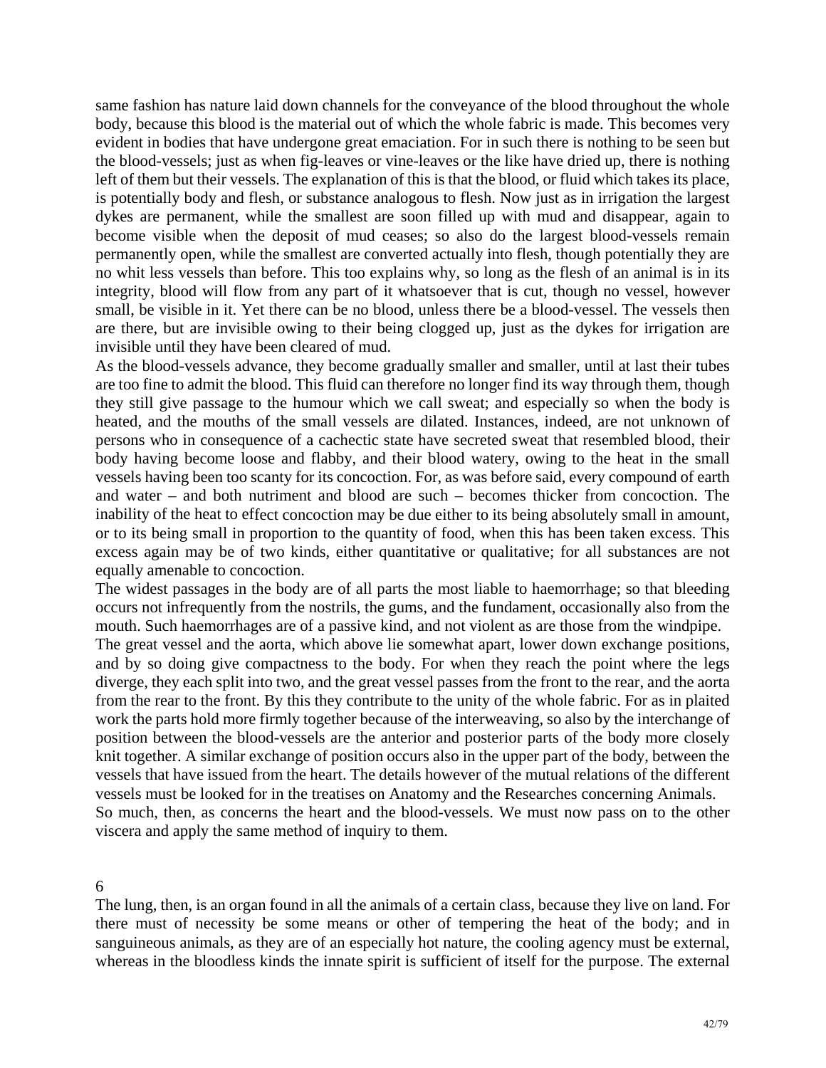same fashion has nature laid down channels for the conveyance of the blood throughout the whole body, because this blood is the material out of which the whole fabric is made. This becomes very evident in bodies that have undergone great emaciation. For in such there is nothing to be seen but the blood-vessels; just as when fig-leaves or vine-leaves or the like have dried up, there is nothing left of them but their vessels. The explanation of this is that the blood, or fluid which takes its place, is potentially body and flesh, or substance analogous to flesh. Now just as in irrigation the largest dykes are permanent, while the smallest are soon filled up with mud and disappear, again to become visible when the deposit of mud ceases; so also do the largest blood-vessels remain permanently open, while the smallest are converted actually into flesh, though potentially they are no whit less vessels than before. This too explains why, so long as the flesh of an animal is in its integrity, blood will flow from any part of it whatsoever that is cut, though no vessel, however small, be visible in it. Yet there can be no blood, unless there be a blood-vessel. The vessels then are there, but are invisible owing to their being clogged up, just as the dykes for irrigation are invisible until they have been cleared of mud.

As the blood-vessels advance, they become gradually smaller and smaller, until at last their tubes are too fine to admit the blood. This fluid can therefore no longer find its way through them, though they still give passage to the humour which we call sweat; and especially so when the body is heated, and the mouths of the small vessels are dilated. Instances, indeed, are not unknown of persons who in consequence of a cachectic state have secreted sweat that resembled blood, their body having become loose and flabby, and their blood watery, owing to the heat in the small vessels having been too scanty for its concoction. For, as was before said, every compound of earth and water – and both nutriment and blood are such – becomes thicker from concoction. The inability of the heat to effect concoction may be due either to its being absolutely small in amount, or to its being small in proportion to the quantity of food, when this has been taken excess. This excess again may be of two kinds, either quantitative or qualitative; for all substances are not equally amenable to concoction.

The widest passages in the body are of all parts the most liable to haemorrhage; so that bleeding occurs not infrequently from the nostrils, the gums, and the fundament, occasionally also from the mouth. Such haemorrhages are of a passive kind, and not violent as are those from the windpipe.

The great vessel and the aorta, which above lie somewhat apart, lower down exchange positions, and by so doing give compactness to the body. For when they reach the point where the legs diverge, they each split into two, and the great vessel passes from the front to the rear, and the aorta from the rear to the front. By this they contribute to the unity of the whole fabric. For as in plaited work the parts hold more firmly together because of the interweaving, so also by the interchange of position between the blood-vessels are the anterior and posterior parts of the body more closely knit together. A similar exchange of position occurs also in the upper part of the body, between the vessels that have issued from the heart. The details however of the mutual relations of the different vessels must be looked for in the treatises on Anatomy and the Researches concerning Animals.

So much, then, as concerns the heart and the blood-vessels. We must now pass on to the other viscera and apply the same method of inquiry to them.

## 6

The lung, then, is an organ found in all the animals of a certain class, because they live on land. For there must of necessity be some means or other of tempering the heat of the body; and in sanguineous animals, as they are of an especially hot nature, the cooling agency must be external, whereas in the bloodless kinds the innate spirit is sufficient of itself for the purpose. The external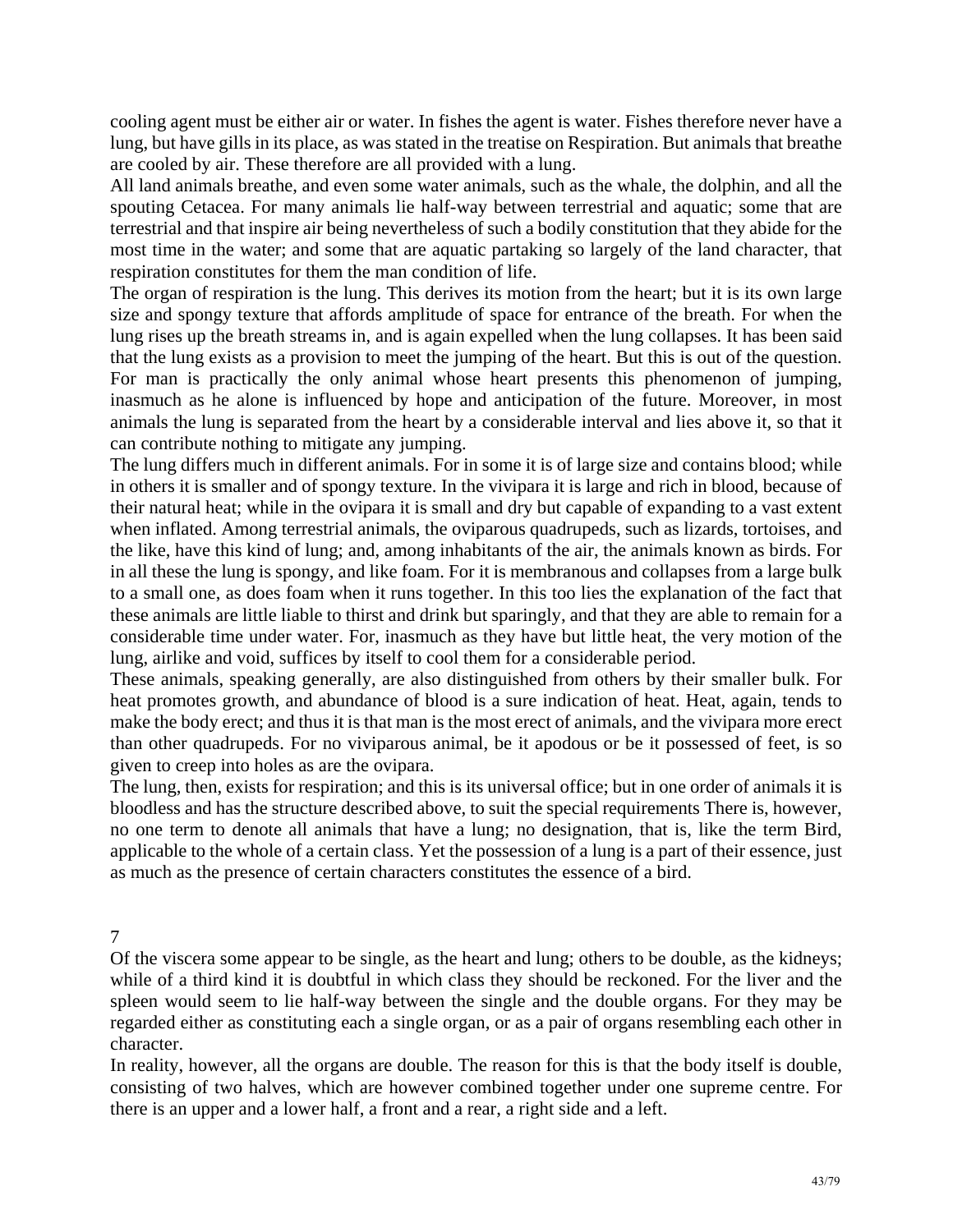cooling agent must be either air or water. In fishes the agent is water. Fishes therefore never have a lung, but have gills in its place, as was stated in the treatise on Respiration. But animals that breathe are cooled by air. These therefore are all provided with a lung.

All land animals breathe, and even some water animals, such as the whale, the dolphin, and all the spouting Cetacea. For many animals lie half-way between terrestrial and aquatic; some that are terrestrial and that inspire air being nevertheless of such a bodily constitution that they abide for the most time in the water; and some that are aquatic partaking so largely of the land character, that respiration constitutes for them the man condition of life.

The organ of respiration is the lung. This derives its motion from the heart; but it is its own large size and spongy texture that affords amplitude of space for entrance of the breath. For when the lung rises up the breath streams in, and is again expelled when the lung collapses. It has been said that the lung exists as a provision to meet the jumping of the heart. But this is out of the question. For man is practically the only animal whose heart presents this phenomenon of jumping, inasmuch as he alone is influenced by hope and anticipation of the future. Moreover, in most animals the lung is separated from the heart by a considerable interval and lies above it, so that it can contribute nothing to mitigate any jumping.

The lung differs much in different animals. For in some it is of large size and contains blood; while in others it is smaller and of spongy texture. In the vivipara it is large and rich in blood, because of their natural heat; while in the ovipara it is small and dry but capable of expanding to a vast extent when inflated. Among terrestrial animals, the oviparous quadrupeds, such as lizards, tortoises, and the like, have this kind of lung; and, among inhabitants of the air, the animals known as birds. For in all these the lung is spongy, and like foam. For it is membranous and collapses from a large bulk to a small one, as does foam when it runs together. In this too lies the explanation of the fact that these animals are little liable to thirst and drink but sparingly, and that they are able to remain for a considerable time under water. For, inasmuch as they have but little heat, the very motion of the lung, airlike and void, suffices by itself to cool them for a considerable period.

These animals, speaking generally, are also distinguished from others by their smaller bulk. For heat promotes growth, and abundance of blood is a sure indication of heat. Heat, again, tends to make the body erect; and thus it is that man is the most erect of animals, and the vivipara more erect than other quadrupeds. For no viviparous animal, be it apodous or be it possessed of feet, is so given to creep into holes as are the ovipara.

The lung, then, exists for respiration; and this is its universal office; but in one order of animals it is bloodless and has the structure described above, to suit the special requirements There is, however, no one term to denote all animals that have a lung; no designation, that is, like the term Bird, applicable to the whole of a certain class. Yet the possession of a lung is a part of their essence, just as much as the presence of certain characters constitutes the essence of a bird.

## 7

Of the viscera some appear to be single, as the heart and lung; others to be double, as the kidneys; while of a third kind it is doubtful in which class they should be reckoned. For the liver and the spleen would seem to lie half-way between the single and the double organs. For they may be regarded either as constituting each a single organ, or as a pair of organs resembling each other in character.

In reality, however, all the organs are double. The reason for this is that the body itself is double, consisting of two halves, which are however combined together under one supreme centre. For there is an upper and a lower half, a front and a rear, a right side and a left.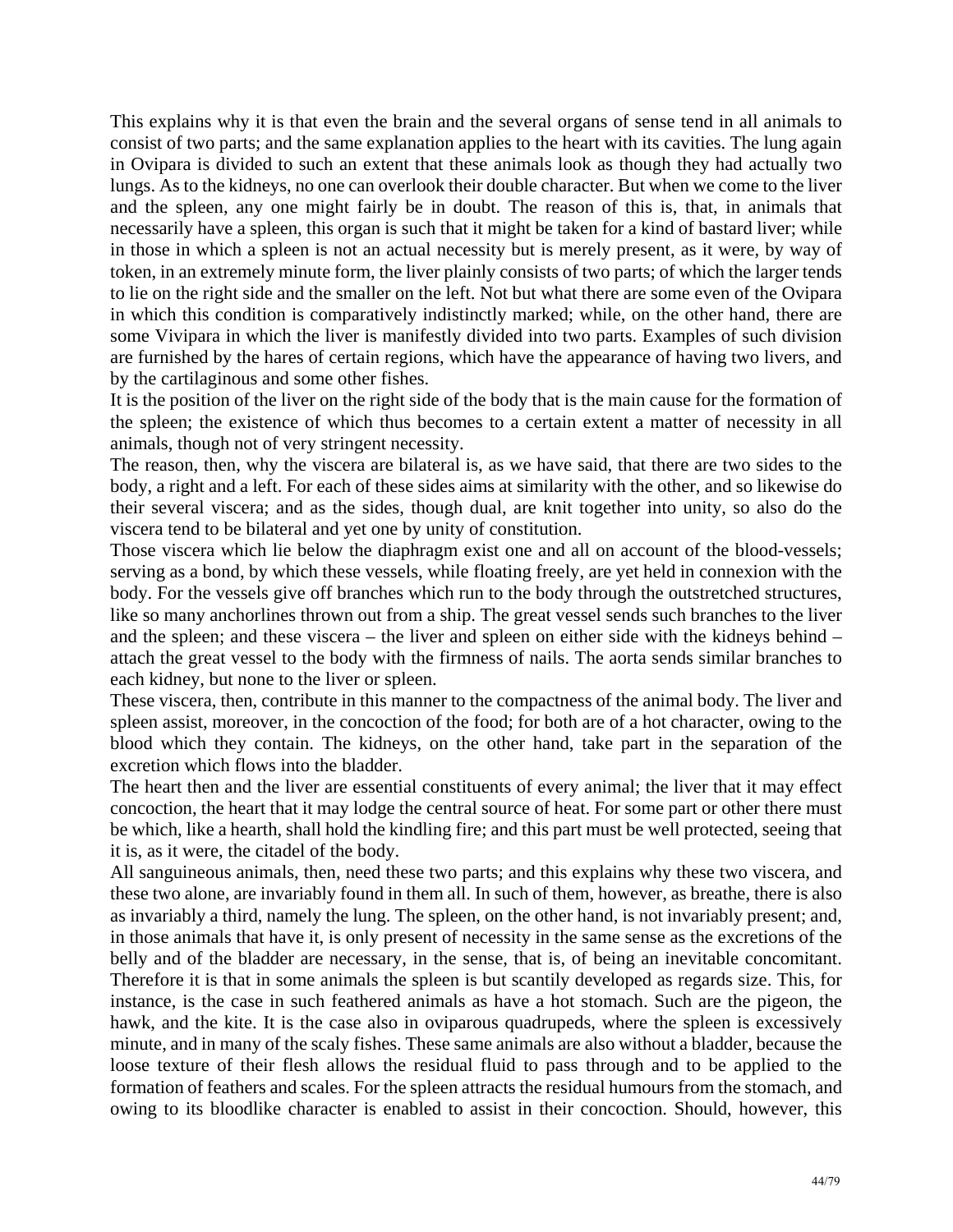This explains why it is that even the brain and the several organs of sense tend in all animals to consist of two parts; and the same explanation applies to the heart with its cavities. The lung again in Ovipara is divided to such an extent that these animals look as though they had actually two lungs. As to the kidneys, no one can overlook their double character. But when we come to the liver and the spleen, any one might fairly be in doubt. The reason of this is, that, in animals that necessarily have a spleen, this organ is such that it might be taken for a kind of bastard liver; while in those in which a spleen is not an actual necessity but is merely present, as it were, by way of token, in an extremely minute form, the liver plainly consists of two parts; of which the larger tends to lie on the right side and the smaller on the left. Not but what there are some even of the Ovipara in which this condition is comparatively indistinctly marked; while, on the other hand, there are some Vivipara in which the liver is manifestly divided into two parts. Examples of such division are furnished by the hares of certain regions, which have the appearance of having two livers, and by the cartilaginous and some other fishes.

It is the position of the liver on the right side of the body that is the main cause for the formation of the spleen; the existence of which thus becomes to a certain extent a matter of necessity in all animals, though not of very stringent necessity.

The reason, then, why the viscera are bilateral is, as we have said, that there are two sides to the body, a right and a left. For each of these sides aims at similarity with the other, and so likewise do their several viscera; and as the sides, though dual, are knit together into unity, so also do the viscera tend to be bilateral and yet one by unity of constitution.

Those viscera which lie below the diaphragm exist one and all on account of the blood-vessels; serving as a bond, by which these vessels, while floating freely, are yet held in connexion with the body. For the vessels give off branches which run to the body through the outstretched structures, like so many anchorlines thrown out from a ship. The great vessel sends such branches to the liver and the spleen; and these viscera – the liver and spleen on either side with the kidneys behind – attach the great vessel to the body with the firmness of nails. The aorta sends similar branches to each kidney, but none to the liver or spleen.

These viscera, then, contribute in this manner to the compactness of the animal body. The liver and spleen assist, moreover, in the concoction of the food; for both are of a hot character, owing to the blood which they contain. The kidneys, on the other hand, take part in the separation of the excretion which flows into the bladder.

The heart then and the liver are essential constituents of every animal; the liver that it may effect concoction, the heart that it may lodge the central source of heat. For some part or other there must be which, like a hearth, shall hold the kindling fire; and this part must be well protected, seeing that it is, as it were, the citadel of the body.

All sanguineous animals, then, need these two parts; and this explains why these two viscera, and these two alone, are invariably found in them all. In such of them, however, as breathe, there is also as invariably a third, namely the lung. The spleen, on the other hand, is not invariably present; and, in those animals that have it, is only present of necessity in the same sense as the excretions of the belly and of the bladder are necessary, in the sense, that is, of being an inevitable concomitant. Therefore it is that in some animals the spleen is but scantily developed as regards size. This, for instance, is the case in such feathered animals as have a hot stomach. Such are the pigeon, the hawk, and the kite. It is the case also in oviparous quadrupeds, where the spleen is excessively minute, and in many of the scaly fishes. These same animals are also without a bladder, because the loose texture of their flesh allows the residual fluid to pass through and to be applied to the formation of feathers and scales. For the spleen attracts the residual humours from the stomach, and owing to its bloodlike character is enabled to assist in their concoction. Should, however, this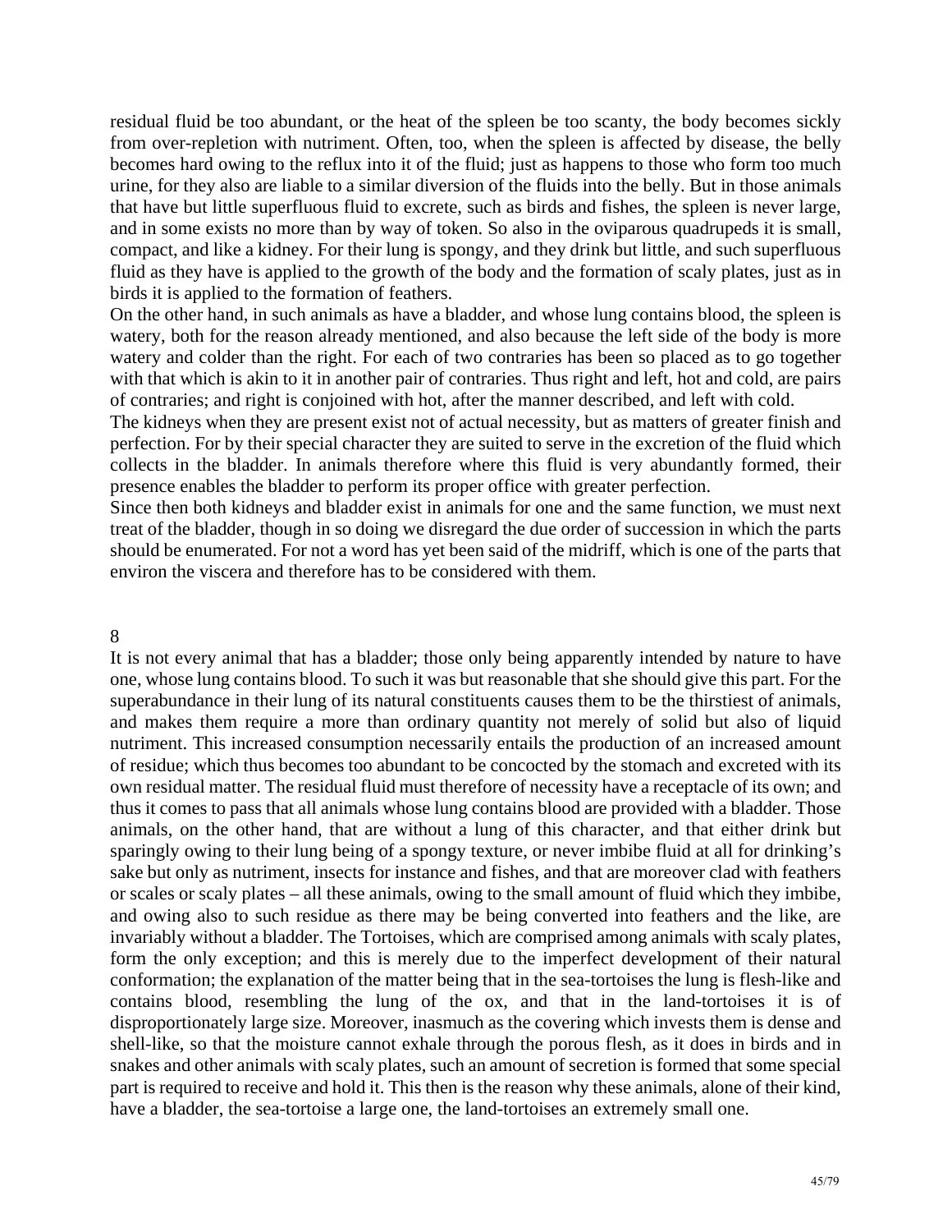residual fluid be too abundant, or the heat of the spleen be too scanty, the body becomes sickly from over-repletion with nutriment. Often, too, when the spleen is affected by disease, the belly becomes hard owing to the reflux into it of the fluid; just as happens to those who form too much urine, for they also are liable to a similar diversion of the fluids into the belly. But in those animals that have but little superfluous fluid to excrete, such as birds and fishes, the spleen is never large, and in some exists no more than by way of token. So also in the oviparous quadrupeds it is small, compact, and like a kidney. For their lung is spongy, and they drink but little, and such superfluous fluid as they have is applied to the growth of the body and the formation of scaly plates, just as in birds it is applied to the formation of feathers.

On the other hand, in such animals as have a bladder, and whose lung contains blood, the spleen is watery, both for the reason already mentioned, and also because the left side of the body is more watery and colder than the right. For each of two contraries has been so placed as to go together with that which is akin to it in another pair of contraries. Thus right and left, hot and cold, are pairs of contraries; and right is conjoined with hot, after the manner described, and left with cold.

The kidneys when they are present exist not of actual necessity, but as matters of greater finish and perfection. For by their special character they are suited to serve in the excretion of the fluid which collects in the bladder. In animals therefore where this fluid is very abundantly formed, their presence enables the bladder to perform its proper office with greater perfection.

Since then both kidneys and bladder exist in animals for one and the same function, we must next treat of the bladder, though in so doing we disregard the due order of succession in which the parts should be enumerated. For not a word has yet been said of the midriff, which is one of the parts that environ the viscera and therefore has to be considered with them.

## 8

It is not every animal that has a bladder; those only being apparently intended by nature to have one, whose lung contains blood. To such it was but reasonable that she should give this part. For the superabundance in their lung of its natural constituents causes them to be the thirstiest of animals, and makes them require a more than ordinary quantity not merely of solid but also of liquid nutriment. This increased consumption necessarily entails the production of an increased amount of residue; which thus becomes too abundant to be concocted by the stomach and excreted with its own residual matter. The residual fluid must therefore of necessity have a receptacle of its own; and thus it comes to pass that all animals whose lung contains blood are provided with a bladder. Those animals, on the other hand, that are without a lung of this character, and that either drink but sparingly owing to their lung being of a spongy texture, or never imbibe fluid at all for drinking's sake but only as nutriment, insects for instance and fishes, and that are moreover clad with feathers or scales or scaly plates – all these animals, owing to the small amount of fluid which they imbibe, and owing also to such residue as there may be being converted into feathers and the like, are invariably without a bladder. The Tortoises, which are comprised among animals with scaly plates, form the only exception; and this is merely due to the imperfect development of their natural conformation; the explanation of the matter being that in the sea-tortoises the lung is flesh-like and contains blood, resembling the lung of the ox, and that in the land-tortoises it is of disproportionately large size. Moreover, inasmuch as the covering which invests them is dense and shell-like, so that the moisture cannot exhale through the porous flesh, as it does in birds and in snakes and other animals with scaly plates, such an amount of secretion is formed that some special part is required to receive and hold it. This then is the reason why these animals, alone of their kind, have a bladder, the sea-tortoise a large one, the land-tortoises an extremely small one.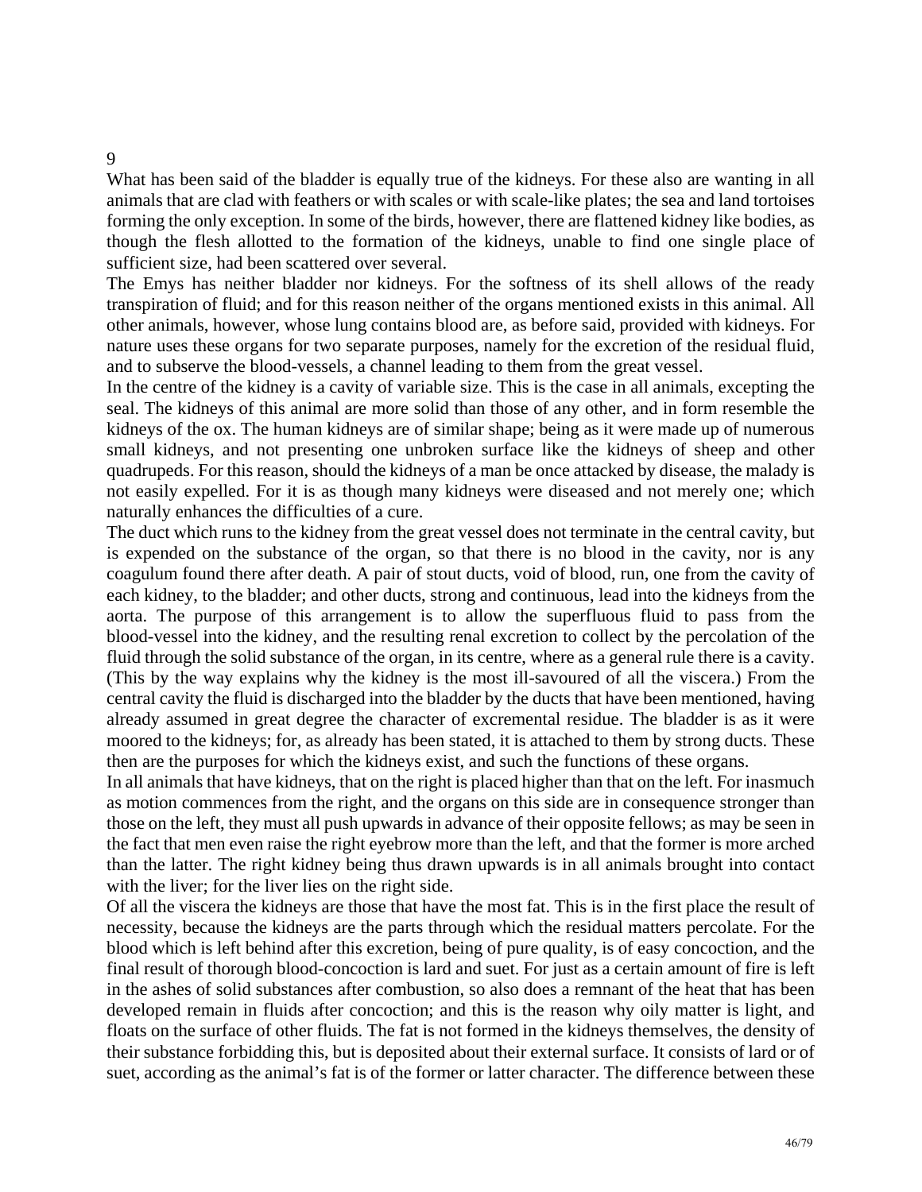9

What has been said of the bladder is equally true of the kidneys. For these also are wanting in all animals that are clad with feathers or with scales or with scale-like plates; the sea and land tortoises forming the only exception. In some of the birds, however, there are flattened kidney like bodies, as though the flesh allotted to the formation of the kidneys, unable to find one single place of sufficient size, had been scattered over several.

The Emys has neither bladder nor kidneys. For the softness of its shell allows of the ready transpiration of fluid; and for this reason neither of the organs mentioned exists in this animal. All other animals, however, whose lung contains blood are, as before said, provided with kidneys. For nature uses these organs for two separate purposes, namely for the excretion of the residual fluid, and to subserve the blood-vessels, a channel leading to them from the great vessel.

In the centre of the kidney is a cavity of variable size. This is the case in all animals, excepting the seal. The kidneys of this animal are more solid than those of any other, and in form resemble the kidneys of the ox. The human kidneys are of similar shape; being as it were made up of numerous small kidneys, and not presenting one unbroken surface like the kidneys of sheep and other quadrupeds. For this reason, should the kidneys of a man be once attacked by disease, the malady is not easily expelled. For it is as though many kidneys were diseased and not merely one; which naturally enhances the difficulties of a cure.

The duct which runs to the kidney from the great vessel does not terminate in the central cavity, but is expended on the substance of the organ, so that there is no blood in the cavity, nor is any coagulum found there after death. A pair of stout ducts, void of blood, run, one from the cavity of each kidney, to the bladder; and other ducts, strong and continuous, lead into the kidneys from the aorta. The purpose of this arrangement is to allow the superfluous fluid to pass from the blood-vessel into the kidney, and the resulting renal excretion to collect by the percolation of the fluid through the solid substance of the organ, in its centre, where as a general rule there is a cavity. (This by the way explains why the kidney is the most ill-savoured of all the viscera.) From the central cavity the fluid is discharged into the bladder by the ducts that have been mentioned, having already assumed in great degree the character of excremental residue. The bladder is as it were moored to the kidneys; for, as already has been stated, it is attached to them by strong ducts. These then are the purposes for which the kidneys exist, and such the functions of these organs.

In all animals that have kidneys, that on the right is placed higher than that on the left. For inasmuch as motion commences from the right, and the organs on this side are in consequence stronger than those on the left, they must all push upwards in advance of their opposite fellows; as may be seen in the fact that men even raise the right eyebrow more than the left, and that the former is more arched than the latter. The right kidney being thus drawn upwards is in all animals brought into contact with the liver; for the liver lies on the right side.

Of all the viscera the kidneys are those that have the most fat. This is in the first place the result of necessity, because the kidneys are the parts through which the residual matters percolate. For the blood which is left behind after this excretion, being of pure quality, is of easy concoction, and the final result of thorough blood-concoction is lard and suet. For just as a certain amount of fire is left in the ashes of solid substances after combustion, so also does a remnant of the heat that has been developed remain in fluids after concoction; and this is the reason why oily matter is light, and floats on the surface of other fluids. The fat is not formed in the kidneys themselves, the density of their substance forbidding this, but is deposited about their external surface. It consists of lard or of suet, according as the animal's fat is of the former or latter character. The difference between these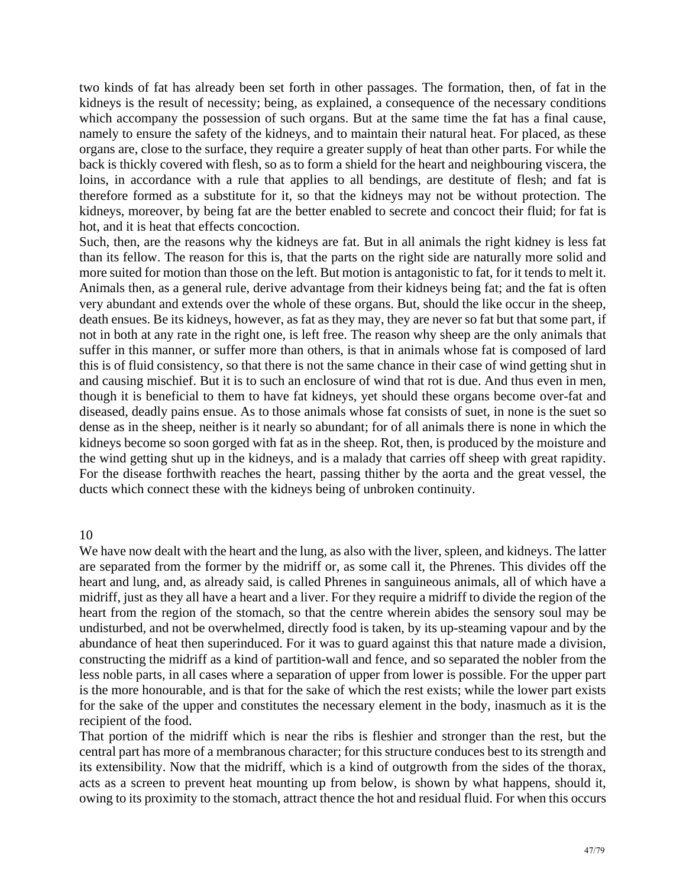two kinds of fat has already been set forth in other passages. The formation, then, of fat in the kidneys is the result of necessity; being, as explained, a consequence of the necessary conditions which accompany the possession of such organs. But at the same time the fat has a final cause, namely to ensure the safety of the kidneys, and to maintain their natural heat. For placed, as these organs are, close to the surface, they require a greater supply of heat than other parts. For while the back is thickly covered with flesh, so as to form a shield for the heart and neighbouring viscera, the loins, in accordance with a rule that applies to all bendings, are destitute of flesh; and fat is therefore formed as a substitute for it, so that the kidneys may not be without protection. The kidneys, moreover, by being fat are the better enabled to secrete and concoct their fluid; for fat is hot, and it is heat that effects concoction.

Such, then, are the reasons why the kidneys are fat. But in all animals the right kidney is less fat than its fellow. The reason for this is, that the parts on the right side are naturally more solid and more suited for motion than those on the left. But motion is antagonistic to fat, for it tends to melt it. Animals then, as a general rule, derive advantage from their kidneys being fat; and the fat is often very abundant and extends over the whole of these organs. But, should the like occur in the sheep, death ensues. Be its kidneys, however, as fat as they may, they are never so fat but that some part, if not in both at any rate in the right one, is left free. The reason why sheep are the only animals that suffer in this manner, or suffer more than others, is that in animals whose fat is composed of lard this is of fluid consistency, so that there is not the same chance in their case of wind getting shut in and causing mischief. But it is to such an enclosure of wind that rot is due. And thus even in men, though it is beneficial to them to have fat kidneys, yet should these organs become over-fat and diseased, deadly pains ensue. As to those animals whose fat consists of suet, in none is the suet so dense as in the sheep, neither is it nearly so abundant; for of all animals there is none in which the kidneys become so soon gorged with fat as in the sheep. Rot, then, is produced by the moisture and the wind getting shut up in the kidneys, and is a malady that carries off sheep with great rapidity. For the disease forthwith reaches the heart, passing thither by the aorta and the great vessel, the ducts which connect these with the kidneys being of unbroken continuity.

## 10

We have now dealt with the heart and the lung, as also with the liver, spleen, and kidneys. The latter are separated from the former by the midriff or, as some call it, the Phrenes. This divides off the heart and lung, and, as already said, is called Phrenes in sanguineous animals, all of which have a midriff, just as they all have a heart and a liver. For they require a midriff to divide the region of the heart from the region of the stomach, so that the centre wherein abides the sensory soul may be undisturbed, and not be overwhelmed, directly food is taken, by its up-steaming vapour and by the abundance of heat then superinduced. For it was to guard against this that nature made a division, constructing the midriff as a kind of partition-wall and fence, and so separated the nobler from the less noble parts, in all cases where a separation of upper from lower is possible. For the upper part is the more honourable, and is that for the sake of which the rest exists; while the lower part exists for the sake of the upper and constitutes the necessary element in the body, inasmuch as it is the recipient of the food.

That portion of the midriff which is near the ribs is fleshier and stronger than the rest, but the central part has more of a membranous character; for this structure conduces best to its strength and its extensibility. Now that the midriff, which is a kind of outgrowth from the sides of the thorax, acts as a screen to prevent heat mounting up from below, is shown by what happens, should it, owing to its proximity to the stomach, attract thence the hot and residual fluid. For when this occurs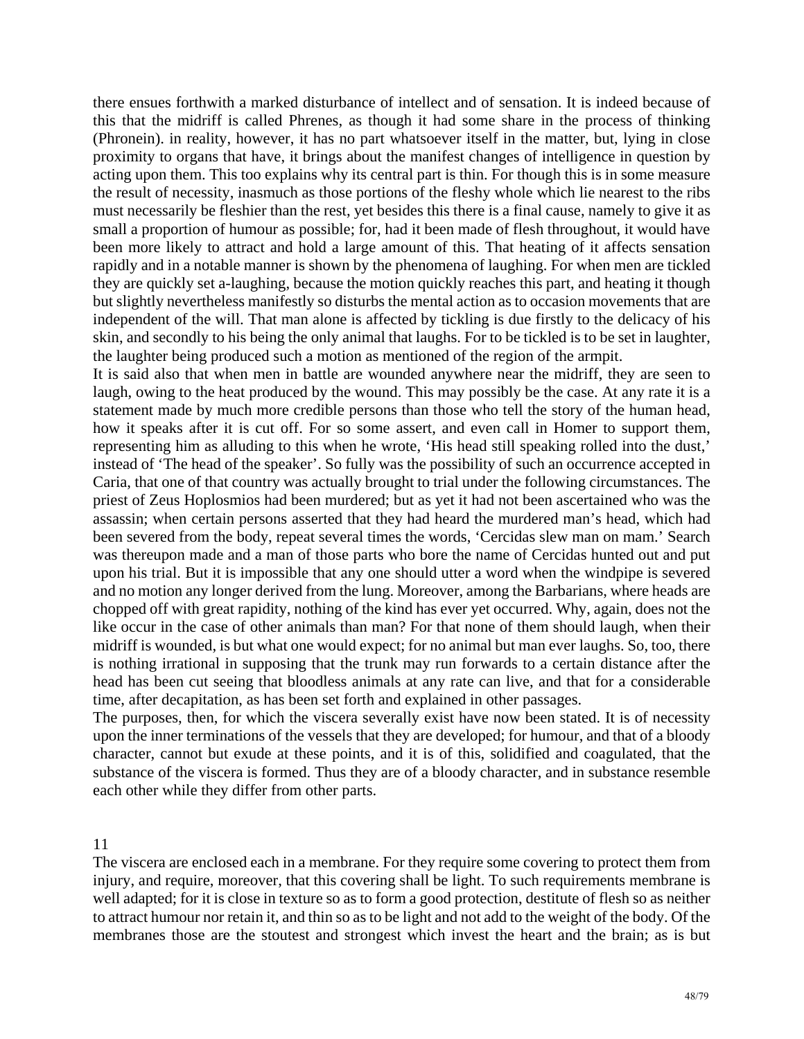there ensues forthwith a marked disturbance of intellect and of sensation. It is indeed because of this that the midriff is called Phrenes, as though it had some share in the process of thinking (Phronein). in reality, however, it has no part whatsoever itself in the matter, but, lying in close proximity to organs that have, it brings about the manifest changes of intelligence in question by acting upon them. This too explains why its central part is thin. For though this is in some measure the result of necessity, inasmuch as those portions of the fleshy whole which lie nearest to the ribs must necessarily be fleshier than the rest, yet besides this there is a final cause, namely to give it as small a proportion of humour as possible; for, had it been made of flesh throughout, it would have been more likely to attract and hold a large amount of this. That heating of it affects sensation rapidly and in a notable manner is shown by the phenomena of laughing. For when men are tickled they are quickly set a-laughing, because the motion quickly reaches this part, and heating it though but slightly nevertheless manifestly so disturbs the mental action as to occasion movements that are independent of the will. That man alone is affected by tickling is due firstly to the delicacy of his skin, and secondly to his being the only animal that laughs. For to be tickled is to be set in laughter, the laughter being produced such a motion as mentioned of the region of the armpit.

It is said also that when men in battle are wounded anywhere near the midriff, they are seen to laugh, owing to the heat produced by the wound. This may possibly be the case. At any rate it is a statement made by much more credible persons than those who tell the story of the human head, how it speaks after it is cut off. For so some assert, and even call in Homer to support them, representing him as alluding to this when he wrote, 'His head still speaking rolled into the dust,' instead of 'The head of the speaker'. So fully was the possibility of such an occurrence accepted in Caria, that one of that country was actually brought to trial under the following circumstances. The priest of Zeus Hoplosmios had been murdered; but as yet it had not been ascertained who was the assassin; when certain persons asserted that they had heard the murdered man's head, which had been severed from the body, repeat several times the words, 'Cercidas slew man on mam.' Search was thereupon made and a man of those parts who bore the name of Cercidas hunted out and put upon his trial. But it is impossible that any one should utter a word when the windpipe is severed and no motion any longer derived from the lung. Moreover, among the Barbarians, where heads are chopped off with great rapidity, nothing of the kind has ever yet occurred. Why, again, does not the like occur in the case of other animals than man? For that none of them should laugh, when their midriff is wounded, is but what one would expect; for no animal but man ever laughs. So, too, there is nothing irrational in supposing that the trunk may run forwards to a certain distance after the head has been cut seeing that bloodless animals at any rate can live, and that for a considerable time, after decapitation, as has been set forth and explained in other passages.

The purposes, then, for which the viscera severally exist have now been stated. It is of necessity upon the inner terminations of the vessels that they are developed; for humour, and that of a bloody character, cannot but exude at these points, and it is of this, solidified and coagulated, that the substance of the viscera is formed. Thus they are of a bloody character, and in substance resemble each other while they differ from other parts.

## 11

The viscera are enclosed each in a membrane. For they require some covering to protect them from injury, and require, moreover, that this covering shall be light. To such requirements membrane is well adapted; for it is close in texture so as to form a good protection, destitute of flesh so as neither to attract humour nor retain it, and thin so as to be light and not add to the weight of the body. Of the membranes those are the stoutest and strongest which invest the heart and the brain; as is but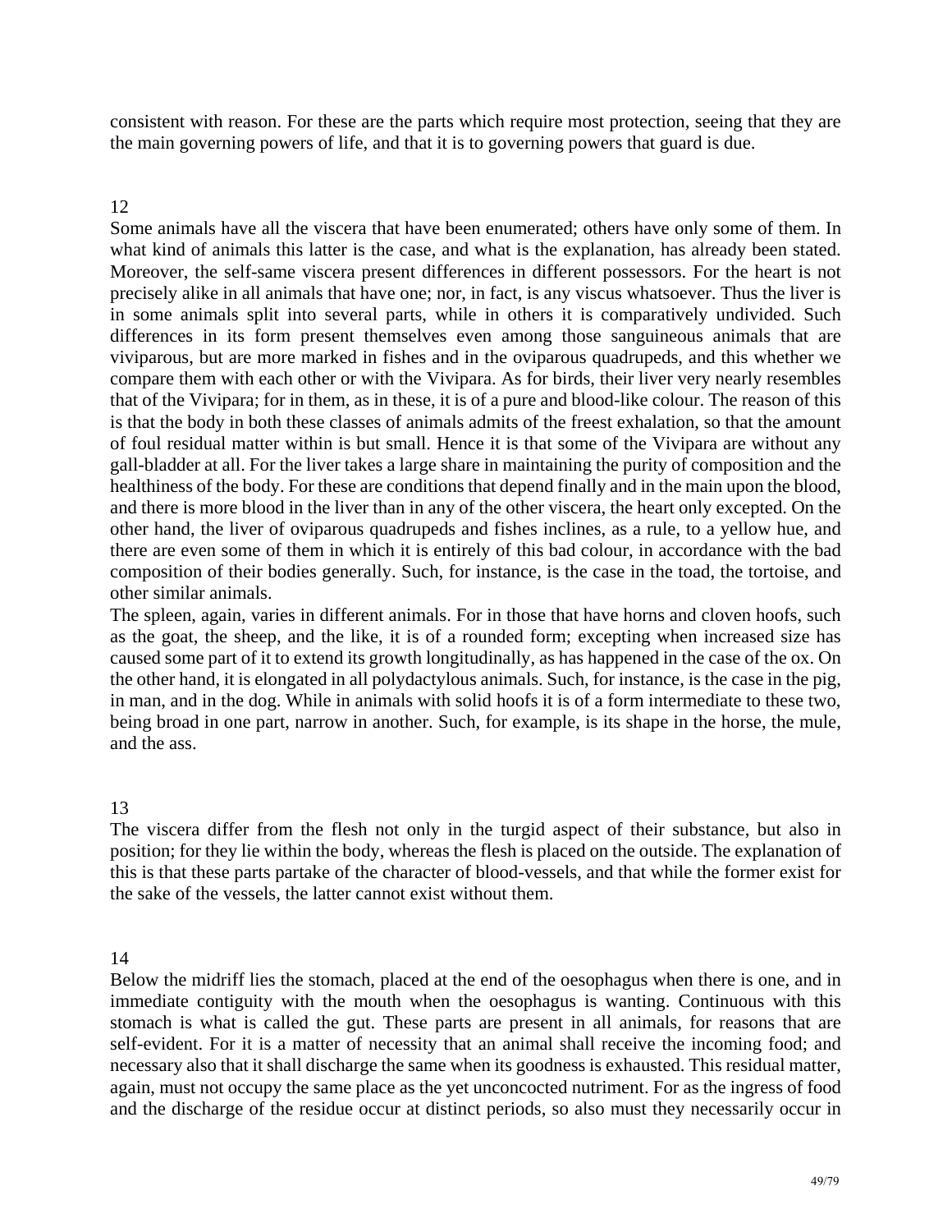consistent with reason. For these are the parts which require most protection, seeing that they are the main governing powers of life, and that it is to governing powers that guard is due.

## 12

Some animals have all the viscera that have been enumerated; others have only some of them. In what kind of animals this latter is the case, and what is the explanation, has already been stated. Moreover, the self-same viscera present differences in different possessors. For the heart is not precisely alike in all animals that have one; nor, in fact, is any viscus whatsoever. Thus the liver is in some animals split into several parts, while in others it is comparatively undivided. Such differences in its form present themselves even among those sanguineous animals that are viviparous, but are more marked in fishes and in the oviparous quadrupeds, and this whether we compare them with each other or with the Vivipara. As for birds, their liver very nearly resembles that of the Vivipara; for in them, as in these, it is of a pure and blood-like colour. The reason of this is that the body in both these classes of animals admits of the freest exhalation, so that the amount of foul residual matter within is but small. Hence it is that some of the Vivipara are without any gall-bladder at all. For the liver takes a large share in maintaining the purity of composition and the healthiness of the body. For these are conditions that depend finally and in the main upon the blood, and there is more blood in the liver than in any of the other viscera, the heart only excepted. On the other hand, the liver of oviparous quadrupeds and fishes inclines, as a rule, to a yellow hue, and there are even some of them in which it is entirely of this bad colour, in accordance with the bad composition of their bodies generally. Such, for instance, is the case in the toad, the tortoise, and other similar animals.

The spleen, again, varies in different animals. For in those that have horns and cloven hoofs, such as the goat, the sheep, and the like, it is of a rounded form; excepting when increased size has caused some part of it to extend its growth longitudinally, as has happened in the case of the ox. On the other hand, it is elongated in all polydactylous animals. Such, for instance, is the case in the pig, in man, and in the dog. While in animals with solid hoofs it is of a form intermediate to these two, being broad in one part, narrow in another. Such, for example, is its shape in the horse, the mule, and the ass.

## 13

The viscera differ from the flesh not only in the turgid aspect of their substance, but also in position; for they lie within the body, whereas the flesh is placed on the outside. The explanation of this is that these parts partake of the character of blood-vessels, and that while the former exist for the sake of the vessels, the latter cannot exist without them.

## 14

Below the midriff lies the stomach, placed at the end of the oesophagus when there is one, and in immediate contiguity with the mouth when the oesophagus is wanting. Continuous with this stomach is what is called the gut. These parts are present in all animals, for reasons that are self-evident. For it is a matter of necessity that an animal shall receive the incoming food; and necessary also that it shall discharge the same when its goodness is exhausted. This residual matter, again, must not occupy the same place as the yet unconcocted nutriment. For as the ingress of food and the discharge of the residue occur at distinct periods, so also must they necessarily occur in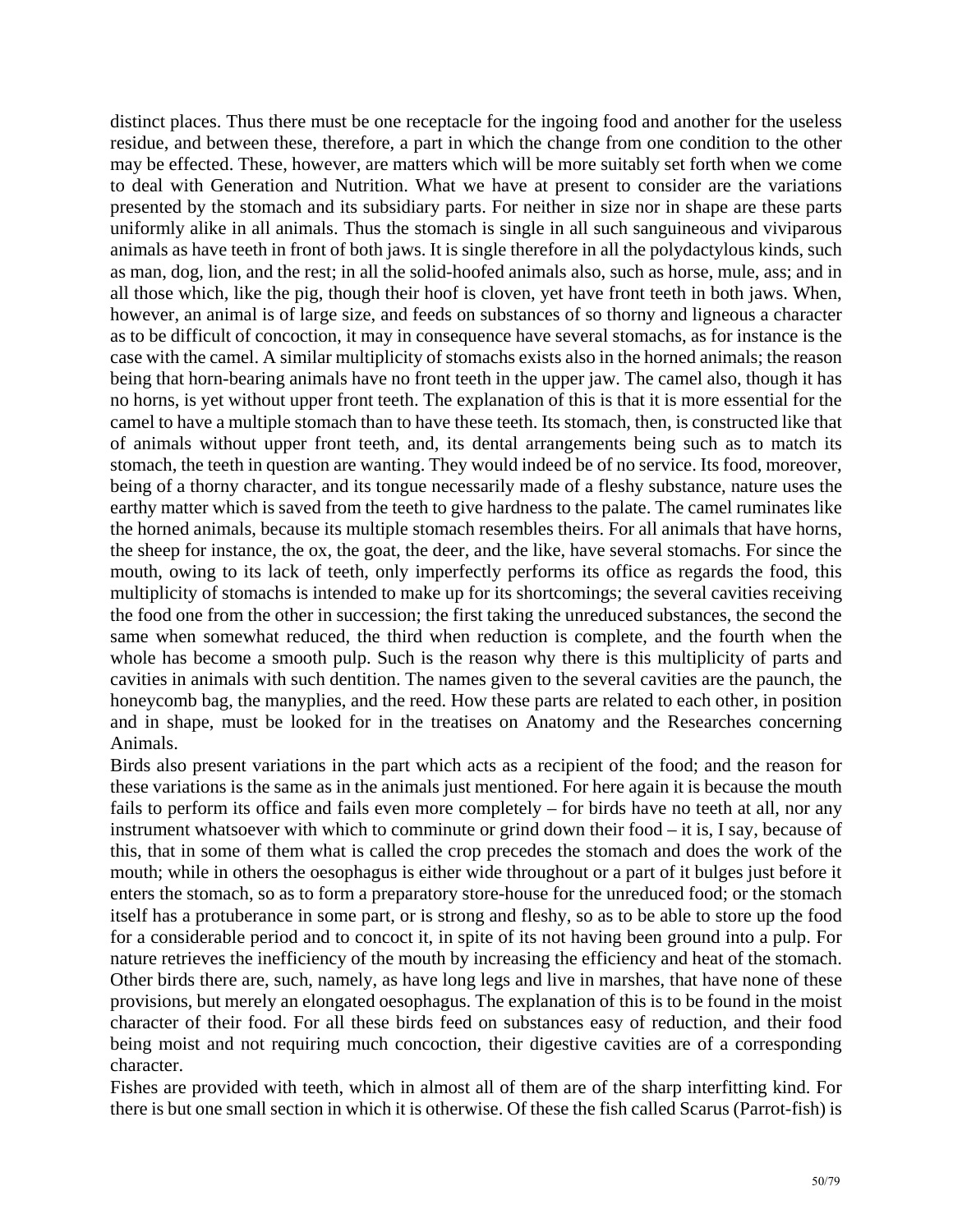distinct places. Thus there must be one receptacle for the ingoing food and another for the useless residue, and between these, therefore, a part in which the change from one condition to the other may be effected. These, however, are matters which will be more suitably set forth when we come to deal with Generation and Nutrition. What we have at present to consider are the variations presented by the stomach and its subsidiary parts. For neither in size nor in shape are these parts uniformly alike in all animals. Thus the stomach is single in all such sanguineous and viviparous animals as have teeth in front of both jaws. It is single therefore in all the polydactylous kinds, such as man, dog, lion, and the rest; in all the solid-hoofed animals also, such as horse, mule, ass; and in all those which, like the pig, though their hoof is cloven, yet have front teeth in both jaws. When, however, an animal is of large size, and feeds on substances of so thorny and ligneous a character as to be difficult of concoction, it may in consequence have several stomachs, as for instance is the case with the camel. A similar multiplicity of stomachs exists also in the horned animals; the reason being that horn-bearing animals have no front teeth in the upper jaw. The camel also, though it has no horns, is yet without upper front teeth. The explanation of this is that it is more essential for the camel to have a multiple stomach than to have these teeth. Its stomach, then, is constructed like that of animals without upper front teeth, and, its dental arrangements being such as to match its stomach, the teeth in question are wanting. They would indeed be of no service. Its food, moreover, being of a thorny character, and its tongue necessarily made of a fleshy substance, nature uses the earthy matter which is saved from the teeth to give hardness to the palate. The camel ruminates like the horned animals, because its multiple stomach resembles theirs. For all animals that have horns, the sheep for instance, the ox, the goat, the deer, and the like, have several stomachs. For since the mouth, owing to its lack of teeth, only imperfectly performs its office as regards the food, this multiplicity of stomachs is intended to make up for its shortcomings; the several cavities receiving the food one from the other in succession; the first taking the unreduced substances, the second the same when somewhat reduced, the third when reduction is complete, and the fourth when the whole has become a smooth pulp. Such is the reason why there is this multiplicity of parts and cavities in animals with such dentition. The names given to the several cavities are the paunch, the honeycomb bag, the manyplies, and the reed. How these parts are related to each other, in position and in shape, must be looked for in the treatises on Anatomy and the Researches concerning Animals.

Birds also present variations in the part which acts as a recipient of the food; and the reason for these variations is the same as in the animals just mentioned. For here again it is because the mouth fails to perform its office and fails even more completely – for birds have no teeth at all, nor any instrument whatsoever with which to comminute or grind down their food – it is, I say, because of this, that in some of them what is called the crop precedes the stomach and does the work of the mouth; while in others the oesophagus is either wide throughout or a part of it bulges just before it enters the stomach, so as to form a preparatory store-house for the unreduced food; or the stomach itself has a protuberance in some part, or is strong and fleshy, so as to be able to store up the food for a considerable period and to concoct it, in spite of its not having been ground into a pulp. For nature retrieves the inefficiency of the mouth by increasing the efficiency and heat of the stomach. Other birds there are, such, namely, as have long legs and live in marshes, that have none of these provisions, but merely an elongated oesophagus. The explanation of this is to be found in the moist character of their food. For all these birds feed on substances easy of reduction, and their food being moist and not requiring much concoction, their digestive cavities are of a corresponding character.

Fishes are provided with teeth, which in almost all of them are of the sharp interfitting kind. For there is but one small section in which it is otherwise. Of these the fish called Scarus (Parrot-fish) is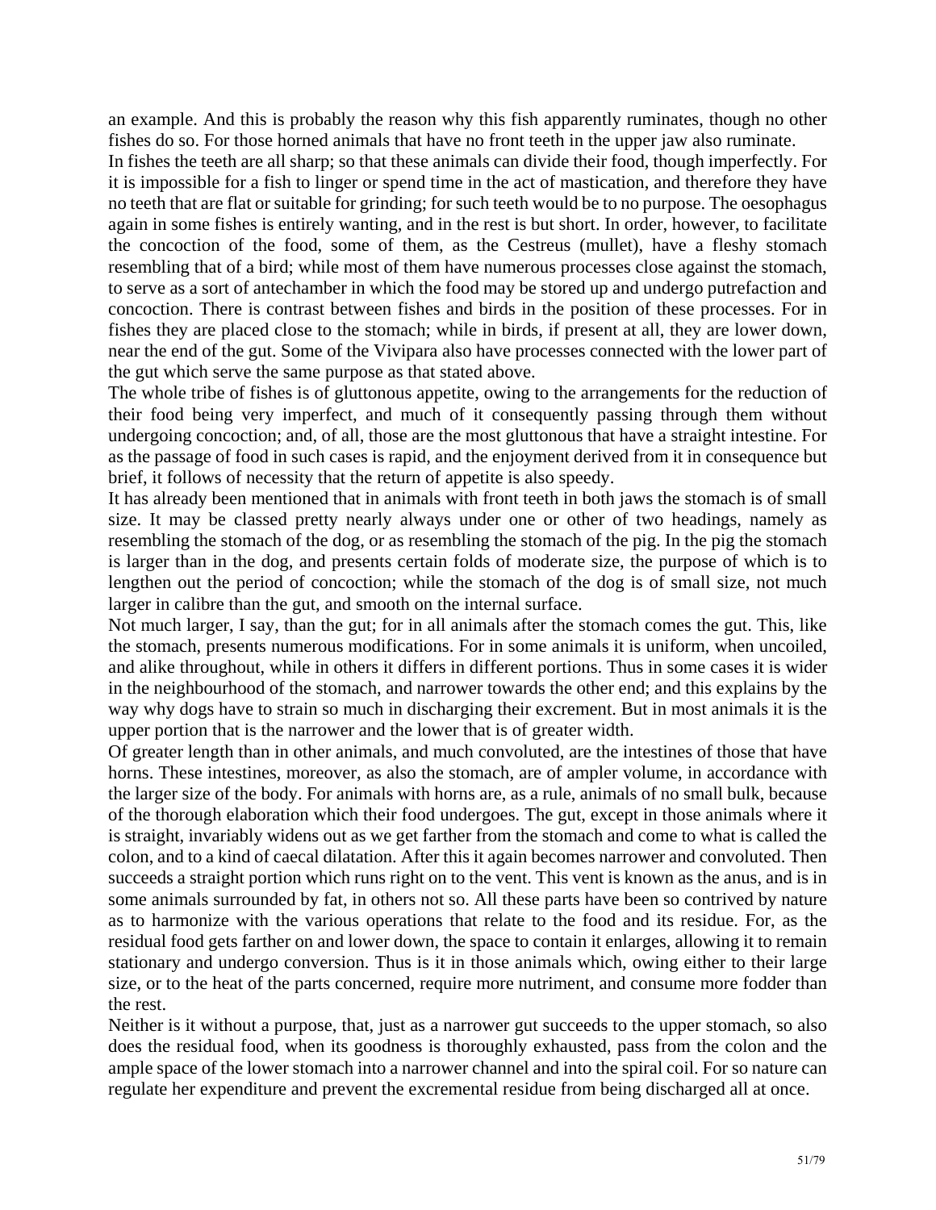an example. And this is probably the reason why this fish apparently ruminates, though no other fishes do so. For those horned animals that have no front teeth in the upper jaw also ruminate.

In fishes the teeth are all sharp; so that these animals can divide their food, though imperfectly. For it is impossible for a fish to linger or spend time in the act of mastication, and therefore they have no teeth that are flat or suitable for grinding; for such teeth would be to no purpose. The oesophagus again in some fishes is entirely wanting, and in the rest is but short. In order, however, to facilitate the concoction of the food, some of them, as the Cestreus (mullet), have a fleshy stomach resembling that of a bird; while most of them have numerous processes close against the stomach, to serve as a sort of antechamber in which the food may be stored up and undergo putrefaction and concoction. There is contrast between fishes and birds in the position of these processes. For in fishes they are placed close to the stomach; while in birds, if present at all, they are lower down, near the end of the gut. Some of the Vivipara also have processes connected with the lower part of the gut which serve the same purpose as that stated above.

The whole tribe of fishes is of gluttonous appetite, owing to the arrangements for the reduction of their food being very imperfect, and much of it consequently passing through them without undergoing concoction; and, of all, those are the most gluttonous that have a straight intestine. For as the passage of food in such cases is rapid, and the enjoyment derived from it in consequence but brief, it follows of necessity that the return of appetite is also speedy.

It has already been mentioned that in animals with front teeth in both jaws the stomach is of small size. It may be classed pretty nearly always under one or other of two headings, namely as resembling the stomach of the dog, or as resembling the stomach of the pig. In the pig the stomach is larger than in the dog, and presents certain folds of moderate size, the purpose of which is to lengthen out the period of concoction; while the stomach of the dog is of small size, not much larger in calibre than the gut, and smooth on the internal surface.

Not much larger, I say, than the gut; for in all animals after the stomach comes the gut. This, like the stomach, presents numerous modifications. For in some animals it is uniform, when uncoiled, and alike throughout, while in others it differs in different portions. Thus in some cases it is wider in the neighbourhood of the stomach, and narrower towards the other end; and this explains by the way why dogs have to strain so much in discharging their excrement. But in most animals it is the upper portion that is the narrower and the lower that is of greater width.

Of greater length than in other animals, and much convoluted, are the intestines of those that have horns. These intestines, moreover, as also the stomach, are of ampler volume, in accordance with the larger size of the body. For animals with horns are, as a rule, animals of no small bulk, because of the thorough elaboration which their food undergoes. The gut, except in those animals where it is straight, invariably widens out as we get farther from the stomach and come to what is called the colon, and to a kind of caecal dilatation. After this it again becomes narrower and convoluted. Then succeeds a straight portion which runs right on to the vent. This vent is known as the anus, and is in some animals surrounded by fat, in others not so. All these parts have been so contrived by nature as to harmonize with the various operations that relate to the food and its residue. For, as the residual food gets farther on and lower down, the space to contain it enlarges, allowing it to remain stationary and undergo conversion. Thus is it in those animals which, owing either to their large size, or to the heat of the parts concerned, require more nutriment, and consume more fodder than the rest.

Neither is it without a purpose, that, just as a narrower gut succeeds to the upper stomach, so also does the residual food, when its goodness is thoroughly exhausted, pass from the colon and the ample space of the lower stomach into a narrower channel and into the spiral coil. For so nature can regulate her expenditure and prevent the excremental residue from being discharged all at once.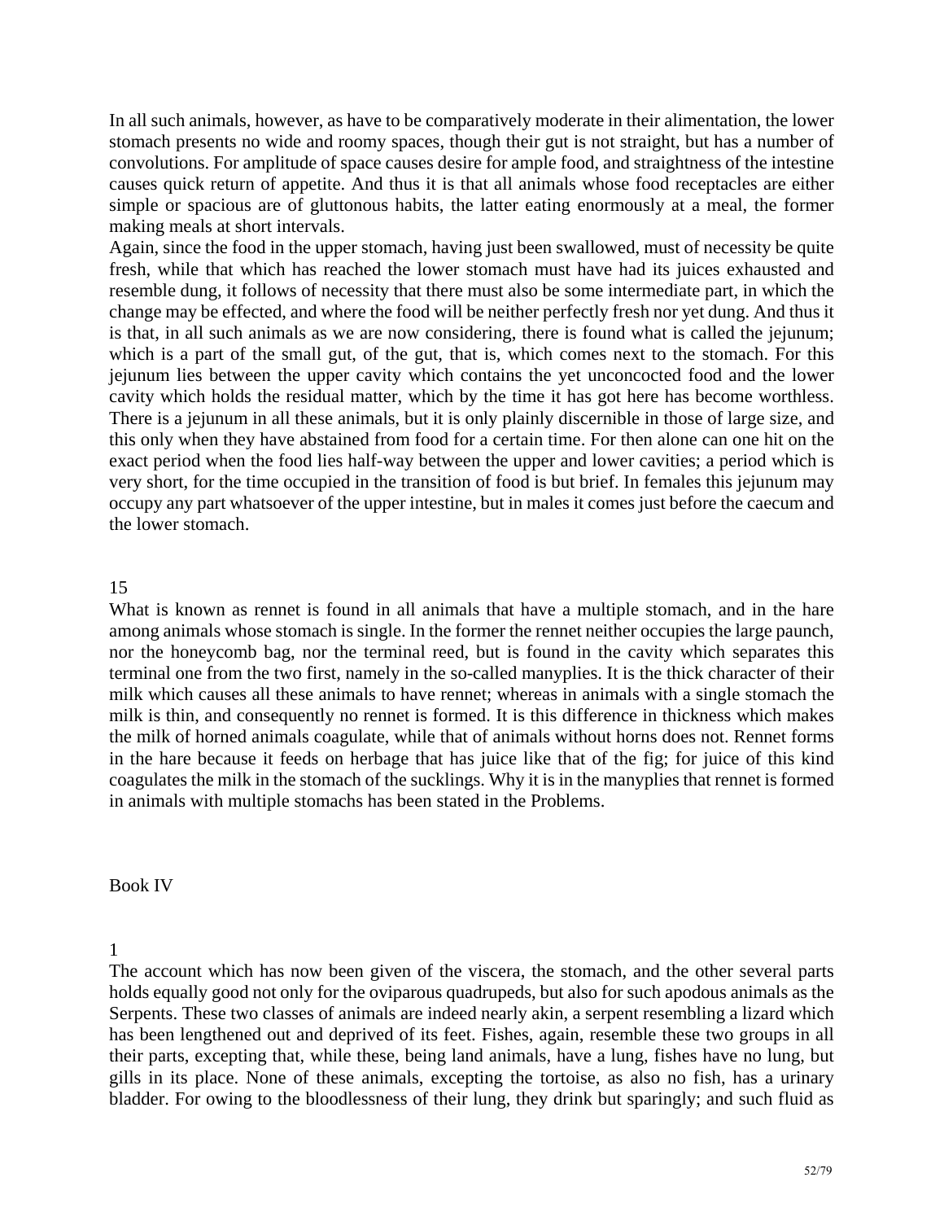In all such animals, however, as have to be comparatively moderate in their alimentation, the lower stomach presents no wide and roomy spaces, though their gut is not straight, but has a number of convolutions. For amplitude of space causes desire for ample food, and straightness of the intestine causes quick return of appetite. And thus it is that all animals whose food receptacles are either simple or spacious are of gluttonous habits, the latter eating enormously at a meal, the former making meals at short intervals.

Again, since the food in the upper stomach, having just been swallowed, must of necessity be quite fresh, while that which has reached the lower stomach must have had its juices exhausted and resemble dung, it follows of necessity that there must also be some intermediate part, in which the change may be effected, and where the food will be neither perfectly fresh nor yet dung. And thus it is that, in all such animals as we are now considering, there is found what is called the jejunum; which is a part of the small gut, of the gut, that is, which comes next to the stomach. For this jejunum lies between the upper cavity which contains the yet unconcocted food and the lower cavity which holds the residual matter, which by the time it has got here has become worthless. There is a jejunum in all these animals, but it is only plainly discernible in those of large size, and this only when they have abstained from food for a certain time. For then alone can one hit on the exact period when the food lies half-way between the upper and lower cavities; a period which is very short, for the time occupied in the transition of food is but brief. In females this jejunum may occupy any part whatsoever of the upper intestine, but in males it comes just before the caecum and the lower stomach.

15

What is known as rennet is found in all animals that have a multiple stomach, and in the hare among animals whose stomach is single. In the former the rennet neither occupies the large paunch, nor the honeycomb bag, nor the terminal reed, but is found in the cavity which separates this terminal one from the two first, namely in the so-called manyplies. It is the thick character of their milk which causes all these animals to have rennet; whereas in animals with a single stomach the milk is thin, and consequently no rennet is formed. It is this difference in thickness which makes the milk of horned animals coagulate, while that of animals without horns does not. Rennet forms in the hare because it feeds on herbage that has juice like that of the fig; for juice of this kind coagulates the milk in the stomach of the sucklings. Why it is in the manyplies that rennet is formed in animals with multiple stomachs has been stated in the Problems.

## Book IV

1

The account which has now been given of the viscera, the stomach, and the other several parts holds equally good not only for the oviparous quadrupeds, but also for such apodous animals as the Serpents. These two classes of animals are indeed nearly akin, a serpent resembling a lizard which has been lengthened out and deprived of its feet. Fishes, again, resemble these two groups in all their parts, excepting that, while these, being land animals, have a lung, fishes have no lung, but gills in its place. None of these animals, excepting the tortoise, as also no fish, has a urinary bladder. For owing to the bloodlessness of their lung, they drink but sparingly; and such fluid as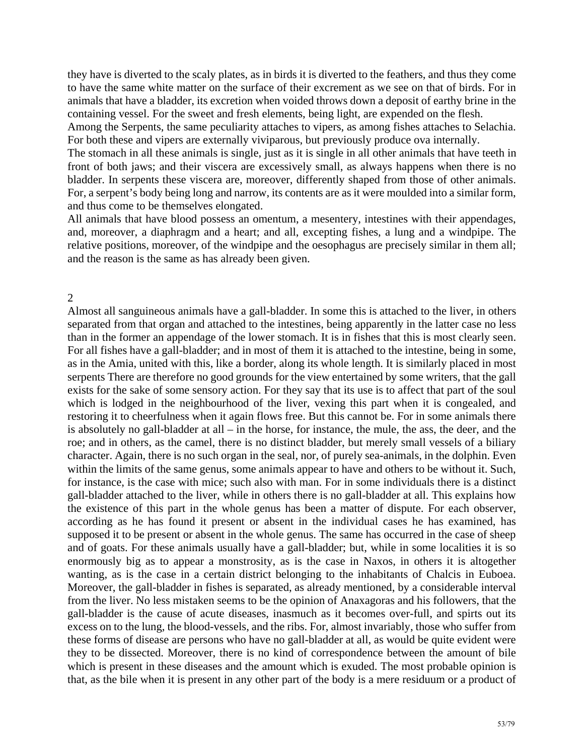they have is diverted to the scaly plates, as in birds it is diverted to the feathers, and thus they come to have the same white matter on the surface of their excrement as we see on that of birds. For in animals that have a bladder, its excretion when voided throws down a deposit of earthy brine in the containing vessel. For the sweet and fresh elements, being light, are expended on the flesh.

Among the Serpents, the same peculiarity attaches to vipers, as among fishes attaches to Selachia. For both these and vipers are externally viviparous, but previously produce ova internally.

The stomach in all these animals is single, just as it is single in all other animals that have teeth in front of both jaws; and their viscera are excessively small, as always happens when there is no bladder. In serpents these viscera are, moreover, differently shaped from those of other animals. For, a serpent's body being long and narrow, its contents are as it were moulded into a similar form, and thus come to be themselves elongated.

All animals that have blood possess an omentum, a mesentery, intestines with their appendages, and, moreover, a diaphragm and a heart; and all, excepting fishes, a lung and a windpipe. The relative positions, moreover, of the windpipe and the oesophagus are precisely similar in them all; and the reason is the same as has already been given.

## 2

Almost all sanguineous animals have a gall-bladder. In some this is attached to the liver, in others separated from that organ and attached to the intestines, being apparently in the latter case no less than in the former an appendage of the lower stomach. It is in fishes that this is most clearly seen. For all fishes have a gall-bladder; and in most of them it is attached to the intestine, being in some, as in the Amia, united with this, like a border, along its whole length. It is similarly placed in most serpents There are therefore no good grounds for the view entertained by some writers, that the gall exists for the sake of some sensory action. For they say that its use is to affect that part of the soul which is lodged in the neighbourhood of the liver, vexing this part when it is congealed, and restoring it to cheerfulness when it again flows free. But this cannot be. For in some animals there is absolutely no gall-bladder at all – in the horse, for instance, the mule, the ass, the deer, and the roe; and in others, as the camel, there is no distinct bladder, but merely small vessels of a biliary character. Again, there is no such organ in the seal, nor, of purely sea-animals, in the dolphin. Even within the limits of the same genus, some animals appear to have and others to be without it. Such, for instance, is the case with mice; such also with man. For in some individuals there is a distinct gall-bladder attached to the liver, while in others there is no gall-bladder at all. This explains how the existence of this part in the whole genus has been a matter of dispute. For each observer, according as he has found it present or absent in the individual cases he has examined, has supposed it to be present or absent in the whole genus. The same has occurred in the case of sheep and of goats. For these animals usually have a gall-bladder; but, while in some localities it is so enormously big as to appear a monstrosity, as is the case in Naxos, in others it is altogether wanting, as is the case in a certain district belonging to the inhabitants of Chalcis in Euboea. Moreover, the gall-bladder in fishes is separated, as already mentioned, by a considerable interval from the liver. No less mistaken seems to be the opinion of Anaxagoras and his followers, that the gall-bladder is the cause of acute diseases, inasmuch as it becomes over-full, and spirts out its excess on to the lung, the blood-vessels, and the ribs. For, almost invariably, those who suffer from these forms of disease are persons who have no gall-bladder at all, as would be quite evident were they to be dissected. Moreover, there is no kind of correspondence between the amount of bile which is present in these diseases and the amount which is exuded. The most probable opinion is that, as the bile when it is present in any other part of the body is a mere residuum or a product of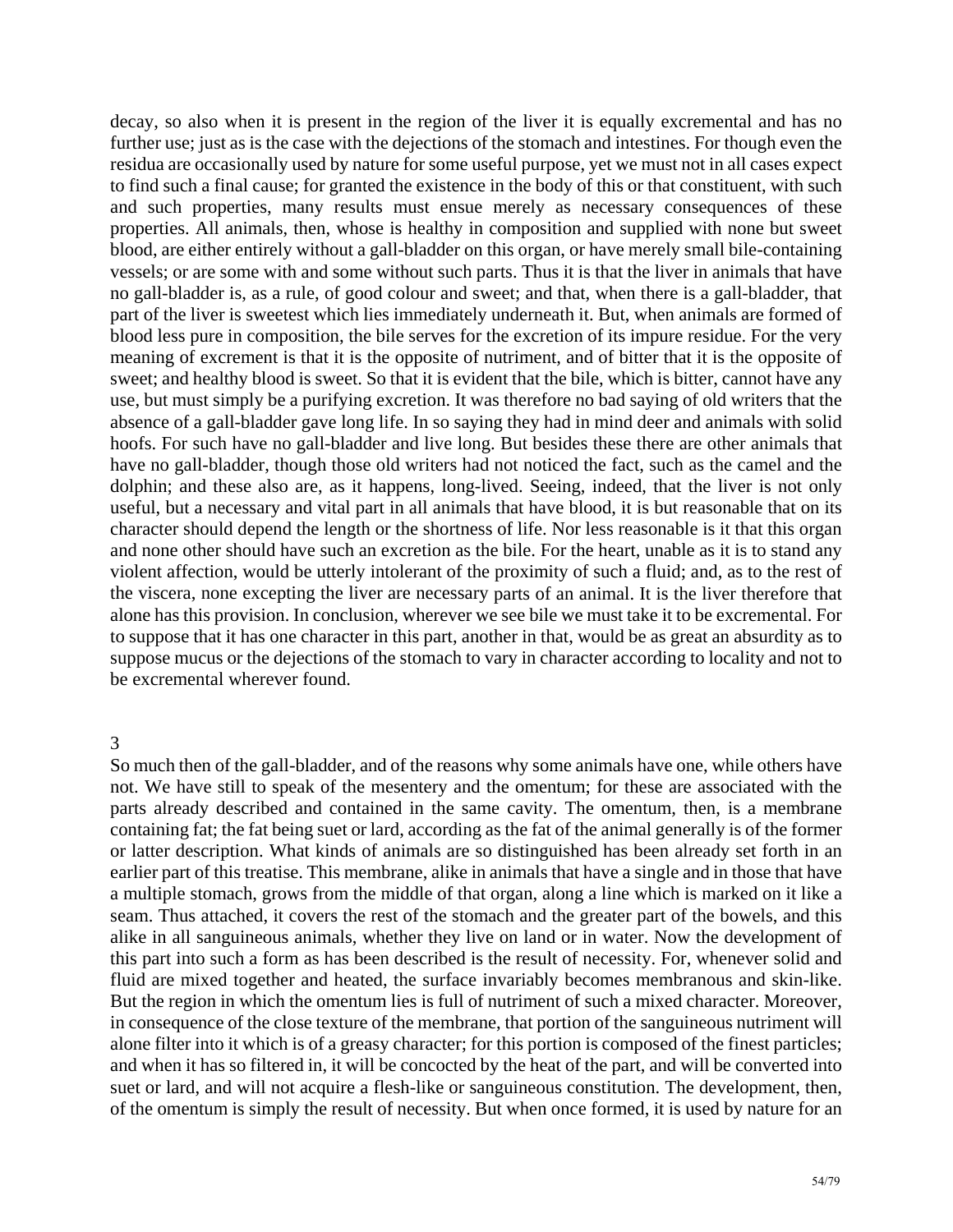decay, so also when it is present in the region of the liver it is equally excremental and has no further use; just as is the case with the dejections of the stomach and intestines. For though even the residua are occasionally used by nature for some useful purpose, yet we must not in all cases expect to find such a final cause; for granted the existence in the body of this or that constituent, with such and such properties, many results must ensue merely as necessary consequences of these properties. All animals, then, whose is healthy in composition and supplied with none but sweet blood, are either entirely without a gall-bladder on this organ, or have merely small bile-containing vessels; or are some with and some without such parts. Thus it is that the liver in animals that have no gall-bladder is, as a rule, of good colour and sweet; and that, when there is a gall-bladder, that part of the liver is sweetest which lies immediately underneath it. But, when animals are formed of blood less pure in composition, the bile serves for the excretion of its impure residue. For the very meaning of excrement is that it is the opposite of nutriment, and of bitter that it is the opposite of sweet; and healthy blood is sweet. So that it is evident that the bile, which is bitter, cannot have any use, but must simply be a purifying excretion. It was therefore no bad saying of old writers that the absence of a gall-bladder gave long life. In so saying they had in mind deer and animals with solid hoofs. For such have no gall-bladder and live long. But besides these there are other animals that have no gall-bladder, though those old writers had not noticed the fact, such as the camel and the dolphin; and these also are, as it happens, long-lived. Seeing, indeed, that the liver is not only useful, but a necessary and vital part in all animals that have blood, it is but reasonable that on its character should depend the length or the shortness of life. Nor less reasonable is it that this organ and none other should have such an excretion as the bile. For the heart, unable as it is to stand any violent affection, would be utterly intolerant of the proximity of such a fluid; and, as to the rest of the viscera, none excepting the liver are necessary parts of an animal. It is the liver therefore that alone has this provision. In conclusion, wherever we see bile we must take it to be excremental. For to suppose that it has one character in this part, another in that, would be as great an absurdity as to suppose mucus or the dejections of the stomach to vary in character according to locality and not to be excremental wherever found.

3

So much then of the gall-bladder, and of the reasons why some animals have one, while others have not. We have still to speak of the mesentery and the omentum; for these are associated with the parts already described and contained in the same cavity. The omentum, then, is a membrane containing fat; the fat being suet or lard, according as the fat of the animal generally is of the former or latter description. What kinds of animals are so distinguished has been already set forth in an earlier part of this treatise. This membrane, alike in animals that have a single and in those that have a multiple stomach, grows from the middle of that organ, along a line which is marked on it like a seam. Thus attached, it covers the rest of the stomach and the greater part of the bowels, and this alike in all sanguineous animals, whether they live on land or in water. Now the development of this part into such a form as has been described is the result of necessity. For, whenever solid and fluid are mixed together and heated, the surface invariably becomes membranous and skin-like. But the region in which the omentum lies is full of nutriment of such a mixed character. Moreover, in consequence of the close texture of the membrane, that portion of the sanguineous nutriment will alone filter into it which is of a greasy character; for this portion is composed of the finest particles; and when it has so filtered in, it will be concocted by the heat of the part, and will be converted into suet or lard, and will not acquire a flesh-like or sanguineous constitution. The development, then, of the omentum is simply the result of necessity. But when once formed, it is used by nature for an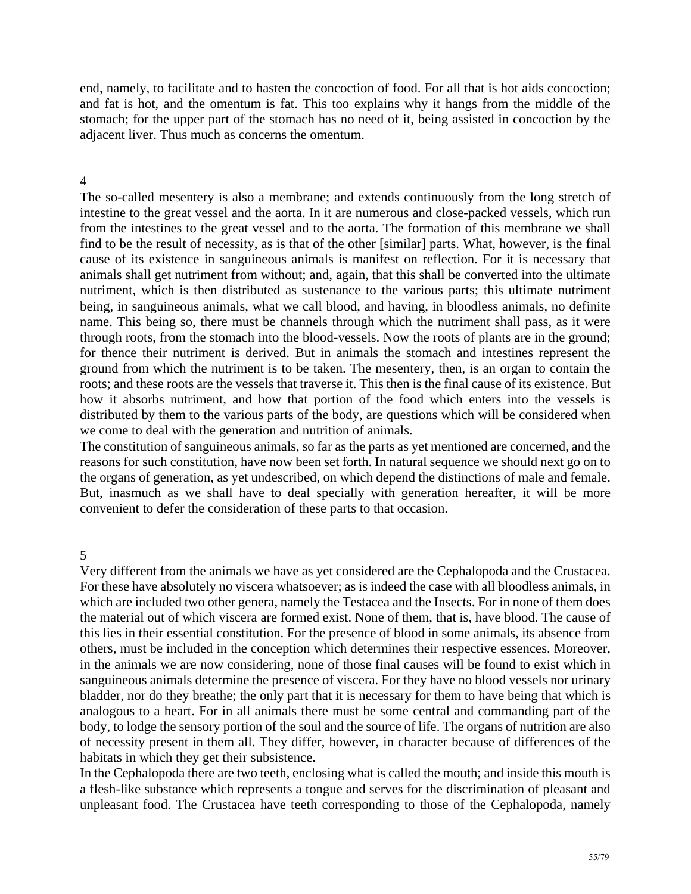end, namely, to facilitate and to hasten the concoction of food. For all that is hot aids concoction; and fat is hot, and the omentum is fat. This too explains why it hangs from the middle of the stomach; for the upper part of the stomach has no need of it, being assisted in concoction by the adjacent liver. Thus much as concerns the omentum.

4

The so-called mesentery is also a membrane; and extends continuously from the long stretch of intestine to the great vessel and the aorta. In it are numerous and close-packed vessels, which run from the intestines to the great vessel and to the aorta. The formation of this membrane we shall find to be the result of necessity, as is that of the other [similar] parts. What, however, is the final cause of its existence in sanguineous animals is manifest on reflection. For it is necessary that animals shall get nutriment from without; and, again, that this shall be converted into the ultimate nutriment, which is then distributed as sustenance to the various parts; this ultimate nutriment being, in sanguineous animals, what we call blood, and having, in bloodless animals, no definite name. This being so, there must be channels through which the nutriment shall pass, as it were through roots, from the stomach into the blood-vessels. Now the roots of plants are in the ground; for thence their nutriment is derived. But in animals the stomach and intestines represent the ground from which the nutriment is to be taken. The mesentery, then, is an organ to contain the roots; and these roots are the vessels that traverse it. This then is the final cause of its existence. But how it absorbs nutriment, and how that portion of the food which enters into the vessels is distributed by them to the various parts of the body, are questions which will be considered when we come to deal with the generation and nutrition of animals.

The constitution of sanguineous animals, so far as the parts as yet mentioned are concerned, and the reasons for such constitution, have now been set forth. In natural sequence we should next go on to the organs of generation, as yet undescribed, on which depend the distinctions of male and female. But, inasmuch as we shall have to deal specially with generation hereafter, it will be more convenient to defer the consideration of these parts to that occasion.

5

Very different from the animals we have as yet considered are the Cephalopoda and the Crustacea. For these have absolutely no viscera whatsoever; as is indeed the case with all bloodless animals, in which are included two other genera, namely the Testacea and the Insects. For in none of them does the material out of which viscera are formed exist. None of them, that is, have blood. The cause of this lies in their essential constitution. For the presence of blood in some animals, its absence from others, must be included in the conception which determines their respective essences. Moreover, in the animals we are now considering, none of those final causes will be found to exist which in sanguineous animals determine the presence of viscera. For they have no blood vessels nor urinary bladder, nor do they breathe; the only part that it is necessary for them to have being that which is analogous to a heart. For in all animals there must be some central and commanding part of the body, to lodge the sensory portion of the soul and the source of life. The organs of nutrition are also of necessity present in them all. They differ, however, in character because of differences of the habitats in which they get their subsistence.

In the Cephalopoda there are two teeth, enclosing what is called the mouth; and inside this mouth is a flesh-like substance which represents a tongue and serves for the discrimination of pleasant and unpleasant food. The Crustacea have teeth corresponding to those of the Cephalopoda, namely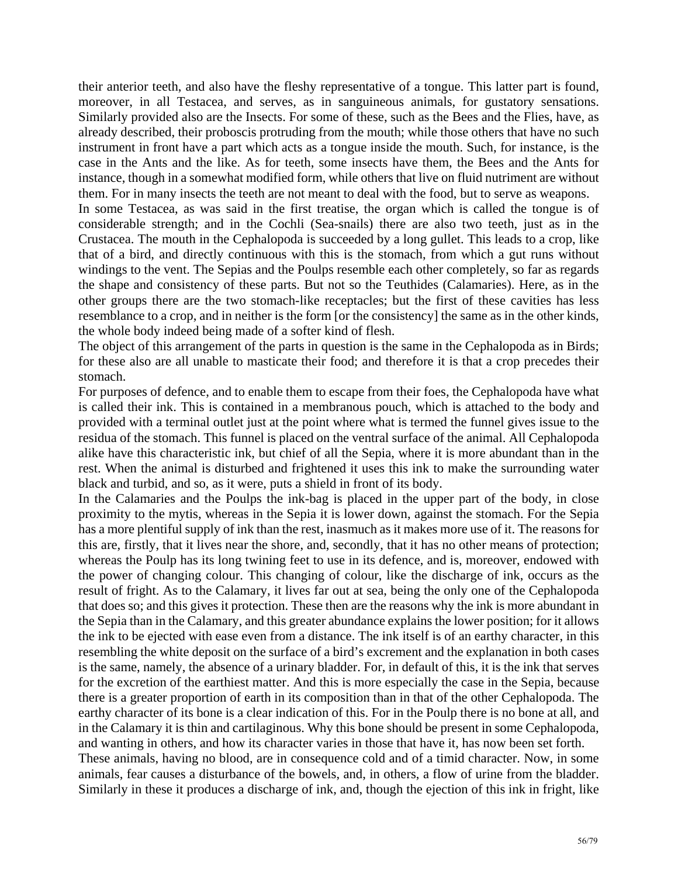their anterior teeth, and also have the fleshy representative of a tongue. This latter part is found, moreover, in all Testacea, and serves, as in sanguineous animals, for gustatory sensations. Similarly provided also are the Insects. For some of these, such as the Bees and the Flies, have, as already described, their proboscis protruding from the mouth; while those others that have no such instrument in front have a part which acts as a tongue inside the mouth. Such, for instance, is the case in the Ants and the like. As for teeth, some insects have them, the Bees and the Ants for instance, though in a somewhat modified form, while others that live on fluid nutriment are without them. For in many insects the teeth are not meant to deal with the food, but to serve as weapons.

In some Testacea, as was said in the first treatise, the organ which is called the tongue is of considerable strength; and in the Cochli (Sea-snails) there are also two teeth, just as in the Crustacea. The mouth in the Cephalopoda is succeeded by a long gullet. This leads to a crop, like that of a bird, and directly continuous with this is the stomach, from which a gut runs without windings to the vent. The Sepias and the Poulps resemble each other completely, so far as regards the shape and consistency of these parts. But not so the Teuthides (Calamaries). Here, as in the other groups there are the two stomach-like receptacles; but the first of these cavities has less resemblance to a crop, and in neither is the form [or the consistency] the same as in the other kinds, the whole body indeed being made of a softer kind of flesh.

The object of this arrangement of the parts in question is the same in the Cephalopoda as in Birds; for these also are all unable to masticate their food; and therefore it is that a crop precedes their stomach.

For purposes of defence, and to enable them to escape from their foes, the Cephalopoda have what is called their ink. This is contained in a membranous pouch, which is attached to the body and provided with a terminal outlet just at the point where what is termed the funnel gives issue to the residua of the stomach. This funnel is placed on the ventral surface of the animal. All Cephalopoda alike have this characteristic ink, but chief of all the Sepia, where it is more abundant than in the rest. When the animal is disturbed and frightened it uses this ink to make the surrounding water black and turbid, and so, as it were, puts a shield in front of its body.

In the Calamaries and the Poulps the ink-bag is placed in the upper part of the body, in close proximity to the mytis, whereas in the Sepia it is lower down, against the stomach. For the Sepia has a more plentiful supply of ink than the rest, inasmuch as it makes more use of it. The reasons for this are, firstly, that it lives near the shore, and, secondly, that it has no other means of protection; whereas the Poulp has its long twining feet to use in its defence, and is, moreover, endowed with the power of changing colour. This changing of colour, like the discharge of ink, occurs as the result of fright. As to the Calamary, it lives far out at sea, being the only one of the Cephalopoda that does so; and this gives it protection. These then are the reasons why the ink is more abundant in the Sepia than in the Calamary, and this greater abundance explains the lower position; for it allows the ink to be ejected with ease even from a distance. The ink itself is of an earthy character, in this resembling the white deposit on the surface of a bird's excrement and the explanation in both cases is the same, namely, the absence of a urinary bladder. For, in default of this, it is the ink that serves for the excretion of the earthiest matter. And this is more especially the case in the Sepia, because there is a greater proportion of earth in its composition than in that of the other Cephalopoda. The earthy character of its bone is a clear indication of this. For in the Poulp there is no bone at all, and in the Calamary it is thin and cartilaginous. Why this bone should be present in some Cephalopoda, and wanting in others, and how its character varies in those that have it, has now been set forth.

These animals, having no blood, are in consequence cold and of a timid character. Now, in some animals, fear causes a disturbance of the bowels, and, in others, a flow of urine from the bladder. Similarly in these it produces a discharge of ink, and, though the ejection of this ink in fright, like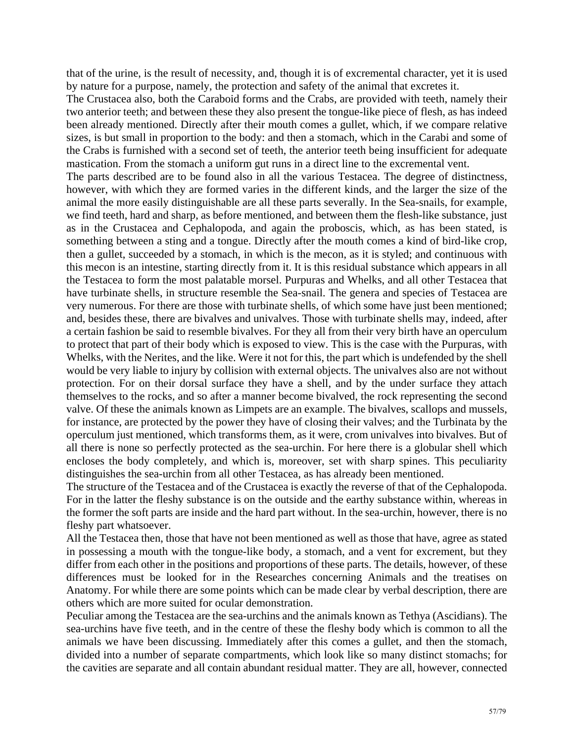that of the urine, is the result of necessity, and, though it is of excremental character, yet it is used by nature for a purpose, namely, the protection and safety of the animal that excretes it.

The Crustacea also, both the Caraboid forms and the Crabs, are provided with teeth, namely their two anterior teeth; and between these they also present the tongue-like piece of flesh, as has indeed been already mentioned. Directly after their mouth comes a gullet, which, if we compare relative sizes, is but small in proportion to the body: and then a stomach, which in the Carabi and some of the Crabs is furnished with a second set of teeth, the anterior teeth being insufficient for adequate mastication. From the stomach a uniform gut runs in a direct line to the excremental vent.

The parts described are to be found also in all the various Testacea. The degree of distinctness, however, with which they are formed varies in the different kinds, and the larger the size of the animal the more easily distinguishable are all these parts severally. In the Sea-snails, for example, we find teeth, hard and sharp, as before mentioned, and between them the flesh-like substance, just as in the Crustacea and Cephalopoda, and again the proboscis, which, as has been stated, is something between a sting and a tongue. Directly after the mouth comes a kind of bird-like crop, then a gullet, succeeded by a stomach, in which is the mecon, as it is styled; and continuous with this mecon is an intestine, starting directly from it. It is this residual substance which appears in all the Testacea to form the most palatable morsel. Purpuras and Whelks, and all other Testacea that have turbinate shells, in structure resemble the Sea-snail. The genera and species of Testacea are very numerous. For there are those with turbinate shells, of which some have just been mentioned; and, besides these, there are bivalves and univalves. Those with turbinate shells may, indeed, after a certain fashion be said to resemble bivalves. For they all from their very birth have an operculum to protect that part of their body which is exposed to view. This is the case with the Purpuras, with Whelks, with the Nerites, and the like. Were it not for this, the part which is undefended by the shell would be very liable to injury by collision with external objects. The univalves also are not without protection. For on their dorsal surface they have a shell, and by the under surface they attach themselves to the rocks, and so after a manner become bivalved, the rock representing the second valve. Of these the animals known as Limpets are an example. The bivalves, scallops and mussels, for instance, are protected by the power they have of closing their valves; and the Turbinata by the operculum just mentioned, which transforms them, as it were, crom univalves into bivalves. But of all there is none so perfectly protected as the sea-urchin. For here there is a globular shell which encloses the body completely, and which is, moreover, set with sharp spines. This peculiarity distinguishes the sea-urchin from all other Testacea, as has already been mentioned.

The structure of the Testacea and of the Crustacea is exactly the reverse of that of the Cephalopoda. For in the latter the fleshy substance is on the outside and the earthy substance within, whereas in the former the soft parts are inside and the hard part without. In the sea-urchin, however, there is no fleshy part whatsoever.

All the Testacea then, those that have not been mentioned as well as those that have, agree as stated in possessing a mouth with the tongue-like body, a stomach, and a vent for excrement, but they differ from each other in the positions and proportions of these parts. The details, however, of these differences must be looked for in the Researches concerning Animals and the treatises on Anatomy. For while there are some points which can be made clear by verbal description, there are others which are more suited for ocular demonstration.

Peculiar among the Testacea are the sea-urchins and the animals known as Tethya (Ascidians). The sea-urchins have five teeth, and in the centre of these the fleshy body which is common to all the animals we have been discussing. Immediately after this comes a gullet, and then the stomach, divided into a number of separate compartments, which look like so many distinct stomachs; for the cavities are separate and all contain abundant residual matter. They are all, however, connected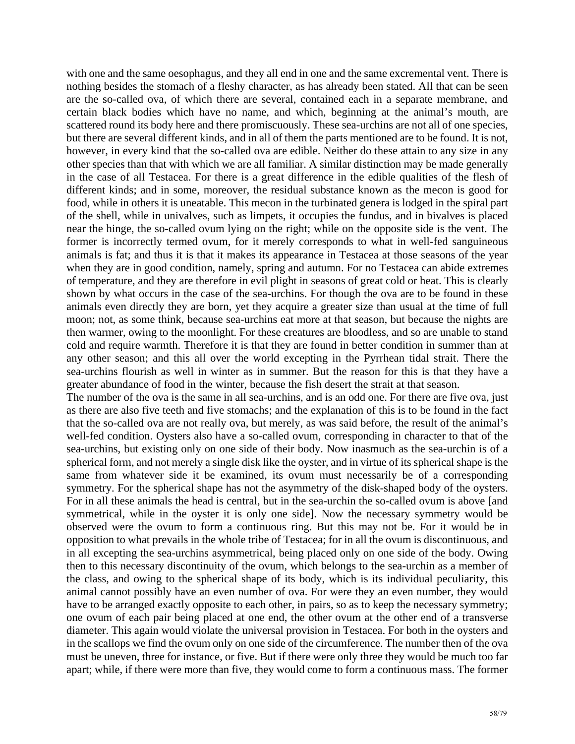with one and the same oesophagus, and they all end in one and the same excremental vent. There is nothing besides the stomach of a fleshy character, as has already been stated. All that can be seen are the so-called ova, of which there are several, contained each in a separate membrane, and certain black bodies which have no name, and which, beginning at the animal's mouth, are scattered round its body here and there promiscuously. These sea-urchins are not all of one species, but there are several different kinds, and in all of them the parts mentioned are to be found. It is not, however, in every kind that the so-called ova are edible. Neither do these attain to any size in any other species than that with which we are all familiar. A similar distinction may be made generally in the case of all Testacea. For there is a great difference in the edible qualities of the flesh of different kinds; and in some, moreover, the residual substance known as the mecon is good for food, while in others it is uneatable. This mecon in the turbinated genera is lodged in the spiral part of the shell, while in univalves, such as limpets, it occupies the fundus, and in bivalves is placed near the hinge, the so-called ovum lying on the right; while on the opposite side is the vent. The former is incorrectly termed ovum, for it merely corresponds to what in well-fed sanguineous animals is fat; and thus it is that it makes its appearance in Testacea at those seasons of the year when they are in good condition, namely, spring and autumn. For no Testacea can abide extremes of temperature, and they are therefore in evil plight in seasons of great cold or heat. This is clearly shown by what occurs in the case of the sea-urchins. For though the ova are to be found in these animals even directly they are born, yet they acquire a greater size than usual at the time of full moon; not, as some think, because sea-urchins eat more at that season, but because the nights are then warmer, owing to the moonlight. For these creatures are bloodless, and so are unable to stand cold and require warmth. Therefore it is that they are found in better condition in summer than at any other season; and this all over the world excepting in the Pyrrhean tidal strait. There the sea-urchins flourish as well in winter as in summer. But the reason for this is that they have a greater abundance of food in the winter, because the fish desert the strait at that season.

The number of the ova is the same in all sea-urchins, and is an odd one. For there are five ova, just as there are also five teeth and five stomachs; and the explanation of this is to be found in the fact that the so-called ova are not really ova, but merely, as was said before, the result of the animal's well-fed condition. Oysters also have a so-called ovum, corresponding in character to that of the sea-urchins, but existing only on one side of their body. Now inasmuch as the sea-urchin is of a spherical form, and not merely a single disk like the oyster, and in virtue of its spherical shape is the same from whatever side it be examined, its ovum must necessarily be of a corresponding symmetry. For the spherical shape has not the asymmetry of the disk-shaped body of the oysters. For in all these animals the head is central, but in the sea-urchin the so-called ovum is above [and symmetrical, while in the oyster it is only one side]. Now the necessary symmetry would be observed were the ovum to form a continuous ring. But this may not be. For it would be in opposition to what prevails in the whole tribe of Testacea; for in all the ovum is discontinuous, and in all excepting the sea-urchins asymmetrical, being placed only on one side of the body. Owing then to this necessary discontinuity of the ovum, which belongs to the sea-urchin as a member of the class, and owing to the spherical shape of its body, which is its individual peculiarity, this animal cannot possibly have an even number of ova. For were they an even number, they would have to be arranged exactly opposite to each other, in pairs, so as to keep the necessary symmetry; one ovum of each pair being placed at one end, the other ovum at the other end of a transverse diameter. This again would violate the universal provision in Testacea. For both in the oysters and in the scallops we find the ovum only on one side of the circumference. The number then of the ova must be uneven, three for instance, or five. But if there were only three they would be much too far apart; while, if there were more than five, they would come to form a continuous mass. The former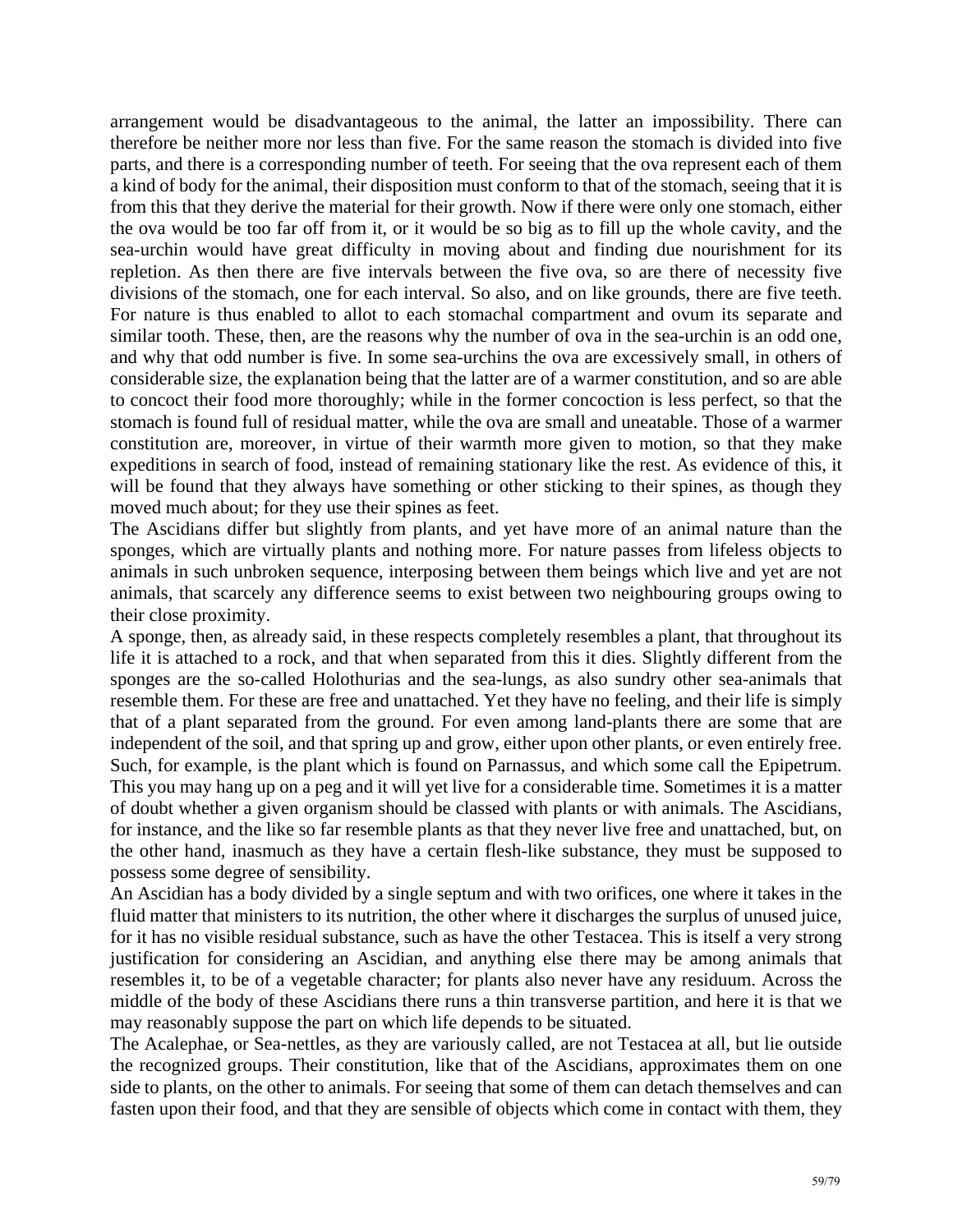arrangement would be disadvantageous to the animal, the latter an impossibility. There can therefore be neither more nor less than five. For the same reason the stomach is divided into five parts, and there is a corresponding number of teeth. For seeing that the ova represent each of them a kind of body for the animal, their disposition must conform to that of the stomach, seeing that it is from this that they derive the material for their growth. Now if there were only one stomach, either the ova would be too far off from it, or it would be so big as to fill up the whole cavity, and the sea-urchin would have great difficulty in moving about and finding due nourishment for its repletion. As then there are five intervals between the five ova, so are there of necessity five divisions of the stomach, one for each interval. So also, and on like grounds, there are five teeth. For nature is thus enabled to allot to each stomachal compartment and ovum its separate and similar tooth. These, then, are the reasons why the number of ova in the sea-urchin is an odd one, and why that odd number is five. In some sea-urchins the ova are excessively small, in others of considerable size, the explanation being that the latter are of a warmer constitution, and so are able to concoct their food more thoroughly; while in the former concoction is less perfect, so that the stomach is found full of residual matter, while the ova are small and uneatable. Those of a warmer constitution are, moreover, in virtue of their warmth more given to motion, so that they make expeditions in search of food, instead of remaining stationary like the rest. As evidence of this, it will be found that they always have something or other sticking to their spines, as though they moved much about; for they use their spines as feet.

The Ascidians differ but slightly from plants, and yet have more of an animal nature than the sponges, which are virtually plants and nothing more. For nature passes from lifeless objects to animals in such unbroken sequence, interposing between them beings which live and yet are not animals, that scarcely any difference seems to exist between two neighbouring groups owing to their close proximity.

A sponge, then, as already said, in these respects completely resembles a plant, that throughout its life it is attached to a rock, and that when separated from this it dies. Slightly different from the sponges are the so-called Holothurias and the sea-lungs, as also sundry other sea-animals that resemble them. For these are free and unattached. Yet they have no feeling, and their life is simply that of a plant separated from the ground. For even among land-plants there are some that are independent of the soil, and that spring up and grow, either upon other plants, or even entirely free. Such, for example, is the plant which is found on Parnassus, and which some call the Epipetrum. This you may hang up on a peg and it will yet live for a considerable time. Sometimes it is a matter of doubt whether a given organism should be classed with plants or with animals. The Ascidians, for instance, and the like so far resemble plants as that they never live free and unattached, but, on the other hand, inasmuch as they have a certain flesh-like substance, they must be supposed to possess some degree of sensibility.

An Ascidian has a body divided by a single septum and with two orifices, one where it takes in the fluid matter that ministers to its nutrition, the other where it discharges the surplus of unused juice, for it has no visible residual substance, such as have the other Testacea. This is itself a very strong justification for considering an Ascidian, and anything else there may be among animals that resembles it, to be of a vegetable character; for plants also never have any residuum. Across the middle of the body of these Ascidians there runs a thin transverse partition, and here it is that we may reasonably suppose the part on which life depends to be situated.

The Acalephae, or Sea-nettles, as they are variously called, are not Testacea at all, but lie outside the recognized groups. Their constitution, like that of the Ascidians, approximates them on one side to plants, on the other to animals. For seeing that some of them can detach themselves and can fasten upon their food, and that they are sensible of objects which come in contact with them, they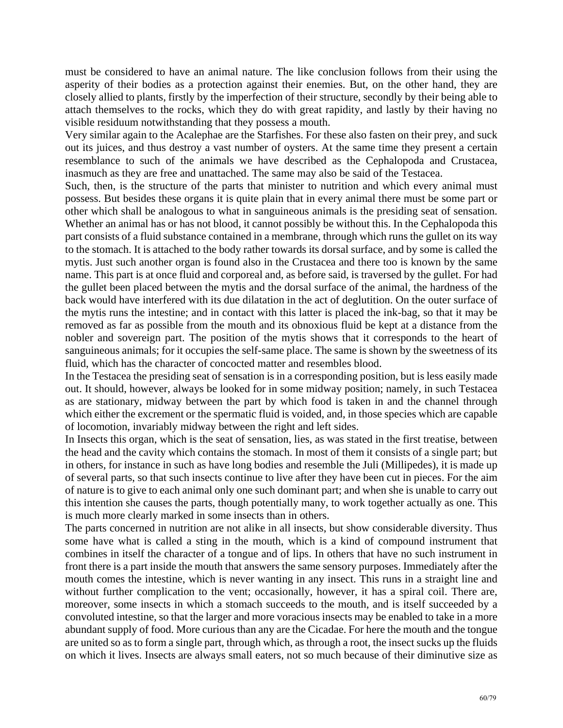must be considered to have an animal nature. The like conclusion follows from their using the asperity of their bodies as a protection against their enemies. But, on the other hand, they are closely allied to plants, firstly by the imperfection of their structure, secondly by their being able to attach themselves to the rocks, which they do with great rapidity, and lastly by their having no visible residuum notwithstanding that they possess a mouth.

Very similar again to the Acalephae are the Starfishes. For these also fasten on their prey, and suck out its juices, and thus destroy a vast number of oysters. At the same time they present a certain resemblance to such of the animals we have described as the Cephalopoda and Crustacea, inasmuch as they are free and unattached. The same may also be said of the Testacea.

Such, then, is the structure of the parts that minister to nutrition and which every animal must possess. But besides these organs it is quite plain that in every animal there must be some part or other which shall be analogous to what in sanguineous animals is the presiding seat of sensation. Whether an animal has or has not blood, it cannot possibly be without this. In the Cephalopoda this part consists of a fluid substance contained in a membrane, through which runs the gullet on its way to the stomach. It is attached to the body rather towards its dorsal surface, and by some is called the mytis. Just such another organ is found also in the Crustacea and there too is known by the same name. This part is at once fluid and corporeal and, as before said, is traversed by the gullet. For had the gullet been placed between the mytis and the dorsal surface of the animal, the hardness of the back would have interfered with its due dilatation in the act of deglutition. On the outer surface of the mytis runs the intestine; and in contact with this latter is placed the ink-bag, so that it may be removed as far as possible from the mouth and its obnoxious fluid be kept at a distance from the nobler and sovereign part. The position of the mytis shows that it corresponds to the heart of sanguineous animals; for it occupies the self-same place. The same is shown by the sweetness of its fluid, which has the character of concocted matter and resembles blood.

In the Testacea the presiding seat of sensation is in a corresponding position, but is less easily made out. It should, however, always be looked for in some midway position; namely, in such Testacea as are stationary, midway between the part by which food is taken in and the channel through which either the excrement or the spermatic fluid is voided, and, in those species which are capable of locomotion, invariably midway between the right and left sides.

In Insects this organ, which is the seat of sensation, lies, as was stated in the first treatise, between the head and the cavity which contains the stomach. In most of them it consists of a single part; but in others, for instance in such as have long bodies and resemble the Juli (Millipedes), it is made up of several parts, so that such insects continue to live after they have been cut in pieces. For the aim of nature is to give to each animal only one such dominant part; and when she is unable to carry out this intention she causes the parts, though potentially many, to work together actually as one. This is much more clearly marked in some insects than in others.

The parts concerned in nutrition are not alike in all insects, but show considerable diversity. Thus some have what is called a sting in the mouth, which is a kind of compound instrument that combines in itself the character of a tongue and of lips. In others that have no such instrument in front there is a part inside the mouth that answers the same sensory purposes. Immediately after the mouth comes the intestine, which is never wanting in any insect. This runs in a straight line and without further complication to the vent; occasionally, however, it has a spiral coil. There are, moreover, some insects in which a stomach succeeds to the mouth, and is itself succeeded by a convoluted intestine, so that the larger and more voracious insects may be enabled to take in a more abundant supply of food. More curious than any are the Cicadae. For here the mouth and the tongue are united so as to form a single part, through which, as through a root, the insect sucks up the fluids on which it lives. Insects are always small eaters, not so much because of their diminutive size as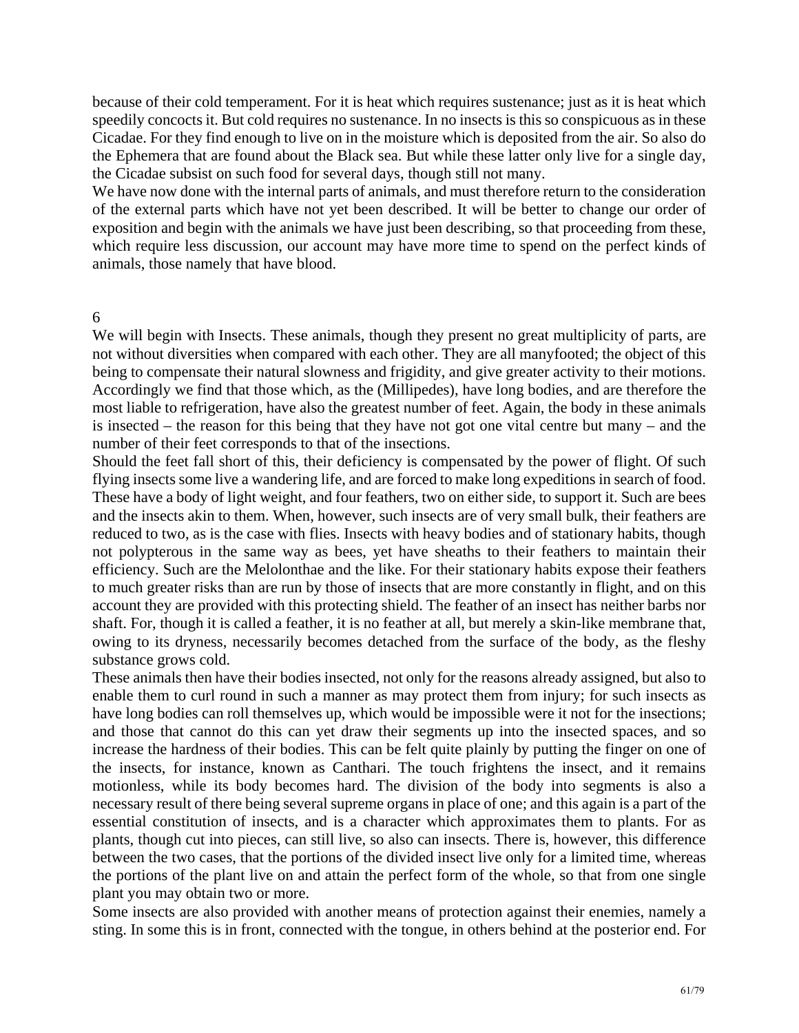because of their cold temperament. For it is heat which requires sustenance; just as it is heat which speedily concocts it. But cold requires no sustenance. In no insects is this so conspicuous as in these Cicadae. For they find enough to live on in the moisture which is deposited from the air. So also do the Ephemera that are found about the Black sea. But while these latter only live for a single day, the Cicadae subsist on such food for several days, though still not many.

We have now done with the internal parts of animals, and must therefore return to the consideration of the external parts which have not yet been described. It will be better to change our order of exposition and begin with the animals we have just been describing, so that proceeding from these, which require less discussion, our account may have more time to spend on the perfect kinds of animals, those namely that have blood.

## 6

We will begin with Insects. These animals, though they present no great multiplicity of parts, are not without diversities when compared with each other. They are all manyfooted; the object of this being to compensate their natural slowness and frigidity, and give greater activity to their motions. Accordingly we find that those which, as the (Millipedes), have long bodies, and are therefore the most liable to refrigeration, have also the greatest number of feet. Again, the body in these animals is insected – the reason for this being that they have not got one vital centre but many – and the number of their feet corresponds to that of the insections.

Should the feet fall short of this, their deficiency is compensated by the power of flight. Of such flying insects some live a wandering life, and are forced to make long expeditions in search of food. These have a body of light weight, and four feathers, two on either side, to support it. Such are bees and the insects akin to them. When, however, such insects are of very small bulk, their feathers are reduced to two, as is the case with flies. Insects with heavy bodies and of stationary habits, though not polypterous in the same way as bees, yet have sheaths to their feathers to maintain their efficiency. Such are the Melolonthae and the like. For their stationary habits expose their feathers to much greater risks than are run by those of insects that are more constantly in flight, and on this account they are provided with this protecting shield. The feather of an insect has neither barbs nor shaft. For, though it is called a feather, it is no feather at all, but merely a skin-like membrane that, owing to its dryness, necessarily becomes detached from the surface of the body, as the fleshy substance grows cold.

These animals then have their bodies insected, not only for the reasons already assigned, but also to enable them to curl round in such a manner as may protect them from injury; for such insects as have long bodies can roll themselves up, which would be impossible were it not for the insections; and those that cannot do this can yet draw their segments up into the insected spaces, and so increase the hardness of their bodies. This can be felt quite plainly by putting the finger on one of the insects, for instance, known as Canthari. The touch frightens the insect, and it remains motionless, while its body becomes hard. The division of the body into segments is also a necessary result of there being several supreme organs in place of one; and this again is a part of the essential constitution of insects, and is a character which approximates them to plants. For as plants, though cut into pieces, can still live, so also can insects. There is, however, this difference between the two cases, that the portions of the divided insect live only for a limited time, whereas the portions of the plant live on and attain the perfect form of the whole, so that from one single plant you may obtain two or more.

Some insects are also provided with another means of protection against their enemies, namely a sting. In some this is in front, connected with the tongue, in others behind at the posterior end. For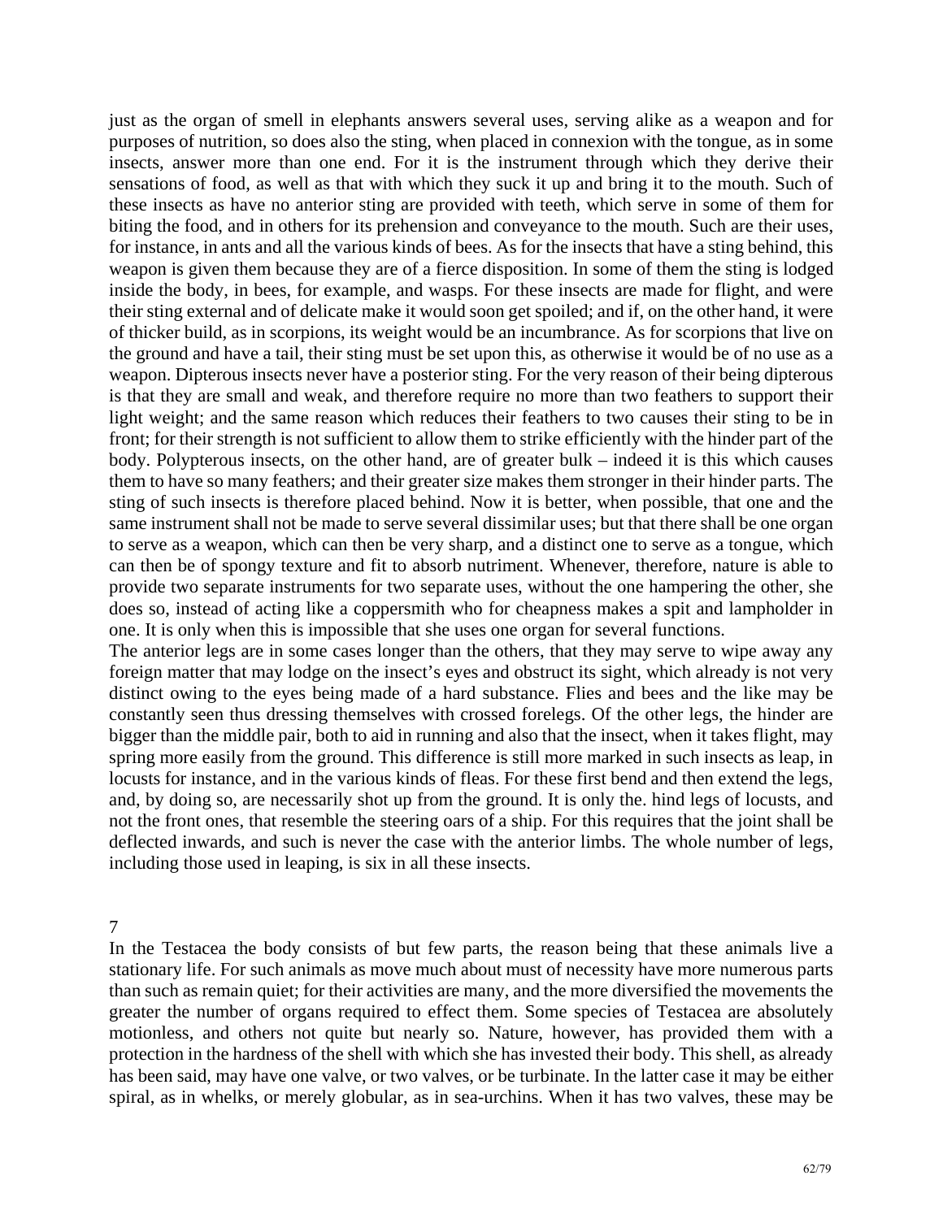just as the organ of smell in elephants answers several uses, serving alike as a weapon and for purposes of nutrition, so does also the sting, when placed in connexion with the tongue, as in some insects, answer more than one end. For it is the instrument through which they derive their sensations of food, as well as that with which they suck it up and bring it to the mouth. Such of these insects as have no anterior sting are provided with teeth, which serve in some of them for biting the food, and in others for its prehension and conveyance to the mouth. Such are their uses, for instance, in ants and all the various kinds of bees. As for the insects that have a sting behind, this weapon is given them because they are of a fierce disposition. In some of them the sting is lodged inside the body, in bees, for example, and wasps. For these insects are made for flight, and were their sting external and of delicate make it would soon get spoiled; and if, on the other hand, it were of thicker build, as in scorpions, its weight would be an incumbrance. As for scorpions that live on the ground and have a tail, their sting must be set upon this, as otherwise it would be of no use as a weapon. Dipterous insects never have a posterior sting. For the very reason of their being dipterous is that they are small and weak, and therefore require no more than two feathers to support their light weight; and the same reason which reduces their feathers to two causes their sting to be in front; for their strength is not sufficient to allow them to strike efficiently with the hinder part of the body. Polypterous insects, on the other hand, are of greater bulk – indeed it is this which causes them to have so many feathers; and their greater size makes them stronger in their hinder parts. The sting of such insects is therefore placed behind. Now it is better, when possible, that one and the same instrument shall not be made to serve several dissimilar uses; but that there shall be one organ to serve as a weapon, which can then be very sharp, and a distinct one to serve as a tongue, which can then be of spongy texture and fit to absorb nutriment. Whenever, therefore, nature is able to provide two separate instruments for two separate uses, without the one hampering the other, she does so, instead of acting like a coppersmith who for cheapness makes a spit and lampholder in one. It is only when this is impossible that she uses one organ for several functions.

The anterior legs are in some cases longer than the others, that they may serve to wipe away any foreign matter that may lodge on the insect's eyes and obstruct its sight, which already is not very distinct owing to the eyes being made of a hard substance. Flies and bees and the like may be constantly seen thus dressing themselves with crossed forelegs. Of the other legs, the hinder are bigger than the middle pair, both to aid in running and also that the insect, when it takes flight, may spring more easily from the ground. This difference is still more marked in such insects as leap, in locusts for instance, and in the various kinds of fleas. For these first bend and then extend the legs, and, by doing so, are necessarily shot up from the ground. It is only the. hind legs of locusts, and not the front ones, that resemble the steering oars of a ship. For this requires that the joint shall be deflected inwards, and such is never the case with the anterior limbs. The whole number of legs, including those used in leaping, is six in all these insects.

## 7

In the Testacea the body consists of but few parts, the reason being that these animals live a stationary life. For such animals as move much about must of necessity have more numerous parts than such as remain quiet; for their activities are many, and the more diversified the movements the greater the number of organs required to effect them. Some species of Testacea are absolutely motionless, and others not quite but nearly so. Nature, however, has provided them with a protection in the hardness of the shell with which she has invested their body. This shell, as already has been said, may have one valve, or two valves, or be turbinate. In the latter case it may be either spiral, as in whelks, or merely globular, as in sea-urchins. When it has two valves, these may be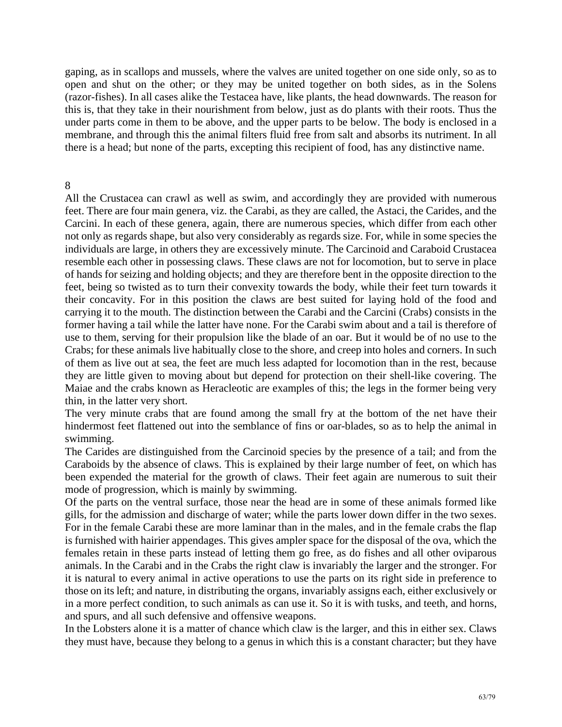gaping, as in scallops and mussels, where the valves are united together on one side only, so as to open and shut on the other; or they may be united together on both sides, as in the Solens (razor-fishes). In all cases alike the Testacea have, like plants, the head downwards. The reason for this is, that they take in their nourishment from below, just as do plants with their roots. Thus the under parts come in them to be above, and the upper parts to be below. The body is enclosed in a membrane, and through this the animal filters fluid free from salt and absorbs its nutriment. In all there is a head; but none of the parts, excepting this recipient of food, has any distinctive name.

8

All the Crustacea can crawl as well as swim, and accordingly they are provided with numerous feet. There are four main genera, viz. the Carabi, as they are called, the Astaci, the Carides, and the Carcini. In each of these genera, again, there are numerous species, which differ from each other not only as regards shape, but also very considerably as regards size. For, while in some species the individuals are large, in others they are excessively minute. The Carcinoid and Caraboid Crustacea resemble each other in possessing claws. These claws are not for locomotion, but to serve in place of hands for seizing and holding objects; and they are therefore bent in the opposite direction to the feet, being so twisted as to turn their convexity towards the body, while their feet turn towards it their concavity. For in this position the claws are best suited for laying hold of the food and carrying it to the mouth. The distinction between the Carabi and the Carcini (Crabs) consists in the former having a tail while the latter have none. For the Carabi swim about and a tail is therefore of use to them, serving for their propulsion like the blade of an oar. But it would be of no use to the Crabs; for these animals live habitually close to the shore, and creep into holes and corners. In such of them as live out at sea, the feet are much less adapted for locomotion than in the rest, because they are little given to moving about but depend for protection on their shell-like covering. The Maiae and the crabs known as Heracleotic are examples of this; the legs in the former being very thin, in the latter very short.

The very minute crabs that are found among the small fry at the bottom of the net have their hindermost feet flattened out into the semblance of fins or oar-blades, so as to help the animal in swimming.

The Carides are distinguished from the Carcinoid species by the presence of a tail; and from the Caraboids by the absence of claws. This is explained by their large number of feet, on which has been expended the material for the growth of claws. Their feet again are numerous to suit their mode of progression, which is mainly by swimming.

Of the parts on the ventral surface, those near the head are in some of these animals formed like gills, for the admission and discharge of water; while the parts lower down differ in the two sexes. For in the female Carabi these are more laminar than in the males, and in the female crabs the flap is furnished with hairier appendages. This gives ampler space for the disposal of the ova, which the females retain in these parts instead of letting them go free, as do fishes and all other oviparous animals. In the Carabi and in the Crabs the right claw is invariably the larger and the stronger. For it is natural to every animal in active operations to use the parts on its right side in preference to those on its left; and nature, in distributing the organs, invariably assigns each, either exclusively or in a more perfect condition, to such animals as can use it. So it is with tusks, and teeth, and horns, and spurs, and all such defensive and offensive weapons.

In the Lobsters alone it is a matter of chance which claw is the larger, and this in either sex. Claws they must have, because they belong to a genus in which this is a constant character; but they have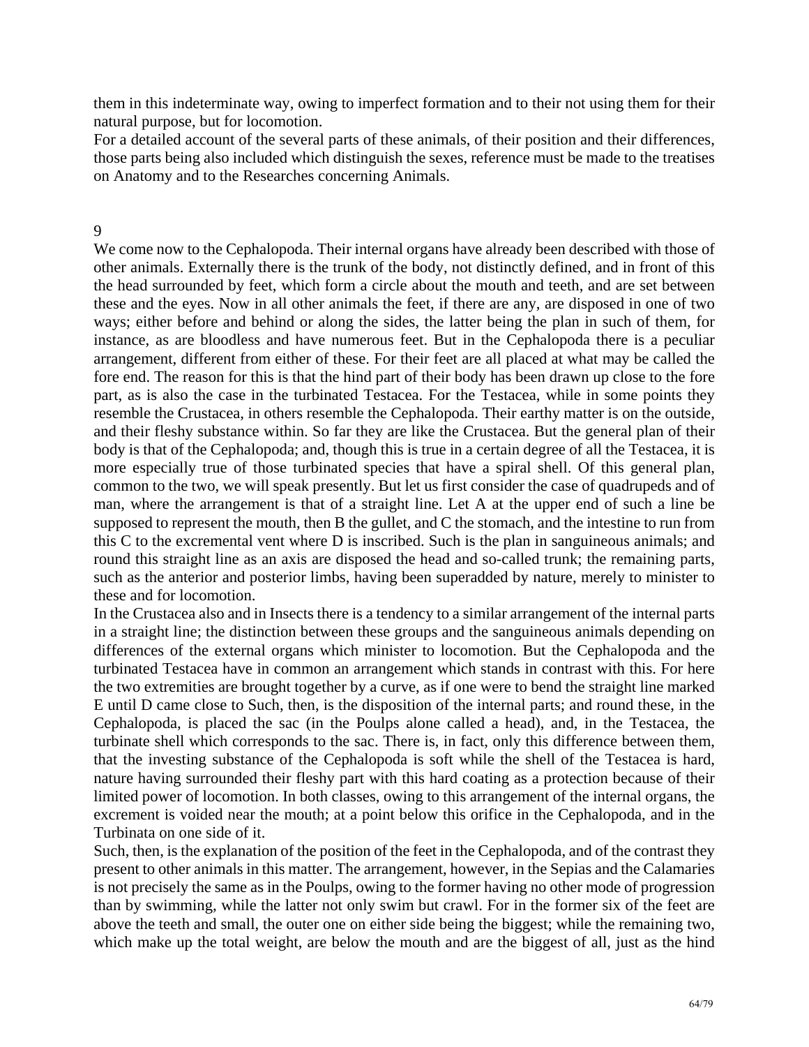them in this indeterminate way, owing to imperfect formation and to their not using them for their natural purpose, but for locomotion.

For a detailed account of the several parts of these animals, of their position and their differences, those parts being also included which distinguish the sexes, reference must be made to the treatises on Anatomy and to the Researches concerning Animals.

## 9

We come now to the Cephalopoda. Their internal organs have already been described with those of other animals. Externally there is the trunk of the body, not distinctly defined, and in front of this the head surrounded by feet, which form a circle about the mouth and teeth, and are set between these and the eyes. Now in all other animals the feet, if there are any, are disposed in one of two ways; either before and behind or along the sides, the latter being the plan in such of them, for instance, as are bloodless and have numerous feet. But in the Cephalopoda there is a peculiar arrangement, different from either of these. For their feet are all placed at what may be called the fore end. The reason for this is that the hind part of their body has been drawn up close to the fore part, as is also the case in the turbinated Testacea. For the Testacea, while in some points they resemble the Crustacea, in others resemble the Cephalopoda. Their earthy matter is on the outside, and their fleshy substance within. So far they are like the Crustacea. But the general plan of their body is that of the Cephalopoda; and, though this is true in a certain degree of all the Testacea, it is more especially true of those turbinated species that have a spiral shell. Of this general plan, common to the two, we will speak presently. But let us first consider the case of quadrupeds and of man, where the arrangement is that of a straight line. Let A at the upper end of such a line be supposed to represent the mouth, then B the gullet, and C the stomach, and the intestine to run from this C to the excremental vent where D is inscribed. Such is the plan in sanguineous animals; and round this straight line as an axis are disposed the head and so-called trunk; the remaining parts, such as the anterior and posterior limbs, having been superadded by nature, merely to minister to these and for locomotion.

In the Crustacea also and in Insects there is a tendency to a similar arrangement of the internal parts in a straight line; the distinction between these groups and the sanguineous animals depending on differences of the external organs which minister to locomotion. But the Cephalopoda and the turbinated Testacea have in common an arrangement which stands in contrast with this. For here the two extremities are brought together by a curve, as if one were to bend the straight line marked E until D came close to Such, then, is the disposition of the internal parts; and round these, in the Cephalopoda, is placed the sac (in the Poulps alone called a head), and, in the Testacea, the turbinate shell which corresponds to the sac. There is, in fact, only this difference between them, that the investing substance of the Cephalopoda is soft while the shell of the Testacea is hard, nature having surrounded their fleshy part with this hard coating as a protection because of their limited power of locomotion. In both classes, owing to this arrangement of the internal organs, the excrement is voided near the mouth; at a point below this orifice in the Cephalopoda, and in the Turbinata on one side of it.

Such, then, is the explanation of the position of the feet in the Cephalopoda, and of the contrast they present to other animals in this matter. The arrangement, however, in the Sepias and the Calamaries is not precisely the same as in the Poulps, owing to the former having no other mode of progression than by swimming, while the latter not only swim but crawl. For in the former six of the feet are above the teeth and small, the outer one on either side being the biggest; while the remaining two, which make up the total weight, are below the mouth and are the biggest of all, just as the hind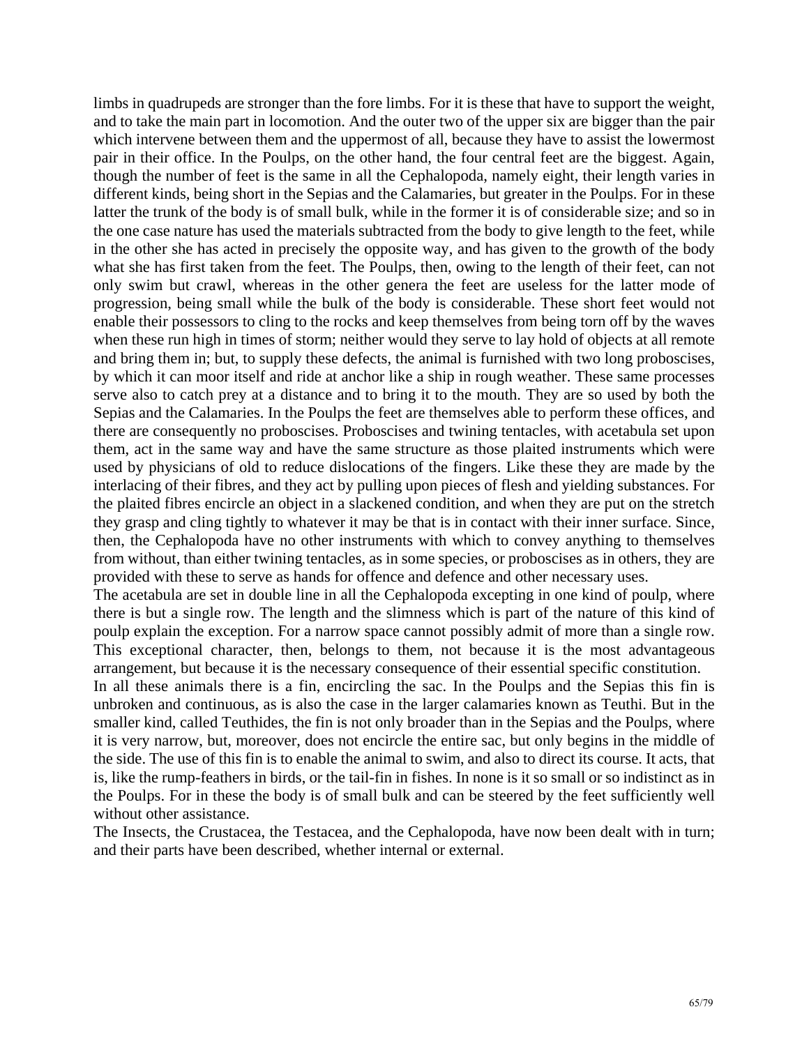limbs in quadrupeds are stronger than the fore limbs. For it is these that have to support the weight, and to take the main part in locomotion. And the outer two of the upper six are bigger than the pair which intervene between them and the uppermost of all, because they have to assist the lowermost pair in their office. In the Poulps, on the other hand, the four central feet are the biggest. Again, though the number of feet is the same in all the Cephalopoda, namely eight, their length varies in different kinds, being short in the Sepias and the Calamaries, but greater in the Poulps. For in these latter the trunk of the body is of small bulk, while in the former it is of considerable size; and so in the one case nature has used the materials subtracted from the body to give length to the feet, while in the other she has acted in precisely the opposite way, and has given to the growth of the body what she has first taken from the feet. The Poulps, then, owing to the length of their feet, can not only swim but crawl, whereas in the other genera the feet are useless for the latter mode of progression, being small while the bulk of the body is considerable. These short feet would not enable their possessors to cling to the rocks and keep themselves from being torn off by the waves when these run high in times of storm; neither would they serve to lay hold of objects at all remote and bring them in; but, to supply these defects, the animal is furnished with two long proboscises, by which it can moor itself and ride at anchor like a ship in rough weather. These same processes serve also to catch prey at a distance and to bring it to the mouth. They are so used by both the Sepias and the Calamaries. In the Poulps the feet are themselves able to perform these offices, and there are consequently no proboscises. Proboscises and twining tentacles, with acetabula set upon them, act in the same way and have the same structure as those plaited instruments which were used by physicians of old to reduce dislocations of the fingers. Like these they are made by the interlacing of their fibres, and they act by pulling upon pieces of flesh and yielding substances. For the plaited fibres encircle an object in a slackened condition, and when they are put on the stretch they grasp and cling tightly to whatever it may be that is in contact with their inner surface. Since, then, the Cephalopoda have no other instruments with which to convey anything to themselves from without, than either twining tentacles, as in some species, or proboscises as in others, they are provided with these to serve as hands for offence and defence and other necessary uses.

The acetabula are set in double line in all the Cephalopoda excepting in one kind of poulp, where there is but a single row. The length and the slimness which is part of the nature of this kind of poulp explain the exception. For a narrow space cannot possibly admit of more than a single row. This exceptional character, then, belongs to them, not because it is the most advantageous arrangement, but because it is the necessary consequence of their essential specific constitution.

In all these animals there is a fin, encircling the sac. In the Poulps and the Sepias this fin is unbroken and continuous, as is also the case in the larger calamaries known as Teuthi. But in the smaller kind, called Teuthides, the fin is not only broader than in the Sepias and the Poulps, where it is very narrow, but, moreover, does not encircle the entire sac, but only begins in the middle of the side. The use of this fin is to enable the animal to swim, and also to direct its course. It acts, that is, like the rump-feathers in birds, or the tail-fin in fishes. In none is it so small or so indistinct as in the Poulps. For in these the body is of small bulk and can be steered by the feet sufficiently well without other assistance.

The Insects, the Crustacea, the Testacea, and the Cephalopoda, have now been dealt with in turn; and their parts have been described, whether internal or external.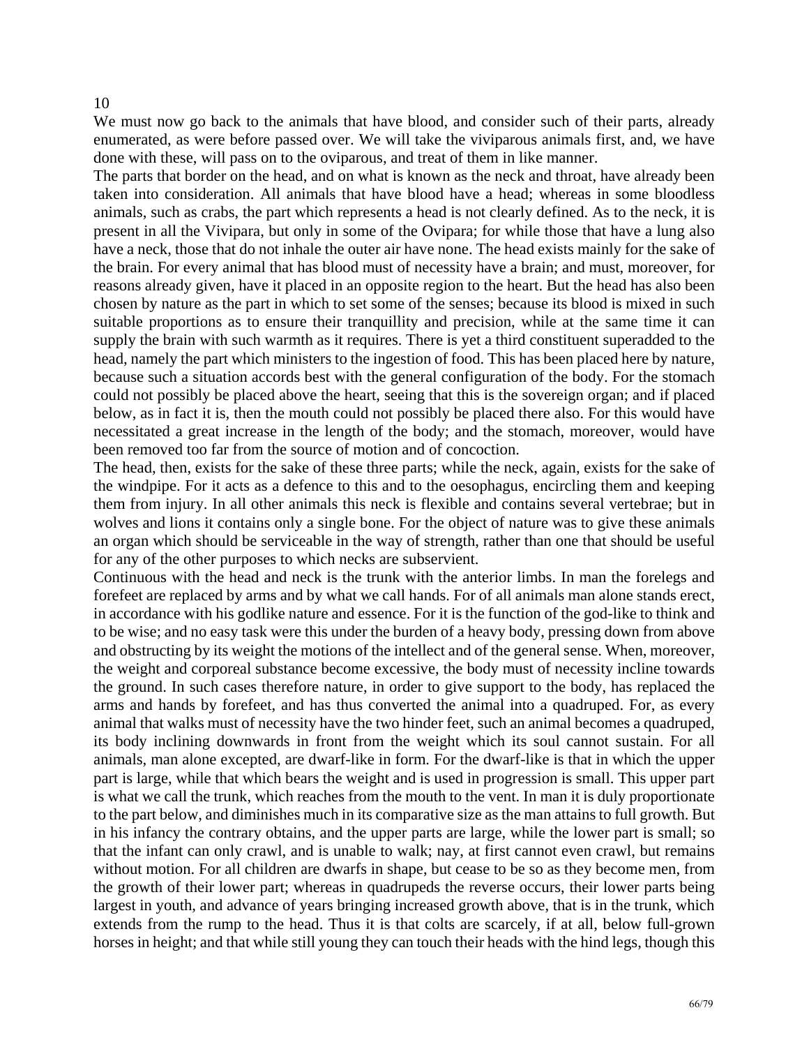10

We must now go back to the animals that have blood, and consider such of their parts, already enumerated, as were before passed over. We will take the viviparous animals first, and, we have done with these, will pass on to the oviparous, and treat of them in like manner.

The parts that border on the head, and on what is known as the neck and throat, have already been taken into consideration. All animals that have blood have a head; whereas in some bloodless animals, such as crabs, the part which represents a head is not clearly defined. As to the neck, it is present in all the Vivipara, but only in some of the Ovipara; for while those that have a lung also have a neck, those that do not inhale the outer air have none. The head exists mainly for the sake of the brain. For every animal that has blood must of necessity have a brain; and must, moreover, for reasons already given, have it placed in an opposite region to the heart. But the head has also been chosen by nature as the part in which to set some of the senses; because its blood is mixed in such suitable proportions as to ensure their tranquillity and precision, while at the same time it can supply the brain with such warmth as it requires. There is yet a third constituent superadded to the head, namely the part which ministers to the ingestion of food. This has been placed here by nature, because such a situation accords best with the general configuration of the body. For the stomach could not possibly be placed above the heart, seeing that this is the sovereign organ; and if placed below, as in fact it is, then the mouth could not possibly be placed there also. For this would have necessitated a great increase in the length of the body; and the stomach, moreover, would have been removed too far from the source of motion and of concoction.

The head, then, exists for the sake of these three parts; while the neck, again, exists for the sake of the windpipe. For it acts as a defence to this and to the oesophagus, encircling them and keeping them from injury. In all other animals this neck is flexible and contains several vertebrae; but in wolves and lions it contains only a single bone. For the object of nature was to give these animals an organ which should be serviceable in the way of strength, rather than one that should be useful for any of the other purposes to which necks are subservient.

Continuous with the head and neck is the trunk with the anterior limbs. In man the forelegs and forefeet are replaced by arms and by what we call hands. For of all animals man alone stands erect, in accordance with his godlike nature and essence. For it is the function of the god-like to think and to be wise; and no easy task were this under the burden of a heavy body, pressing down from above and obstructing by its weight the motions of the intellect and of the general sense. When, moreover, the weight and corporeal substance become excessive, the body must of necessity incline towards the ground. In such cases therefore nature, in order to give support to the body, has replaced the arms and hands by forefeet, and has thus converted the animal into a quadruped. For, as every animal that walks must of necessity have the two hinder feet, such an animal becomes a quadruped, its body inclining downwards in front from the weight which its soul cannot sustain. For all animals, man alone excepted, are dwarf-like in form. For the dwarf-like is that in which the upper part is large, while that which bears the weight and is used in progression is small. This upper part is what we call the trunk, which reaches from the mouth to the vent. In man it is duly proportionate to the part below, and diminishes much in its comparative size as the man attains to full growth. But in his infancy the contrary obtains, and the upper parts are large, while the lower part is small; so that the infant can only crawl, and is unable to walk; nay, at first cannot even crawl, but remains without motion. For all children are dwarfs in shape, but cease to be so as they become men, from the growth of their lower part; whereas in quadrupeds the reverse occurs, their lower parts being largest in youth, and advance of years bringing increased growth above, that is in the trunk, which extends from the rump to the head. Thus it is that colts are scarcely, if at all, below full-grown horses in height; and that while still young they can touch their heads with the hind legs, though this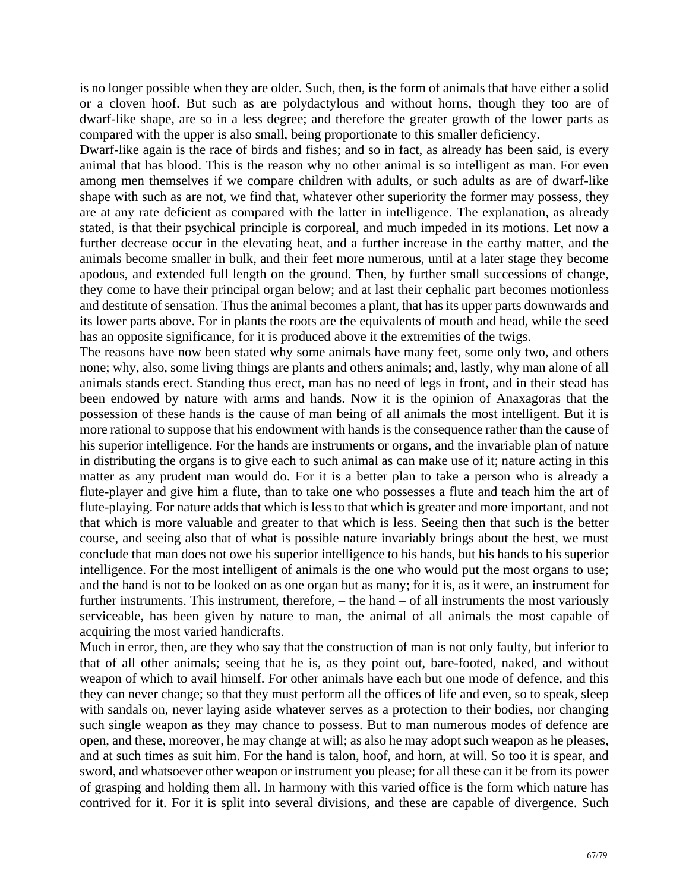is no longer possible when they are older. Such, then, is the form of animals that have either a solid or a cloven hoof. But such as are polydactylous and without horns, though they too are of dwarf-like shape, are so in a less degree; and therefore the greater growth of the lower parts as compared with the upper is also small, being proportionate to this smaller deficiency.

Dwarf-like again is the race of birds and fishes; and so in fact, as already has been said, is every animal that has blood. This is the reason why no other animal is so intelligent as man. For even among men themselves if we compare children with adults, or such adults as are of dwarf-like shape with such as are not, we find that, whatever other superiority the former may possess, they are at any rate deficient as compared with the latter in intelligence. The explanation, as already stated, is that their psychical principle is corporeal, and much impeded in its motions. Let now a further decrease occur in the elevating heat, and a further increase in the earthy matter, and the animals become smaller in bulk, and their feet more numerous, until at a later stage they become apodous, and extended full length on the ground. Then, by further small successions of change, they come to have their principal organ below; and at last their cephalic part becomes motionless and destitute of sensation. Thus the animal becomes a plant, that has its upper parts downwards and its lower parts above. For in plants the roots are the equivalents of mouth and head, while the seed has an opposite significance, for it is produced above it the extremities of the twigs.

The reasons have now been stated why some animals have many feet, some only two, and others none; why, also, some living things are plants and others animals; and, lastly, why man alone of all animals stands erect. Standing thus erect, man has no need of legs in front, and in their stead has been endowed by nature with arms and hands. Now it is the opinion of Anaxagoras that the possession of these hands is the cause of man being of all animals the most intelligent. But it is more rational to suppose that his endowment with hands is the consequence rather than the cause of his superior intelligence. For the hands are instruments or organs, and the invariable plan of nature in distributing the organs is to give each to such animal as can make use of it; nature acting in this matter as any prudent man would do. For it is a better plan to take a person who is already a flute-player and give him a flute, than to take one who possesses a flute and teach him the art of flute-playing. For nature adds that which is less to that which is greater and more important, and not that which is more valuable and greater to that which is less. Seeing then that such is the better course, and seeing also that of what is possible nature invariably brings about the best, we must conclude that man does not owe his superior intelligence to his hands, but his hands to his superior intelligence. For the most intelligent of animals is the one who would put the most organs to use; and the hand is not to be looked on as one organ but as many; for it is, as it were, an instrument for further instruments. This instrument, therefore, – the hand – of all instruments the most variously serviceable, has been given by nature to man, the animal of all animals the most capable of acquiring the most varied handicrafts.

Much in error, then, are they who say that the construction of man is not only faulty, but inferior to that of all other animals; seeing that he is, as they point out, bare-footed, naked, and without weapon of which to avail himself. For other animals have each but one mode of defence, and this they can never change; so that they must perform all the offices of life and even, so to speak, sleep with sandals on, never laying aside whatever serves as a protection to their bodies, nor changing such single weapon as they may chance to possess. But to man numerous modes of defence are open, and these, moreover, he may change at will; as also he may adopt such weapon as he pleases, and at such times as suit him. For the hand is talon, hoof, and horn, at will. So too it is spear, and sword, and whatsoever other weapon or instrument you please; for all these can it be from its power of grasping and holding them all. In harmony with this varied office is the form which nature has contrived for it. For it is split into several divisions, and these are capable of divergence. Such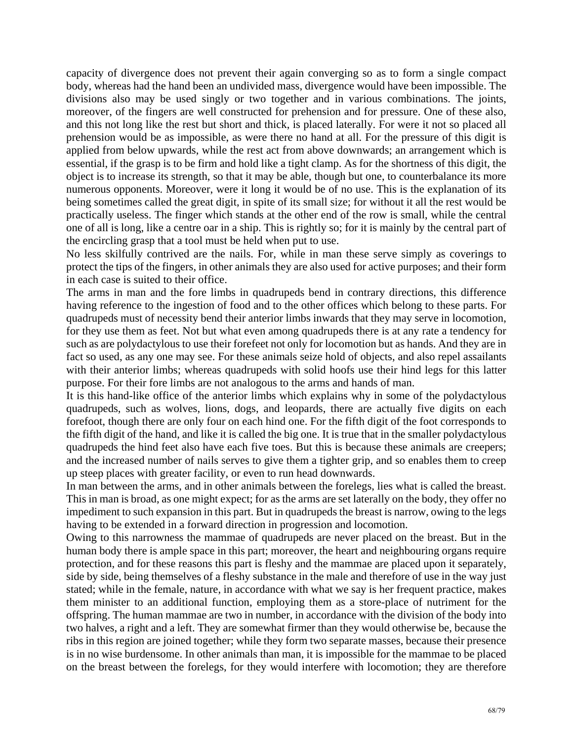capacity of divergence does not prevent their again converging so as to form a single compact body, whereas had the hand been an undivided mass, divergence would have been impossible. The divisions also may be used singly or two together and in various combinations. The joints, moreover, of the fingers are well constructed for prehension and for pressure. One of these also, and this not long like the rest but short and thick, is placed laterally. For were it not so placed all prehension would be as impossible, as were there no hand at all. For the pressure of this digit is applied from below upwards, while the rest act from above downwards; an arrangement which is essential, if the grasp is to be firm and hold like a tight clamp. As for the shortness of this digit, the object is to increase its strength, so that it may be able, though but one, to counterbalance its more numerous opponents. Moreover, were it long it would be of no use. This is the explanation of its being sometimes called the great digit, in spite of its small size; for without it all the rest would be practically useless. The finger which stands at the other end of the row is small, while the central one of all is long, like a centre oar in a ship. This is rightly so; for it is mainly by the central part of the encircling grasp that a tool must be held when put to use.

No less skilfully contrived are the nails. For, while in man these serve simply as coverings to protect the tips of the fingers, in other animals they are also used for active purposes; and their form in each case is suited to their office.

The arms in man and the fore limbs in quadrupeds bend in contrary directions, this difference having reference to the ingestion of food and to the other offices which belong to these parts. For quadrupeds must of necessity bend their anterior limbs inwards that they may serve in locomotion, for they use them as feet. Not but what even among quadrupeds there is at any rate a tendency for such as are polydactylous to use their forefeet not only for locomotion but as hands. And they are in fact so used, as any one may see. For these animals seize hold of objects, and also repel assailants with their anterior limbs; whereas quadrupeds with solid hoofs use their hind legs for this latter purpose. For their fore limbs are not analogous to the arms and hands of man.

It is this hand-like office of the anterior limbs which explains why in some of the polydactylous quadrupeds, such as wolves, lions, dogs, and leopards, there are actually five digits on each forefoot, though there are only four on each hind one. For the fifth digit of the foot corresponds to the fifth digit of the hand, and like it is called the big one. It is true that in the smaller polydactylous quadrupeds the hind feet also have each five toes. But this is because these animals are creepers; and the increased number of nails serves to give them a tighter grip, and so enables them to creep up steep places with greater facility, or even to run head downwards.

In man between the arms, and in other animals between the forelegs, lies what is called the breast. This in man is broad, as one might expect; for as the arms are set laterally on the body, they offer no impediment to such expansion in this part. But in quadrupeds the breast is narrow, owing to the legs having to be extended in a forward direction in progression and locomotion.

Owing to this narrowness the mammae of quadrupeds are never placed on the breast. But in the human body there is ample space in this part; moreover, the heart and neighbouring organs require protection, and for these reasons this part is fleshy and the mammae are placed upon it separately, side by side, being themselves of a fleshy substance in the male and therefore of use in the way just stated; while in the female, nature, in accordance with what we say is her frequent practice, makes them minister to an additional function, employing them as a store-place of nutriment for the offspring. The human mammae are two in number, in accordance with the division of the body into two halves, a right and a left. They are somewhat firmer than they would otherwise be, because the ribs in this region are joined together; while they form two separate masses, because their presence is in no wise burdensome. In other animals than man, it is impossible for the mammae to be placed on the breast between the forelegs, for they would interfere with locomotion; they are therefore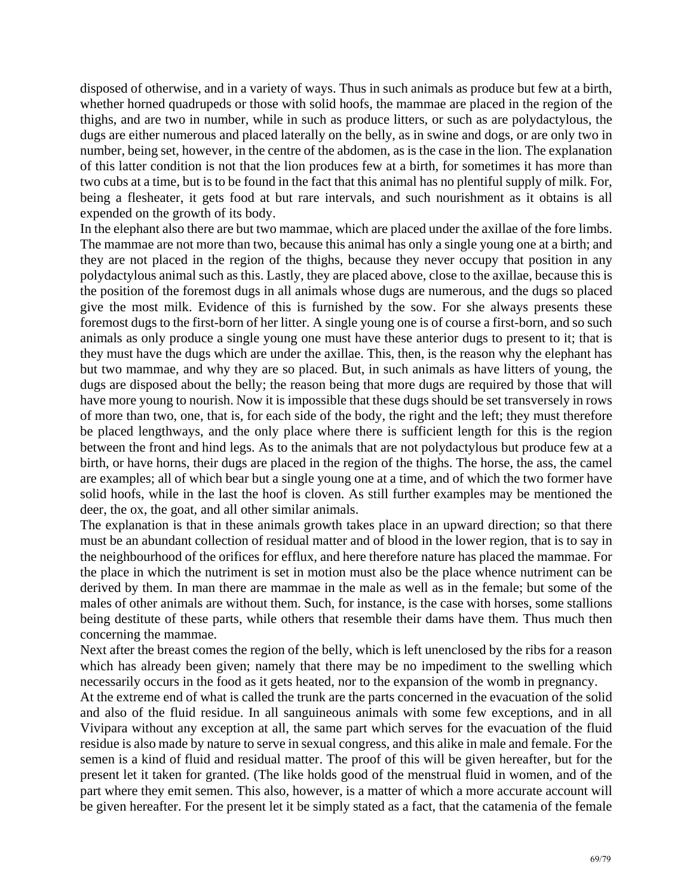disposed of otherwise, and in a variety of ways. Thus in such animals as produce but few at a birth, whether horned quadrupeds or those with solid hoofs, the mammae are placed in the region of the thighs, and are two in number, while in such as produce litters, or such as are polydactylous, the dugs are either numerous and placed laterally on the belly, as in swine and dogs, or are only two in number, being set, however, in the centre of the abdomen, as is the case in the lion. The explanation of this latter condition is not that the lion produces few at a birth, for sometimes it has more than two cubs at a time, but is to be found in the fact that this animal has no plentiful supply of milk. For, being a flesheater, it gets food at but rare intervals, and such nourishment as it obtains is all expended on the growth of its body.

In the elephant also there are but two mammae, which are placed under the axillae of the fore limbs. The mammae are not more than two, because this animal has only a single young one at a birth; and they are not placed in the region of the thighs, because they never occupy that position in any polydactylous animal such as this. Lastly, they are placed above, close to the axillae, because this is the position of the foremost dugs in all animals whose dugs are numerous, and the dugs so placed give the most milk. Evidence of this is furnished by the sow. For she always presents these foremost dugs to the first-born of her litter. A single young one is of course a first-born, and so such animals as only produce a single young one must have these anterior dugs to present to it; that is they must have the dugs which are under the axillae. This, then, is the reason why the elephant has but two mammae, and why they are so placed. But, in such animals as have litters of young, the dugs are disposed about the belly; the reason being that more dugs are required by those that will have more young to nourish. Now it is impossible that these dugs should be set transversely in rows of more than two, one, that is, for each side of the body, the right and the left; they must therefore be placed lengthways, and the only place where there is sufficient length for this is the region between the front and hind legs. As to the animals that are not polydactylous but produce few at a birth, or have horns, their dugs are placed in the region of the thighs. The horse, the ass, the camel are examples; all of which bear but a single young one at a time, and of which the two former have solid hoofs, while in the last the hoof is cloven. As still further examples may be mentioned the deer, the ox, the goat, and all other similar animals.

The explanation is that in these animals growth takes place in an upward direction; so that there must be an abundant collection of residual matter and of blood in the lower region, that is to say in the neighbourhood of the orifices for efflux, and here therefore nature has placed the mammae. For the place in which the nutriment is set in motion must also be the place whence nutriment can be derived by them. In man there are mammae in the male as well as in the female; but some of the males of other animals are without them. Such, for instance, is the case with horses, some stallions being destitute of these parts, while others that resemble their dams have them. Thus much then concerning the mammae.

Next after the breast comes the region of the belly, which is left unenclosed by the ribs for a reason which has already been given; namely that there may be no impediment to the swelling which necessarily occurs in the food as it gets heated, nor to the expansion of the womb in pregnancy.

At the extreme end of what is called the trunk are the parts concerned in the evacuation of the solid and also of the fluid residue. In all sanguineous animals with some few exceptions, and in all Vivipara without any exception at all, the same part which serves for the evacuation of the fluid residue is also made by nature to serve in sexual congress, and this alike in male and female. For the semen is a kind of fluid and residual matter. The proof of this will be given hereafter, but for the present let it taken for granted. (The like holds good of the menstrual fluid in women, and of the part where they emit semen. This also, however, is a matter of which a more accurate account will be given hereafter. For the present let it be simply stated as a fact, that the catamenia of the female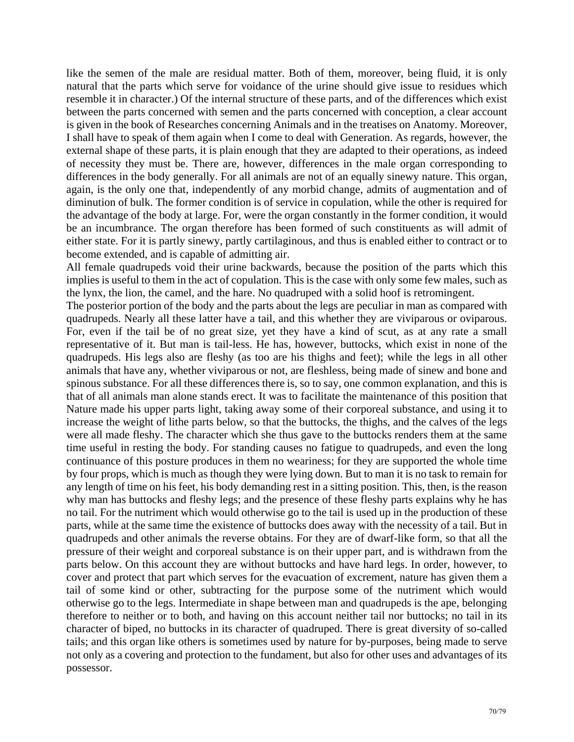like the semen of the male are residual matter. Both of them, moreover, being fluid, it is only natural that the parts which serve for voidance of the urine should give issue to residues which resemble it in character.) Of the internal structure of these parts, and of the differences which exist between the parts concerned with semen and the parts concerned with conception, a clear account is given in the book of Researches concerning Animals and in the treatises on Anatomy. Moreover, I shall have to speak of them again when I come to deal with Generation. As regards, however, the external shape of these parts, it is plain enough that they are adapted to their operations, as indeed of necessity they must be. There are, however, differences in the male organ corresponding to differences in the body generally. For all animals are not of an equally sinewy nature. This organ, again, is the only one that, independently of any morbid change, admits of augmentation and of diminution of bulk. The former condition is of service in copulation, while the other is required for the advantage of the body at large. For, were the organ constantly in the former condition, it would be an incumbrance. The organ therefore has been formed of such constituents as will admit of either state. For it is partly sinewy, partly cartilaginous, and thus is enabled either to contract or to become extended, and is capable of admitting air.

All female quadrupeds void their urine backwards, because the position of the parts which this implies is useful to them in the act of copulation. This is the case with only some few males, such as the lynx, the lion, the camel, and the hare. No quadruped with a solid hoof is retromingent.

The posterior portion of the body and the parts about the legs are peculiar in man as compared with quadrupeds. Nearly all these latter have a tail, and this whether they are viviparous or oviparous. For, even if the tail be of no great size, yet they have a kind of scut, as at any rate a small representative of it. But man is tail-less. He has, however, buttocks, which exist in none of the quadrupeds. His legs also are fleshy (as too are his thighs and feet); while the legs in all other animals that have any, whether viviparous or not, are fleshless, being made of sinew and bone and spinous substance. For all these differences there is, so to say, one common explanation, and this is that of all animals man alone stands erect. It was to facilitate the maintenance of this position that Nature made his upper parts light, taking away some of their corporeal substance, and using it to increase the weight of lithe parts below, so that the buttocks, the thighs, and the calves of the legs were all made fleshy. The character which she thus gave to the buttocks renders them at the same time useful in resting the body. For standing causes no fatigue to quadrupeds, and even the long continuance of this posture produces in them no weariness; for they are supported the whole time by four props, which is much as though they were lying down. But to man it is no task to remain for any length of time on his feet, his body demanding rest in a sitting position. This, then, is the reason why man has buttocks and fleshy legs; and the presence of these fleshy parts explains why he has no tail. For the nutriment which would otherwise go to the tail is used up in the production of these parts, while at the same time the existence of buttocks does away with the necessity of a tail. But in quadrupeds and other animals the reverse obtains. For they are of dwarf-like form, so that all the pressure of their weight and corporeal substance is on their upper part, and is withdrawn from the parts below. On this account they are without buttocks and have hard legs. In order, however, to cover and protect that part which serves for the evacuation of excrement, nature has given them a tail of some kind or other, subtracting for the purpose some of the nutriment which would otherwise go to the legs. Intermediate in shape between man and quadrupeds is the ape, belonging therefore to neither or to both, and having on this account neither tail nor buttocks; no tail in its character of biped, no buttocks in its character of quadruped. There is great diversity of so-called tails; and this organ like others is sometimes used by nature for by-purposes, being made to serve not only as a covering and protection to the fundament, but also for other uses and advantages of its possessor.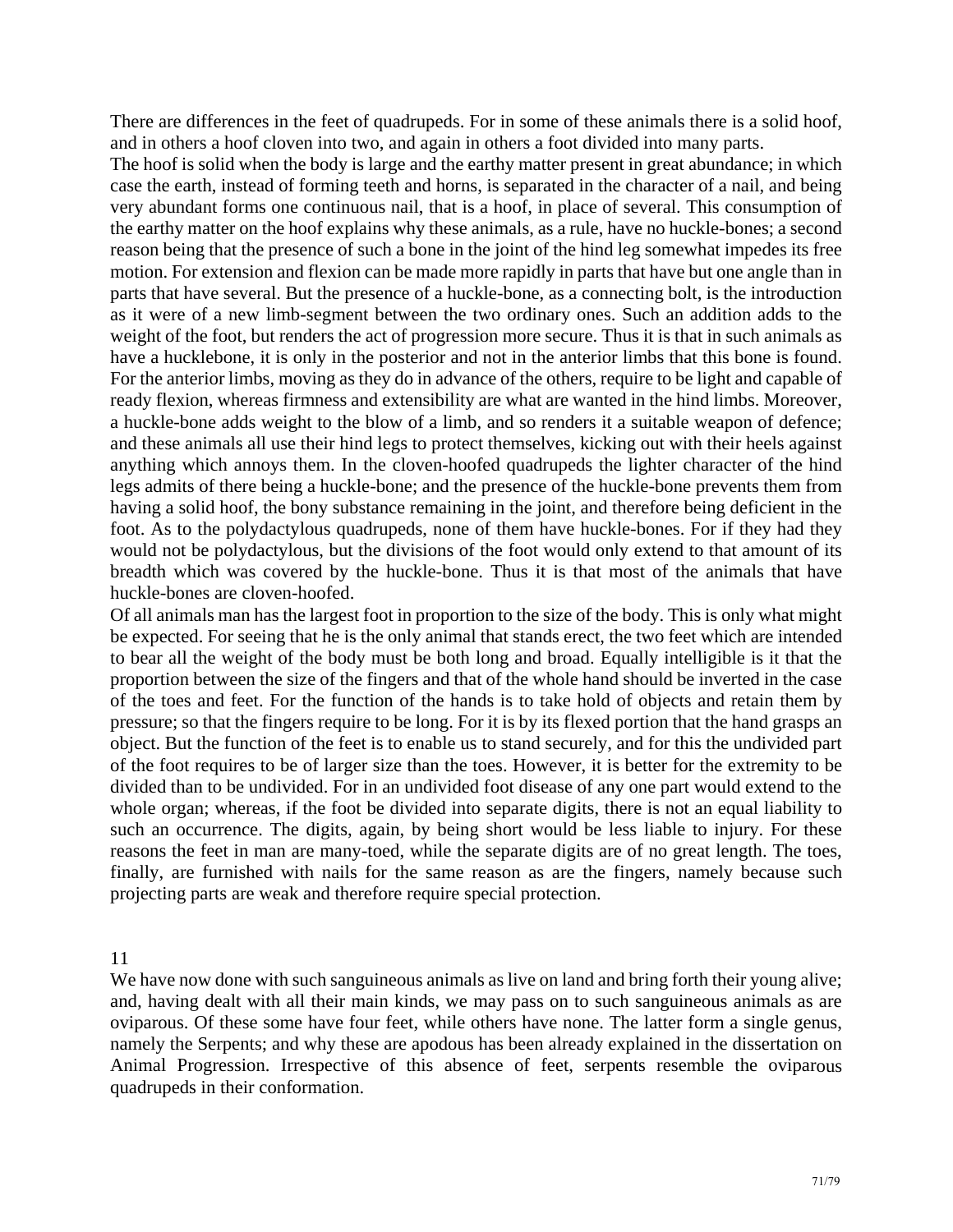There are differences in the feet of quadrupeds. For in some of these animals there is a solid hoof, and in others a hoof cloven into two, and again in others a foot divided into many parts.

The hoof is solid when the body is large and the earthy matter present in great abundance; in which case the earth, instead of forming teeth and horns, is separated in the character of a nail, and being very abundant forms one continuous nail, that is a hoof, in place of several. This consumption of the earthy matter on the hoof explains why these animals, as a rule, have no huckle-bones; a second reason being that the presence of such a bone in the joint of the hind leg somewhat impedes its free motion. For extension and flexion can be made more rapidly in parts that have but one angle than in parts that have several. But the presence of a huckle-bone, as a connecting bolt, is the introduction as it were of a new limb-segment between the two ordinary ones. Such an addition adds to the weight of the foot, but renders the act of progression more secure. Thus it is that in such animals as have a hucklebone, it is only in the posterior and not in the anterior limbs that this bone is found. For the anterior limbs, moving as they do in advance of the others, require to be light and capable of ready flexion, whereas firmness and extensibility are what are wanted in the hind limbs. Moreover, a huckle-bone adds weight to the blow of a limb, and so renders it a suitable weapon of defence; and these animals all use their hind legs to protect themselves, kicking out with their heels against anything which annoys them. In the cloven-hoofed quadrupeds the lighter character of the hind legs admits of there being a huckle-bone; and the presence of the huckle-bone prevents them from having a solid hoof, the bony substance remaining in the joint, and therefore being deficient in the foot. As to the polydactylous quadrupeds, none of them have huckle-bones. For if they had they would not be polydactylous, but the divisions of the foot would only extend to that amount of its breadth which was covered by the huckle-bone. Thus it is that most of the animals that have huckle-bones are cloven-hoofed.

Of all animals man has the largest foot in proportion to the size of the body. This is only what might be expected. For seeing that he is the only animal that stands erect, the two feet which are intended to bear all the weight of the body must be both long and broad. Equally intelligible is it that the proportion between the size of the fingers and that of the whole hand should be inverted in the case of the toes and feet. For the function of the hands is to take hold of objects and retain them by pressure; so that the fingers require to be long. For it is by its flexed portion that the hand grasps an object. But the function of the feet is to enable us to stand securely, and for this the undivided part of the foot requires to be of larger size than the toes. However, it is better for the extremity to be divided than to be undivided. For in an undivided foot disease of any one part would extend to the whole organ; whereas, if the foot be divided into separate digits, there is not an equal liability to such an occurrence. The digits, again, by being short would be less liable to injury. For these reasons the feet in man are many-toed, while the separate digits are of no great length. The toes, finally, are furnished with nails for the same reason as are the fingers, namely because such projecting parts are weak and therefore require special protection.

## 11

We have now done with such sanguineous animals as live on land and bring forth their young alive; and, having dealt with all their main kinds, we may pass on to such sanguineous animals as are oviparous. Of these some have four feet, while others have none. The latter form a single genus, namely the Serpents; and why these are apodous has been already explained in the dissertation on Animal Progression. Irrespective of this absence of feet, serpents resemble the oviparous quadrupeds in their conformation.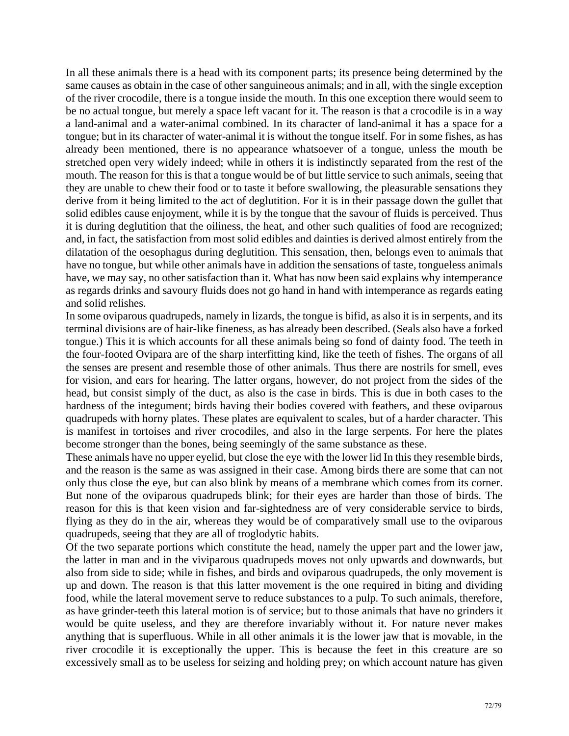In all these animals there is a head with its component parts; its presence being determined by the same causes as obtain in the case of other sanguineous animals; and in all, with the single exception of the river crocodile, there is a tongue inside the mouth. In this one exception there would seem to be no actual tongue, but merely a space left vacant for it. The reason is that a crocodile is in a way a land-animal and a water-animal combined. In its character of land-animal it has a space for a tongue; but in its character of water-animal it is without the tongue itself. For in some fishes, as has already been mentioned, there is no appearance whatsoever of a tongue, unless the mouth be stretched open very widely indeed; while in others it is indistinctly separated from the rest of the mouth. The reason for this is that a tongue would be of but little service to such animals, seeing that they are unable to chew their food or to taste it before swallowing, the pleasurable sensations they derive from it being limited to the act of deglutition. For it is in their passage down the gullet that solid edibles cause enjoyment, while it is by the tongue that the savour of fluids is perceived. Thus it is during deglutition that the oiliness, the heat, and other such qualities of food are recognized; and, in fact, the satisfaction from most solid edibles and dainties is derived almost entirely from the dilatation of the oesophagus during deglutition. This sensation, then, belongs even to animals that have no tongue, but while other animals have in addition the sensations of taste, tongueless animals have, we may say, no other satisfaction than it. What has now been said explains why intemperance as regards drinks and savoury fluids does not go hand in hand with intemperance as regards eating and solid relishes.

In some oviparous quadrupeds, namely in lizards, the tongue is bifid, as also it is in serpents, and its terminal divisions are of hair-like fineness, as has already been described. (Seals also have a forked tongue.) This it is which accounts for all these animals being so fond of dainty food. The teeth in the four-footed Ovipara are of the sharp interfitting kind, like the teeth of fishes. The organs of all the senses are present and resemble those of other animals. Thus there are nostrils for smell, eves for vision, and ears for hearing. The latter organs, however, do not project from the sides of the head, but consist simply of the duct, as also is the case in birds. This is due in both cases to the hardness of the integument; birds having their bodies covered with feathers, and these oviparous quadrupeds with horny plates. These plates are equivalent to scales, but of a harder character. This is manifest in tortoises and river crocodiles, and also in the large serpents. For here the plates become stronger than the bones, being seemingly of the same substance as these.

These animals have no upper eyelid, but close the eye with the lower lid In this they resemble birds, and the reason is the same as was assigned in their case. Among birds there are some that can not only thus close the eye, but can also blink by means of a membrane which comes from its corner. But none of the oviparous quadrupeds blink; for their eyes are harder than those of birds. The reason for this is that keen vision and far-sightedness are of very considerable service to birds, flying as they do in the air, whereas they would be of comparatively small use to the oviparous quadrupeds, seeing that they are all of troglodytic habits.

Of the two separate portions which constitute the head, namely the upper part and the lower jaw, the latter in man and in the viviparous quadrupeds moves not only upwards and downwards, but also from side to side; while in fishes, and birds and oviparous quadrupeds, the only movement is up and down. The reason is that this latter movement is the one required in biting and dividing food, while the lateral movement serve to reduce substances to a pulp. To such animals, therefore, as have grinder-teeth this lateral motion is of service; but to those animals that have no grinders it would be quite useless, and they are therefore invariably without it. For nature never makes anything that is superfluous. While in all other animals it is the lower jaw that is movable, in the river crocodile it is exceptionally the upper. This is because the feet in this creature are so excessively small as to be useless for seizing and holding prey; on which account nature has given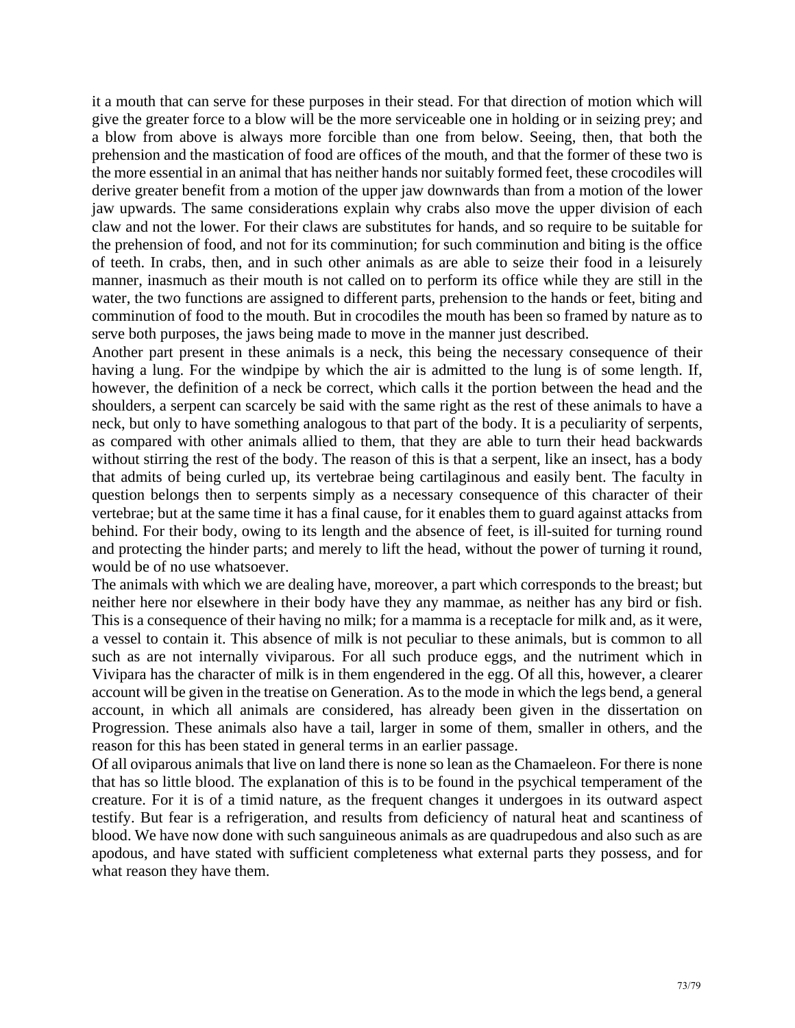it a mouth that can serve for these purposes in their stead. For that direction of motion which will give the greater force to a blow will be the more serviceable one in holding or in seizing prey; and a blow from above is always more forcible than one from below. Seeing, then, that both the prehension and the mastication of food are offices of the mouth, and that the former of these two is the more essential in an animal that has neither hands nor suitably formed feet, these crocodiles will derive greater benefit from a motion of the upper jaw downwards than from a motion of the lower jaw upwards. The same considerations explain why crabs also move the upper division of each claw and not the lower. For their claws are substitutes for hands, and so require to be suitable for the prehension of food, and not for its comminution; for such comminution and biting is the office of teeth. In crabs, then, and in such other animals as are able to seize their food in a leisurely manner, inasmuch as their mouth is not called on to perform its office while they are still in the water, the two functions are assigned to different parts, prehension to the hands or feet, biting and comminution of food to the mouth. But in crocodiles the mouth has been so framed by nature as to serve both purposes, the jaws being made to move in the manner just described.

Another part present in these animals is a neck, this being the necessary consequence of their having a lung. For the windpipe by which the air is admitted to the lung is of some length. If, however, the definition of a neck be correct, which calls it the portion between the head and the shoulders, a serpent can scarcely be said with the same right as the rest of these animals to have a neck, but only to have something analogous to that part of the body. It is a peculiarity of serpents, as compared with other animals allied to them, that they are able to turn their head backwards without stirring the rest of the body. The reason of this is that a serpent, like an insect, has a body that admits of being curled up, its vertebrae being cartilaginous and easily bent. The faculty in question belongs then to serpents simply as a necessary consequence of this character of their vertebrae; but at the same time it has a final cause, for it enables them to guard against attacks from behind. For their body, owing to its length and the absence of feet, is ill-suited for turning round and protecting the hinder parts; and merely to lift the head, without the power of turning it round, would be of no use whatsoever.

The animals with which we are dealing have, moreover, a part which corresponds to the breast; but neither here nor elsewhere in their body have they any mammae, as neither has any bird or fish. This is a consequence of their having no milk; for a mamma is a receptacle for milk and, as it were, a vessel to contain it. This absence of milk is not peculiar to these animals, but is common to all such as are not internally viviparous. For all such produce eggs, and the nutriment which in Vivipara has the character of milk is in them engendered in the egg. Of all this, however, a clearer account will be given in the treatise on Generation. As to the mode in which the legs bend, a general account, in which all animals are considered, has already been given in the dissertation on Progression. These animals also have a tail, larger in some of them, smaller in others, and the reason for this has been stated in general terms in an earlier passage.

Of all oviparous animals that live on land there is none so lean as the Chamaeleon. For there is none that has so little blood. The explanation of this is to be found in the psychical temperament of the creature. For it is of a timid nature, as the frequent changes it undergoes in its outward aspect testify. But fear is a refrigeration, and results from deficiency of natural heat and scantiness of blood. We have now done with such sanguineous animals as are quadrupedous and also such as are apodous, and have stated with sufficient completeness what external parts they possess, and for what reason they have them.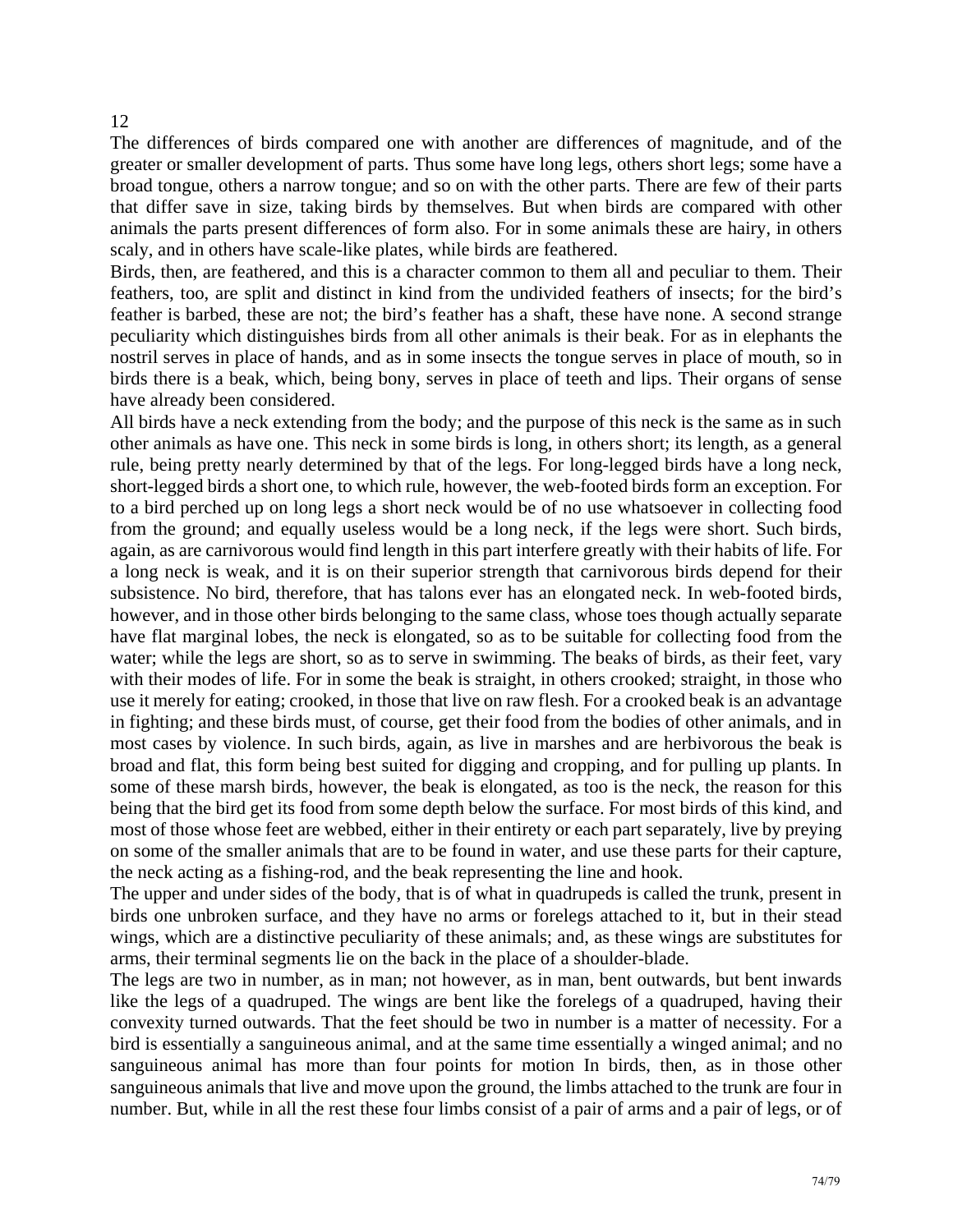12

The differences of birds compared one with another are differences of magnitude, and of the greater or smaller development of parts. Thus some have long legs, others short legs; some have a broad tongue, others a narrow tongue; and so on with the other parts. There are few of their parts that differ save in size, taking birds by themselves. But when birds are compared with other animals the parts present differences of form also. For in some animals these are hairy, in others scaly, and in others have scale-like plates, while birds are feathered.

Birds, then, are feathered, and this is a character common to them all and peculiar to them. Their feathers, too, are split and distinct in kind from the undivided feathers of insects; for the bird's feather is barbed, these are not; the bird's feather has a shaft, these have none. A second strange peculiarity which distinguishes birds from all other animals is their beak. For as in elephants the nostril serves in place of hands, and as in some insects the tongue serves in place of mouth, so in birds there is a beak, which, being bony, serves in place of teeth and lips. Their organs of sense have already been considered.

All birds have a neck extending from the body; and the purpose of this neck is the same as in such other animals as have one. This neck in some birds is long, in others short; its length, as a general rule, being pretty nearly determined by that of the legs. For long-legged birds have a long neck, short-legged birds a short one, to which rule, however, the web-footed birds form an exception. For to a bird perched up on long legs a short neck would be of no use whatsoever in collecting food from the ground; and equally useless would be a long neck, if the legs were short. Such birds, again, as are carnivorous would find length in this part interfere greatly with their habits of life. For a long neck is weak, and it is on their superior strength that carnivorous birds depend for their subsistence. No bird, therefore, that has talons ever has an elongated neck. In web-footed birds, however, and in those other birds belonging to the same class, whose toes though actually separate have flat marginal lobes, the neck is elongated, so as to be suitable for collecting food from the water; while the legs are short, so as to serve in swimming. The beaks of birds, as their feet, vary with their modes of life. For in some the beak is straight, in others crooked; straight, in those who use it merely for eating; crooked, in those that live on raw flesh. For a crooked beak is an advantage in fighting; and these birds must, of course, get their food from the bodies of other animals, and in most cases by violence. In such birds, again, as live in marshes and are herbivorous the beak is broad and flat, this form being best suited for digging and cropping, and for pulling up plants. In some of these marsh birds, however, the beak is elongated, as too is the neck, the reason for this being that the bird get its food from some depth below the surface. For most birds of this kind, and most of those whose feet are webbed, either in their entirety or each part separately, live by preying on some of the smaller animals that are to be found in water, and use these parts for their capture, the neck acting as a fishing-rod, and the beak representing the line and hook.

The upper and under sides of the body, that is of what in quadrupeds is called the trunk, present in birds one unbroken surface, and they have no arms or forelegs attached to it, but in their stead wings, which are a distinctive peculiarity of these animals; and, as these wings are substitutes for arms, their terminal segments lie on the back in the place of a shoulder-blade.

The legs are two in number, as in man; not however, as in man, bent outwards, but bent inwards like the legs of a quadruped. The wings are bent like the forelegs of a quadruped, having their convexity turned outwards. That the feet should be two in number is a matter of necessity. For a bird is essentially a sanguineous animal, and at the same time essentially a winged animal; and no sanguineous animal has more than four points for motion In birds, then, as in those other sanguineous animals that live and move upon the ground, the limbs attached to the trunk are four in number. But, while in all the rest these four limbs consist of a pair of arms and a pair of legs, or of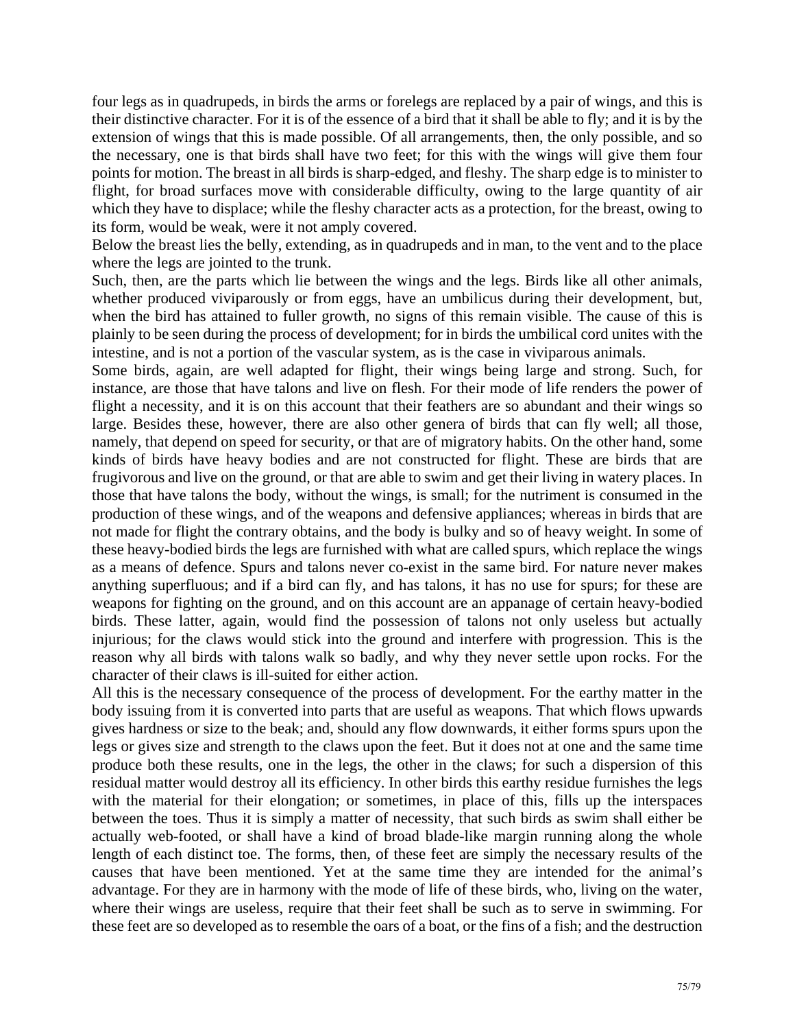four legs as in quadrupeds, in birds the arms or forelegs are replaced by a pair of wings, and this is their distinctive character. For it is of the essence of a bird that it shall be able to fly; and it is by the extension of wings that this is made possible. Of all arrangements, then, the only possible, and so the necessary, one is that birds shall have two feet; for this with the wings will give them four points for motion. The breast in all birds is sharp-edged, and fleshy. The sharp edge is to minister to flight, for broad surfaces move with considerable difficulty, owing to the large quantity of air which they have to displace; while the fleshy character acts as a protection, for the breast, owing to its form, would be weak, were it not amply covered.

Below the breast lies the belly, extending, as in quadrupeds and in man, to the vent and to the place where the legs are jointed to the trunk.

Such, then, are the parts which lie between the wings and the legs. Birds like all other animals, whether produced viviparously or from eggs, have an umbilicus during their development, but, when the bird has attained to fuller growth, no signs of this remain visible. The cause of this is plainly to be seen during the process of development; for in birds the umbilical cord unites with the intestine, and is not a portion of the vascular system, as is the case in viviparous animals.

Some birds, again, are well adapted for flight, their wings being large and strong. Such, for instance, are those that have talons and live on flesh. For their mode of life renders the power of flight a necessity, and it is on this account that their feathers are so abundant and their wings so large. Besides these, however, there are also other genera of birds that can fly well; all those, namely, that depend on speed for security, or that are of migratory habits. On the other hand, some kinds of birds have heavy bodies and are not constructed for flight. These are birds that are frugivorous and live on the ground, or that are able to swim and get their living in watery places. In those that have talons the body, without the wings, is small; for the nutriment is consumed in the production of these wings, and of the weapons and defensive appliances; whereas in birds that are not made for flight the contrary obtains, and the body is bulky and so of heavy weight. In some of these heavy-bodied birds the legs are furnished with what are called spurs, which replace the wings as a means of defence. Spurs and talons never co-exist in the same bird. For nature never makes anything superfluous; and if a bird can fly, and has talons, it has no use for spurs; for these are weapons for fighting on the ground, and on this account are an appanage of certain heavy-bodied birds. These latter, again, would find the possession of talons not only useless but actually injurious; for the claws would stick into the ground and interfere with progression. This is the reason why all birds with talons walk so badly, and why they never settle upon rocks. For the character of their claws is ill-suited for either action.

All this is the necessary consequence of the process of development. For the earthy matter in the body issuing from it is converted into parts that are useful as weapons. That which flows upwards gives hardness or size to the beak; and, should any flow downwards, it either forms spurs upon the legs or gives size and strength to the claws upon the feet. But it does not at one and the same time produce both these results, one in the legs, the other in the claws; for such a dispersion of this residual matter would destroy all its efficiency. In other birds this earthy residue furnishes the legs with the material for their elongation; or sometimes, in place of this, fills up the interspaces between the toes. Thus it is simply a matter of necessity, that such birds as swim shall either be actually web-footed, or shall have a kind of broad blade-like margin running along the whole length of each distinct toe. The forms, then, of these feet are simply the necessary results of the causes that have been mentioned. Yet at the same time they are intended for the animal's advantage. For they are in harmony with the mode of life of these birds, who, living on the water, where their wings are useless, require that their feet shall be such as to serve in swimming. For these feet are so developed as to resemble the oars of a boat, or the fins of a fish; and the destruction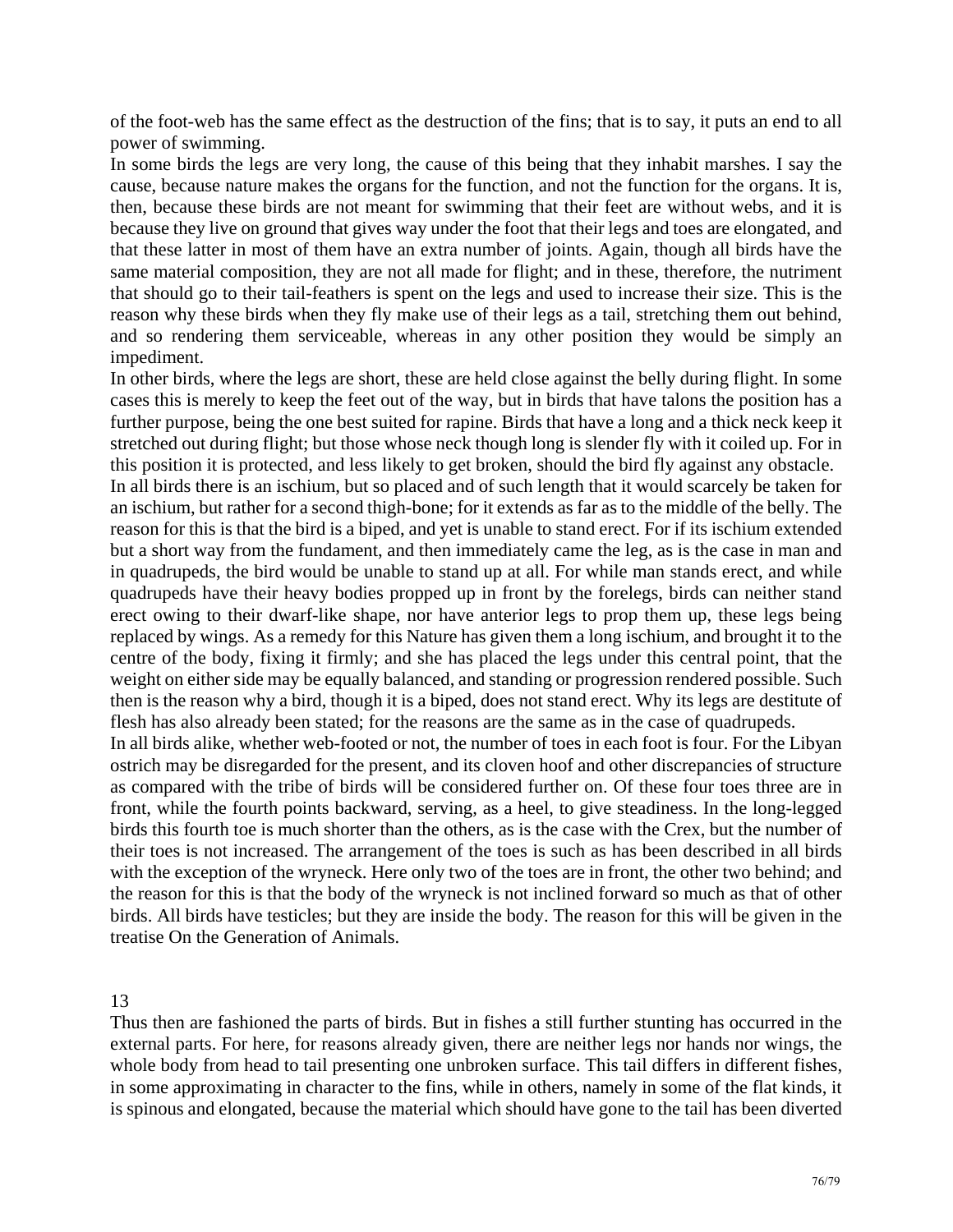of the foot-web has the same effect as the destruction of the fins; that is to say, it puts an end to all power of swimming.

In some birds the legs are very long, the cause of this being that they inhabit marshes. I say the cause, because nature makes the organs for the function, and not the function for the organs. It is, then, because these birds are not meant for swimming that their feet are without webs, and it is because they live on ground that gives way under the foot that their legs and toes are elongated, and that these latter in most of them have an extra number of joints. Again, though all birds have the same material composition, they are not all made for flight; and in these, therefore, the nutriment that should go to their tail-feathers is spent on the legs and used to increase their size. This is the reason why these birds when they fly make use of their legs as a tail, stretching them out behind, and so rendering them serviceable, whereas in any other position they would be simply an impediment.

In other birds, where the legs are short, these are held close against the belly during flight. In some cases this is merely to keep the feet out of the way, but in birds that have talons the position has a further purpose, being the one best suited for rapine. Birds that have a long and a thick neck keep it stretched out during flight; but those whose neck though long is slender fly with it coiled up. For in this position it is protected, and less likely to get broken, should the bird fly against any obstacle.

In all birds there is an ischium, but so placed and of such length that it would scarcely be taken for an ischium, but rather for a second thigh-bone; for it extends as far as to the middle of the belly. The reason for this is that the bird is a biped, and yet is unable to stand erect. For if its ischium extended but a short way from the fundament, and then immediately came the leg, as is the case in man and in quadrupeds, the bird would be unable to stand up at all. For while man stands erect, and while quadrupeds have their heavy bodies propped up in front by the forelegs, birds can neither stand erect owing to their dwarf-like shape, nor have anterior legs to prop them up, these legs being replaced by wings. As a remedy for this Nature has given them a long ischium, and brought it to the centre of the body, fixing it firmly; and she has placed the legs under this central point, that the weight on either side may be equally balanced, and standing or progression rendered possible. Such then is the reason why a bird, though it is a biped, does not stand erect. Why its legs are destitute of flesh has also already been stated; for the reasons are the same as in the case of quadrupeds.

In all birds alike, whether web-footed or not, the number of toes in each foot is four. For the Libyan ostrich may be disregarded for the present, and its cloven hoof and other discrepancies of structure as compared with the tribe of birds will be considered further on. Of these four toes three are in front, while the fourth points backward, serving, as a heel, to give steadiness. In the long-legged birds this fourth toe is much shorter than the others, as is the case with the Crex, but the number of their toes is not increased. The arrangement of the toes is such as has been described in all birds with the exception of the wryneck. Here only two of the toes are in front, the other two behind; and the reason for this is that the body of the wryneck is not inclined forward so much as that of other birds. All birds have testicles; but they are inside the body. The reason for this will be given in the treatise On the Generation of Animals.

## 13

Thus then are fashioned the parts of birds. But in fishes a still further stunting has occurred in the external parts. For here, for reasons already given, there are neither legs nor hands nor wings, the whole body from head to tail presenting one unbroken surface. This tail differs in different fishes, in some approximating in character to the fins, while in others, namely in some of the flat kinds, it is spinous and elongated, because the material which should have gone to the tail has been diverted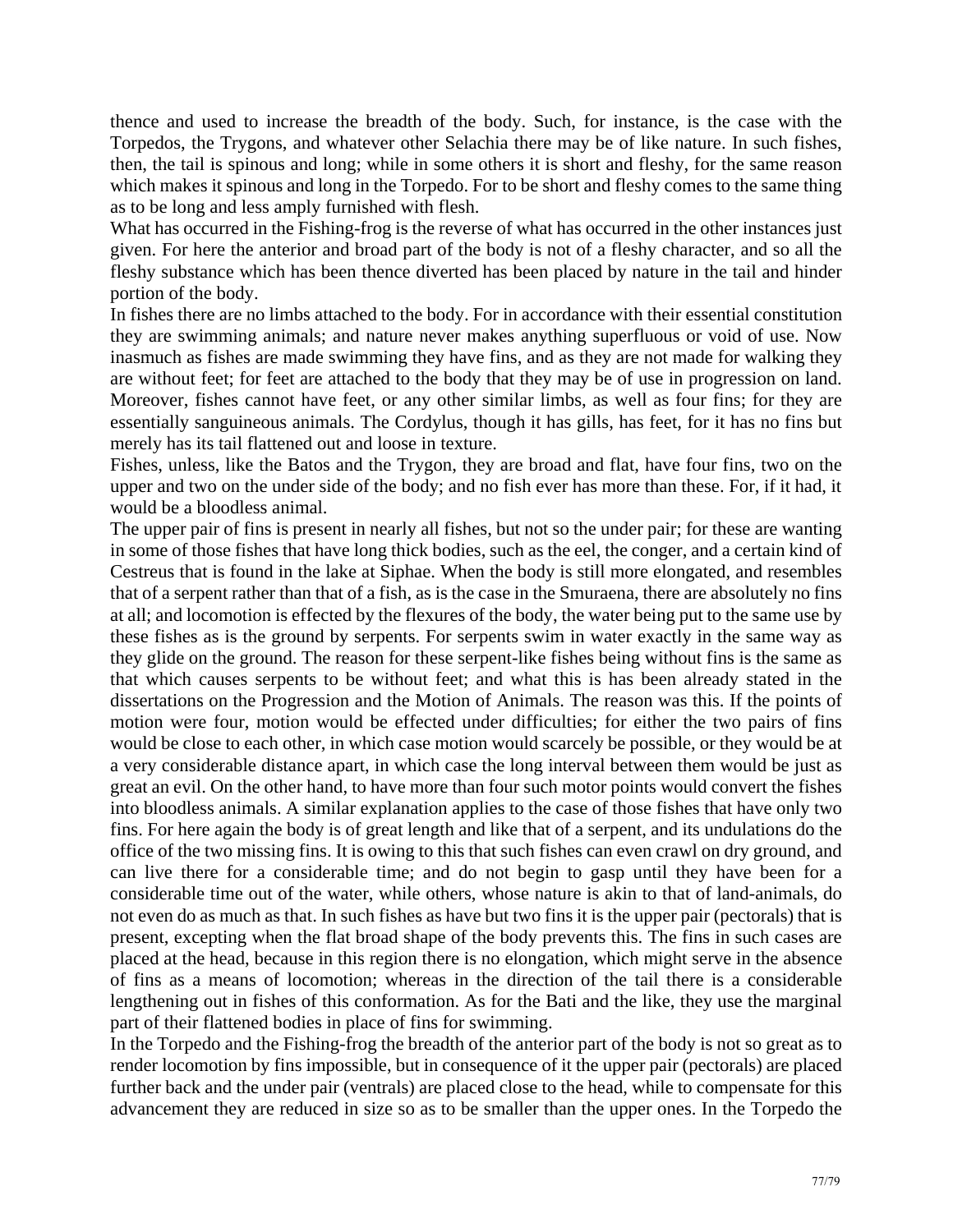thence and used to increase the breadth of the body. Such, for instance, is the case with the Torpedos, the Trygons, and whatever other Selachia there may be of like nature. In such fishes, then, the tail is spinous and long; while in some others it is short and fleshy, for the same reason which makes it spinous and long in the Torpedo. For to be short and fleshy comes to the same thing as to be long and less amply furnished with flesh.

What has occurred in the Fishing-frog is the reverse of what has occurred in the other instances just given. For here the anterior and broad part of the body is not of a fleshy character, and so all the fleshy substance which has been thence diverted has been placed by nature in the tail and hinder portion of the body.

In fishes there are no limbs attached to the body. For in accordance with their essential constitution they are swimming animals; and nature never makes anything superfluous or void of use. Now inasmuch as fishes are made swimming they have fins, and as they are not made for walking they are without feet; for feet are attached to the body that they may be of use in progression on land. Moreover, fishes cannot have feet, or any other similar limbs, as well as four fins; for they are essentially sanguineous animals. The Cordylus, though it has gills, has feet, for it has no fins but merely has its tail flattened out and loose in texture.

Fishes, unless, like the Batos and the Trygon, they are broad and flat, have four fins, two on the upper and two on the under side of the body; and no fish ever has more than these. For, if it had, it would be a bloodless animal.

The upper pair of fins is present in nearly all fishes, but not so the under pair; for these are wanting in some of those fishes that have long thick bodies, such as the eel, the conger, and a certain kind of Cestreus that is found in the lake at Siphae. When the body is still more elongated, and resembles that of a serpent rather than that of a fish, as is the case in the Smuraena, there are absolutely no fins at all; and locomotion is effected by the flexures of the body, the water being put to the same use by these fishes as is the ground by serpents. For serpents swim in water exactly in the same way as they glide on the ground. The reason for these serpent-like fishes being without fins is the same as that which causes serpents to be without feet; and what this is has been already stated in the dissertations on the Progression and the Motion of Animals. The reason was this. If the points of motion were four, motion would be effected under difficulties; for either the two pairs of fins would be close to each other, in which case motion would scarcely be possible, or they would be at a very considerable distance apart, in which case the long interval between them would be just as great an evil. On the other hand, to have more than four such motor points would convert the fishes into bloodless animals. A similar explanation applies to the case of those fishes that have only two fins. For here again the body is of great length and like that of a serpent, and its undulations do the office of the two missing fins. It is owing to this that such fishes can even crawl on dry ground, and can live there for a considerable time; and do not begin to gasp until they have been for a considerable time out of the water, while others, whose nature is akin to that of land-animals, do not even do as much as that. In such fishes as have but two fins it is the upper pair (pectorals) that is present, excepting when the flat broad shape of the body prevents this. The fins in such cases are placed at the head, because in this region there is no elongation, which might serve in the absence of fins as a means of locomotion; whereas in the direction of the tail there is a considerable lengthening out in fishes of this conformation. As for the Bati and the like, they use the marginal part of their flattened bodies in place of fins for swimming.

In the Torpedo and the Fishing-frog the breadth of the anterior part of the body is not so great as to render locomotion by fins impossible, but in consequence of it the upper pair (pectorals) are placed further back and the under pair (ventrals) are placed close to the head, while to compensate for this advancement they are reduced in size so as to be smaller than the upper ones. In the Torpedo the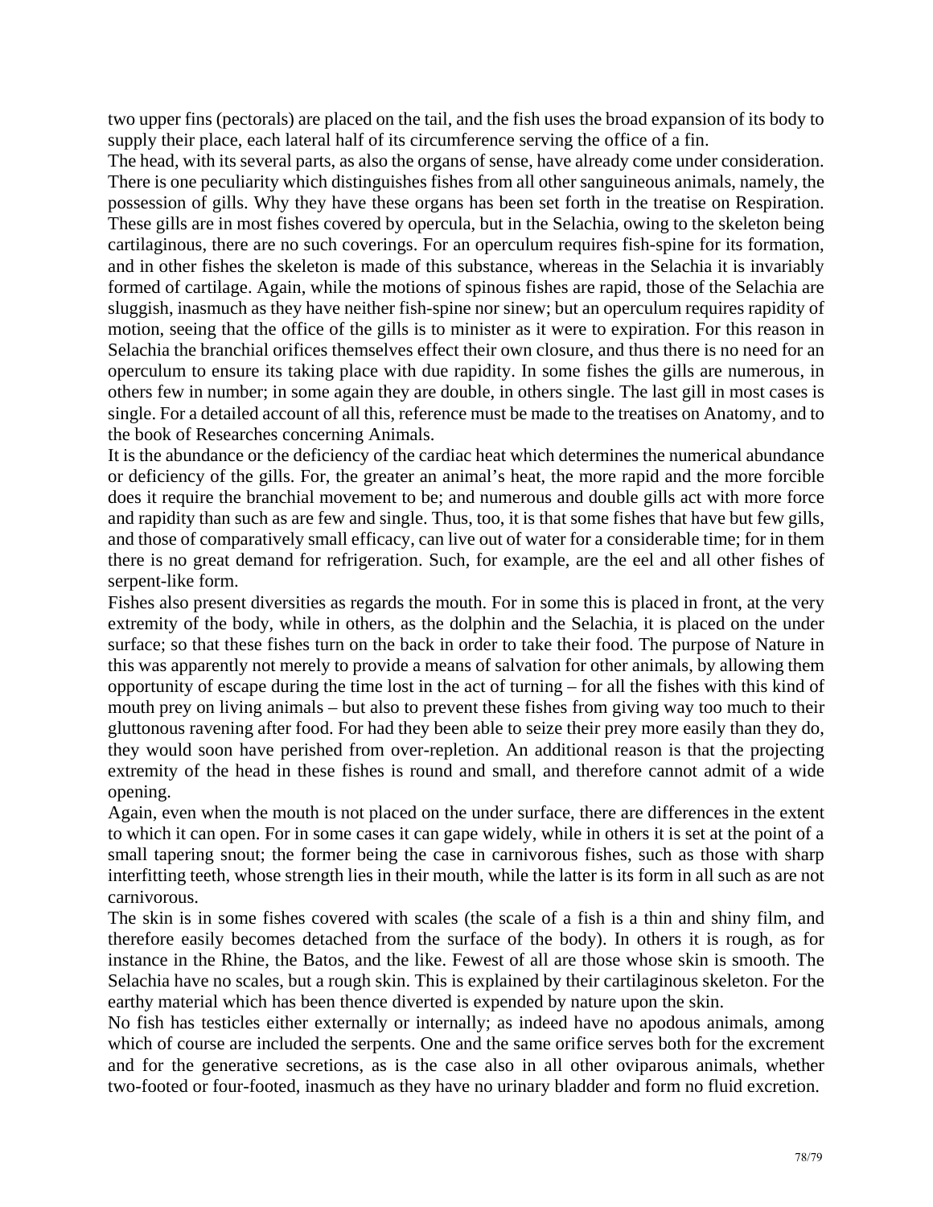two upper fins (pectorals) are placed on the tail, and the fish uses the broad expansion of its body to supply their place, each lateral half of its circumference serving the office of a fin.

The head, with its several parts, as also the organs of sense, have already come under consideration. There is one peculiarity which distinguishes fishes from all other sanguineous animals, namely, the possession of gills. Why they have these organs has been set forth in the treatise on Respiration. These gills are in most fishes covered by opercula, but in the Selachia, owing to the skeleton being cartilaginous, there are no such coverings. For an operculum requires fish-spine for its formation, and in other fishes the skeleton is made of this substance, whereas in the Selachia it is invariably formed of cartilage. Again, while the motions of spinous fishes are rapid, those of the Selachia are sluggish, inasmuch as they have neither fish-spine nor sinew; but an operculum requires rapidity of motion, seeing that the office of the gills is to minister as it were to expiration. For this reason in Selachia the branchial orifices themselves effect their own closure, and thus there is no need for an operculum to ensure its taking place with due rapidity. In some fishes the gills are numerous, in others few in number; in some again they are double, in others single. The last gill in most cases is single. For a detailed account of all this, reference must be made to the treatises on Anatomy, and to the book of Researches concerning Animals.

It is the abundance or the deficiency of the cardiac heat which determines the numerical abundance or deficiency of the gills. For, the greater an animal's heat, the more rapid and the more forcible does it require the branchial movement to be; and numerous and double gills act with more force and rapidity than such as are few and single. Thus, too, it is that some fishes that have but few gills, and those of comparatively small efficacy, can live out of water for a considerable time; for in them there is no great demand for refrigeration. Such, for example, are the eel and all other fishes of serpent-like form.

Fishes also present diversities as regards the mouth. For in some this is placed in front, at the very extremity of the body, while in others, as the dolphin and the Selachia, it is placed on the under surface; so that these fishes turn on the back in order to take their food. The purpose of Nature in this was apparently not merely to provide a means of salvation for other animals, by allowing them opportunity of escape during the time lost in the act of turning – for all the fishes with this kind of mouth prey on living animals – but also to prevent these fishes from giving way too much to their gluttonous ravening after food. For had they been able to seize their prey more easily than they do, they would soon have perished from over-repletion. An additional reason is that the projecting extremity of the head in these fishes is round and small, and therefore cannot admit of a wide opening.

Again, even when the mouth is not placed on the under surface, there are differences in the extent to which it can open. For in some cases it can gape widely, while in others it is set at the point of a small tapering snout; the former being the case in carnivorous fishes, such as those with sharp interfitting teeth, whose strength lies in their mouth, while the latter is its form in all such as are not carnivorous.

The skin is in some fishes covered with scales (the scale of a fish is a thin and shiny film, and therefore easily becomes detached from the surface of the body). In others it is rough, as for instance in the Rhine, the Batos, and the like. Fewest of all are those whose skin is smooth. The Selachia have no scales, but a rough skin. This is explained by their cartilaginous skeleton. For the earthy material which has been thence diverted is expended by nature upon the skin.

No fish has testicles either externally or internally; as indeed have no apodous animals, among which of course are included the serpents. One and the same orifice serves both for the excrement and for the generative secretions, as is the case also in all other oviparous animals, whether two-footed or four-footed, inasmuch as they have no urinary bladder and form no fluid excretion.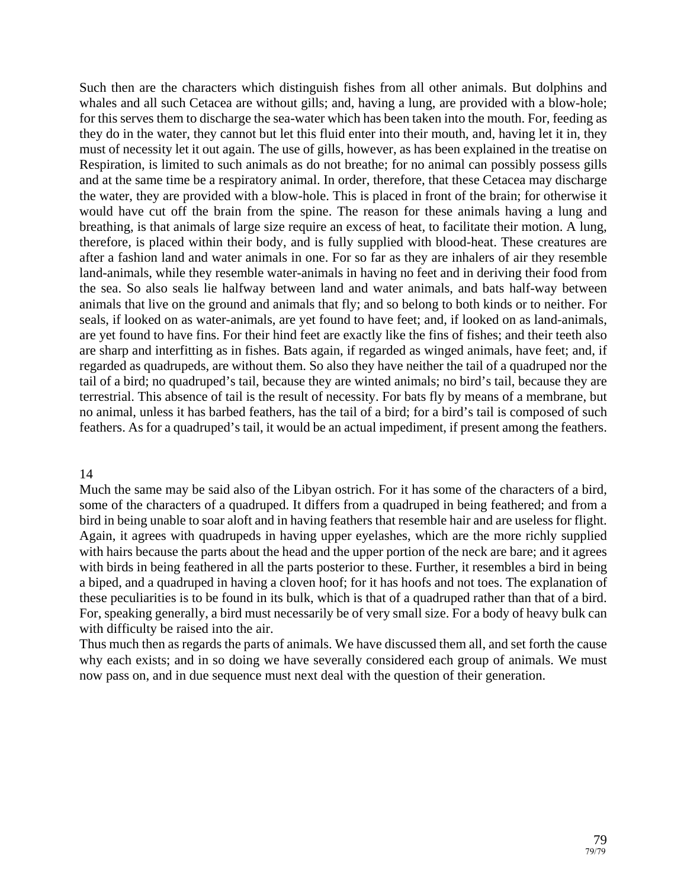Such then are the characters which distinguish fishes from all other animals. But dolphins and whales and all such Cetacea are without gills; and, having a lung, are provided with a blow-hole; for this serves them to discharge the sea-water which has been taken into the mouth. For, feeding as they do in the water, they cannot but let this fluid enter into their mouth, and, having let it in, they must of necessity let it out again. The use of gills, however, as has been explained in the treatise on Respiration, is limited to such animals as do not breathe; for no animal can possibly possess gills and at the same time be a respiratory animal. In order, therefore, that these Cetacea may discharge the water, they are provided with a blow-hole. This is placed in front of the brain; for otherwise it would have cut off the brain from the spine. The reason for these animals having a lung and breathing, is that animals of large size require an excess of heat, to facilitate their motion. A lung, therefore, is placed within their body, and is fully supplied with blood-heat. These creatures are after a fashion land and water animals in one. For so far as they are inhalers of air they resemble land-animals, while they resemble water-animals in having no feet and in deriving their food from the sea. So also seals lie halfway between land and water animals, and bats half-way between animals that live on the ground and animals that fly; and so belong to both kinds or to neither. For seals, if looked on as water-animals, are yet found to have feet; and, if looked on as land-animals, are yet found to have fins. For their hind feet are exactly like the fins of fishes; and their teeth also are sharp and interfitting as in fishes. Bats again, if regarded as winged animals, have feet; and, if regarded as quadrupeds, are without them. So also they have neither the tail of a quadruped nor the tail of a bird; no quadruped's tail, because they are winted animals; no bird's tail, because they are terrestrial. This absence of tail is the result of necessity. For bats fly by means of a membrane, but no animal, unless it has barbed feathers, has the tail of a bird; for a bird's tail is composed of such feathers. As for a quadruped's tail, it would be an actual impediment, if present among the feathers.

## 14

Much the same may be said also of the Libyan ostrich. For it has some of the characters of a bird, some of the characters of a quadruped. It differs from a quadruped in being feathered; and from a bird in being unable to soar aloft and in having feathers that resemble hair and are useless for flight. Again, it agrees with quadrupeds in having upper eyelashes, which are the more richly supplied with hairs because the parts about the head and the upper portion of the neck are bare; and it agrees with birds in being feathered in all the parts posterior to these. Further, it resembles a bird in being a biped, and a quadruped in having a cloven hoof; for it has hoofs and not toes. The explanation of these peculiarities is to be found in its bulk, which is that of a quadruped rather than that of a bird. For, speaking generally, a bird must necessarily be of very small size. For a body of heavy bulk can with difficulty be raised into the air.

Thus much then as regards the parts of animals. We have discussed them all, and set forth the cause why each exists; and in so doing we have severally considered each group of animals. We must now pass on, and in due sequence must next deal with the question of their generation.